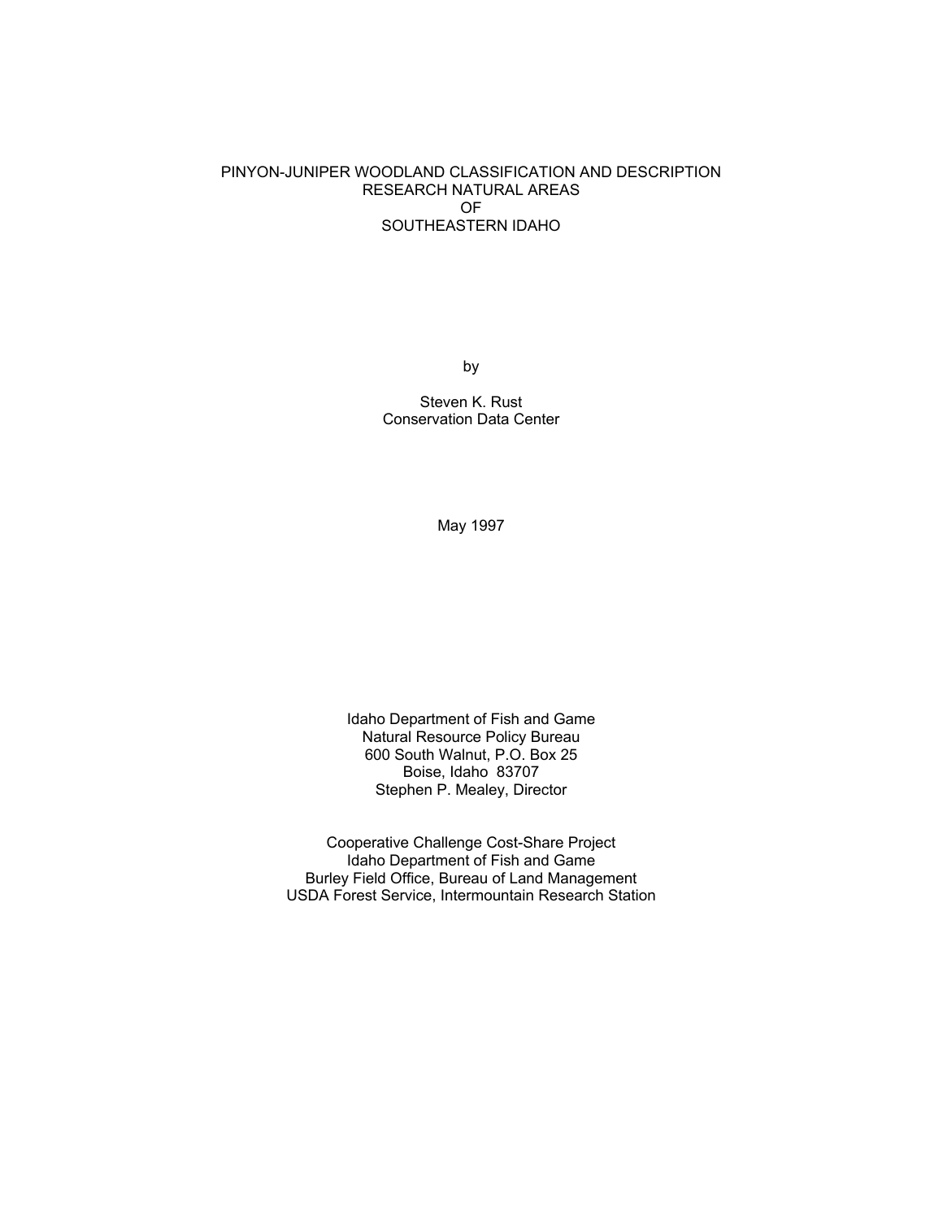# PINYON-JUNIPER WOODLAND CLASSIFICATION AND DESCRIPTION RESEARCH NATURAL AREAS OF SOUTHEASTERN IDAHO

by

Steven K. Rust
Conservation Data Center

May 1997

Idaho Department of Fish and Game
Natural Resource Policy Bureau
600 South Walnut, P.O. Box 25
Boise, Idaho 83707
Stephen P. Mealey, Director

Cooperative Challenge Cost-Share Project
Idaho Department of Fish and Game
Burley Field Office, Bureau of Land Management
USDA Forest Service, Intermountain Research Station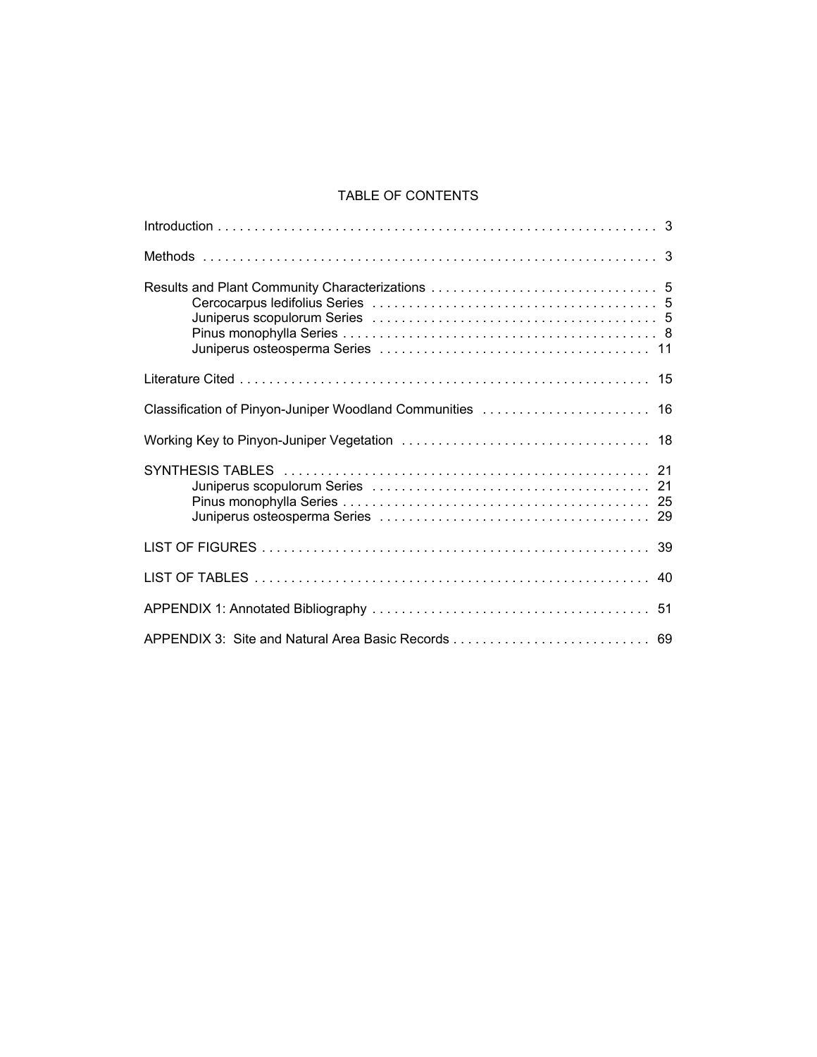# TABLE OF CONTENTS

| | |
|---|---|
| Introduction | 3 |
| Methods | 3 |
| Results and Plant Community Characterizations | 5 |
| Cercocarpus ledifolius Series | 5 |
| Juniperus scopulorum Series | 5 |
| Pinus monophylla Series | 8 |
| Juniperus osteosperma Series | 11 |
| Literature Cited | 15 |
| Classification of Pinyon-Juniper Woodland Communities | 16 |
| Working Key to Pinyon-Juniper Vegetation | 18 |
| SYNTHESIS TABLES | 21 |
| Juniperus scopulorum Series | 21 |
| Pinus monophylla Series | 25 |
| Juniperus osteosperma Series | 29 |
| LIST OF FIGURES | 39 |
| LIST OF TABLES | 40 |
| APPENDIX 1: Annotated Bibliography | 51 |
| APPENDIX 3: Site and Natural Area Basic Records | 69 |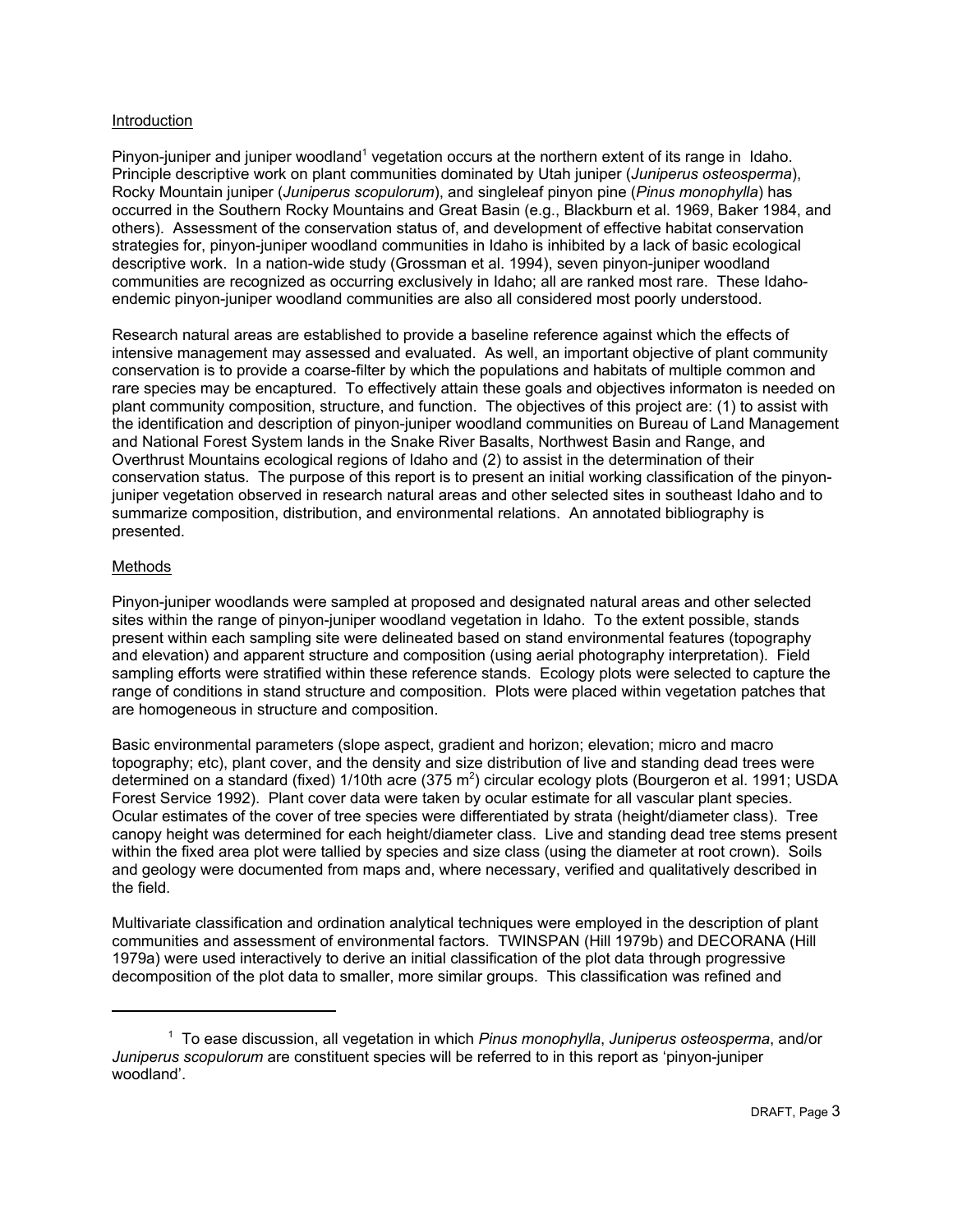## Introduction

Pinyon-juniper and juniper woodland[1] vegetation occurs at the northern extent of its range in Idaho. Principle descriptive work on plant communities dominated by Utah juniper (*Juniperus osteosperma*), Rocky Mountain juniper (*Juniperus scopulorum*), and singleleaf pinyon pine (*Pinus monophylla*) has occurred in the Southern Rocky Mountains and Great Basin (e.g., Blackburn et al. 1969, Baker 1984, and others). Assessment of the conservation status of, and development of effective habitat conservation strategies for, pinyon-juniper woodland communities in Idaho is inhibited by a lack of basic ecological descriptive work. In a nation-wide study (Grossman et al. 1994), seven pinyon-juniper woodland communities are recognized as occurring exclusively in Idaho; all are ranked most rare. These Idaho-endemic pinyon-juniper woodland communities are also all considered most poorly understood.

Research natural areas are established to provide a baseline reference against which the effects of intensive management may assessed and evaluated. As well, an important objective of plant community conservation is to provide a coarse-filter by which the populations and habitats of multiple common and rare species may be encaptured. To effectively attain these goals and objectives informaton is needed on plant community composition, structure, and function. The objectives of this project are: (1) to assist with the identification and description of pinyon-juniper woodland communities on Bureau of Land Management and National Forest System lands in the Snake River Basalts, Northwest Basin and Range, and Overthrust Mountains ecological regions of Idaho and (2) to assist in the determination of their conservation status. The purpose of this report is to present an initial working classification of the pinyon-juniper vegetation observed in research natural areas and other selected sites in southeast Idaho and to summarize composition, distribution, and environmental relations. An annotated bibliography is presented.

## Methods

Pinyon-juniper woodlands were sampled at proposed and designated natural areas and other selected sites within the range of pinyon-juniper woodland vegetation in Idaho. To the extent possible, stands present within each sampling site were delineated based on stand environmental features (topography and elevation) and apparent structure and composition (using aerial photography interpretation). Field sampling efforts were stratified within these reference stands. Ecology plots were selected to capture the range of conditions in stand structure and composition. Plots were placed within vegetation patches that are homogeneous in structure and composition.

Basic environmental parameters (slope aspect, gradient and horizon; elevation; micro and macro topography; etc), plant cover, and the density and size distribution of live and standing dead trees were determined on a standard (fixed) 1/10th acre (375 $m^2$) circular ecology plots (Bourgeron et al. 1991; USDA Forest Service 1992). Plant cover data were taken by ocular estimate for all vascular plant species. Ocular estimates of the cover of tree species were differentiated by strata (height/diameter class). Tree canopy height was determined for each height/diameter class. Live and standing dead tree stems present within the fixed area plot were tallied by species and size class (using the diameter at root crown). Soils and geology were documented from maps and, where necessary, verified and qualitatively described in the field.

Multivariate classification and ordination analytical techniques were employed in the description of plant communities and assessment of environmental factors. TWINSPAN (Hill 1979b) and DECORANA (Hill 1979a) were used interactively to derive an initial classification of the plot data through progressive decomposition of the plot data to smaller, more similar groups. This classification was refined and

---

[1] To ease discussion, all vegetation in which *Pinus monophylla*, *Juniperus osteosperma*, and/or *Juniperus scopulorum* are constituent species will be referred to in this report as 'pinyon-juniper woodland'.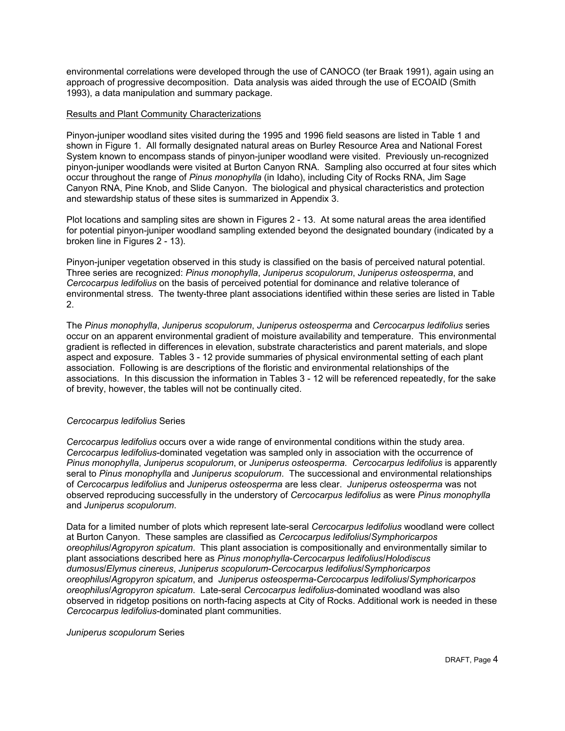environmental correlations were developed through the use of CANOCO (ter Braak 1991), again using an approach of progressive decomposition. Data analysis was aided through the use of ECOAID (Smith 1993), a data manipulation and summary package.

## Results and Plant Community Characterizations

Pinyon-juniper woodland sites visited during the 1995 and 1996 field seasons are listed in Table 1 and shown in Figure 1. All formally designated natural areas on Burley Resource Area and National Forest System known to encompass stands of pinyon-juniper woodland were visited. Previously un-recognized pinyon-juniper woodlands were visited at Burton Canyon RNA. Sampling also occurred at four sites which occur throughout the range of *Pinus monophylla* (in Idaho), including City of Rocks RNA, Jim Sage Canyon RNA, Pine Knob, and Slide Canyon. The biological and physical characteristics and protection and stewardship status of these sites is summarized in Appendix 3.

Plot locations and sampling sites are shown in Figures 2 - 13. At some natural areas the area identified for potential pinyon-juniper woodland sampling extended beyond the designated boundary (indicated by a broken line in Figures 2 - 13).

Pinyon-juniper vegetation observed in this study is classified on the basis of perceived natural potential. Three series are recognized: *Pinus monophylla*, *Juniperus scopulorum*, *Juniperus osteosperma*, and *Cercocarpus ledifolius* on the basis of perceived potential for dominance and relative tolerance of environmental stress. The twenty-three plant associations identified within these series are listed in Table 2.

The *Pinus monophylla*, *Juniperus scopulorum*, *Juniperus osteosperma* and *Cercocarpus ledifolius* series occur on an apparent environmental gradient of moisture availability and temperature. This environmental gradient is reflected in differences in elevation, substrate characteristics and parent materials, and slope aspect and exposure. Tables 3 - 12 provide summaries of physical environmental setting of each plant association. Following is are descriptions of the floristic and environmental relationships of the associations. In this discussion the information in Tables 3 - 12 will be referenced repeatedly, for the sake of brevity, however, the tables will not be continually cited.

### *Cercocarpus ledifolius* Series

*Cercocarpus ledifolius* occurs over a wide range of environmental conditions within the study area. *Cercocarpus ledifolius*-dominated vegetation was sampled only in association with the occurrence of *Pinus monophylla*, *Juniperus scopulorum*, or *Juniperus osteosperma*. *Cercocarpus ledifolius* is apparently seral to *Pinus monophylla* and *Juniperus scopulorum*. The successional and environmental relationships of *Cercocarpus ledifolius* and *Juniperus osteosperma* are less clear. *Juniperus osteosperma* was not observed reproducing successfully in the understory of *Cercocarpus ledifolius* as were *Pinus monophylla* and *Juniperus scopulorum*.

Data for a limited number of plots which represent late-seral *Cercocarpus ledifolius* woodland were collect at Burton Canyon. These samples are classified as *Cercocarpus ledifolius*/*Symphoricarpos oreophilus*/*Agropyron spicatum*. This plant association is compositionally and environmentally similar to plant associations described here as *Pinus monophylla*-*Cercocarpus ledifolius*/*Holodiscus dumosus*/*Elymus cinereus*, *Juniperus scopulorum*-*Cercocarpus ledifolius*/*Symphoricarpos oreophilus*/*Agropyron spicatum*, and *Juniperus osteosperma*-*Cercocarpus ledifolius*/*Symphoricarpos oreophilus*/*Agropyron spicatum*. Late-seral *Cercocarpus ledifolius*-dominated woodland was also observed in ridgetop positions on north-facing aspects at City of Rocks. Additional work is needed in these *Cercocarpus ledifolius*-dominated plant communities.

### *Juniperus scopulorum* Series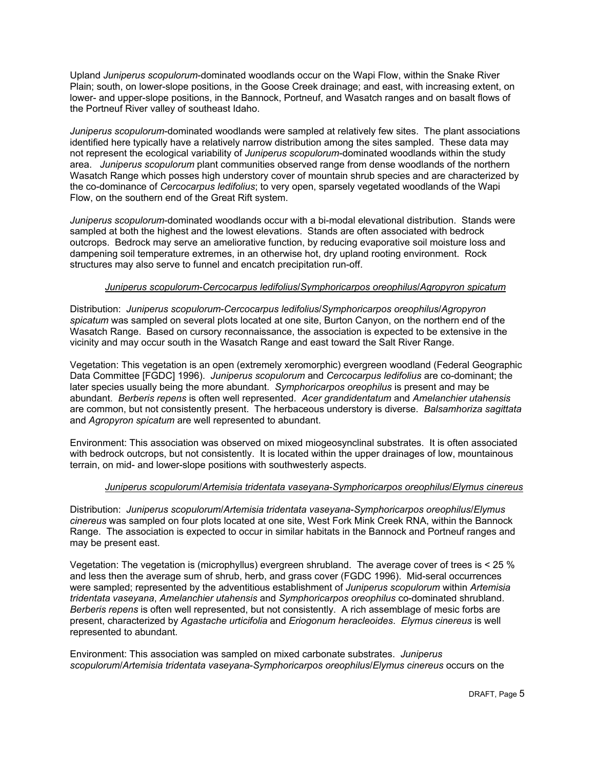Upland *Juniperus scopulorum*-dominated woodlands occur on the Wapi Flow, within the Snake River Plain; south, on lower-slope positions, in the Goose Creek drainage; and east, with increasing extent, on lower- and upper-slope positions, in the Bannock, Portneuf, and Wasatch ranges and on basalt flows of the Portneuf River valley of southeast Idaho.

*Juniperus scopulorum*-dominated woodlands were sampled at relatively few sites. The plant associations identified here typically have a relatively narrow distribution among the sites sampled. These data may not represent the ecological variability of *Juniperus scopulorum*-dominated woodlands within the study area. *Juniperus scopulorum* plant communities observed range from dense woodlands of the northern Wasatch Range which posses high understory cover of mountain shrub species and are characterized by the co-dominance of *Cercocarpus ledifolius*; to very open, sparsely vegetated woodlands of the Wapi Flow, on the southern end of the Great Rift system.

*Juniperus scopulorum*-dominated woodlands occur with a bi-modal elevational distribution. Stands were sampled at both the highest and the lowest elevations. Stands are often associated with bedrock outcrops. Bedrock may serve an ameliorative function, by reducing evaporative soil moisture loss and dampening soil temperature extremes, in an otherwise hot, dry upland rooting environment. Rock structures may also serve to funnel and encatch precipitation run-off.

### *Juniperus scopulorum-Cercocarpus ledifolius/Symphoricarpos oreophilus/Agropyron spicatum*

Distribution: *Juniperus scopulorum-Cercocarpus ledifolius/Symphoricarpos oreophilus/Agropyron spicatum* was sampled on several plots located at one site, Burton Canyon, on the northern end of the Wasatch Range. Based on cursory reconnaissance, the association is expected to be extensive in the vicinity and may occur south in the Wasatch Range and east toward the Salt River Range.

Vegetation: This vegetation is an open (extremely xeromorphic) evergreen woodland (Federal Geographic Data Committee [FGDC] 1996). *Juniperus scopulorum* and *Cercocarpus ledifolius* are co-dominant; the later species usually being the more abundant. *Symphoricarpos oreophilus* is present and may be abundant. *Berberis repens* is often well represented. *Acer grandidentatum* and *Amelanchier utahensis* are common, but not consistently present. The herbaceous understory is diverse. *Balsamhoriza sagittata* and *Agropyron spicatum* are well represented to abundant.

Environment: This association was observed on mixed miogeosynclinal substrates. It is often associated with bedrock outcrops, but not consistently. It is located within the upper drainages of low, mountainous terrain, on mid- and lower-slope positions with southwesterly aspects.

### *Juniperus scopulorum/Artemisia tridentata vaseyana-Symphoricarpos oreophilus/Elymus cinereus*

Distribution: *Juniperus scopulorum/Artemisia tridentata vaseyana-Symphoricarpos oreophilus/Elymus cinereus* was sampled on four plots located at one site, West Fork Mink Creek RNA, within the Bannock Range. The association is expected to occur in similar habitats in the Bannock and Portneuf ranges and may be present east.

Vegetation: The vegetation is (microphyllus) evergreen shrubland. The average cover of trees is < 25 % and less then the average sum of shrub, herb, and grass cover (FGDC 1996). Mid-seral occurrences were sampled; represented by the adventitious establishment of *Juniperus scopulorum* within *Artemisia tridentata vaseyana*, *Amelanchier utahensis* and *Symphoricarpos oreophilus* co-dominated shrubland. *Berberis repens* is often well represented, but not consistently. A rich assemblage of mesic forbs are present, characterized by *Agastache urticifolia* and *Eriogonum heracleoides*. *Elymus cinereus* is well represented to abundant.

Environment: This association was sampled on mixed carbonate substrates. *Juniperus scopulorum/Artemisia tridentata vaseyana-Symphoricarpos oreophilus/Elymus cinereus* occurs on the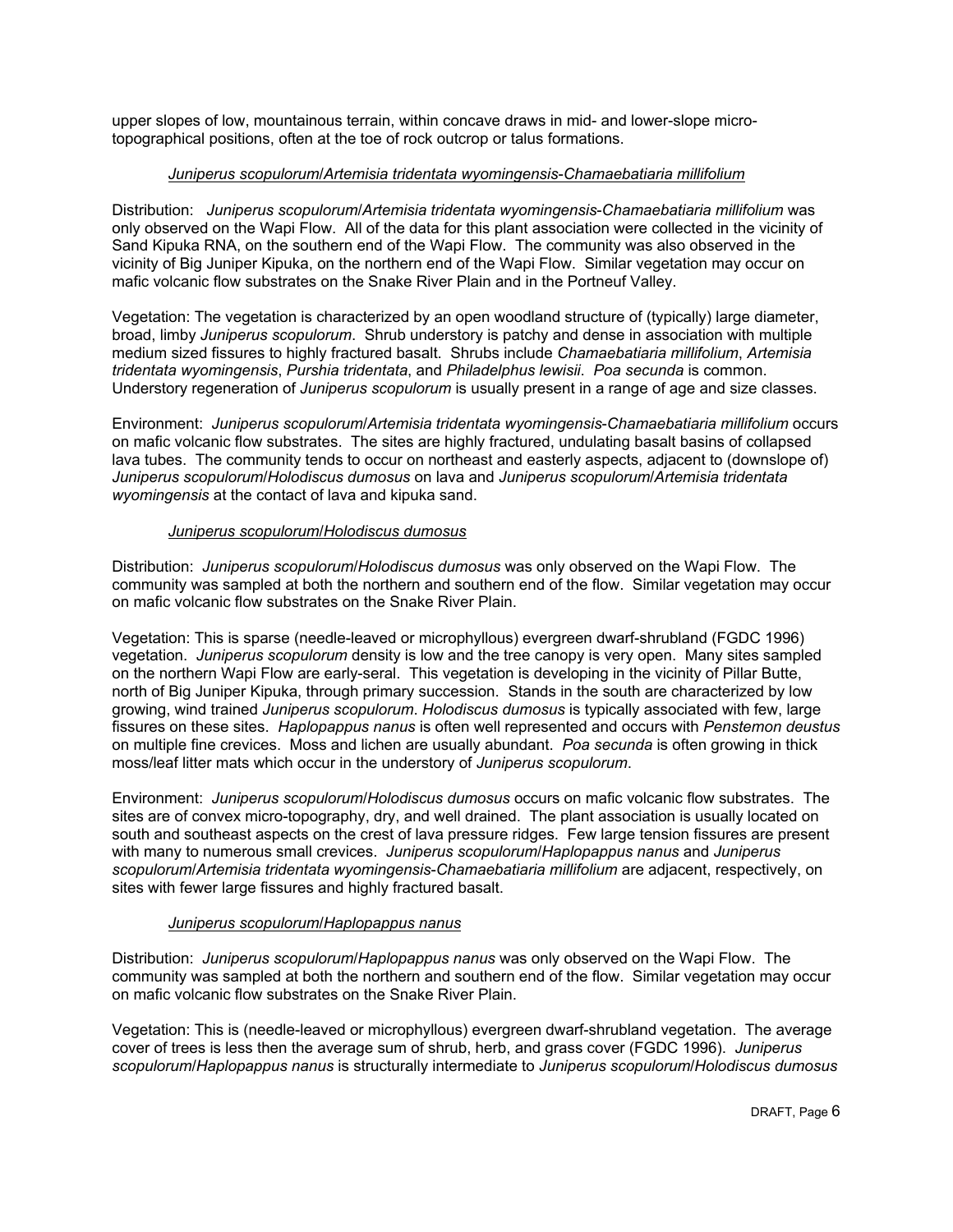upper slopes of low, mountainous terrain, within concave draws in mid- and lower-slope micro-topographical positions, often at the toe of rock outcrop or talus formations.

### *Juniperus scopulorum*/*Artemisia tridentata wyomingensis*-*Chamaebatiaria millifolium*

Distribution: *Juniperus scopulorum*/*Artemisia tridentata wyomingensis*-*Chamaebatiaria millifolium* was only observed on the Wapi Flow. All of the data for this plant association were collected in the vicinity of Sand Kipuka RNA, on the southern end of the Wapi Flow. The community was also observed in the vicinity of Big Juniper Kipuka, on the northern end of the Wapi Flow. Similar vegetation may occur on mafic volcanic flow substrates on the Snake River Plain and in the Portneuf Valley.

Vegetation: The vegetation is characterized by an open woodland structure of (typically) large diameter, broad, limby *Juniperus scopulorum*. Shrub understory is patchy and dense in association with multiple medium sized fissures to highly fractured basalt. Shrubs include *Chamaebatiaria millifolium*, *Artemisia tridentata wyomingensis*, *Purshia tridentata*, and *Philadelphus lewisii*. *Poa secunda* is common. Understory regeneration of *Juniperus scopulorum* is usually present in a range of age and size classes.

Environment: *Juniperus scopulorum*/*Artemisia tridentata wyomingensis*-*Chamaebatiaria millifolium* occurs on mafic volcanic flow substrates. The sites are highly fractured, undulating basalt basins of collapsed lava tubes. The community tends to occur on northeast and easterly aspects, adjacent to (downslope of) *Juniperus scopulorum*/*Holodiscus dumosus* on lava and *Juniperus scopulorum*/*Artemisia tridentata wyomingensis* at the contact of lava and kipuka sand.

### *Juniperus scopulorum*/*Holodiscus dumosus*

Distribution: *Juniperus scopulorum*/*Holodiscus dumosus* was only observed on the Wapi Flow. The community was sampled at both the northern and southern end of the flow. Similar vegetation may occur on mafic volcanic flow substrates on the Snake River Plain.

Vegetation: This is sparse (needle-leaved or microphyllous) evergreen dwarf-shrubland (FGDC 1996) vegetation. *Juniperus scopulorum* density is low and the tree canopy is very open. Many sites sampled on the northern Wapi Flow are early-seral. This vegetation is developing in the vicinity of Pillar Butte, north of Big Juniper Kipuka, through primary succession. Stands in the south are characterized by low growing, wind trained *Juniperus scopulorum*. *Holodiscus dumosus* is typically associated with few, large fissures on these sites. *Haplopappus nanus* is often well represented and occurs with *Penstemon deustus* on multiple fine crevices. Moss and lichen are usually abundant. *Poa secunda* is often growing in thick moss/leaf litter mats which occur in the understory of *Juniperus scopulorum*.

Environment: *Juniperus scopulorum*/*Holodiscus dumosus* occurs on mafic volcanic flow substrates. The sites are of convex micro-topography, dry, and well drained. The plant association is usually located on south and southeast aspects on the crest of lava pressure ridges. Few large tension fissures are present with many to numerous small crevices. *Juniperus scopulorum*/*Haplopappus nanus* and *Juniperus scopulorum*/*Artemisia tridentata wyomingensis*-*Chamaebatiaria millifolium* are adjacent, respectively, on sites with fewer large fissures and highly fractured basalt.

### *Juniperus scopulorum*/*Haplopappus nanus*

Distribution: *Juniperus scopulorum*/*Haplopappus nanus* was only observed on the Wapi Flow. The community was sampled at both the northern and southern end of the flow. Similar vegetation may occur on mafic volcanic flow substrates on the Snake River Plain.

Vegetation: This is (needle-leaved or microphyllous) evergreen dwarf-shrubland vegetation. The average cover of trees is less then the average sum of shrub, herb, and grass cover (FGDC 1996). *Juniperus scopulorum*/*Haplopappus nanus* is structurally intermediate to *Juniperus scopulorum*/*Holodiscus dumosus*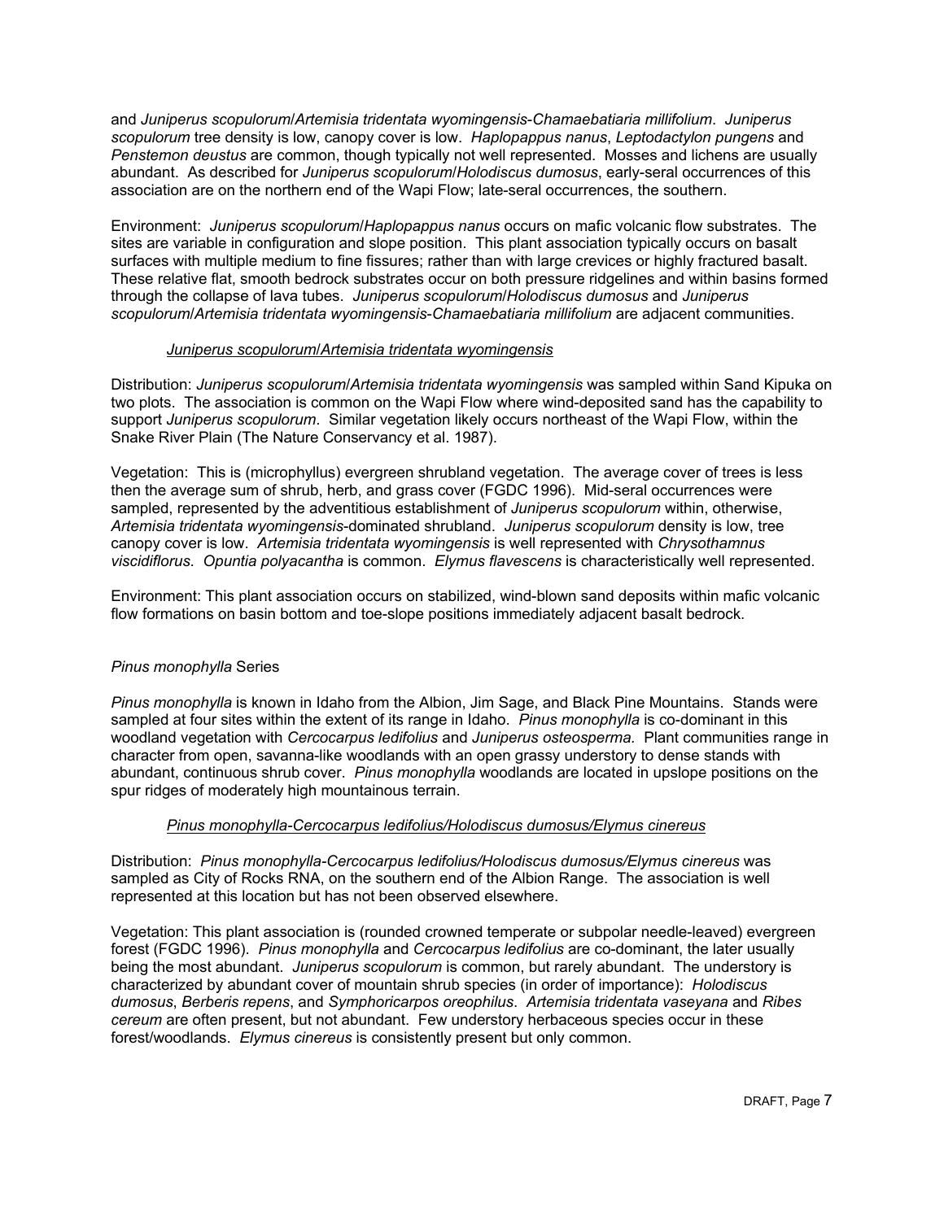and *Juniperus scopulorum*/*Artemisia tridentata wyomingensis-Chamaebatiaria millifolium*. *Juniperus scopulorum* tree density is low, canopy cover is low. *Haplopappus nanus*, *Leptodactylon pungens* and *Penstemon deustus* are common, though typically not well represented. Mosses and lichens are usually abundant. As described for *Juniperus scopulorum*/*Holodiscus dumosus*, early-seral occurrences of this association are on the northern end of the Wapi Flow; late-seral occurrences, the southern.

Environment: *Juniperus scopulorum*/*Haplopappus nanus* occurs on mafic volcanic flow substrates. The sites are variable in configuration and slope position. This plant association typically occurs on basalt surfaces with multiple medium to fine fissures; rather than with large crevices or highly fractured basalt. These relative flat, smooth bedrock substrates occur on both pressure ridgelines and within basins formed through the collapse of lava tubes. *Juniperus scopulorum*/*Holodiscus dumosus* and *Juniperus scopulorum*/*Artemisia tridentata wyomingensis-Chamaebatiaria millifolium* are adjacent communities.

<u>*Juniperus scopulorum*/*Artemisia tridentata wyomingensis*</u>

Distribution: *Juniperus scopulorum*/*Artemisia tridentata wyomingensis* was sampled within Sand Kipuka on two plots. The association is common on the Wapi Flow where wind-deposited sand has the capability to support *Juniperus scopulorum*. Similar vegetation likely occurs northeast of the Wapi Flow, within the Snake River Plain (The Nature Conservancy et al. 1987).

Vegetation: This is (microphyllus) evergreen shrubland vegetation. The average cover of trees is less then the average sum of shrub, herb, and grass cover (FGDC 1996). Mid-seral occurrences were sampled, represented by the adventitious establishment of *Juniperus scopulorum* within, otherwise, *Artemisia tridentata wyomingensis*-dominated shrubland. *Juniperus scopulorum* density is low, tree canopy cover is low. *Artemisia tridentata wyomingensis* is well represented with *Chrysothamnus viscidiflorus*. *Opuntia polyacantha* is common. *Elymus flavescens* is characteristically well represented.

Environment: This plant association occurs on stabilized, wind-blown sand deposits within mafic volcanic flow formations on basin bottom and toe-slope positions immediately adjacent basalt bedrock.

*Pinus monophylla* Series

*Pinus monophylla* is known in Idaho from the Albion, Jim Sage, and Black Pine Mountains. Stands were sampled at four sites within the extent of its range in Idaho. *Pinus monophylla* is co-dominant in this woodland vegetation with *Cercocarpus ledifolius* and *Juniperus osteosperma.* Plant communities range in character from open, savanna-like woodlands with an open grassy understory to dense stands with abundant, continuous shrub cover. *Pinus monophylla* woodlands are located in upslope positions on the spur ridges of moderately high mountainous terrain.

<u>*Pinus monophylla-Cercocarpus ledifolius/Holodiscus dumosus/Elymus cinereus*</u>

Distribution: *Pinus monophylla-Cercocarpus ledifolius/Holodiscus dumosus/Elymus cinereus* was sampled as City of Rocks RNA, on the southern end of the Albion Range. The association is well represented at this location but has not been observed elsewhere.

Vegetation: This plant association is (rounded crowned temperate or subpolar needle-leaved) evergreen forest (FGDC 1996). *Pinus monophylla* and *Cercocarpus ledifolius* are co-dominant, the later usually being the most abundant. *Juniperus scopulorum* is common, but rarely abundant. The understory is characterized by abundant cover of mountain shrub species (in order of importance): *Holodiscus dumosus*, *Berberis repens*, and *Symphoricarpos oreophilus*. *Artemisia tridentata vaseyana* and *Ribes cereum* are often present, but not abundant. Few understory herbaceous species occur in these forest/woodlands. *Elymus cinereus* is consistently present but only common.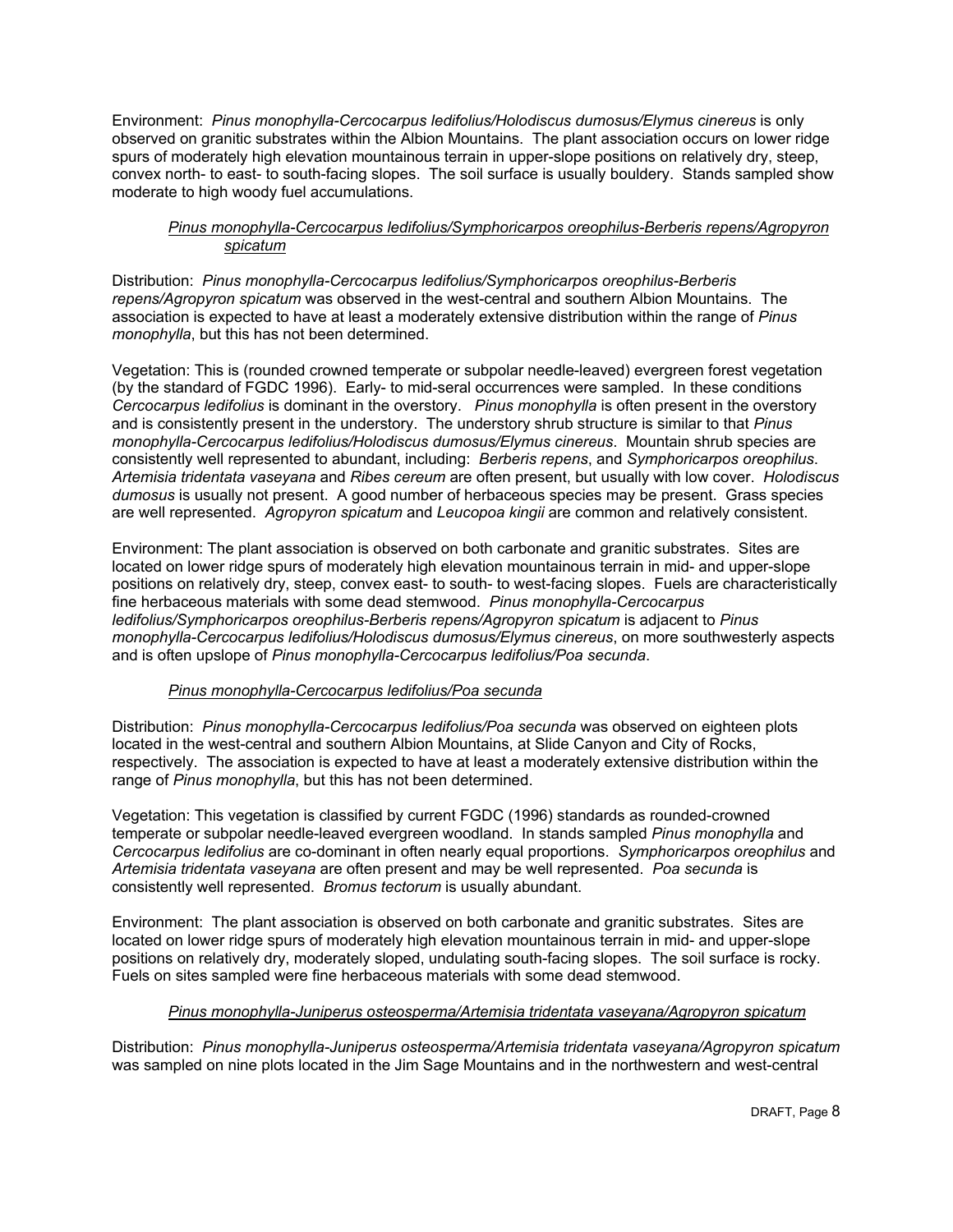Environment: *Pinus monophylla-Cercocarpus ledifolius/Holodiscus dumosus/Elymus cinereus* is only observed on granitic substrates within the Albion Mountains. The plant association occurs on lower ridge spurs of moderately high elevation mountainous terrain in upper-slope positions on relatively dry, steep, convex north- to east- to south-facing slopes. The soil surface is usually bouldery. Stands sampled show moderate to high woody fuel accumulations.

### *Pinus monophylla-Cercocarpus ledifolius/Symphoricarpos oreophilus-Berberis repens/Agropyron spicatum*

Distribution: *Pinus monophylla-Cercocarpus ledifolius/Symphoricarpos oreophilus-Berberis repens/Agropyron spicatum* was observed in the west-central and southern Albion Mountains. The association is expected to have at least a moderately extensive distribution within the range of *Pinus monophylla*, but this has not been determined.

Vegetation: This is (rounded crowned temperate or subpolar needle-leaved) evergreen forest vegetation (by the standard of FGDC 1996). Early- to mid-seral occurrences were sampled. In these conditions *Cercocarpus ledifolius* is dominant in the overstory. *Pinus monophylla* is often present in the overstory and is consistently present in the understory. The understory shrub structure is similar to that *Pinus monophylla-Cercocarpus ledifolius/Holodiscus dumosus/Elymus cinereus*. Mountain shrub species are consistently well represented to abundant, including: *Berberis repens*, and *Symphoricarpos oreophilus*. *Artemisia tridentata vaseyana* and *Ribes cereum* are often present, but usually with low cover. *Holodiscus dumosus* is usually not present. A good number of herbaceous species may be present. Grass species are well represented. *Agropyron spicatum* and *Leucopoa kingii* are common and relatively consistent.

Environment: The plant association is observed on both carbonate and granitic substrates. Sites are located on lower ridge spurs of moderately high elevation mountainous terrain in mid- and upper-slope positions on relatively dry, steep, convex east- to south- to west-facing slopes. Fuels are characteristically fine herbaceous materials with some dead stemwood. *Pinus monophylla-Cercocarpus ledifolius/Symphoricarpos oreophilus-Berberis repens/Agropyron spicatum* is adjacent to *Pinus monophylla-Cercocarpus ledifolius/Holodiscus dumosus/Elymus cinereus*, on more southwesterly aspects and is often upslope of *Pinus monophylla-Cercocarpus ledifolius/Poa secunda*.

### *Pinus monophylla-Cercocarpus ledifolius/Poa secunda*

Distribution: *Pinus monophylla-Cercocarpus ledifolius/Poa secunda* was observed on eighteen plots located in the west-central and southern Albion Mountains, at Slide Canyon and City of Rocks, respectively. The association is expected to have at least a moderately extensive distribution within the range of *Pinus monophylla*, but this has not been determined.

Vegetation: This vegetation is classified by current FGDC (1996) standards as rounded-crowned temperate or subpolar needle-leaved evergreen woodland. In stands sampled *Pinus monophylla* and *Cercocarpus ledifolius* are co-dominant in often nearly equal proportions. *Symphoricarpos oreophilus* and *Artemisia tridentata vaseyana* are often present and may be well represented. *Poa secunda* is consistently well represented. *Bromus tectorum* is usually abundant.

Environment: The plant association is observed on both carbonate and granitic substrates. Sites are located on lower ridge spurs of moderately high elevation mountainous terrain in mid- and upper-slope positions on relatively dry, moderately sloped, undulating south-facing slopes. The soil surface is rocky. Fuels on sites sampled were fine herbaceous materials with some dead stemwood.

### *Pinus monophylla-Juniperus osteosperma/Artemisia tridentata vaseyana/Agropyron spicatum*

Distribution: *Pinus monophylla-Juniperus osteosperma/Artemisia tridentata vaseyana/Agropyron spicatum* was sampled on nine plots located in the Jim Sage Mountains and in the northwestern and west-central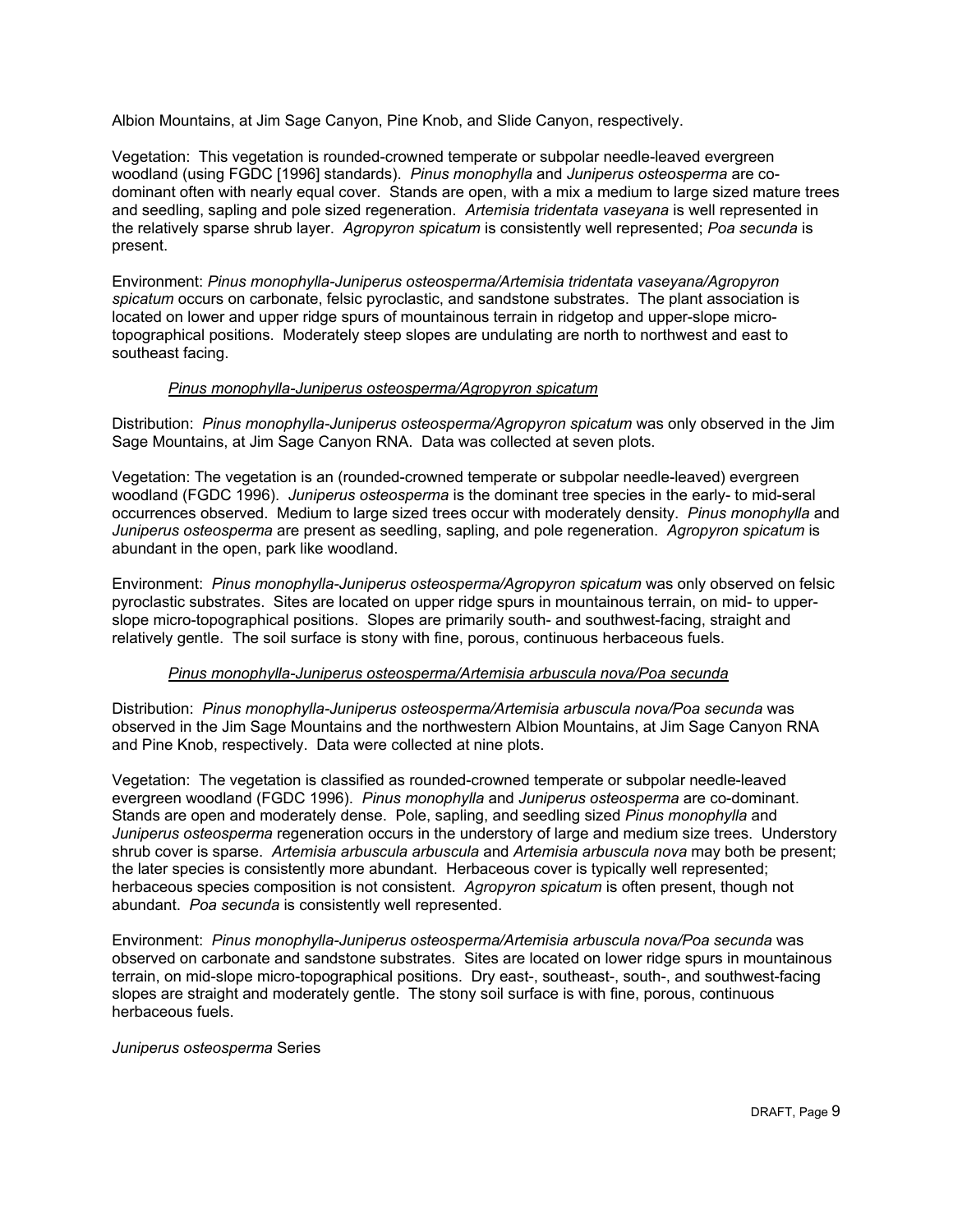Albion Mountains, at Jim Sage Canyon, Pine Knob, and Slide Canyon, respectively.

Vegetation: This vegetation is rounded-crowned temperate or subpolar needle-leaved evergreen woodland (using FGDC [1996] standards). *Pinus monophylla* and *Juniperus osteosperma* are co-dominant often with nearly equal cover. Stands are open, with a mix a medium to large sized mature trees and seedling, sapling and pole sized regeneration. *Artemisia tridentata vaseyana* is well represented in the relatively sparse shrub layer. *Agropyron spicatum* is consistently well represented; *Poa secunda* is present.

Environment: *Pinus monophylla-Juniperus osteosperma/Artemisia tridentata vaseyana/Agropyron spicatum* occurs on carbonate, felsic pyroclastic, and sandstone substrates. The plant association is located on lower and upper ridge spurs of mountainous terrain in ridgetop and upper-slope micro-topographical positions. Moderately steep slopes are undulating are north to northwest and east to southeast facing.

### *Pinus monophylla-Juniperus osteosperma/Agropyron spicatum*

Distribution: *Pinus monophylla-Juniperus osteosperma/Agropyron spicatum* was only observed in the Jim Sage Mountains, at Jim Sage Canyon RNA. Data was collected at seven plots.

Vegetation: The vegetation is an (rounded-crowned temperate or subpolar needle-leaved) evergreen woodland (FGDC 1996). *Juniperus osteosperma* is the dominant tree species in the early- to mid-seral occurrences observed. Medium to large sized trees occur with moderately density. *Pinus monophylla* and *Juniperus osteosperma* are present as seedling, sapling, and pole regeneration. *Agropyron spicatum* is abundant in the open, park like woodland.

Environment: *Pinus monophylla-Juniperus osteosperma/Agropyron spicatum* was only observed on felsic pyroclastic substrates. Sites are located on upper ridge spurs in mountainous terrain, on mid- to upper-slope micro-topographical positions. Slopes are primarily south- and southwest-facing, straight and relatively gentle. The soil surface is stony with fine, porous, continuous herbaceous fuels.

### *Pinus monophylla-Juniperus osteosperma/Artemisia arbuscula nova/Poa secunda*

Distribution: *Pinus monophylla-Juniperus osteosperma/Artemisia arbuscula nova/Poa secunda* was observed in the Jim Sage Mountains and the northwestern Albion Mountains, at Jim Sage Canyon RNA and Pine Knob, respectively. Data were collected at nine plots.

Vegetation: The vegetation is classified as rounded-crowned temperate or subpolar needle-leaved evergreen woodland (FGDC 1996). *Pinus monophylla* and *Juniperus osteosperma* are co-dominant. Stands are open and moderately dense. Pole, sapling, and seedling sized *Pinus monophylla* and *Juniperus osteosperma* regeneration occurs in the understory of large and medium size trees. Understory shrub cover is sparse. *Artemisia arbuscula arbuscula* and *Artemisia arbuscula nova* may both be present; the later species is consistently more abundant. Herbaceous cover is typically well represented; herbaceous species composition is not consistent. *Agropyron spicatum* is often present, though not abundant. *Poa secunda* is consistently well represented.

Environment: *Pinus monophylla-Juniperus osteosperma/Artemisia arbuscula nova/Poa secunda* was observed on carbonate and sandstone substrates. Sites are located on lower ridge spurs in mountainous terrain, on mid-slope micro-topographical positions. Dry east-, southeast-, south-, and southwest-facing slopes are straight and moderately gentle. The stony soil surface is with fine, porous, continuous herbaceous fuels.

## *Juniperus osteosperma* Series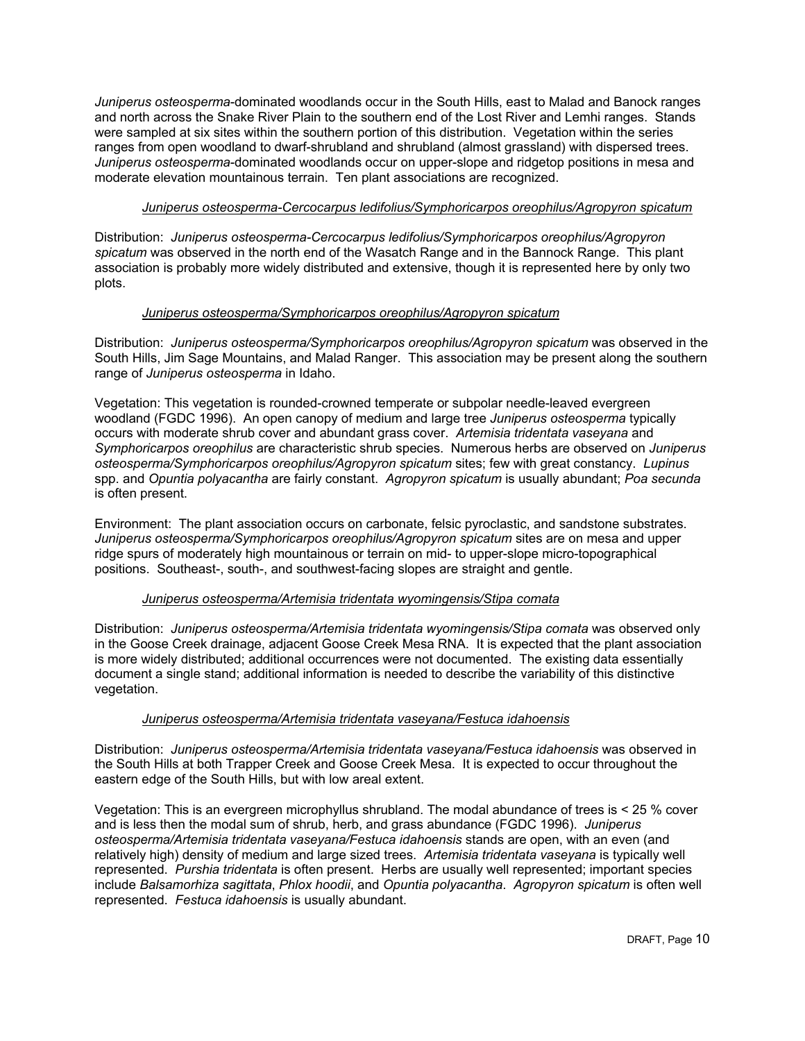*Juniperus osteosperma*-dominated woodlands occur in the South Hills, east to Malad and Banock ranges and north across the Snake River Plain to the southern end of the Lost River and Lemhi ranges. Stands were sampled at six sites within the southern portion of this distribution. Vegetation within the series ranges from open woodland to dwarf-shrubland and shrubland (almost grassland) with dispersed trees. *Juniperus osteosperma*-dominated woodlands occur on upper-slope and ridgetop positions in mesa and moderate elevation mountainous terrain. Ten plant associations are recognized.

### *Juniperus osteosperma-Cercocarpus ledifolius/Symphoricarpos oreophilus/Agropyron spicatum*

Distribution: *Juniperus osteosperma-Cercocarpus ledifolius/Symphoricarpos oreophilus/Agropyron spicatum* was observed in the north end of the Wasatch Range and in the Bannock Range. This plant association is probably more widely distributed and extensive, though it is represented here by only two plots.

### *Juniperus osteosperma/Symphoricarpos oreophilus/Agropyron spicatum*

Distribution: *Juniperus osteosperma/Symphoricarpos oreophilus/Agropyron spicatum* was observed in the South Hills, Jim Sage Mountains, and Malad Ranger. This association may be present along the southern range of *Juniperus osteosperma* in Idaho.

Vegetation: This vegetation is rounded-crowned temperate or subpolar needle-leaved evergreen woodland (FGDC 1996). An open canopy of medium and large tree *Juniperus osteosperma* typically occurs with moderate shrub cover and abundant grass cover. *Artemisia tridentata vaseyana* and *Symphoricarpos oreophilus* are characteristic shrub species. Numerous herbs are observed on *Juniperus osteosperma/Symphoricarpos oreophilus/Agropyron spicatum* sites; few with great constancy. *Lupinus* spp. and *Opuntia polyacantha* are fairly constant. *Agropyron spicatum* is usually abundant; *Poa secunda* is often present.

Environment: The plant association occurs on carbonate, felsic pyroclastic, and sandstone substrates. *Juniperus osteosperma/Symphoricarpos oreophilus/Agropyron spicatum* sites are on mesa and upper ridge spurs of moderately high mountainous or terrain on mid- to upper-slope micro-topographical positions. Southeast-, south-, and southwest-facing slopes are straight and gentle.

### *Juniperus osteosperma/Artemisia tridentata wyomingensis/Stipa comata*

Distribution: *Juniperus osteosperma/Artemisia tridentata wyomingensis/Stipa comata* was observed only in the Goose Creek drainage, adjacent Goose Creek Mesa RNA. It is expected that the plant association is more widely distributed; additional occurrences were not documented. The existing data essentially document a single stand; additional information is needed to describe the variability of this distinctive vegetation.

### *Juniperus osteosperma/Artemisia tridentata vaseyana/Festuca idahoensis*

Distribution: *Juniperus osteosperma/Artemisia tridentata vaseyana/Festuca idahoensis* was observed in the South Hills at both Trapper Creek and Goose Creek Mesa. It is expected to occur throughout the eastern edge of the South Hills, but with low areal extent.

Vegetation: This is an evergreen microphyllus shrubland. The modal abundance of trees is < 25 % cover and is less then the modal sum of shrub, herb, and grass abundance (FGDC 1996). *Juniperus osteosperma/Artemisia tridentata vaseyana/Festuca idahoensis* stands are open, with an even (and relatively high) density of medium and large sized trees. *Artemisia tridentata vaseyana* is typically well represented. *Purshia tridentata* is often present. Herbs are usually well represented; important species include *Balsamorhiza sagittata*, *Phlox hoodii*, and *Opuntia polyacantha*. *Agropyron spicatum* is often well represented. *Festuca idahoensis* is usually abundant.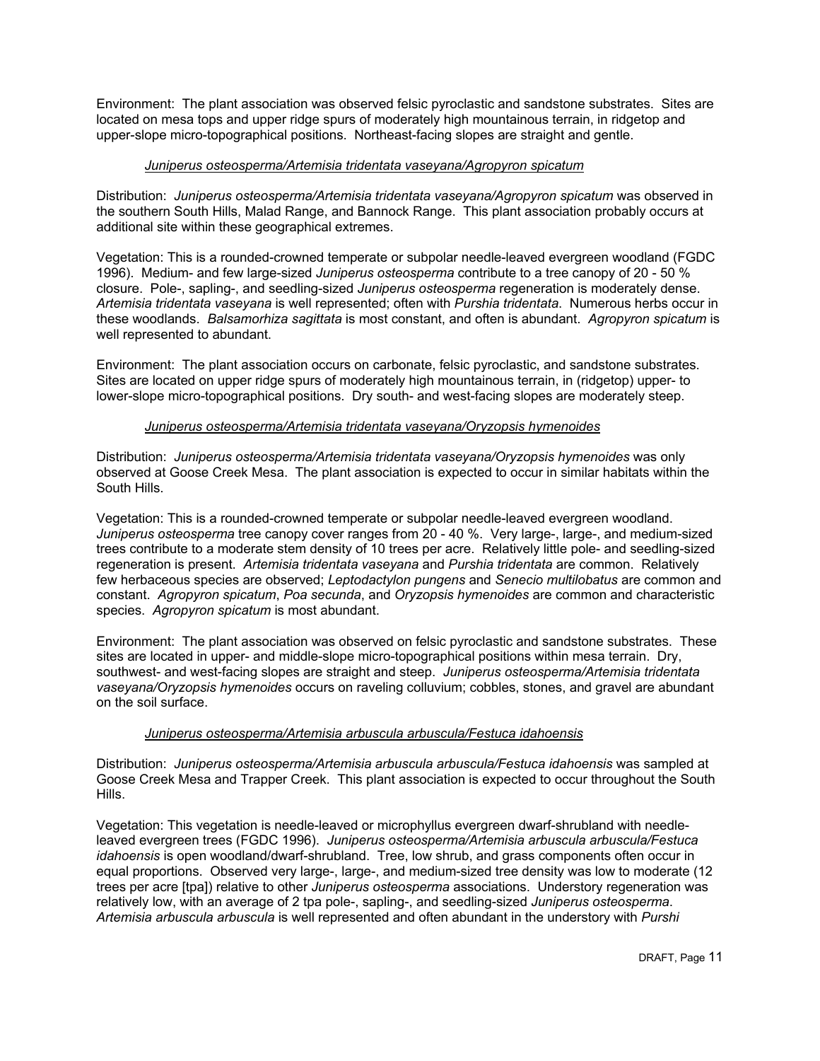Environment: The plant association was observed felsic pyroclastic and sandstone substrates. Sites are located on mesa tops and upper ridge spurs of moderately high mountainous terrain, in ridgetop and upper-slope micro-topographical positions. Northeast-facing slopes are straight and gentle.

*Juniperus osteosperma/Artemisia tridentata vaseyana/Agropyron spicatum*

Distribution: *Juniperus osteosperma/Artemisia tridentata vaseyana/Agropyron spicatum* was observed in the southern South Hills, Malad Range, and Bannock Range. This plant association probably occurs at additional site within these geographical extremes.

Vegetation: This is a rounded-crowned temperate or subpolar needle-leaved evergreen woodland (FGDC 1996). Medium- and few large-sized *Juniperus osteosperma* contribute to a tree canopy of 20 - 50 % closure. Pole-, sapling-, and seedling-sized *Juniperus osteosperma* regeneration is moderately dense. *Artemisia tridentata vaseyana* is well represented; often with *Purshia tridentata*. Numerous herbs occur in these woodlands. *Balsamorhiza sagittata* is most constant, and often is abundant. *Agropyron spicatum* is well represented to abundant.

Environment: The plant association occurs on carbonate, felsic pyroclastic, and sandstone substrates. Sites are located on upper ridge spurs of moderately high mountainous terrain, in (ridgetop) upper- to lower-slope micro-topographical positions. Dry south- and west-facing slopes are moderately steep.

*Juniperus osteosperma/Artemisia tridentata vaseyana/Oryzopsis hymenoides*

Distribution: *Juniperus osteosperma/Artemisia tridentata vaseyana/Oryzopsis hymenoides* was only observed at Goose Creek Mesa. The plant association is expected to occur in similar habitats within the South Hills.

Vegetation: This is a rounded-crowned temperate or subpolar needle-leaved evergreen woodland. *Juniperus osteosperma* tree canopy cover ranges from 20 - 40 %. Very large-, large-, and medium-sized trees contribute to a moderate stem density of 10 trees per acre. Relatively little pole- and seedling-sized regeneration is present. *Artemisia tridentata vaseyana* and *Purshia tridentata* are common. Relatively few herbaceous species are observed; *Leptodactylon pungens* and *Senecio multilobatus* are common and constant. *Agropyron spicatum*, *Poa secunda*, and *Oryzopsis hymenoides* are common and characteristic species. *Agropyron spicatum* is most abundant.

Environment: The plant association was observed on felsic pyroclastic and sandstone substrates. These sites are located in upper- and middle-slope micro-topographical positions within mesa terrain. Dry, southwest- and west-facing slopes are straight and steep. *Juniperus osteosperma/Artemisia tridentata vaseyana/Oryzopsis hymenoides* occurs on raveling colluvium; cobbles, stones, and gravel are abundant on the soil surface.

*Juniperus osteosperma/Artemisia arbuscula arbuscula/Festuca idahoensis*

Distribution: *Juniperus osteosperma/Artemisia arbuscula arbuscula/Festuca idahoensis* was sampled at Goose Creek Mesa and Trapper Creek. This plant association is expected to occur throughout the South Hills.

Vegetation: This vegetation is needle-leaved or microphyllus evergreen dwarf-shrubland with needle-leaved evergreen trees (FGDC 1996). *Juniperus osteosperma/Artemisia arbuscula arbuscula/Festuca idahoensis* is open woodland/dwarf-shrubland. Tree, low shrub, and grass components often occur in equal proportions. Observed very large-, large-, and medium-sized tree density was low to moderate (12 trees per acre [tpa]) relative to other *Juniperus osteosperma* associations. Understory regeneration was relatively low, with an average of 2 tpa pole-, sapling-, and seedling-sized *Juniperus osteosperma*. *Artemisia arbuscula arbuscula* is well represented and often abundant in the understory with *Purshi*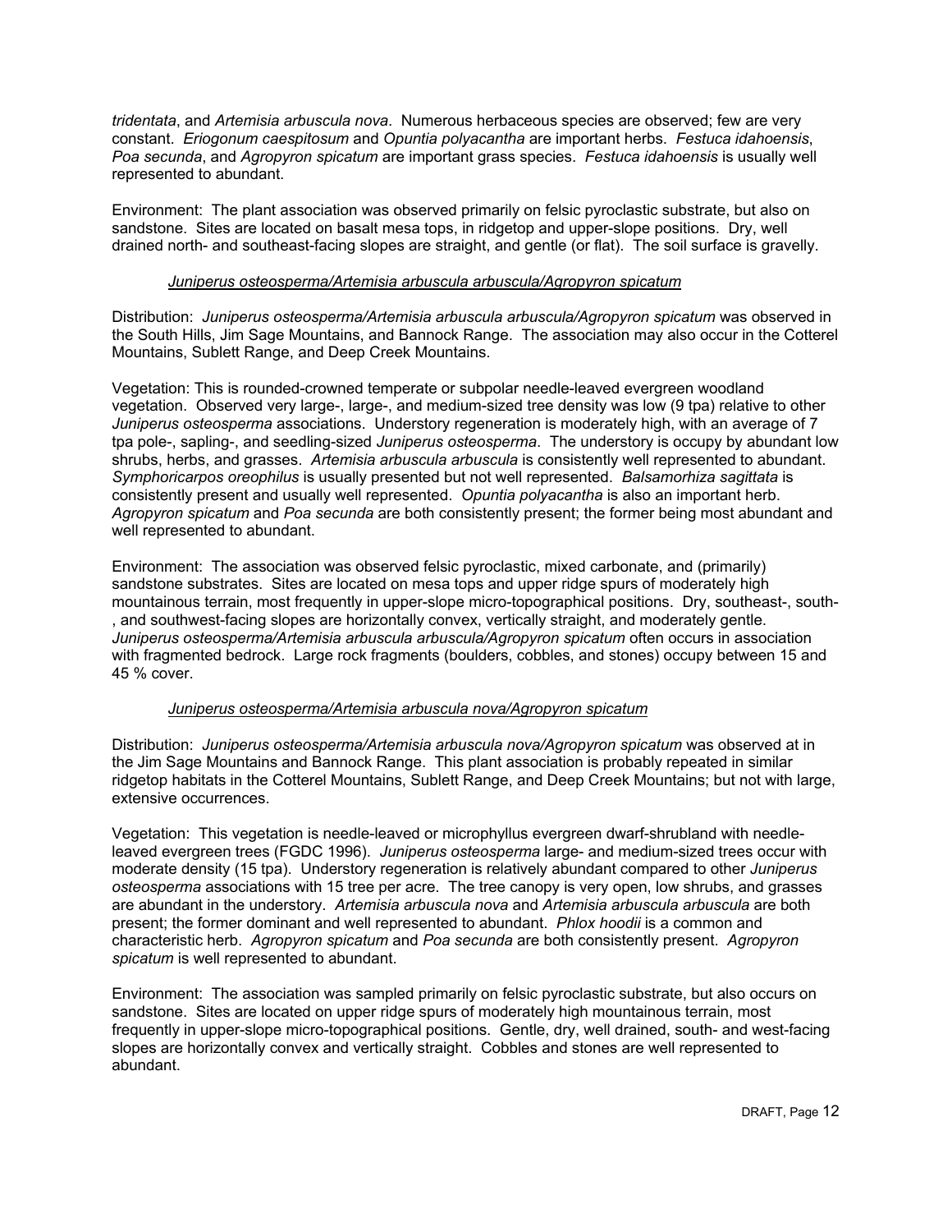*tridentata*, and *Artemisia arbuscula nova*. Numerous herbaceous species are observed; few are very constant. *Eriogonum caespitosum* and *Opuntia polyacantha* are important herbs. *Festuca idahoensis*, *Poa secunda*, and *Agropyron spicatum* are important grass species. *Festuca idahoensis* is usually well represented to abundant.

Environment: The plant association was observed primarily on felsic pyroclastic substrate, but also on sandstone. Sites are located on basalt mesa tops, in ridgetop and upper-slope positions. Dry, well drained north- and southeast-facing slopes are straight, and gentle (or flat). The soil surface is gravelly.

### *Juniperus osteosperma/Artemisia arbuscula arbuscula/Agropyron spicatum*

Distribution: *Juniperus osteosperma/Artemisia arbuscula arbuscula/Agropyron spicatum* was observed in the South Hills, Jim Sage Mountains, and Bannock Range. The association may also occur in the Cotterel Mountains, Sublett Range, and Deep Creek Mountains.

Vegetation: This is rounded-crowned temperate or subpolar needle-leaved evergreen woodland vegetation. Observed very large-, large-, and medium-sized tree density was low (9 tpa) relative to other *Juniperus osteosperma* associations. Understory regeneration is moderately high, with an average of 7 tpa pole-, sapling-, and seedling-sized *Juniperus osteosperma*. The understory is occupy by abundant low shrubs, herbs, and grasses. *Artemisia arbuscula arbuscula* is consistently well represented to abundant. *Symphoricarpos oreophilus* is usually presented but not well represented. *Balsamorhiza sagittata* is consistently present and usually well represented. *Opuntia polyacantha* is also an important herb. *Agropyron spicatum* and *Poa secunda* are both consistently present; the former being most abundant and well represented to abundant.

Environment: The association was observed felsic pyroclastic, mixed carbonate, and (primarily) sandstone substrates. Sites are located on mesa tops and upper ridge spurs of moderately high mountainous terrain, most frequently in upper-slope micro-topographical positions. Dry, southeast-, south-, and southwest-facing slopes are horizontally convex, vertically straight, and moderately gentle. *Juniperus osteosperma/Artemisia arbuscula arbuscula/Agropyron spicatum* often occurs in association with fragmented bedrock. Large rock fragments (boulders, cobbles, and stones) occupy between 15 and 45 % cover.

### *Juniperus osteosperma/Artemisia arbuscula nova/Agropyron spicatum*

Distribution: *Juniperus osteosperma/Artemisia arbuscula nova/Agropyron spicatum* was observed at in the Jim Sage Mountains and Bannock Range. This plant association is probably repeated in similar ridgetop habitats in the Cotterel Mountains, Sublett Range, and Deep Creek Mountains; but not with large, extensive occurrences.

Vegetation: This vegetation is needle-leaved or microphyllus evergreen dwarf-shrubland with needle-leaved evergreen trees (FGDC 1996). *Juniperus osteosperma* large- and medium-sized trees occur with moderate density (15 tpa). Understory regeneration is relatively abundant compared to other *Juniperus osteosperma* associations with 15 tree per acre. The tree canopy is very open, low shrubs, and grasses are abundant in the understory. *Artemisia arbuscula nova* and *Artemisia arbuscula arbuscula* are both present; the former dominant and well represented to abundant. *Phlox hoodii* is a common and characteristic herb. *Agropyron spicatum* and *Poa secunda* are both consistently present. *Agropyron spicatum* is well represented to abundant.

Environment: The association was sampled primarily on felsic pyroclastic substrate, but also occurs on sandstone. Sites are located on upper ridge spurs of moderately high mountainous terrain, most frequently in upper-slope micro-topographical positions. Gentle, dry, well drained, south- and west-facing slopes are horizontally convex and vertically straight. Cobbles and stones are well represented to abundant.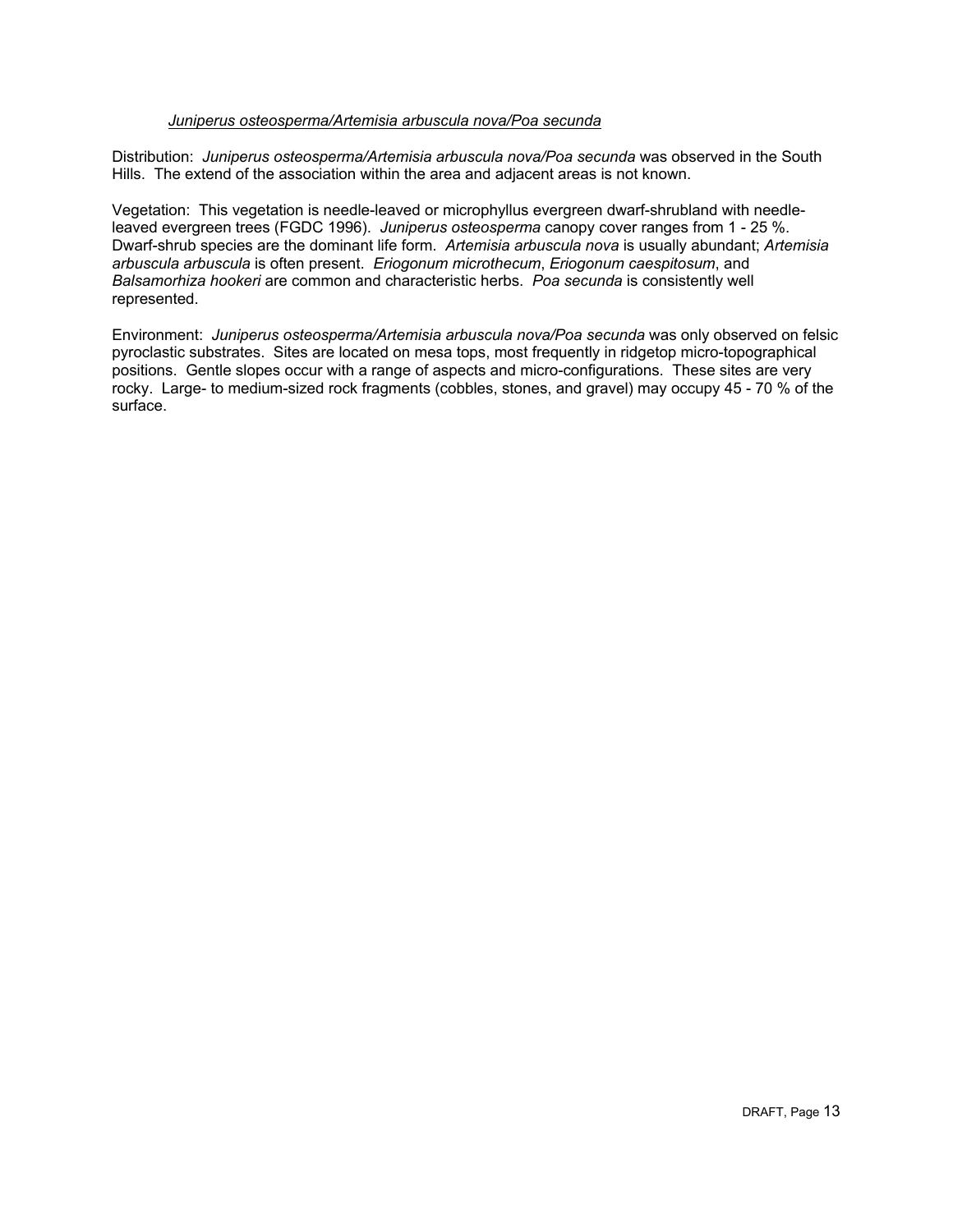*Juniperus osteosperma/Artemisia arbuscula nova/Poa secunda*

Distribution: *Juniperus osteosperma/Artemisia arbuscula nova/Poa secunda* was observed in the South Hills. The extend of the association within the area and adjacent areas is not known.

Vegetation: This vegetation is needle-leaved or microphyllus evergreen dwarf-shrubland with needle-leaved evergreen trees (FGDC 1996). *Juniperus osteosperma* canopy cover ranges from 1 - 25 %. Dwarf-shrub species are the dominant life form. *Artemisia arbuscula nova* is usually abundant; *Artemisia arbuscula arbuscula* is often present. *Eriogonum microthecum*, *Eriogonum caespitosum*, and *Balsamorhiza hookeri* are common and characteristic herbs. *Poa secunda* is consistently well represented.

Environment: *Juniperus osteosperma/Artemisia arbuscula nova/Poa secunda* was only observed on felsic pyroclastic substrates. Sites are located on mesa tops, most frequently in ridgetop micro-topographical positions. Gentle slopes occur with a range of aspects and micro-configurations. These sites are very rocky. Large- to medium-sized rock fragments (cobbles, stones, and gravel) may occupy 45 - 70 % of the surface.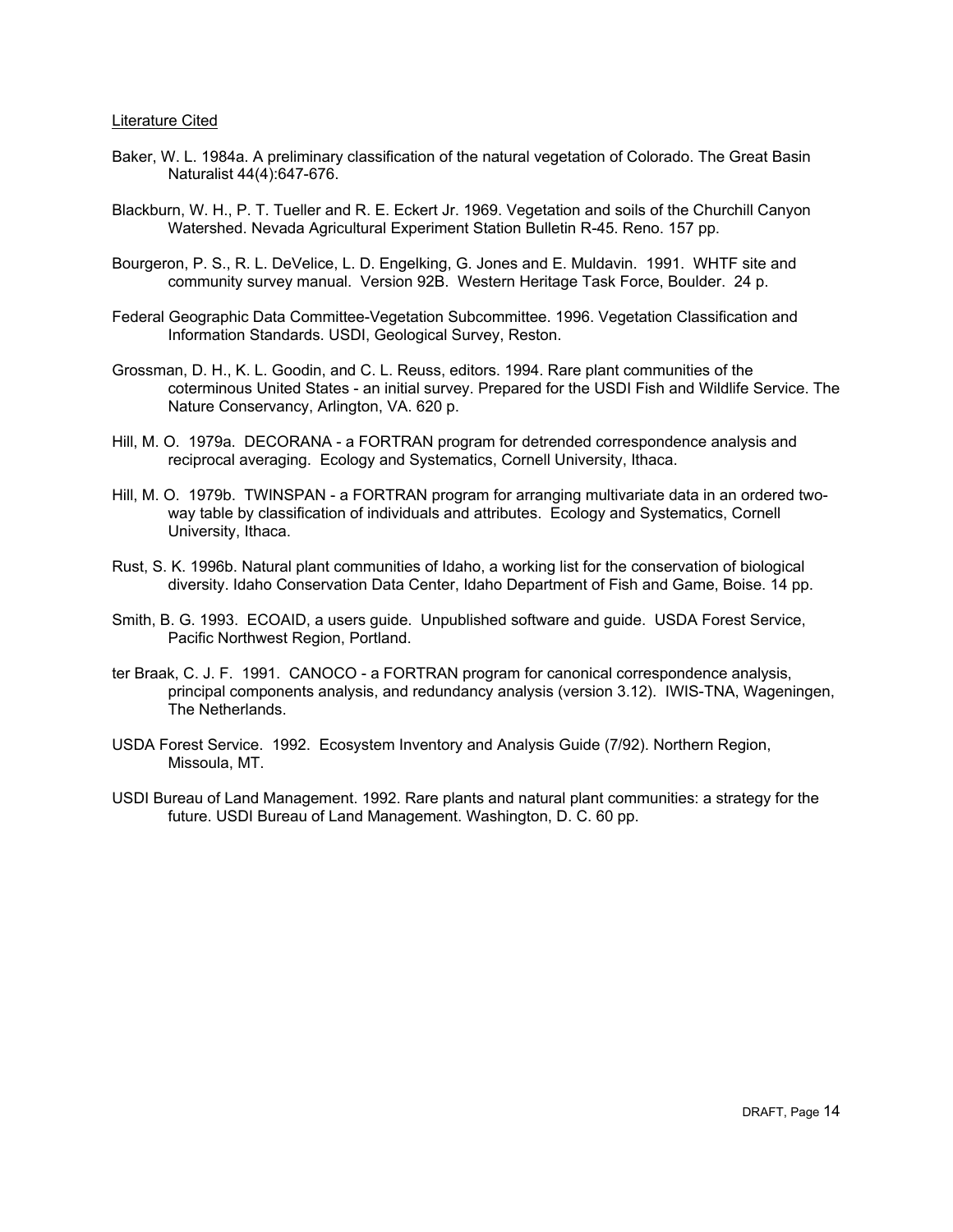Literature Cited

Baker, W. L. 1984a. A preliminary classification of the natural vegetation of Colorado. The Great Basin Naturalist 44(4):647-676.

Blackburn, W. H., P. T. Tueller and R. E. Eckert Jr. 1969. Vegetation and soils of the Churchill Canyon Watershed. Nevada Agricultural Experiment Station Bulletin R-45. Reno. 157 pp.

Bourgeron, P. S., R. L. DeVelice, L. D. Engelking, G. Jones and E. Muldavin. 1991. WHTF site and community survey manual. Version 92B. Western Heritage Task Force, Boulder. 24 p.

Federal Geographic Data Committee-Vegetation Subcommittee. 1996. Vegetation Classification and Information Standards. USDI, Geological Survey, Reston.

Grossman, D. H., K. L. Goodin, and C. L. Reuss, editors. 1994. Rare plant communities of the coterminous United States - an initial survey. Prepared for the USDI Fish and Wildlife Service. The Nature Conservancy, Arlington, VA. 620 p.

Hill, M. O. 1979a. DECORANA - a FORTRAN program for detrended correspondence analysis and reciprocal averaging. Ecology and Systematics, Cornell University, Ithaca.

Hill, M. O. 1979b. TWINSPAN - a FORTRAN program for arranging multivariate data in an ordered two-way table by classification of individuals and attributes. Ecology and Systematics, Cornell University, Ithaca.

Rust, S. K. 1996b. Natural plant communities of Idaho, a working list for the conservation of biological diversity. Idaho Conservation Data Center, Idaho Department of Fish and Game, Boise. 14 pp.

Smith, B. G. 1993. ECOAID, a users guide. Unpublished software and guide. USDA Forest Service, Pacific Northwest Region, Portland.

ter Braak, C. J. F. 1991. CANOCO - a FORTRAN program for canonical correspondence analysis, principal components analysis, and redundancy analysis (version 3.12). IWIS-TNA, Wageningen, The Netherlands.

USDA Forest Service. 1992. Ecosystem Inventory and Analysis Guide (7/92). Northern Region, Missoula, MT.

USDI Bureau of Land Management. 1992. Rare plants and natural plant communities: a strategy for the future. USDI Bureau of Land Management. Washington, D. C. 60 pp.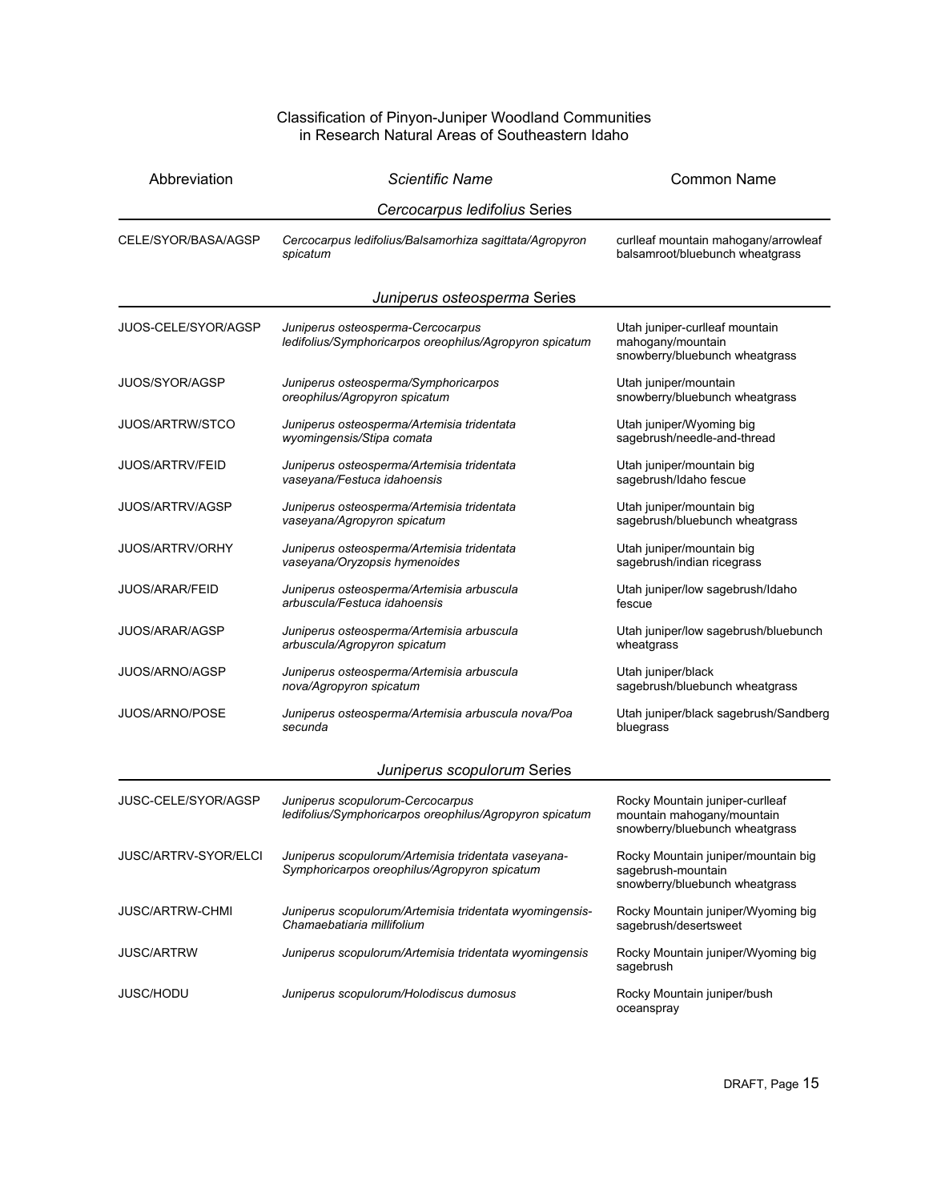## Classification of Pinyon-Juniper Woodland Communities in Research Natural Areas of Southeastern Idaho

| Abbreviation | *Scientific Name* | Common Name |
|---|---|---|
| | *Cercocarpus ledifolius* Series | |
| CELE/SYOR/BASA/AGSP | *Cercocarpus ledifolius/Balsamorhiza sagittata/Agropyron spicatum* | curlleaf mountain mahogany/arrowleaf balsamroot/bluebunch wheatgrass |
| | *Juniperus osteosperma* Series | |
| JUOS-CELE/SYOR/AGSP | *Juniperus osteosperma-Cercocarpus ledifolius/Symphoricarpos oreophilus/Agropyron spicatum* | Utah juniper-curlleaf mountain mahogany/mountain snowberry/bluebunch wheatgrass |
| JUOS/SYOR/AGSP | *Juniperus osteosperma/Symphoricarpos oreophilus/Agropyron spicatum* | Utah juniper/mountain snowberry/bluebunch wheatgrass |
| JUOS/ARTRW/STCO | *Juniperus osteosperma/Artemisia tridentata wyomingensis/Stipa comata* | Utah juniper/Wyoming big sagebrush/needle-and-thread |
| JUOS/ARTRV/FEID | *Juniperus osteosperma/Artemisia tridentata vaseyana/Festuca idahoensis* | Utah juniper/mountain big sagebrush/Idaho fescue |
| JUOS/ARTRV/AGSP | *Juniperus osteosperma/Artemisia tridentata vaseyana/Agropyron spicatum* | Utah juniper/mountain big sagebrush/bluebunch wheatgrass |
| JUOS/ARTRV/ORHY | *Juniperus osteosperma/Artemisia tridentata vaseyana/Oryzopsis hymenoides* | Utah juniper/mountain big sagebrush/indian ricegrass |
| JUOS/ARAR/FEID | *Juniperus osteosperma/Artemisia arbuscula arbuscula/Festuca idahoensis* | Utah juniper/low sagebrush/Idaho fescue |
| JUOS/ARAR/AGSP | *Juniperus osteosperma/Artemisia arbuscula arbuscula/Agropyron spicatum* | Utah juniper/low sagebrush/bluebunch wheatgrass |
| JUOS/ARNO/AGSP | *Juniperus osteosperma/Artemisia arbuscula nova/Agropyron spicatum* | Utah juniper/black sagebrush/bluebunch wheatgrass |
| JUOS/ARNO/POSE | *Juniperus osteosperma/Artemisia arbuscula nova/Poa secunda* | Utah juniper/black sagebrush/Sandberg bluegrass |
| | *Juniperus scopulorum* Series | |
| JUSC-CELE/SYOR/AGSP | *Juniperus scopulorum-Cercocarpus ledifolius/Symphoricarpos oreophilus/Agropyron spicatum* | Rocky Mountain juniper-curlleaf mountain mahogany/mountain snowberry/bluebunch wheatgrass |
| JUSC/ARTRV-SYOR/ELCI | *Juniperus scopulorum/Artemisia tridentata vaseyana-Symphoricarpos oreophilus/Agropyron spicatum* | Rocky Mountain juniper/mountain big sagebrush-mountain snowberry/bluebunch wheatgrass |
| JUSC/ARTRW-CHMI | *Juniperus scopulorum/Artemisia tridentata wyomingensis-Chamaebatiaria millifolium* | Rocky Mountain juniper/Wyoming big sagebrush/desertsweet |
| JUSC/ARTRW | *Juniperus scopulorum/Artemisia tridentata wyomingensis* | Rocky Mountain juniper/Wyoming big sagebrush |
| JUSC/HODU | *Juniperus scopulorum/Holodiscus dumosus* | Rocky Mountain juniper/bush oceanspray |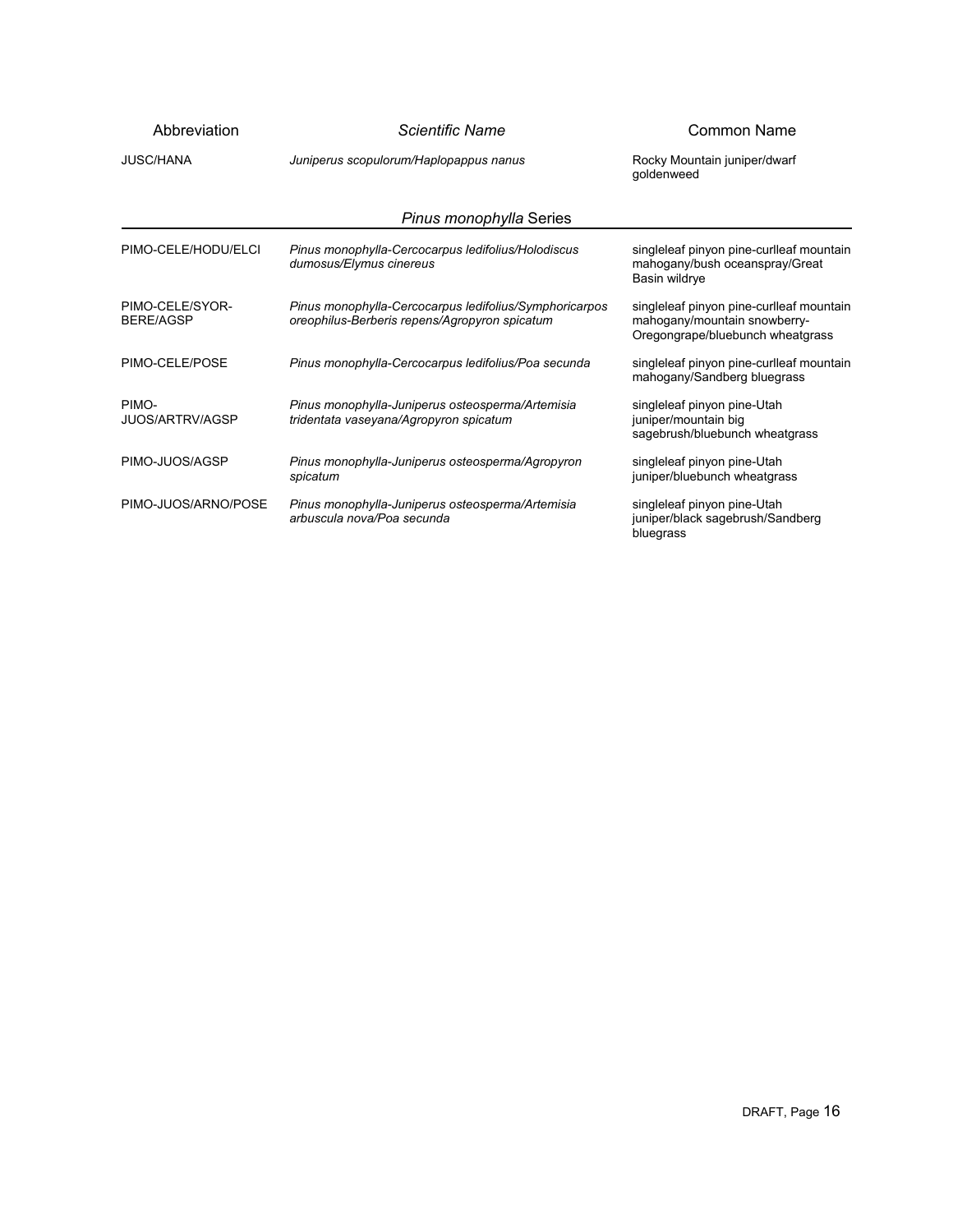| Abbreviation | *Scientific Name* | Common Name |
| --- | --- | --- |
| JUSC/HANA | *Juniperus scopulorum/Haplopappus nanus* | Rocky Mountain juniper/dwarf goldenweed |
| | ***Pinus monophylla* Series** | |
| PIMO-CELE/HODU/ELCI | *Pinus monophylla-Cercocarpus ledifolius/Holodiscus dumosus/Elymus cinereus* | singleleaf pinyon pine-curlleaf mountain mahogany/bush oceanspray/Great Basin wildrye |
| PIMO-CELE/SYOR-BERE/AGSP | *Pinus monophylla-Cercocarpus ledifolius/Symphoricarpos oreophilus-Berberis repens/Agropyron spicatum* | singleleaf pinyon pine-curlleaf mountain mahogany/mountain snowberry-Oregongrape/bluebunch wheatgrass |
| PIMO-CELE/POSE | *Pinus monophylla-Cercocarpus ledifolius/Poa secunda* | singleleaf pinyon pine-curlleaf mountain mahogany/Sandberg bluegrass |
| PIMO-JUOS/ARTRV/AGSP | *Pinus monophylla-Juniperus osteosperma/Artemisia tridentata vaseyana/Agropyron spicatum* | singleleaf pinyon pine-Utah juniper/mountain big sagebrush/bluebunch wheatgrass |
| PIMO-JUOS/AGSP | *Pinus monophylla-Juniperus osteosperma/Agropyron spicatum* | singleleaf pinyon pine-Utah juniper/bluebunch wheatgrass |
| PIMO-JUOS/ARNO/POSE | *Pinus monophylla-Juniperus osteosperma/Artemisia arbuscula nova/Poa secunda* | singleleaf pinyon pine-Utah juniper/black sagebrush/Sandberg bluegrass |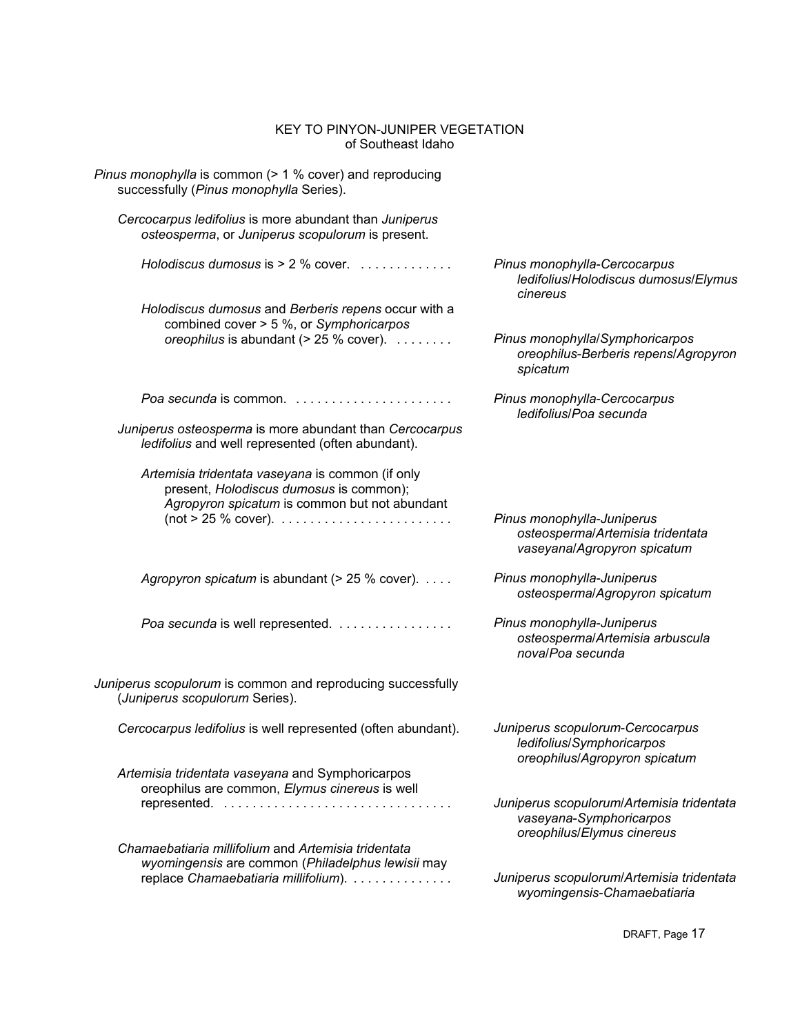# KEY TO PINYON-JUNIPER VEGETATION
## of Southeast Idaho

*Pinus monophylla* is common (> 1 % cover) and reproducing successfully (*Pinus monophylla* Series).

- *Cercocarpus ledifolius* is more abundant than *Juniperus osteosperma*, or *Juniperus scopulorum* is present.
  - *Holodiscus dumosus* is > 2 % cover. . . . . . . . . . . . . . *Pinus monophylla-Cercocarpus ledifolius*/*Holodiscus dumosus*/*Elymus cinereus*
  - *Holodiscus dumosus* and *Berberis repens* occur with a combined cover > 5 %, or *Symphoricarpos oreophilus* is abundant (> 25 % cover). . . . . . . . . *Pinus monophylla*/*Symphoricarpos oreophilus-Berberis repens*/*Agropyron spicatum*
  - *Poa secunda* is common. . . . . . . . . . . . . . . . . . . . . . . *Pinus monophylla-Cercocarpus ledifolius*/*Poa secunda*
- *Juniperus osteosperma* is more abundant than *Cercocarpus ledifolius* and well represented (often abundant).
  - *Artemisia tridentata vaseyana* is common (if only present, *Holodiscus dumosus* is common); *Agropyron spicatum* is common but not abundant (not > 25 % cover). . . . . . . . . . . . . . . . . . . . . . . . . *Pinus monophylla-Juniperus osteosperma*/*Artemisia tridentata vaseyana*/*Agropyron spicatum*
  - *Agropyron spicatum* is abundant (> 25 % cover). . . . . *Pinus monophylla-Juniperus osteosperma*/*Agropyron spicatum*
  - *Poa secunda* is well represented. . . . . . . . . . . . . . . . . *Pinus monophylla-Juniperus osteosperma*/*Artemisia arbuscula nova*/*Poa secunda*

*Juniperus scopulorum* is common and reproducing successfully (*Juniperus scopulorum* Series).

- *Cercocarpus ledifolius* is well represented (often abundant). *Juniperus scopulorum-Cercocarpus ledifolius*/*Symphoricarpos oreophilus*/*Agropyron spicatum*
- *Artemisia tridentata vaseyana* and Symphoricarpos oreophilus are common, *Elymus cinereus* is well represented. . . . . . . . . . . . . . . . . . . . . . . . . . . . . . . . . *Juniperus scopulorum*/*Artemisia tridentata vaseyana-Symphoricarpos oreophilus*/*Elymus cinereus*
- *Chamaebatiaria millifolium* and *Artemisia tridentata wyomingensis* are common (*Philadelphus lewisii* may replace *Chamaebatiaria millifolium*). . . . . . . . . . . . . . *Juniperus scopulorum*/*Artemisia tridentata wyomingensis-Chamaebatiaria*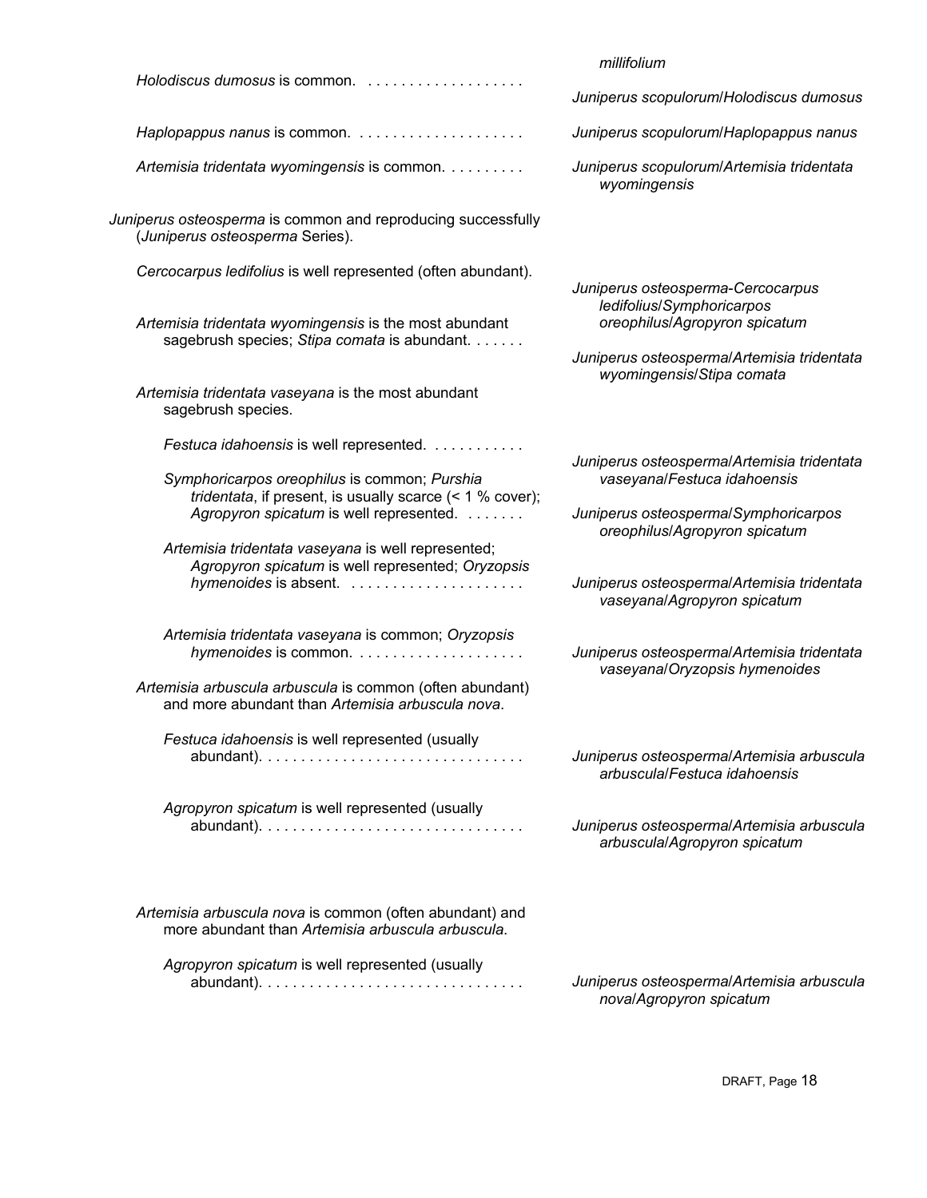*millifolium*

*Holodiscus dumosus* is common. . . . . . . . . . . . . . . . . . . *Juniperus scopulorum*/*Holodiscus dumosus*

*Haplopappus nanus* is common. . . . . . . . . . . . . . . . . . . . *Juniperus scopulorum*/*Haplopappus nanus*

*Artemisia tridentata wyomingensis* is common. . . . . . . . . *Juniperus scopulorum*/*Artemisia tridentata wyomingensis*

*Juniperus osteosperma* is common and reproducing successfully (*Juniperus osteosperma* Series).

*Cercocarpus ledifolius* is well represented (often abundant). *Juniperus osteosperma-Cercocarpus ledifolius*/*Symphoricarpos oreophilus*/*Agropyron spicatum*

*Artemisia tridentata wyomingensis* is the most abundant sagebrush species; *Stipa comata* is abundant. . . . . . . *Juniperus osteosperma*/*Artemisia tridentata wyomingensis*/*Stipa comata*

*Artemisia tridentata vaseyana* is the most abundant sagebrush species.

*Festuca idahoensis* is well represented. . . . . . . . . . . . *Juniperus osteosperma*/*Artemisia tridentata vaseyana*/*Festuca idahoensis*

*Symphoricarpos oreophilus* is common; *Purshia tridentata*, if present, is usually scarce (< 1 % cover); *Agropyron spicatum* is well represented. . . . . . . . *Juniperus osteosperma*/*Symphoricarpos oreophilus*/*Agropyron spicatum*

*Artemisia tridentata vaseyana* is well represented; *Agropyron spicatum* is well represented; *Oryzopsis hymenoides* is absent. . . . . . . . . . . . . . . . . . . . . *Juniperus osteosperma*/*Artemisia tridentata vaseyana*/*Agropyron spicatum*

*Artemisia tridentata vaseyana* is common; *Oryzopsis hymenoides* is common. . . . . . . . . . . . . . . . . . . . *Juniperus osteosperma*/*Artemisia tridentata vaseyana*/*Oryzopsis hymenoides*

*Artemisia arbuscula arbuscula* is common (often abundant) and more abundant than *Artemisia arbuscula nova*.

*Festuca idahoensis* is well represented (usually abundant). . . . . . . . . . . . . . . . . . . . . . . . . . . . . . . . *Juniperus osteosperma*/*Artemisia arbuscula arbuscula*/*Festuca idahoensis*

*Agropyron spicatum* is well represented (usually abundant). . . . . . . . . . . . . . . . . . . . . . . . . . . . . . . . *Juniperus osteosperma*/*Artemisia arbuscula arbuscula*/*Agropyron spicatum*

*Artemisia arbuscula nova* is common (often abundant) and more abundant than *Artemisia arbuscula arbuscula*.

*Agropyron spicatum* is well represented (usually abundant). . . . . . . . . . . . . . . . . . . . . . . . . . . . . . . . *Juniperus osteosperma*/*Artemisia arbuscula nova*/*Agropyron spicatum*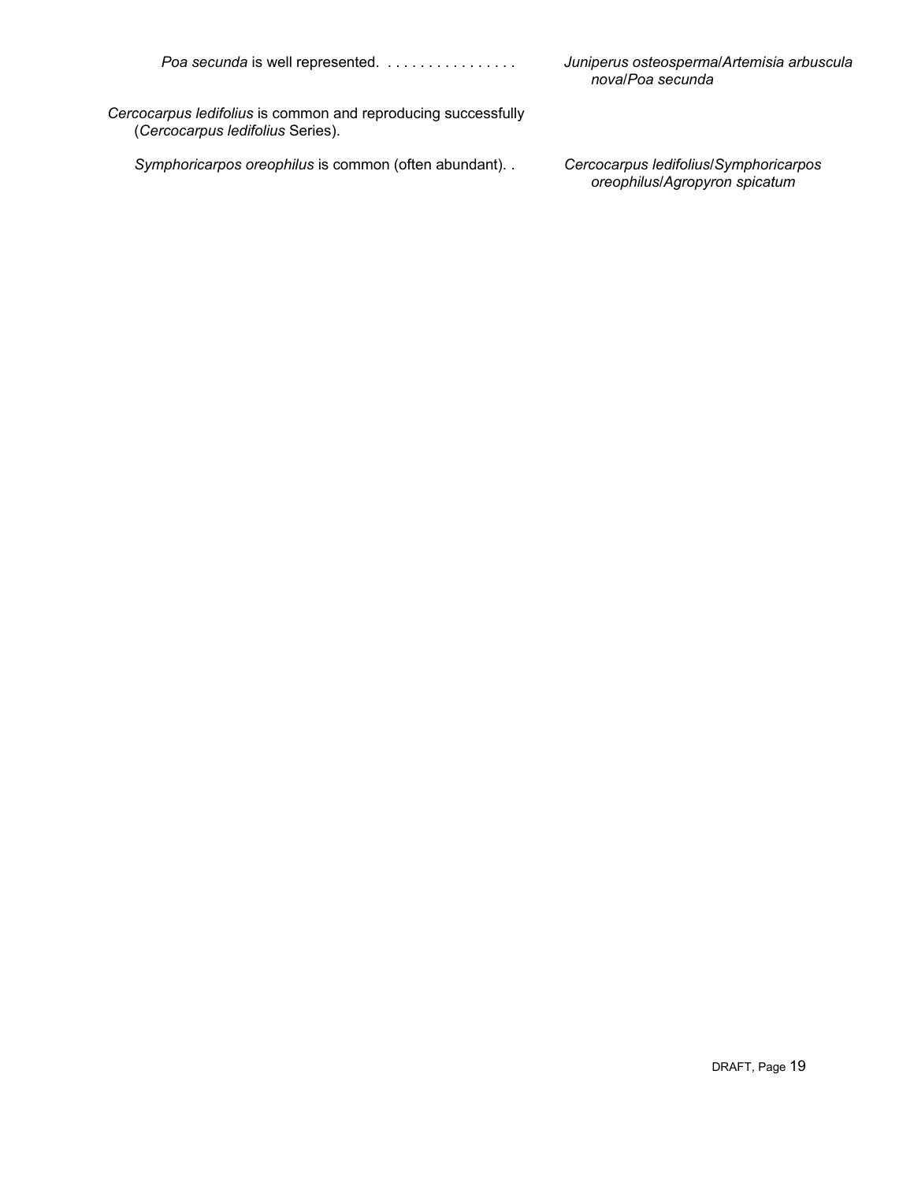*Poa secunda* is well represented. . . . . . . . . . . . . . . . . *Juniperus osteosperma*/*Artemisia arbuscula nova*/*Poa secunda*

*Cercocarpus ledifolius* is common and reproducing successfully (*Cercocarpus ledifolius* Series).

*Symphoricarpos oreophilus* is common (often abundant). . *Cercocarpus ledifolius*/*Symphoricarpos oreophilus*/*Agropyron spicatum*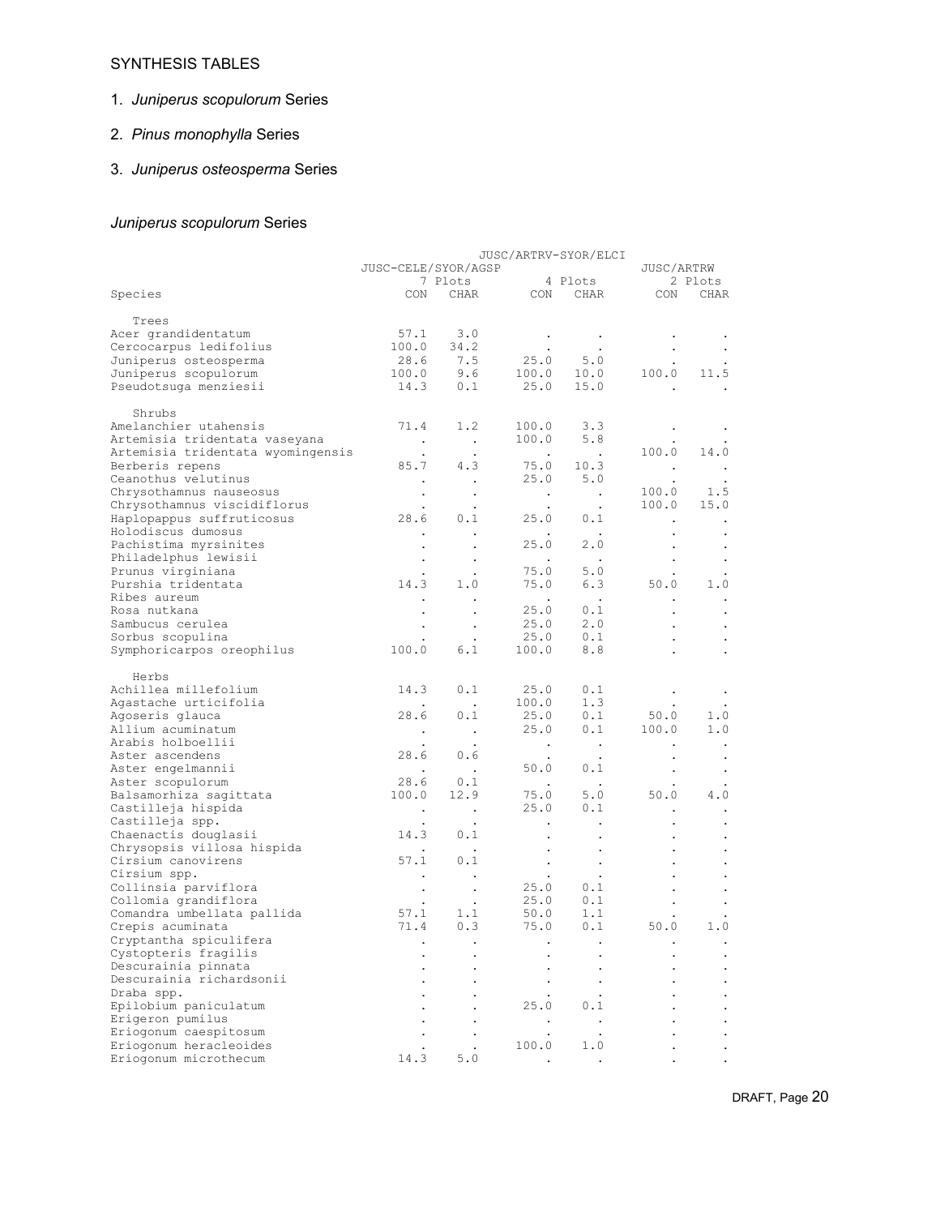## SYNTHESIS TABLES

1. *Juniperus scopulorum* Series

2. *Pinus monophylla* Series

3. *Juniperus osteosperma* Series

### *Juniperus scopulorum* Series

| Species | JUSC-CELE/SYOR/AGSP 7 Plots CON | CHAR | JUSC/ARTRV-SYOR/ELCI 4 Plots CON | CHAR | JUSC/ARTRW 2 Plots CON | CHAR |
|---|---|---|---|---|---|---|
| **Trees** | | | | | | |
| Acer grandidentatum | 57.1 | 3.0 | . | . | . | . |
| Cercocarpus ledifolius | 100.0 | 34.2 | . | . | . | . |
| Juniperus osteosperma | 28.6 | 7.5 | 25.0 | 5.0 | . | . |
| Juniperus scopulorum | 100.0 | 9.6 | 100.0 | 10.0 | 100.0 | 11.5 |
| Pseudotsuga menziesii | 14.3 | 0.1 | 25.0 | 15.0 | . | . |
| **Shrubs** | | | | | | |
| Amelanchier utahensis | 71.4 | 1.2 | 100.0 | 3.3 | . | . |
| Artemisia tridentata vaseyana | . | . | 100.0 | 5.8 | . | . |
| Artemisia tridentata wyomingensis | . | . | . | . | 100.0 | 14.0 |
| Berberis repens | 85.7 | 4.3 | 75.0 | 10.3 | . | . |
| Ceanothus velutinus | . | . | 25.0 | 5.0 | . | . |
| Chrysothamnus nauseosus | . | . | . | . | 100.0 | 1.5 |
| Chrysothamnus viscidiflorus | . | . | . | . | 100.0 | 15.0 |
| Haplopappus suffruticosus | 28.6 | 0.1 | 25.0 | 0.1 | . | . |
| Holodiscus dumosus | . | . | . | . | . | . |
| Pachistima myrsinites | . | . | 25.0 | 2.0 | . | . |
| Philadelphus lewisii | . | . | . | . | . | . |
| Prunus virginiana | . | . | 75.0 | 5.0 | . | . |
| Purshia tridentata | 14.3 | 1.0 | 75.0 | 6.3 | 50.0 | 1.0 |
| Ribes aureum | . | . | . | . | . | . |
| Rosa nutkana | . | . | 25.0 | 0.1 | . | . |
| Sambucus cerulea | . | . | 25.0 | 2.0 | . | . |
| Sorbus scopulina | . | . | 25.0 | 0.1 | . | . |
| Symphoricarpos oreophilus | 100.0 | 6.1 | 100.0 | 8.8 | . | . |
| **Herbs** | | | | | | |
| Achillea millefolium | 14.3 | 0.1 | 25.0 | 0.1 | . | . |
| Agastache urticifolia | . | . | 100.0 | 1.3 | . | . |
| Agoseris glauca | 28.6 | 0.1 | 25.0 | 0.1 | 50.0 | 1.0 |
| Allium acuminatum | . | . | 25.0 | 0.1 | 100.0 | 1.0 |
| Arabis holboellii | . | . | . | . | . | . |
| Aster ascendens | 28.6 | 0.6 | . | . | . | . |
| Aster engelmannii | . | . | 50.0 | 0.1 | . | . |
| Aster scopulorum | 28.6 | 0.1 | . | . | . | . |
| Balsamorhiza sagittata | 100.0 | 12.9 | 75.0 | 5.0 | 50.0 | 4.0 |
| Castilleja hispida | . | . | 25.0 | 0.1 | . | . |
| Castilleja spp. | . | . | . | . | . | . |
| Chaenactis douglasii | 14.3 | 0.1 | . | . | . | . |
| Chrysopsis villosa hispida | . | . | . | . | . | . |
| Cirsium canovirens | 57.1 | 0.1 | . | . | . | . |
| Cirsium spp. | . | . | . | . | . | . |
| Collinsia parviflora | . | . | 25.0 | 0.1 | . | . |
| Collomia grandiflora | . | . | 25.0 | 0.1 | . | . |
| Comandra umbellata pallida | 57.1 | 1.1 | 50.0 | 1.1 | . | . |
| Crepis acuminata | 71.4 | 0.3 | 75.0 | 0.1 | 50.0 | 1.0 |
| Cryptantha spiculifera | . | . | . | . | . | . |
| Cystopteris fragilis | . | . | . | . | . | . |
| Descurainia pinnata | . | . | . | . | . | . |
| Descurainia richardsonii | . | . | . | . | . | . |
| Draba spp. | . | . | . | . | . | . |
| Epilobium paniculatum | . | . | 25.0 | 0.1 | . | . |
| Erigeron pumilus | . | . | . | . | . | . |
| Eriogonum caespitosum | . | . | . | . | . | . |
| Eriogonum heracleoides | . | . | 100.0 | 1.0 | . | . |
| Eriogonum microthecum | 14.3 | 5.0 | . | . | . | . |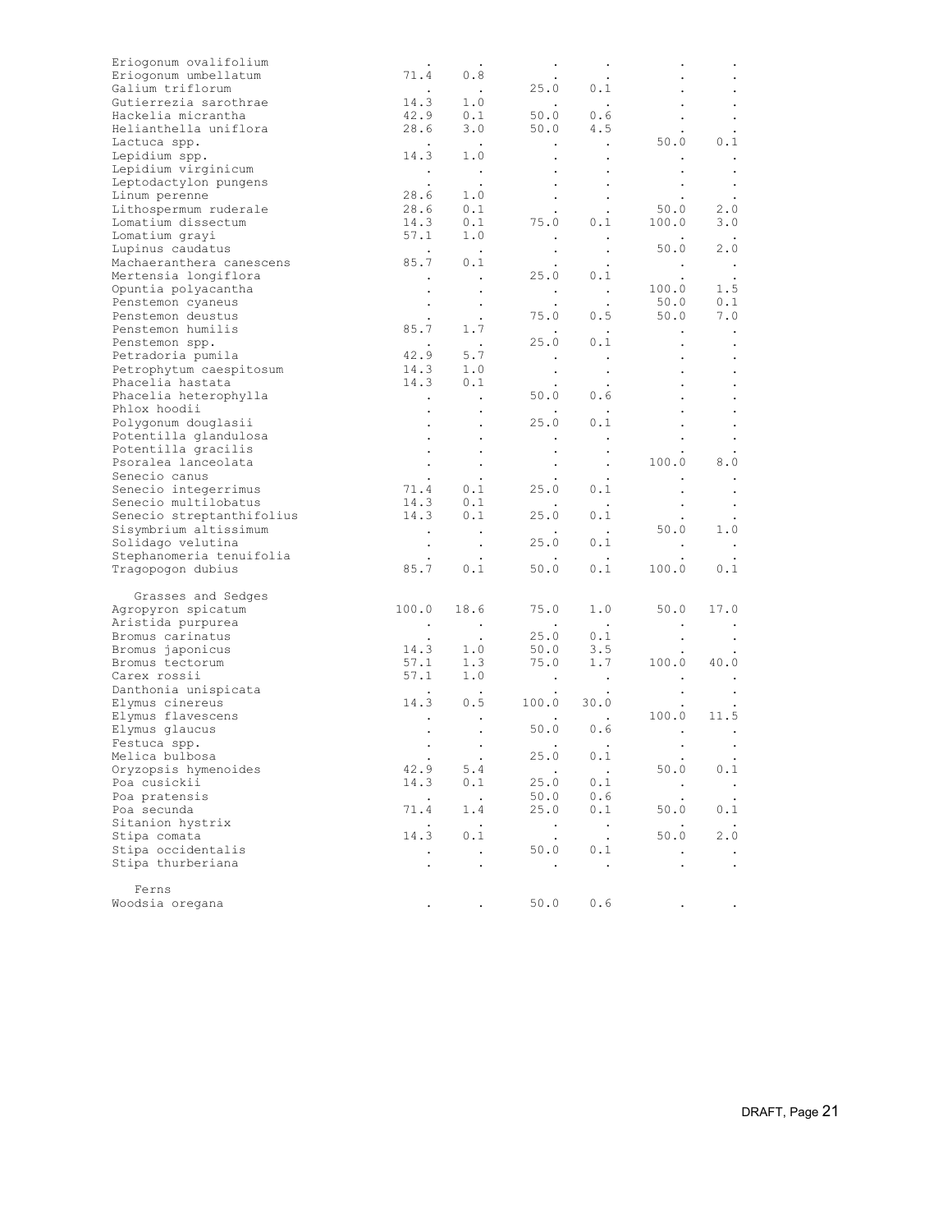| | | | | | | |
|---|---|---|---|---|---|---|
| Eriogonum ovalifolium | . | . | . | . | . | . |
| Eriogonum umbellatum | 71.4 | 0.8 | . | . | . | . |
| Galium triflorum | . | . | 25.0 | 0.1 | . | . |
| Gutierrezia sarothrae | 14.3 | 1.0 | . | . | . | . |
| Hackelia micrantha | 42.9 | 0.1 | 50.0 | 0.6 | . | . |
| Helianthella uniflora | 28.6 | 3.0 | 50.0 | 4.5 | . | . |
| Lactuca spp. | . | . | . | . | 50.0 | 0.1 |
| Lepidium spp. | 14.3 | 1.0 | . | . | . | . |
| Lepidium virginicum | . | . | . | . | . | . |
| Leptodactylon pungens | . | . | . | . | . | . |
| Linum perenne | 28.6 | 1.0 | . | . | . | . |
| Lithospermum ruderale | 28.6 | 0.1 | . | . | 50.0 | 2.0 |
| Lomatium dissectum | 14.3 | 0.1 | 75.0 | 0.1 | 100.0 | 3.0 |
| Lomatium grayi | 57.1 | 1.0 | . | . | . | . |
| Lupinus caudatus | . | . | . | . | 50.0 | 2.0 |
| Machaeranthera canescens | 85.7 | 0.1 | . | . | . | . |
| Mertensia longiflora | . | . | 25.0 | 0.1 | . | . |
| Opuntia polyacantha | . | . | . | . | 100.0 | 1.5 |
| Penstemon cyaneus | . | . | . | . | 50.0 | 0.1 |
| Penstemon deustus | . | . | 75.0 | 0.5 | 50.0 | 7.0 |
| Penstemon humilis | 85.7 | 1.7 | . | . | . | . |
| Penstemon spp. | . | . | 25.0 | 0.1 | . | . |
| Petradoria pumila | 42.9 | 5.7 | . | . | . | . |
| Petrophytum caespitosum | 14.3 | 1.0 | . | . | . | . |
| Phacelia hastata | 14.3 | 0.1 | . | . | . | . |
| Phacelia heterophylla | . | . | 50.0 | 0.6 | . | . |
| Phlox hoodii | . | . | . | . | . | . |
| Polygonum douglasii | . | . | 25.0 | 0.1 | . | . |
| Potentilla glandulosa | . | . | . | . | . | . |
| Potentilla gracilis | . | . | . | . | . | . |
| Psoralea lanceolata | . | . | . | . | 100.0 | 8.0 |
| Senecio canus | . | . | . | . | . | . |
| Senecio integerrimus | 71.4 | 0.1 | 25.0 | 0.1 | . | . |
| Senecio multilobatus | 14.3 | 0.1 | . | . | . | . |
| Senecio streptanthifolius | 14.3 | 0.1 | 25.0 | 0.1 | . | . |
| Sisymbrium altissimum | . | . | . | . | 50.0 | 1.0 |
| Solidago velutina | . | . | 25.0 | 0.1 | . | . |
| Stephanomeria tenuifolia | . | . | . | . | . | . |
| Tragopogon dubius | 85.7 | 0.1 | 50.0 | 0.1 | 100.0 | 0.1 |
| **Grasses and Sedges** | | | | | | |
| Agropyron spicatum | 100.0 | 18.6 | 75.0 | 1.0 | 50.0 | 17.0 |
| Aristida purpurea | . | . | . | . | . | . |
| Bromus carinatus | . | . | 25.0 | 0.1 | . | . |
| Bromus japonicus | 14.3 | 1.0 | 50.0 | 3.5 | . | . |
| Bromus tectorum | 57.1 | 1.3 | 75.0 | 1.7 | 100.0 | 40.0 |
| Carex rossii | 57.1 | 1.0 | . | . | . | . |
| Danthonia unispicata | . | . | . | . | . | . |
| Elymus cinereus | 14.3 | 0.5 | 100.0 | 30.0 | . | . |
| Elymus flavescens | . | . | . | . | 100.0 | 11.5 |
| Elymus glaucus | . | . | 50.0 | 0.6 | . | . |
| Festuca spp. | . | . | . | . | . | . |
| Melica bulbosa | . | . | 25.0 | 0.1 | . | . |
| Oryzopsis hymenoides | 42.9 | 5.4 | . | . | 50.0 | 0.1 |
| Poa cusickii | 14.3 | 0.1 | 25.0 | 0.1 | . | . |
| Poa pratensis | . | . | 50.0 | 0.6 | . | . |
| Poa secunda | 71.4 | 1.4 | 25.0 | 0.1 | 50.0 | 0.1 |
| Sitanion hystrix | . | . | . | . | . | . |
| Stipa comata | 14.3 | 0.1 | . | . | 50.0 | 2.0 |
| Stipa occidentalis | . | . | 50.0 | 0.1 | . | . |
| Stipa thurberiana | . | . | . | . | . | . |
| **Ferns** | | | | | | |
| Woodsia oregana | . | . | 50.0 | 0.6 | . | . |

DRAFT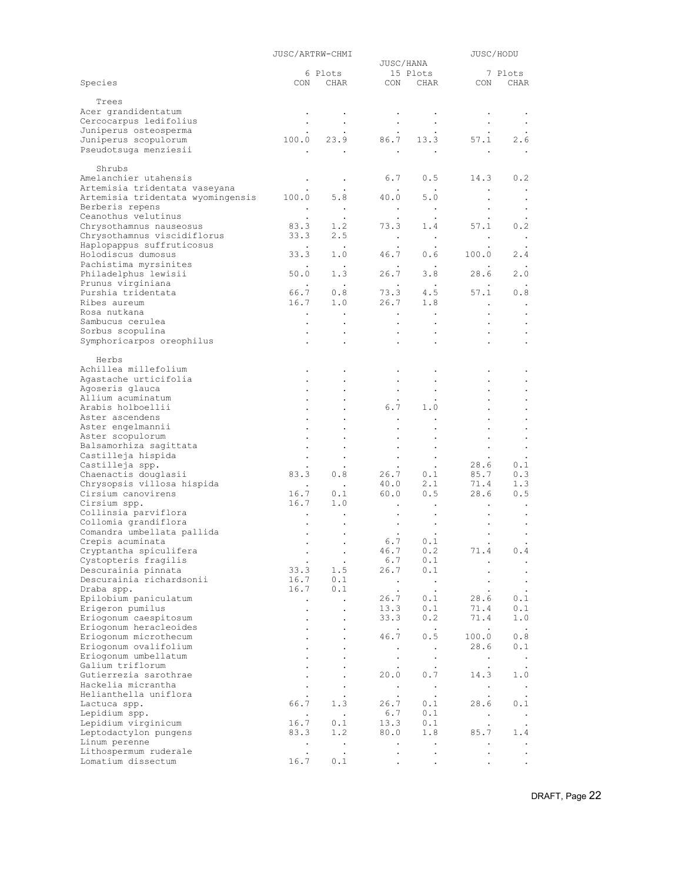| Species | JUSC/ARTRW-CHMI | | JUSC/HANA | | JUSC/HODU | |
|---|---|---|---|---|---|---|
| | 6 Plots | | 15 Plots | | 7 Plots | |
| | CON | CHAR | CON | CHAR | CON | CHAR |
| **Trees** | | | | | | |
| Acer grandidentatum | . | . | . | . | . | . |
| Cercocarpus ledifolius | . | . | . | . | . | . |
| Juniperus osteosperma | . | . | . | . | . | . |
| Juniperus scopulorum | 100.0 | 23.9 | 86.7 | 13.3 | 57.1 | 2.6 |
| Pseudotsuga menziesii | . | . | . | . | . | . |
| **Shrubs** | | | | | | |
| Amelanchier utahensis | . | . | 6.7 | 0.5 | 14.3 | 0.2 |
| Artemisia tridentata vaseyana | . | . | . | . | . | . |
| Artemisia tridentata wyomingensis | 100.0 | 5.8 | 40.0 | 5.0 | . | . |
| Berberis repens | . | . | . | . | . | . |
| Ceanothus velutinus | . | . | . | . | . | . |
| Chrysothamnus nauseosus | 83.3 | 1.2 | 73.3 | 1.4 | 57.1 | 0.2 |
| Chrysothamnus viscidiflorus | 33.3 | 2.5 | . | . | . | . |
| Haplopappus suffruticosus | . | . | . | . | . | . |
| Holodiscus dumosus | 33.3 | 1.0 | 46.7 | 0.6 | 100.0 | 2.4 |
| Pachistima myrsinites | . | . | . | . | . | . |
| Philadelphus lewisii | 50.0 | 1.3 | 26.7 | 3.8 | 28.6 | 2.0 |
| Prunus virginiana | . | . | . | . | . | . |
| Purshia tridentata | 66.7 | 0.8 | 73.3 | 4.5 | 57.1 | 0.8 |
| Ribes aureum | 16.7 | 1.0 | 26.7 | 1.8 | . | . |
| Rosa nutkana | . | . | . | . | . | . |
| Sambucus cerulea | . | . | . | . | . | . |
| Sorbus scopulina | . | . | . | . | . | . |
| Symphoricarpos oreophilus | . | . | . | . | . | . |
| **Herbs** | | | | | | |
| Achillea millefolium | . | . | . | . | . | . |
| Agastache urticifolia | . | . | . | . | . | . |
| Agoseris glauca | . | . | . | . | . | . |
| Allium acuminatum | . | . | . | . | . | . |
| Arabis holboellii | . | . | 6.7 | 1.0 | . | . |
| Aster ascendens | . | . | . | . | . | . |
| Aster engelmannii | . | . | . | . | . | . |
| Aster scopulorum | . | . | . | . | . | . |
| Balsamorhiza sagittata | . | . | . | . | . | . |
| Castilleja hispida | . | . | . | . | . | . |
| Castilleja spp. | . | . | . | . | 28.6 | 0.1 |
| Chaenactis douglasii | 83.3 | 0.8 | 26.7 | 0.1 | 85.7 | 0.3 |
| Chrysopsis villosa hispida | . | . | 40.0 | 2.1 | 71.4 | 1.3 |
| Cirsium canovirens | 16.7 | 0.1 | 60.0 | 0.5 | 28.6 | 0.5 |
| Cirsium spp. | 16.7 | 1.0 | . | . | . | . |
| Collinsia parviflora | . | . | . | . | . | . |
| Collomia grandiflora | . | . | . | . | . | . |
| Comandra umbellata pallida | . | . | . | . | . | . |
| Crepis acuminata | . | . | 6.7 | 0.1 | . | . |
| Cryptantha spiculifera | . | . | 46.7 | 0.2 | 71.4 | 0.4 |
| Cystopteris fragilis | . | . | 6.7 | 0.1 | . | . |
| Descurainia pinnata | 33.3 | 1.5 | 26.7 | 0.1 | . | . |
| Descurainia richardsonii | 16.7 | 0.1 | . | . | . | . |
| Draba spp. | 16.7 | 0.1 | . | . | . | . |
| Epilobium paniculatum | . | . | 26.7 | 0.1 | 28.6 | 0.1 |
| Erigeron pumilus | . | . | 13.3 | 0.1 | 71.4 | 0.1 |
| Eriogonum caespitosum | . | . | 33.3 | 0.2 | 71.4 | 1.0 |
| Eriogonum heracleoides | . | . | . | . | . | . |
| Eriogonum microthecum | . | . | 46.7 | 0.5 | 100.0 | 0.8 |
| Eriogonum ovalifolium | . | . | . | . | 28.6 | 0.1 |
| Eriogonum umbellatum | . | . | . | . | . | . |
| Galium triflorum | . | . | . | . | . | . |
| Gutierrezia sarothrae | . | . | 20.0 | 0.7 | 14.3 | 1.0 |
| Hackelia micrantha | . | . | . | . | . | . |
| Helianthella uniflora | . | . | . | . | . | . |
| Lactuca spp. | 66.7 | 1.3 | 26.7 | 0.1 | 28.6 | 0.1 |
| Lepidium spp. | . | . | 6.7 | 0.1 | . | . |
| Lepidium virginicum | 16.7 | 0.1 | 13.3 | 0.1 | . | . |
| Leptodactylon pungens | 83.3 | 1.2 | 80.0 | 1.8 | 85.7 | 1.4 |
| Linum perenne | . | . | . | . | . | . |
| Lithospermum ruderale | . | . | . | . | . | . |
| Lomatium dissectum | 16.7 | 0.1 | . | . | . | . |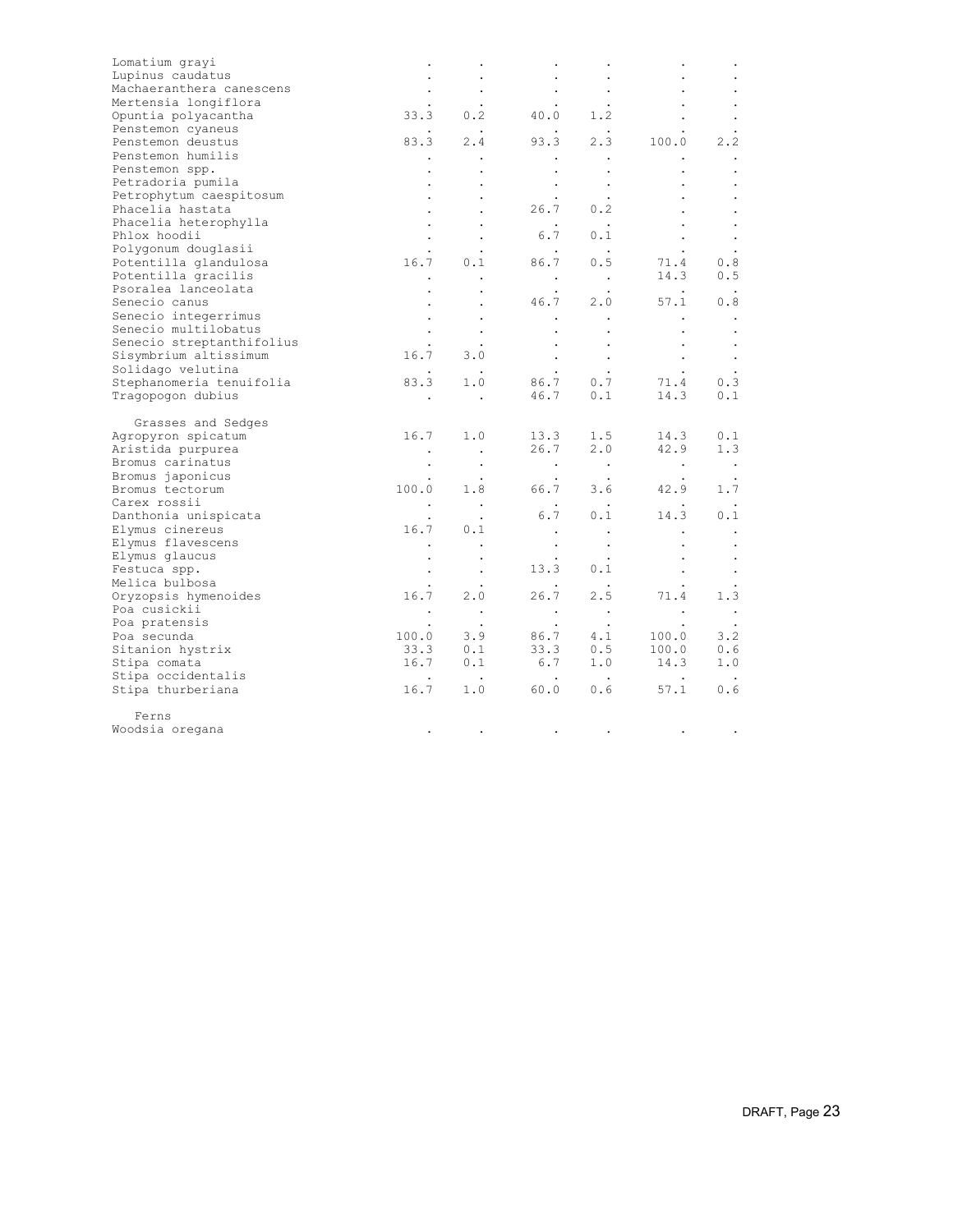| | | | | | | |
|---|---|---|---|---|---|---|
| Lomatium grayi | . | . | . | . | . | . |
| Lupinus caudatus | . | . | . | . | . | . |
| Machaeranthera canescens | . | . | . | . | . | . |
| Mertensia longiflora | . | . | . | . | . | . |
| Opuntia polyacantha | 33.3 | 0.2 | 40.0 | 1.2 | . | . |
| Penstemon cyaneus | . | . | . | . | . | . |
| Penstemon deustus | 83.3 | 2.4 | 93.3 | 2.3 | 100.0 | 2.2 |
| Penstemon humilis | . | . | . | . | . | . |
| Penstemon spp. | . | . | . | . | . | . |
| Petradoria pumila | . | . | . | . | . | . |
| Petrophytum caespitosum | . | . | . | . | . | . |
| Phacelia hastata | . | . | 26.7 | 0.2 | . | . |
| Phacelia heterophylla | . | . | . | . | . | . |
| Phlox hoodii | . | . | 6.7 | 0.1 | . | . |
| Polygonum douglasii | . | . | . | . | . | . |
| Potentilla glandulosa | 16.7 | 0.1 | 86.7 | 0.5 | 71.4 | 0.8 |
| Potentilla gracilis | . | . | . | . | 14.3 | 0.5 |
| Psoralea lanceolata | . | . | . | . | . | . |
| Senecio canus | . | . | 46.7 | 2.0 | 57.1 | 0.8 |
| Senecio integerrimus | . | . | . | . | . | . |
| Senecio multilobatus | . | . | . | . | . | . |
| Senecio streptanthifolius | . | . | . | . | . | . |
| Sisymbrium altissimum | 16.7 | 3.0 | . | . | . | . |
| Solidago velutina | . | . | . | . | . | . |
| Stephanomeria tenuifolia | 83.3 | 1.0 | 86.7 | 0.7 | 71.4 | 0.3 |
| Tragopogon dubius | . | . | 46.7 | 0.1 | 14.3 | 0.1 |
| **Grasses and Sedges** | | | | | | |
| Agropyron spicatum | 16.7 | 1.0 | 13.3 | 1.5 | 14.3 | 0.1 |
| Aristida purpurea | . | . | 26.7 | 2.0 | 42.9 | 1.3 |
| Bromus carinatus | . | . | . | . | . | . |
| Bromus japonicus | . | . | . | . | . | . |
| Bromus tectorum | 100.0 | 1.8 | 66.7 | 3.6 | 42.9 | 1.7 |
| Carex rossii | . | . | . | . | . | . |
| Danthonia unispicata | . | . | 6.7 | 0.1 | 14.3 | 0.1 |
| Elymus cinereus | 16.7 | 0.1 | . | . | . | . |
| Elymus flavescens | . | . | . | . | . | . |
| Elymus glaucus | . | . | . | . | . | . |
| Festuca spp. | . | . | 13.3 | 0.1 | . | . |
| Melica bulbosa | . | . | . | . | . | . |
| Oryzopsis hymenoides | 16.7 | 2.0 | 26.7 | 2.5 | 71.4 | 1.3 |
| Poa cusickii | . | . | . | . | . | . |
| Poa pratensis | . | . | . | . | . | . |
| Poa secunda | 100.0 | 3.9 | 86.7 | 4.1 | 100.0 | 3.2 |
| Sitanion hystrix | 33.3 | 0.1 | 33.3 | 0.5 | 100.0 | 0.6 |
| Stipa comata | 16.7 | 0.1 | 6.7 | 1.0 | 14.3 | 1.0 |
| Stipa occidentalis | . | . | . | . | . | . |
| Stipa thurberiana | 16.7 | 1.0 | 60.0 | 0.6 | 57.1 | 0.6 |
| **Ferns** | | | | | | |
| Woodsia oregana | . | . | . | . | . | . |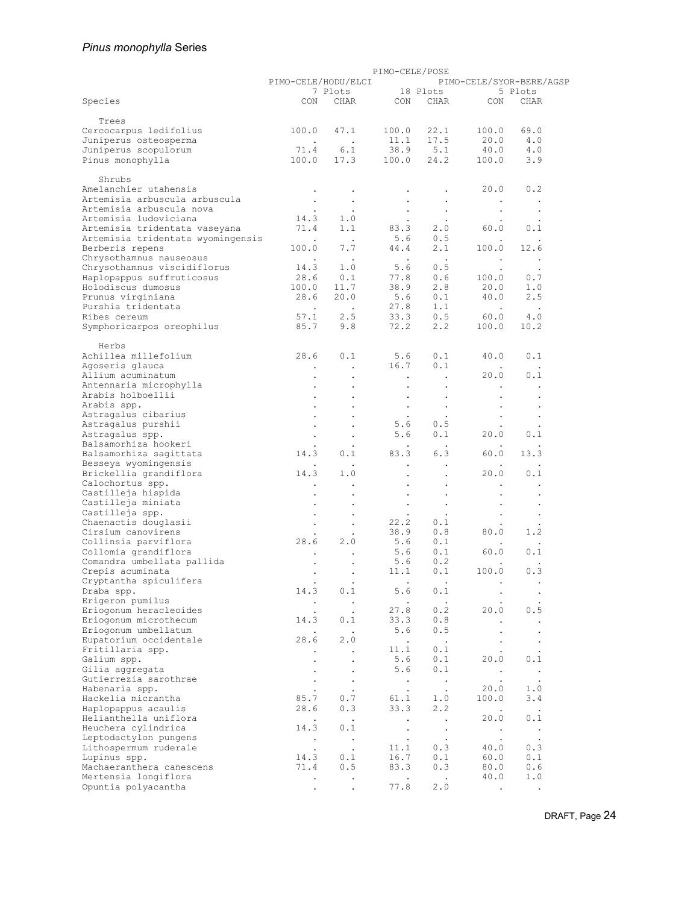*Pinus monophylla* Series

| Species | PIMO-CELE/HODU/ELCI 7 Plots CON | CHAR | PIMO-CELE/POSE 18 Plots CON | CHAR | PIMO-CELE/SYOR-BERE/AGSP 5 Plots CON | CHAR |
|---|---|---|---|---|---|---|
| **Trees** | | | | | | |
| Cercocarpus ledifolius | 100.0 | 47.1 | 100.0 | 22.1 | 100.0 | 69.0 |
| Juniperus osteosperma | . | . | 11.1 | 17.5 | 20.0 | 4.0 |
| Juniperus scopulorum | 71.4 | 6.1 | 38.9 | 5.1 | 40.0 | 4.0 |
| Pinus monophylla | 100.0 | 17.3 | 100.0 | 24.2 | 100.0 | 3.9 |
| **Shrubs** | | | | | | |
| Amelanchier utahensis | . | . | . | . | 20.0 | 0.2 |
| Artemisia arbuscula arbuscula | . | . | . | . | . | . |
| Artemisia arbuscula nova | . | . | . | . | . | . |
| Artemisia ludoviciana | 14.3 | 1.0 | . | . | . | . |
| Artemisia tridentata vaseyana | 71.4 | 1.1 | 83.3 | 2.0 | 60.0 | 0.1 |
| Artemisia tridentata wyomingensis | . | . | 5.6 | 0.5 | . | . |
| Berberis repens | 100.0 | 7.7 | 44.4 | 2.1 | 100.0 | 12.6 |
| Chrysothamnus nauseosus | . | . | . | . | . | . |
| Chrysothamnus viscidiflorus | 14.3 | 1.0 | 5.6 | 0.5 | . | . |
| Haplopappus suffruticosus | 28.6 | 0.1 | 77.8 | 0.6 | 100.0 | 0.7 |
| Holodiscus dumosus | 100.0 | 11.7 | 38.9 | 2.8 | 20.0 | 1.0 |
| Prunus virginiana | 28.6 | 20.0 | 5.6 | 0.1 | 40.0 | 2.5 |
| Purshia tridentata | . | . | 27.8 | 1.1 | . | . |
| Ribes cereum | 57.1 | 2.5 | 33.3 | 0.5 | 60.0 | 4.0 |
| Symphoricarpos oreophilus | 85.7 | 9.8 | 72.2 | 2.2 | 100.0 | 10.2 |
| **Herbs** | | | | | | |
| Achillea millefolium | 28.6 | 0.1 | 5.6 | 0.1 | 40.0 | 0.1 |
| Agoseris glauca | . | . | 16.7 | 0.1 | . | . |
| Allium acuminatum | . | . | . | . | 20.0 | 0.1 |
| Antennaria microphylla | . | . | . | . | . | . |
| Arabis holboellii | . | . | . | . | . | . |
| Arabis spp. | . | . | . | . | . | . |
| Astragalus cibarius | . | . | . | . | . | . |
| Astragalus purshii | . | . | 5.6 | 0.5 | . | . |
| Astragalus spp. | . | . | 5.6 | 0.1 | 20.0 | 0.1 |
| Balsamorhiza hookeri | . | . | . | . | . | . |
| Balsamorhiza sagittata | 14.3 | 0.1 | 83.3 | 6.3 | 60.0 | 13.3 |
| Besseya wyomingensis | . | . | . | . | . | . |
| Brickellia grandiflora | 14.3 | 1.0 | . | . | 20.0 | 0.1 |
| Calochortus spp. | . | . | . | . | . | . |
| Castilleja hispida | . | . | . | . | . | . |
| Castilleja miniata | . | . | . | . | . | . |
| Castilleja spp. | . | . | . | . | . | . |
| Chaenactis douglasii | . | . | 22.2 | 0.1 | . | . |
| Cirsium canovirens | . | . | 38.9 | 0.8 | 80.0 | 1.2 |
| Collinsia parviflora | 28.6 | 2.0 | 5.6 | 0.1 | . | . |
| Collomia grandiflora | . | . | 5.6 | 0.1 | 60.0 | 0.1 |
| Comandra umbellata pallida | . | . | 5.6 | 0.2 | . | . |
| Crepis acuminata | . | . | 11.1 | 0.1 | 100.0 | 0.3 |
| Cryptantha spiculifera | . | . | . | . | . | . |
| Draba spp. | 14.3 | 0.1 | 5.6 | 0.1 | . | . |
| Erigeron pumilus | . | . | . | . | . | . |
| Eriogonum heracleoides | . | . | 27.8 | 0.2 | 20.0 | 0.5 |
| Eriogonum microthecum | 14.3 | 0.1 | 33.3 | 0.8 | . | . |
| Eriogonum umbellatum | . | . | 5.6 | 0.5 | . | . |
| Eupatorium occidentale | 28.6 | 2.0 | . | . | . | . |
| Fritillaria spp. | . | . | 11.1 | 0.1 | . | . |
| Galium spp. | . | . | 5.6 | 0.1 | 20.0 | 0.1 |
| Gilia aggregata | . | . | 5.6 | 0.1 | . | . |
| Gutierrezia sarothrae | . | . | . | . | . | . |
| Habenaria spp. | . | . | . | . | 20.0 | 1.0 |
| Hackelia micrantha | 85.7 | 0.7 | 61.1 | 1.0 | 100.0 | 3.4 |
| Haplopappus acaulis | 28.6 | 0.3 | 33.3 | 2.2 | . | . |
| Helianthella uniflora | . | . | . | . | 20.0 | 0.1 |
| Heuchera cylindrica | 14.3 | 0.1 | . | . | . | . |
| Leptodactylon pungens | . | . | . | . | . | . |
| Lithospermum ruderale | . | . | 11.1 | 0.3 | 40.0 | 0.3 |
| Lupinus spp. | 14.3 | 0.1 | 16.7 | 0.1 | 60.0 | 0.1 |
| Machaeranthera canescens | 71.4 | 0.5 | 83.3 | 0.3 | 80.0 | 0.6 |
| Mertensia longiflora | . | . | . | . | 40.0 | 1.0 |
| Opuntia polyacantha | . | . | 77.8 | 2.0 | . | . |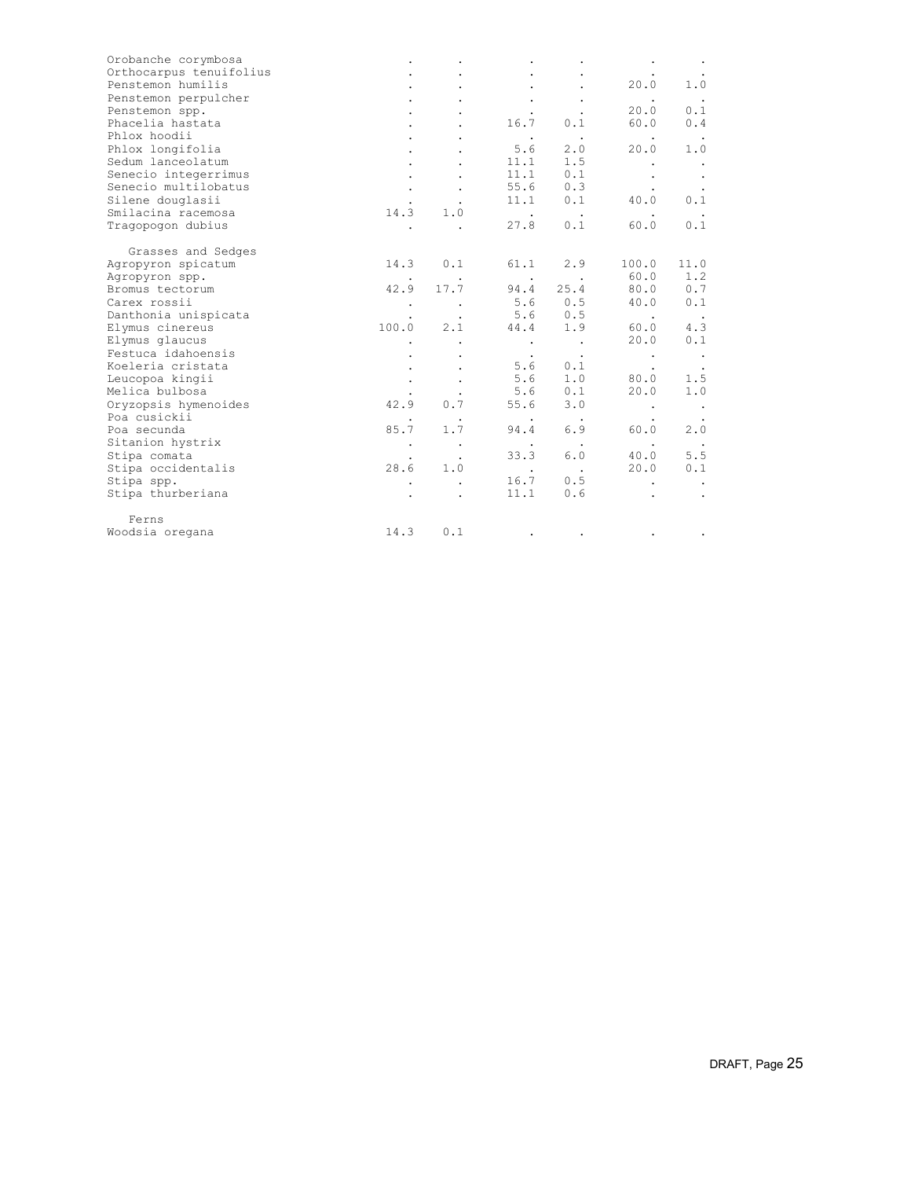| | | | | | | |
|---|---|---|---|---|---|---|
| Orobanche corymbosa | . | . | . | . | . | . |
| Orthocarpus tenuifolius | . | . | . | . | . | . |
| Penstemon humilis | . | . | . | . | 20.0 | 1.0 |
| Penstemon perpulcher | . | . | . | . | . | . |
| Penstemon spp. | . | . | . | . | 20.0 | 0.1 |
| Phacelia hastata | . | . | 16.7 | 0.1 | 60.0 | 0.4 |
| Phlox hoodii | . | . | . | . | . | . |
| Phlox longifolia | . | . | 5.6 | 2.0 | 20.0 | 1.0 |
| Sedum lanceolatum | . | . | 11.1 | 1.5 | . | . |
| Senecio integerrimus | . | . | 11.1 | 0.1 | . | . |
| Senecio multilobatus | . | . | 55.6 | 0.3 | . | . |
| Silene douglasii | . | . | 11.1 | 0.1 | 40.0 | 0.1 |
| Smilacina racemosa | 14.3 | 1.0 | . | . | . | . |
| Tragopogon dubius | . | . | 27.8 | 0.1 | 60.0 | 0.1 |
| Grasses and Sedges | | | | | | |
| Agropyron spicatum | 14.3 | 0.1 | 61.1 | 2.9 | 100.0 | 11.0 |
| Agropyron spp. | . | . | . | . | 60.0 | 1.2 |
| Bromus tectorum | 42.9 | 17.7 | 94.4 | 25.4 | 80.0 | 0.7 |
| Carex rossii | . | . | 5.6 | 0.5 | 40.0 | 0.1 |
| Danthonia unispicata | . | . | 5.6 | 0.5 | . | . |
| Elymus cinereus | 100.0 | 2.1 | 44.4 | 1.9 | 60.0 | 4.3 |
| Elymus glaucus | . | . | . | . | 20.0 | 0.1 |
| Festuca idahoensis | . | . | . | . | . | . |
| Koeleria cristata | . | . | 5.6 | 0.1 | . | . |
| Leucopoa kingii | . | . | 5.6 | 1.0 | 80.0 | 1.5 |
| Melica bulbosa | . | . | 5.6 | 0.1 | 20.0 | 1.0 |
| Oryzopsis hymenoides | 42.9 | 0.7 | 55.6 | 3.0 | . | . |
| Poa cusickii | . | . | . | . | . | . |
| Poa secunda | 85.7 | 1.7 | 94.4 | 6.9 | 60.0 | 2.0 |
| Sitanion hystrix | . | . | . | . | . | . |
| Stipa comata | . | . | 33.3 | 6.0 | 40.0 | 5.5 |
| Stipa occidentalis | 28.6 | 1.0 | . | . | 20.0 | 0.1 |
| Stipa spp. | . | . | 16.7 | 0.5 | . | . |
| Stipa thurberiana | . | . | 11.1 | 0.6 | . | . |
| Ferns | | | | | | |
| Woodsia oregana | 14.3 | 0.1 | . | . | . | . |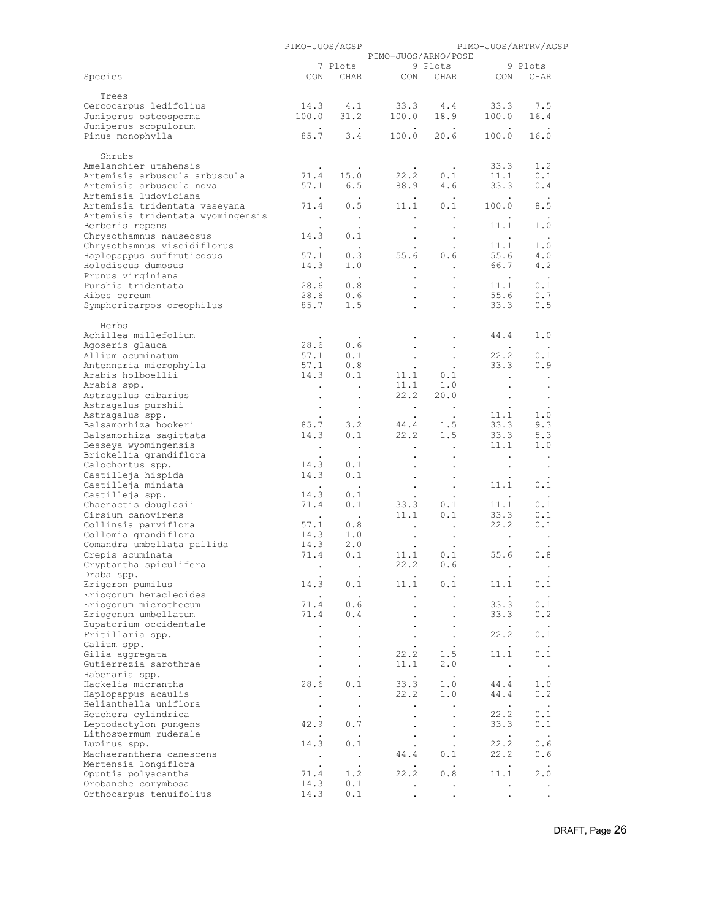| Species | PIMO-JUOS/AGSP | | PIMO-JUOS/ARNO/POSE | | PIMO-JUOS/ARTRV/AGSP | |
|---|---|---|---|---|---|---|
| | 7 Plots | | 9 Plots | | 9 Plots | |
| | CON | CHAR | CON | CHAR | CON | CHAR |
| **Trees** | | | | | | |
| Cercocarpus ledifolius | 14.3 | 4.1 | 33.3 | 4.4 | 33.3 | 7.5 |
| Juniperus osteosperma | 100.0 | 31.2 | 100.0 | 18.9 | 100.0 | 16.4 |
| Juniperus scopulorum | . | . | . | . | . | . |
| Pinus monophylla | 85.7 | 3.4 | 100.0 | 20.6 | 100.0 | 16.0 |
| **Shrubs** | | | | | | |
| Amelanchier utahensis | . | . | . | . | 33.3 | 1.2 |
| Artemisia arbuscula arbuscula | 71.4 | 15.0 | 22.2 | 0.1 | 11.1 | 0.1 |
| Artemisia arbuscula nova | 57.1 | 6.5 | 88.9 | 4.6 | 33.3 | 0.4 |
| Artemisia ludoviciana | . | . | . | . | . | . |
| Artemisia tridentata vaseyana | 71.4 | 0.5 | 11.1 | 0.1 | 100.0 | 8.5 |
| Artemisia tridentata wyomingensis | . | . | . | . | . | . |
| Berberis repens | . | . | . | . | 11.1 | 1.0 |
| Chrysothamnus nauseosus | 14.3 | 0.1 | . | . | . | . |
| Chrysothamnus viscidiflorus | . | . | . | . | 11.1 | 1.0 |
| Haplopappus suffruticosus | 57.1 | 0.3 | 55.6 | 0.6 | 55.6 | 4.0 |
| Holodiscus dumosus | 14.3 | 1.0 | . | . | 66.7 | 4.2 |
| Prunus virginiana | . | . | . | . | . | . |
| Purshia tridentata | 28.6 | 0.8 | . | . | 11.1 | 0.1 |
| Ribes cereum | 28.6 | 0.6 | . | . | 55.6 | 0.7 |
| Symphoricarpos oreophilus | 85.7 | 1.5 | . | . | 33.3 | 0.5 |
| **Herbs** | | | | | | |
| Achillea millefolium | . | . | . | . | 44.4 | 1.0 |
| Agoseris glauca | 28.6 | 0.6 | . | . | . | . |
| Allium acuminatum | 57.1 | 0.1 | . | . | 22.2 | 0.1 |
| Antennaria microphylla | 57.1 | 0.8 | . | . | 33.3 | 0.9 |
| Arabis holboellii | 14.3 | 0.1 | 11.1 | 0.1 | . | . |
| Arabis spp. | . | . | 11.1 | 1.0 | . | . |
| Astragalus cibarius | . | . | 22.2 | 20.0 | . | . |
| Astragalus purshii | . | . | . | . | . | . |
| Astragalus spp. | . | . | . | . | 11.1 | 1.0 |
| Balsamorhiza hookeri | 85.7 | 3.2 | 44.4 | 1.5 | 33.3 | 9.3 |
| Balsamorhiza sagittata | 14.3 | 0.1 | 22.2 | 1.5 | 33.3 | 5.3 |
| Besseya wyomingensis | . | . | . | . | 11.1 | 1.0 |
| Brickellia grandiflora | . | . | . | . | . | . |
| Calochortus spp. | 14.3 | 0.1 | . | . | . | . |
| Castilleja hispida | 14.3 | 0.1 | . | . | . | . |
| Castilleja miniata | . | . | . | . | 11.1 | 0.1 |
| Castilleja spp. | 14.3 | 0.1 | . | . | . | . |
| Chaenactis douglasii | 71.4 | 0.1 | 33.3 | 0.1 | 11.1 | 0.1 |
| Cirsium canovirens | . | . | 11.1 | 0.1 | 33.3 | 0.1 |
| Collinsia parviflora | 57.1 | 0.8 | . | . | 22.2 | 0.1 |
| Collomia grandiflora | 14.3 | 1.0 | . | . | . | . |
| Comandra umbellata pallida | 14.3 | 2.0 | . | . | . | . |
| Crepis acuminata | 71.4 | 0.1 | 11.1 | 0.1 | 55.6 | 0.8 |
| Cryptantha spiculifera | . | . | 22.2 | 0.6 | . | . |
| Draba spp. | . | . | . | . | . | . |
| Erigeron pumilus | 14.3 | 0.1 | 11.1 | 0.1 | 11.1 | 0.1 |
| Eriogonum heracleoides | . | . | . | . | . | . |
| Eriogonum microthecum | 71.4 | 0.6 | . | . | 33.3 | 0.1 |
| Eriogonum umbellatum | 71.4 | 0.4 | . | . | 33.3 | 0.2 |
| Eupatorium occidentale | . | . | . | . | . | . |
| Fritillaria spp. | . | . | . | . | 22.2 | 0.1 |
| Galium spp. | . | . | . | . | . | . |
| Gilia aggregata | . | . | 22.2 | 1.5 | 11.1 | 0.1 |
| Gutierrezia sarothrae | . | . | 11.1 | 2.0 | . | . |
| Habenaria spp. | . | . | . | . | . | . |
| Hackelia micrantha | 28.6 | 0.1 | 33.3 | 1.0 | 44.4 | 1.0 |
| Haplopappus acaulis | . | . | 22.2 | 1.0 | 44.4 | 0.2 |
| Helianthella uniflora | . | . | . | . | . | . |
| Heuchera cylindrica | . | . | . | . | 22.2 | 0.1 |
| Leptodactylon pungens | 42.9 | 0.7 | . | . | 33.3 | 0.1 |
| Lithospermum ruderale | . | . | . | . | . | . |
| Lupinus spp. | 14.3 | 0.1 | . | . | 22.2 | 0.6 |
| Machaeranthera canescens | . | . | 44.4 | 0.1 | 22.2 | 0.6 |
| Mertensia longiflora | . | . | . | . | . | . |
| Opuntia polyacantha | 71.4 | 1.2 | 22.2 | 0.8 | 11.1 | 2.0 |
| Orobanche corymbosa | 14.3 | 0.1 | . | . | . | . |
| Orthocarpus tenuifolius | 14.3 | 0.1 | . | . | . | . |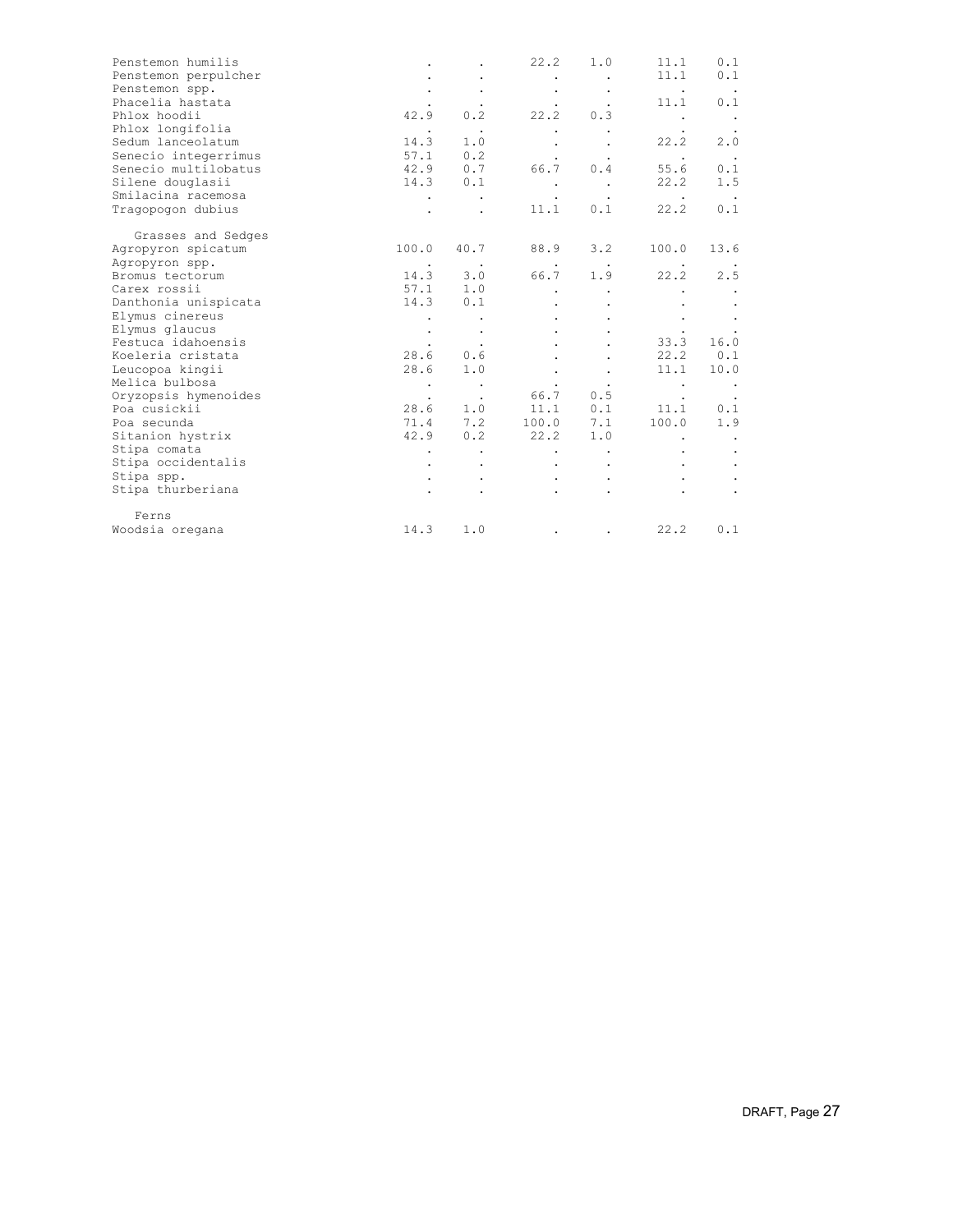| | | | | | | |
|---|---|---|---|---|---|---|
| Penstemon humilis | . | . | 22.2 | 1.0 | 11.1 | 0.1 |
| Penstemon perpulcher | . | . | . | . | 11.1 | 0.1 |
| Penstemon spp. | . | . | . | . | . | . |
| Phacelia hastata | . | . | . | . | 11.1 | 0.1 |
| Phlox hoodii | 42.9 | 0.2 | 22.2 | 0.3 | . | . |
| Phlox longifolia | . | . | . | . | . | . |
| Sedum lanceolatum | 14.3 | 1.0 | . | . | 22.2 | 2.0 |
| Senecio integerrimus | 57.1 | 0.2 | . | . | . | . |
| Senecio multilobatus | 42.9 | 0.7 | 66.7 | 0.4 | 55.6 | 0.1 |
| Silene douglasii | 14.3 | 0.1 | . | . | 22.2 | 1.5 |
| Smilacina racemosa | . | . | . | . | . | . |
| Tragopogon dubius | . | . | 11.1 | 0.1 | 22.2 | 0.1 |
| Grasses and Sedges | | | | | | |
| Agropyron spicatum | 100.0 | 40.7 | 88.9 | 3.2 | 100.0 | 13.6 |
| Agropyron spp. | . | . | . | . | . | . |
| Bromus tectorum | 14.3 | 3.0 | 66.7 | 1.9 | 22.2 | 2.5 |
| Carex rossii | 57.1 | 1.0 | . | . | . | . |
| Danthonia unispicata | 14.3 | 0.1 | . | . | . | . |
| Elymus cinereus | . | . | . | . | . | . |
| Elymus glaucus | . | . | . | . | . | . |
| Festuca idahoensis | . | . | . | . | 33.3 | 16.0 |
| Koeleria cristata | 28.6 | 0.6 | . | . | 22.2 | 0.1 |
| Leucopoa kingii | 28.6 | 1.0 | . | . | 11.1 | 10.0 |
| Melica bulbosa | . | . | . | . | . | . |
| Oryzopsis hymenoides | . | . | 66.7 | 0.5 | . | . |
| Poa cusickii | 28.6 | 1.0 | 11.1 | 0.1 | 11.1 | 0.1 |
| Poa secunda | 71.4 | 7.2 | 100.0 | 7.1 | 100.0 | 1.9 |
| Sitanion hystrix | 42.9 | 0.2 | 22.2 | 1.0 | . | . |
| Stipa comata | . | . | . | . | . | . |
| Stipa occidentalis | . | . | . | . | . | . |
| Stipa spp. | . | . | . | . | . | . |
| Stipa thurberiana | . | . | . | . | . | . |
| Ferns | | | | | | |
| Woodsia oregana | 14.3 | 1.0 | . | . | 22.2 | 0.1 |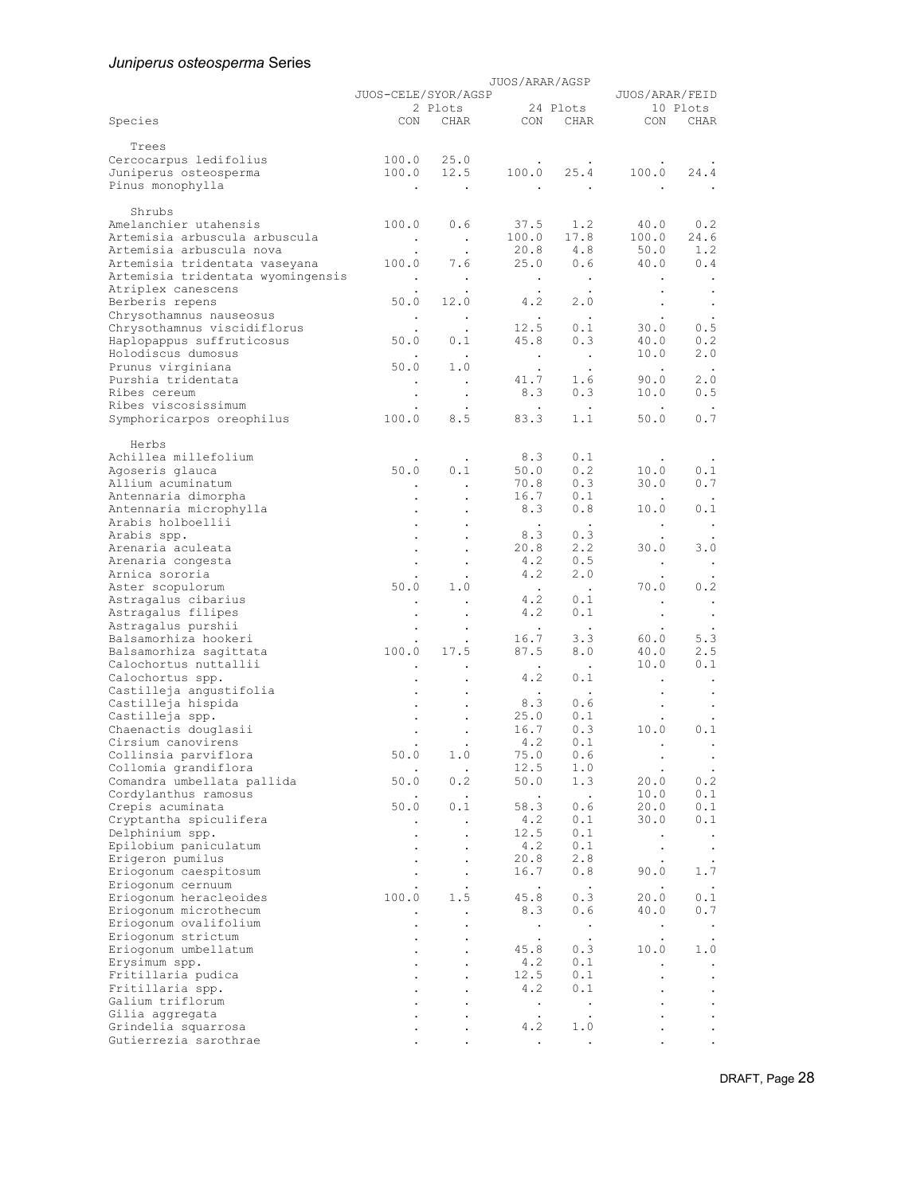## *Juniperus osteosperma* Series

| Species | JUOS-CELE/SYOR/AGSP | | JUOS/ARAR/AGSP | | JUOS/ARAR/FEID | |
|---|---|---|---|---|---|---|
| | 2 Plots | | 24 Plots | | 10 Plots | |
| | CON | CHAR | CON | CHAR | CON | CHAR |
| **Trees** | | | | | | |
| Cercocarpus ledifolius | 100.0 | 25.0 | . | . | . | . |
| Juniperus osteosperma | 100.0 | 12.5 | 100.0 | 25.4 | 100.0 | 24.4 |
| Pinus monophylla | . | . | . | . | . | . |
| **Shrubs** | | | | | | |
| Amelanchier utahensis | 100.0 | 0.6 | 37.5 | 1.2 | 40.0 | 0.2 |
| Artemisia arbuscula arbuscula | . | . | 100.0 | 17.8 | 100.0 | 24.6 |
| Artemisia arbuscula nova | . | . | 20.8 | 4.8 | 50.0 | 1.2 |
| Artemisia tridentata vaseyana | 100.0 | 7.6 | 25.0 | 0.6 | 40.0 | 0.4 |
| Artemisia tridentata wyomingensis | . | . | . | . | . | . |
| Atriplex canescens | . | . | . | . | . | . |
| Berberis repens | 50.0 | 12.0 | 4.2 | 2.0 | . | . |
| Chrysothamnus nauseosus | . | . | . | . | . | . |
| Chrysothamnus viscidiflorus | . | . | 12.5 | 0.1 | 30.0 | 0.5 |
| Haplopappus suffruticosus | 50.0 | 0.1 | 45.8 | 0.3 | 40.0 | 0.2 |
| Holodiscus dumosus | . | . | . | . | 10.0 | 2.0 |
| Prunus virginiana | 50.0 | 1.0 | . | . | . | . |
| Purshia tridentata | . | . | 41.7 | 1.6 | 90.0 | 2.0 |
| Ribes cereum | . | . | 8.3 | 0.3 | 10.0 | 0.5 |
| Ribes viscosissimum | . | . | . | . | . | . |
| Symphoricarpos oreophilus | 100.0 | 8.5 | 83.3 | 1.1 | 50.0 | 0.7 |
| **Herbs** | | | | | | |
| Achillea millefolium | . | . | 8.3 | 0.1 | . | . |
| Agoseris glauca | 50.0 | 0.1 | 50.0 | 0.2 | 10.0 | 0.1 |
| Allium acuminatum | . | . | 70.8 | 0.3 | 30.0 | 0.7 |
| Antennaria dimorpha | . | . | 16.7 | 0.1 | . | . |
| Antennaria microphylla | . | . | 8.3 | 0.8 | 10.0 | 0.1 |
| Arabis holboellii | . | . | . | . | . | . |
| Arabis spp. | . | . | 8.3 | 0.3 | . | . |
| Arenaria aculeata | . | . | 20.8 | 2.2 | 30.0 | 3.0 |
| Arenaria congesta | . | . | 4.2 | 0.5 | . | . |
| Arnica sororia | . | . | 4.2 | 2.0 | . | . |
| Aster scopulorum | 50.0 | 1.0 | . | . | 70.0 | 0.2 |
| Astragalus cibarius | . | . | 4.2 | 0.1 | . | . |
| Astragalus filipes | . | . | 4.2 | 0.1 | . | . |
| Astragalus purshii | . | . | . | . | . | . |
| Balsamorhiza hookeri | . | . | 16.7 | 3.3 | 60.0 | 5.3 |
| Balsamorhiza sagittata | 100.0 | 17.5 | 87.5 | 8.0 | 40.0 | 2.5 |
| Calochortus nuttallii | . | . | . | . | 10.0 | 0.1 |
| Calochortus spp. | . | . | 4.2 | 0.1 | . | . |
| Castilleja angustifolia | . | . | . | . | . | . |
| Castilleja hispida | . | . | 8.3 | 0.6 | . | . |
| Castilleja spp. | . | . | 25.0 | 0.1 | . | . |
| Chaenactis douglasii | . | . | 16.7 | 0.3 | 10.0 | 0.1 |
| Cirsium canovirens | . | . | 4.2 | 0.1 | . | . |
| Collinsia parviflora | 50.0 | 1.0 | 75.0 | 0.6 | . | . |
| Collomia grandiflora | . | . | 12.5 | 1.0 | . | . |
| Comandra umbellata pallida | 50.0 | 0.2 | 50.0 | 1.3 | 20.0 | 0.2 |
| Cordylanthus ramosus | . | . | . | . | 10.0 | 0.1 |
| Crepis acuminata | 50.0 | 0.1 | 58.3 | 0.6 | 20.0 | 0.1 |
| Cryptantha spiculifera | . | . | 4.2 | 0.1 | 30.0 | 0.1 |
| Delphinium spp. | . | . | 12.5 | 0.1 | . | . |
| Epilobium paniculatum | . | . | 4.2 | 0.1 | . | . |
| Erigeron pumilus | . | . | 20.8 | 2.8 | . | . |
| Eriogonum caespitosum | . | . | 16.7 | 0.8 | 90.0 | 1.7 |
| Eriogonum cernuum | . | . | . | . | . | . |
| Eriogonum heracleoides | 100.0 | 1.5 | 45.8 | 0.3 | 20.0 | 0.1 |
| Eriogonum microthecum | . | . | 8.3 | 0.6 | 40.0 | 0.7 |
| Eriogonum ovalifolium | . | . | . | . | . | . |
| Eriogonum strictum | . | . | . | . | . | . |
| Eriogonum umbellatum | . | . | 45.8 | 0.3 | 10.0 | 1.0 |
| Erysimum spp. | . | . | 4.2 | 0.1 | . | . |
| Fritillaria pudica | . | . | 12.5 | 0.1 | . | . |
| Fritillaria spp. | . | . | 4.2 | 0.1 | . | . |
| Galium triflorum | . | . | . | . | . | . |
| Gilia aggregata | . | . | . | . | . | . |
| Grindelia squarrosa | . | . | 4.2 | 1.0 | . | . |
| Gutierrezia sarothrae | . | . | . | . | . | . |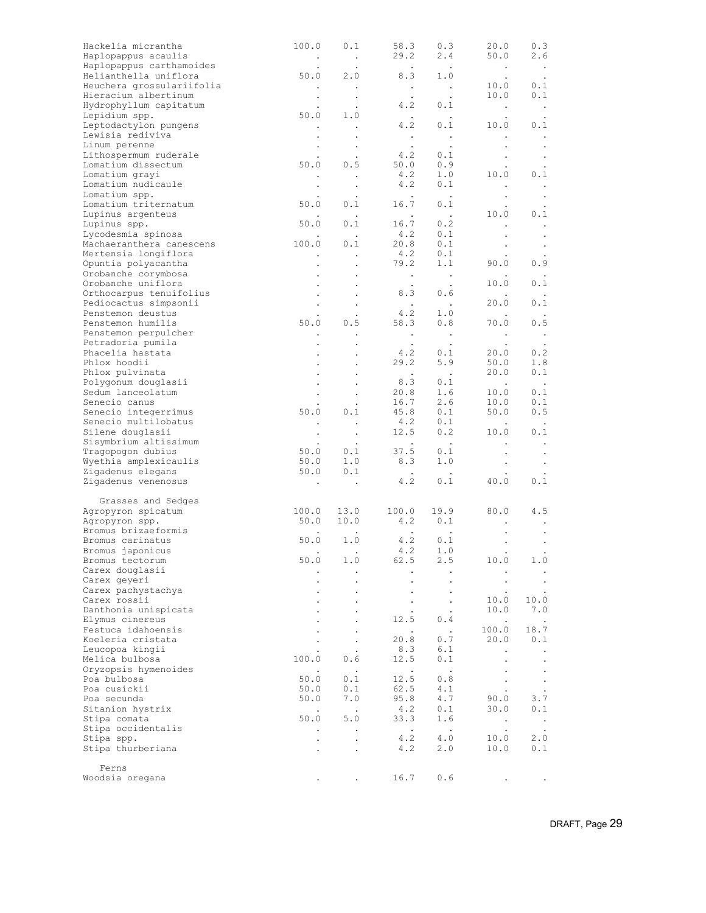| | | | | | | |
|---|---|---|---|---|---|---|
| Hackelia micrantha | 100.0 | 0.1 | 58.3 | 0.3 | 20.0 | 0.3 |
| Haplopappus acaulis | . | . | 29.2 | 2.4 | 50.0 | 2.6 |
| Haplopappus carthamoides | . | . | . | . | . | . |
| Helianthella uniflora | 50.0 | 2.0 | 8.3 | 1.0 | . | . |
| Heuchera grossulariifolia | . | . | . | . | 10.0 | 0.1 |
| Hieracium albertinum | . | . | . | . | 10.0 | 0.1 |
| Hydrophyllum capitatum | . | . | 4.2 | 0.1 | . | . |
| Lepidium spp. | 50.0 | 1.0 | . | . | . | . |
| Leptodactylon pungens | . | . | 4.2 | 0.1 | 10.0 | 0.1 |
| Lewisia rediviva | . | . | . | . | . | . |
| Linum perenne | . | . | . | . | . | . |
| Lithospermum ruderale | . | . | 4.2 | 0.1 | . | . |
| Lomatium dissectum | 50.0 | 0.5 | 50.0 | 0.9 | . | . |
| Lomatium grayi | . | . | 4.2 | 1.0 | 10.0 | 0.1 |
| Lomatium nudicaule | . | . | 4.2 | 0.1 | . | . |
| Lomatium spp. | . | . | . | . | . | . |
| Lomatium triternatum | 50.0 | 0.1 | 16.7 | 0.1 | . | . |
| Lupinus argenteus | . | . | . | . | 10.0 | 0.1 |
| Lupinus spp. | 50.0 | 0.1 | 16.7 | 0.2 | . | . |
| Lycodesmia spinosa | . | . | 4.2 | 0.1 | . | . |
| Machaeranthera canescens | 100.0 | 0.1 | 20.8 | 0.1 | . | . |
| Mertensia longiflora | . | . | 4.2 | 0.1 | . | . |
| Opuntia polyacantha | . | . | 79.2 | 1.1 | 90.0 | 0.9 |
| Orobanche corymbosa | . | . | . | . | . | . |
| Orobanche uniflora | . | . | . | . | 10.0 | 0.1 |
| Orthocarpus tenuifolius | . | . | 8.3 | 0.6 | . | . |
| Pediocactus simpsonii | . | . | . | . | 20.0 | 0.1 |
| Penstemon deustus | . | . | 4.2 | 1.0 | . | . |
| Penstemon humilis | 50.0 | 0.5 | 58.3 | 0.8 | 70.0 | 0.5 |
| Penstemon perpulcher | . | . | . | . | . | . |
| Petradoria pumila | . | . | . | . | . | . |
| Phacelia hastata | . | . | 4.2 | 0.1 | 20.0 | 0.2 |
| Phlox hoodii | . | . | 29.2 | 5.9 | 50.0 | 1.8 |
| Phlox pulvinata | . | . | . | . | 20.0 | 0.1 |
| Polygonum douglasii | . | . | 8.3 | 0.1 | . | . |
| Sedum lanceolatum | . | . | 20.8 | 1.6 | 10.0 | 0.1 |
| Senecio canus | . | . | 16.7 | 2.6 | 10.0 | 0.1 |
| Senecio integerrimus | 50.0 | 0.1 | 45.8 | 0.1 | 50.0 | 0.5 |
| Senecio multilobatus | . | . | 4.2 | 0.1 | . | . |
| Silene douglasii | . | . | 12.5 | 0.2 | 10.0 | 0.1 |
| Sisymbrium altissimum | . | . | . | . | . | . |
| Tragopogon dubius | 50.0 | 0.1 | 37.5 | 0.1 | . | . |
| Wyethia amplexicaulis | 50.0 | 1.0 | 8.3 | 1.0 | . | . |
| Zigadenus elegans | 50.0 | 0.1 | . | . | . | . |
| Zigadenus venenosus | . | . | 4.2 | 0.1 | 40.0 | 0.1 |
| **Grasses and Sedges** | | | | | | |
| Agropyron spicatum | 100.0 | 13.0 | 100.0 | 19.9 | 80.0 | 4.5 |
| Agropyron spp. | 50.0 | 10.0 | 4.2 | 0.1 | . | . |
| Bromus brizaeformis | . | . | . | . | . | . |
| Bromus carinatus | 50.0 | 1.0 | 4.2 | 0.1 | . | . |
| Bromus japonicus | . | . | 4.2 | 1.0 | . | . |
| Bromus tectorum | 50.0 | 1.0 | 62.5 | 2.5 | 10.0 | 1.0 |
| Carex douglasii | . | . | . | . | . | . |
| Carex geyeri | . | . | . | . | . | . |
| Carex pachystachya | . | . | . | . | . | . |
| Carex rossii | . | . | . | . | 10.0 | 10.0 |
| Danthonia unispicata | . | . | . | . | 10.0 | 7.0 |
| Elymus cinereus | . | . | 12.5 | 0.4 | . | . |
| Festuca idahoensis | . | . | . | . | 100.0 | 18.7 |
| Koeleria cristata | . | . | 20.8 | 0.7 | 20.0 | 0.1 |
| Leucopoa kingii | . | . | 8.3 | 6.1 | . | . |
| Melica bulbosa | 100.0 | 0.6 | 12.5 | 0.1 | . | . |
| Oryzopsis hymenoides | . | . | . | . | . | . |
| Poa bulbosa | 50.0 | 0.1 | 12.5 | 0.8 | . | . |
| Poa cusickii | 50.0 | 0.1 | 62.5 | 4.1 | . | . |
| Poa secunda | 50.0 | 7.0 | 95.8 | 4.7 | 90.0 | 3.7 |
| Sitanion hystrix | . | . | 4.2 | 0.1 | 30.0 | 0.1 |
| Stipa comata | 50.0 | 5.0 | 33.3 | 1.6 | . | . |
| Stipa occidentalis | . | . | . | . | . | . |
| Stipa spp. | . | . | 4.2 | 4.0 | 10.0 | 2.0 |
| Stipa thurberiana | . | . | 4.2 | 2.0 | 10.0 | 0.1 |
| **Ferns** | | | | | | |
| Woodsia oregana | . | . | 16.7 | 0.6 | . | . |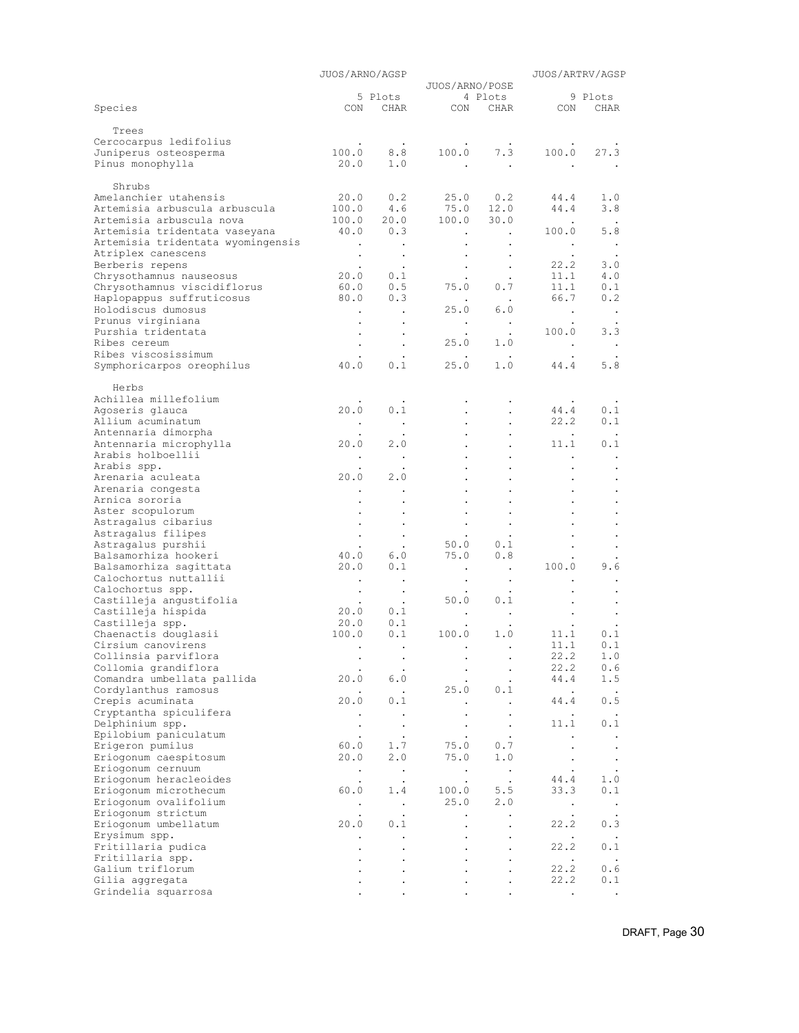| Species | JUOS/ARNO/AGSP | | JUOS/ARNO/POSE | | JUOS/ARTRV/AGSP | |
|---|---|---|---|---|---|---|
| | 5 Plots | | 4 Plots | | 9 Plots | |
| | CON | CHAR | CON | CHAR | CON | CHAR |
| **Trees** | | | | | | |
| Cercocarpus ledifolius | . | . | . | . | . | . |
| Juniperus osteosperma | 100.0 | 8.8 | 100.0 | 7.3 | 100.0 | 27.3 |
| Pinus monophylla | 20.0 | 1.0 | . | . | . | . |
| **Shrubs** | | | | | | |
| Amelanchier utahensis | 20.0 | 0.2 | 25.0 | 0.2 | 44.4 | 1.0 |
| Artemisia arbuscula arbuscula | 100.0 | 4.6 | 75.0 | 12.0 | 44.4 | 3.8 |
| Artemisia arbuscula nova | 100.0 | 20.0 | 100.0 | 30.0 | . | . |
| Artemisia tridentata vaseyana | 40.0 | 0.3 | . | . | 100.0 | 5.8 |
| Artemisia tridentata wyomingensis | . | . | . | . | . | . |
| Atriplex canescens | . | . | . | . | . | . |
| Berberis repens | . | . | . | . | 22.2 | 3.0 |
| Chrysothamnus nauseosus | 20.0 | 0.1 | . | . | 11.1 | 4.0 |
| Chrysothamnus viscidiflorus | 60.0 | 0.5 | 75.0 | 0.7 | 11.1 | 0.1 |
| Haplopappus suffruticosus | 80.0 | 0.3 | . | . | 66.7 | 0.2 |
| Holodiscus dumosus | . | . | 25.0 | 6.0 | . | . |
| Prunus virginiana | . | . | . | . | . | . |
| Purshia tridentata | . | . | . | . | 100.0 | 3.3 |
| Ribes cereum | . | . | 25.0 | 1.0 | . | . |
| Ribes viscosissimum | . | . | . | . | . | . |
| Symphoricarpos oreophilus | 40.0 | 0.1 | 25.0 | 1.0 | 44.4 | 5.8 |
| **Herbs** | | | | | | |
| Achillea millefolium | . | . | . | . | . | . |
| Agoseris glauca | 20.0 | 0.1 | . | . | 44.4 | 0.1 |
| Allium acuminatum | . | . | . | . | 22.2 | 0.1 |
| Antennaria dimorpha | . | . | . | . | . | . |
| Antennaria microphylla | 20.0 | 2.0 | . | . | 11.1 | 0.1 |
| Arabis holboellii | . | . | . | . | . | . |
| Arabis spp. | . | . | . | . | . | . |
| Arenaria aculeata | 20.0 | 2.0 | . | . | . | . |
| Arenaria congesta | . | . | . | . | . | . |
| Arnica sororia | . | . | . | . | . | . |
| Aster scopulorum | . | . | . | . | . | . |
| Astragalus cibarius | . | . | . | . | . | . |
| Astragalus filipes | . | . | . | . | . | . |
| Astragalus purshii | . | . | 50.0 | 0.1 | . | . |
| Balsamorhiza hookeri | 40.0 | 6.0 | 75.0 | 0.8 | . | . |
| Balsamorhiza sagittata | 20.0 | 0.1 | . | . | 100.0 | 9.6 |
| Calochortus nuttallii | . | . | . | . | . | . |
| Calochortus spp. | . | . | . | . | . | . |
| Castilleja angustifolia | . | . | 50.0 | 0.1 | . | . |
| Castilleja hispida | 20.0 | 0.1 | . | . | . | . |
| Castilleja spp. | 20.0 | 0.1 | . | . | . | . |
| Chaenactis douglasii | 100.0 | 0.1 | 100.0 | 1.0 | 11.1 | 0.1 |
| Cirsium canovirens | . | . | . | . | 11.1 | 0.1 |
| Collinsia parviflora | . | . | . | . | 22.2 | 1.0 |
| Collomia grandiflora | . | . | . | . | 22.2 | 0.6 |
| Comandra umbellata pallida | 20.0 | 6.0 | . | . | 44.4 | 1.5 |
| Cordylanthus ramosus | . | . | 25.0 | 0.1 | . | . |
| Crepis acuminata | 20.0 | 0.1 | . | . | 44.4 | 0.5 |
| Cryptantha spiculifera | . | . | . | . | . | . |
| Delphinium spp. | . | . | . | . | 11.1 | 0.1 |
| Epilobium paniculatum | . | . | . | . | . | . |
| Erigeron pumilus | 60.0 | 1.7 | 75.0 | 0.7 | . | . |
| Eriogonum caespitosum | 20.0 | 2.0 | 75.0 | 1.0 | . | . |
| Eriogonum cernuum | . | . | . | . | . | . |
| Eriogonum heracleoides | . | . | . | . | 44.4 | 1.0 |
| Eriogonum microthecum | 60.0 | 1.4 | 100.0 | 5.5 | 33.3 | 0.1 |
| Eriogonum ovalifolium | . | . | 25.0 | 2.0 | . | . |
| Eriogonum strictum | . | . | . | . | . | . |
| Eriogonum umbellatum | 20.0 | 0.1 | . | . | 22.2 | 0.3 |
| Erysimum spp. | . | . | . | . | . | . |
| Fritillaria pudica | . | . | . | . | 22.2 | 0.1 |
| Fritillaria spp. | . | . | . | . | . | . |
| Galium triflorum | . | . | . | . | 22.2 | 0.6 |
| Gilia aggregata | . | . | . | . | 22.2 | 0.1 |
| Grindelia squarrosa | . | . | . | . | . | . |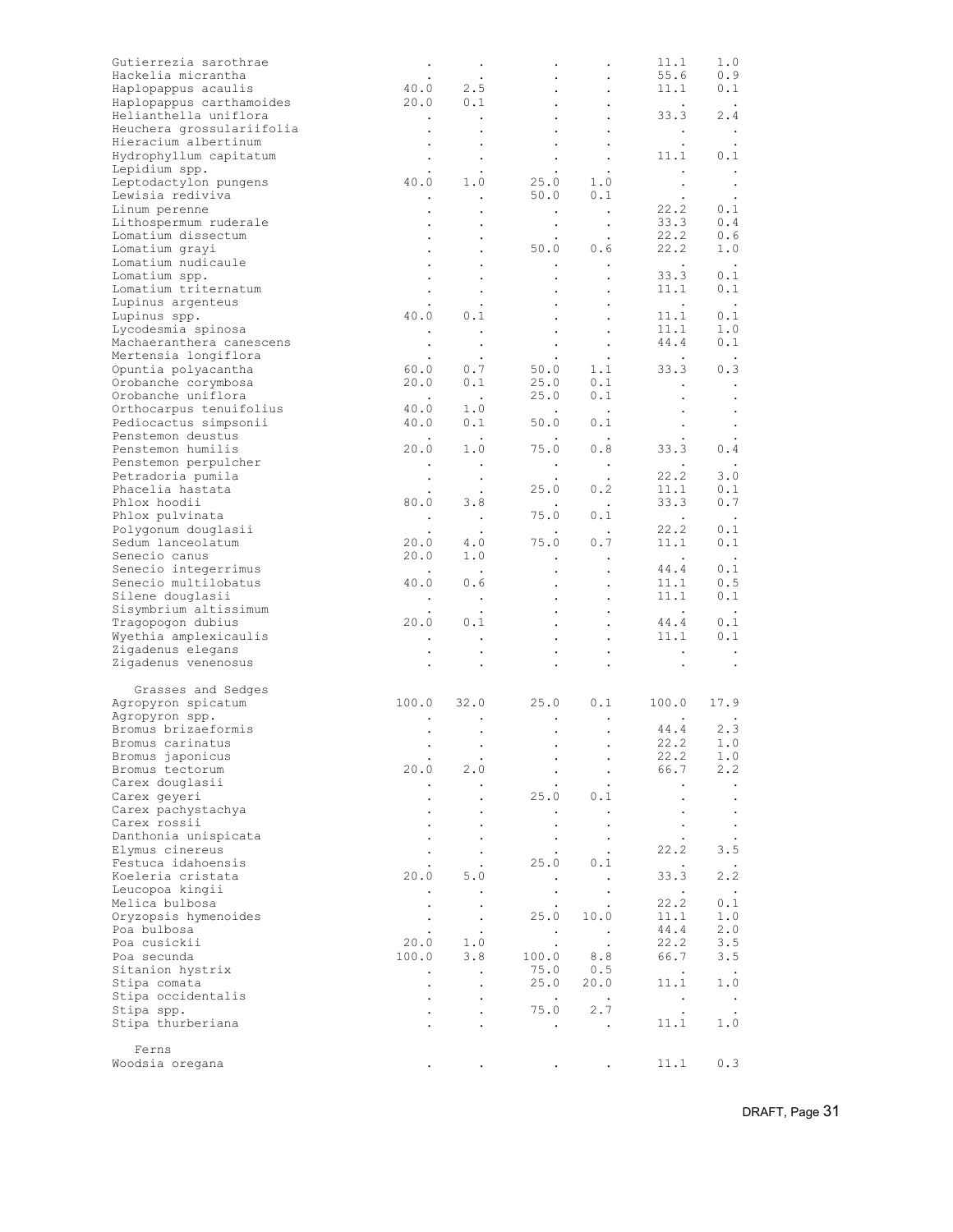| | | | | | | |
|---|---|---|---|---|---|---|
| Gutierrezia sarothrae | . | . | . | . | 11.1 | 1.0 |
| Hackelia micrantha | . | . | . | . | 55.6 | 0.9 |
| Haplopappus acaulis | 40.0 | 2.5 | . | . | 11.1 | 0.1 |
| Haplopappus carthamoides | 20.0 | 0.1 | . | . | . | . |
| Helianthella uniflora | . | . | . | . | 33.3 | 2.4 |
| Heuchera grossulariifolia | . | . | . | . | . | . |
| Hieracium albertinum | . | . | . | . | . | . |
| Hydrophyllum capitatum | . | . | . | . | 11.1 | 0.1 |
| Lepidium spp. | . | . | . | . | . | . |
| Leptodactylon pungens | 40.0 | 1.0 | 25.0 | 1.0 | . | . |
| Lewisia rediviva | . | . | 50.0 | 0.1 | . | . |
| Linum perenne | . | . | . | . | 22.2 | 0.1 |
| Lithospermum ruderale | . | . | . | . | 33.3 | 0.4 |
| Lomatium dissectum | . | . | . | . | 22.2 | 0.6 |
| Lomatium grayi | . | . | 50.0 | 0.6 | 22.2 | 1.0 |
| Lomatium nudicaule | . | . | . | . | . | . |
| Lomatium spp. | . | . | . | . | 33.3 | 0.1 |
| Lomatium triternatum | . | . | . | . | 11.1 | 0.1 |
| Lupinus argenteus | . | . | . | . | . | . |
| Lupinus spp. | 40.0 | 0.1 | . | . | 11.1 | 0.1 |
| Lycodesmia spinosa | . | . | . | . | 11.1 | 1.0 |
| Machaeranthera canescens | . | . | . | . | 44.4 | 0.1 |
| Mertensia longiflora | . | . | . | . | . | . |
| Opuntia polyacantha | 60.0 | 0.7 | 50.0 | 1.1 | 33.3 | 0.3 |
| Orobanche corymbosa | 20.0 | 0.1 | 25.0 | 0.1 | . | . |
| Orobanche uniflora | . | . | 25.0 | 0.1 | . | . |
| Orthocarpus tenuifolius | 40.0 | 1.0 | . | . | . | . |
| Pediocactus simpsonii | 40.0 | 0.1 | 50.0 | 0.1 | . | . |
| Penstemon deustus | . | . | . | . | . | . |
| Penstemon humilis | 20.0 | 1.0 | 75.0 | 0.8 | 33.3 | 0.4 |
| Penstemon perpulcher | . | . | . | . | . | . |
| Petradoria pumila | . | . | . | . | 22.2 | 3.0 |
| Phacelia hastata | . | . | 25.0 | 0.2 | 11.1 | 0.1 |
| Phlox hoodii | 80.0 | 3.8 | . | . | 33.3 | 0.7 |
| Phlox pulvinata | . | . | 75.0 | 0.1 | . | . |
| Polygonum douglasii | . | . | . | . | 22.2 | 0.1 |
| Sedum lanceolatum | 20.0 | 4.0 | 75.0 | 0.7 | 11.1 | 0.1 |
| Senecio canus | 20.0 | 1.0 | . | . | . | . |
| Senecio integerrimus | . | . | . | . | 44.4 | 0.1 |
| Senecio multilobatus | 40.0 | 0.6 | . | . | 11.1 | 0.5 |
| Silene douglasii | . | . | . | . | 11.1 | 0.1 |
| Sisymbrium altissimum | . | . | . | . | . | . |
| Tragopogon dubius | 20.0 | 0.1 | . | . | 44.4 | 0.1 |
| Wyethia amplexicaulis | . | . | . | . | 11.1 | 0.1 |
| Zigadenus elegans | . | . | . | . | . | . |
| Zigadenus venenosus | . | . | . | . | . | . |
| **Grasses and Sedges** | | | | | | |
| Agropyron spicatum | 100.0 | 32.0 | 25.0 | 0.1 | 100.0 | 17.9 |
| Agropyron spp. | . | . | . | . | . | . |
| Bromus brizaeformis | . | . | . | . | 44.4 | 2.3 |
| Bromus carinatus | . | . | . | . | 22.2 | 1.0 |
| Bromus japonicus | . | . | . | . | 22.2 | 1.0 |
| Bromus tectorum | 20.0 | 2.0 | . | . | 66.7 | 2.2 |
| Carex douglasii | . | . | . | . | . | . |
| Carex geyeri | . | . | 25.0 | 0.1 | . | . |
| Carex pachystachya | . | . | . | . | . | . |
| Carex rossii | . | . | . | . | . | . |
| Danthonia unispicata | . | . | . | . | . | . |
| Elymus cinereus | . | . | . | . | 22.2 | 3.5 |
| Festuca idahoensis | . | . | 25.0 | 0.1 | . | . |
| Koeleria cristata | 20.0 | 5.0 | . | . | 33.3 | 2.2 |
| Leucopoa kingii | . | . | . | . | . | . |
| Melica bulbosa | . | . | . | . | 22.2 | 0.1 |
| Oryzopsis hymenoides | . | . | 25.0 | 10.0 | 11.1 | 1.0 |
| Poa bulbosa | . | . | . | . | 44.4 | 2.0 |
| Poa cusickii | 20.0 | 1.0 | . | . | 22.2 | 3.5 |
| Poa secunda | 100.0 | 3.8 | 100.0 | 8.8 | 66.7 | 3.5 |
| Sitanion hystrix | . | . | 75.0 | 0.5 | . | . |
| Stipa comata | . | . | 25.0 | 20.0 | 11.1 | 1.0 |
| Stipa occidentalis | . | . | . | . | . | . |
| Stipa spp. | . | . | 75.0 | 2.7 | . | . |
| Stipa thurberiana | . | . | . | . | 11.1 | 1.0 |
| **Ferns** | | | | | | |
| Woodsia oregana | . | . | . | . | 11.1 | 0.3 |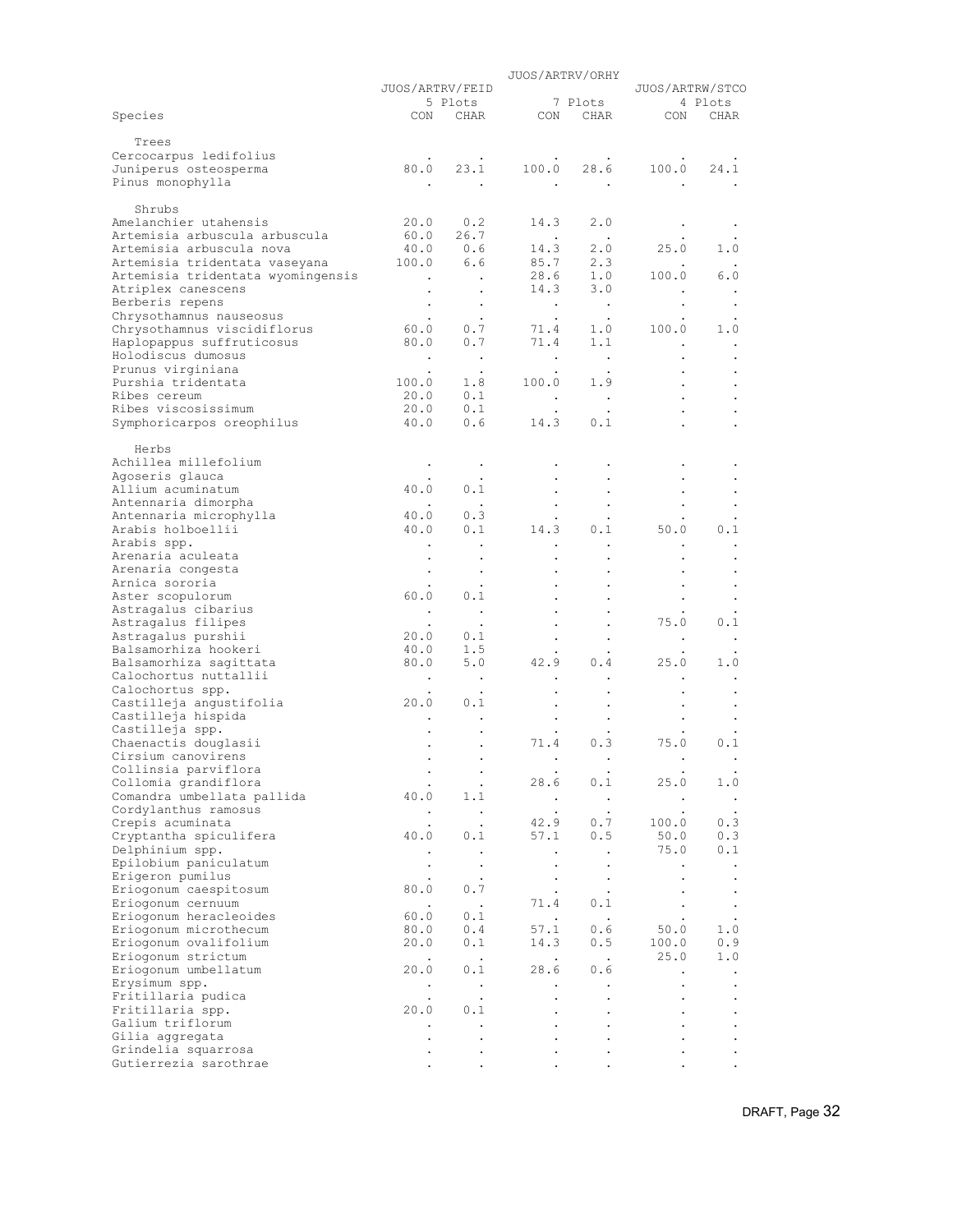| Species | JUOS/ARTRV/FEID 5 Plots | | JUOS/ARTRV/ORHY 7 Plots | | JUOS/ARTRW/STCO 4 Plots | |
|---|---|---|---|---|---|---|
| | CON | CHAR | CON | CHAR | CON | CHAR |
| **Trees** | | | | | | |
| Cercocarpus ledifolius | . | . | . | . | . | . |
| Juniperus osteosperma | 80.0 | 23.1 | 100.0 | 28.6 | 100.0 | 24.1 |
| Pinus monophylla | . | . | . | . | . | . |
| **Shrubs** | | | | | | |
| Amelanchier utahensis | 20.0 | 0.2 | 14.3 | 2.0 | . | . |
| Artemisia arbuscula arbuscula | 60.0 | 26.7 | . | . | . | . |
| Artemisia arbuscula nova | 40.0 | 0.6 | 14.3 | 2.0 | 25.0 | 1.0 |
| Artemisia tridentata vaseyana | 100.0 | 6.6 | 85.7 | 2.3 | . | . |
| Artemisia tridentata wyomingensis | . | . | 28.6 | 1.0 | 100.0 | 6.0 |
| Atriplex canescens | . | . | 14.3 | 3.0 | . | . |
| Berberis repens | . | . | . | . | . | . |
| Chrysothamnus nauseosus | . | . | . | . | . | . |
| Chrysothamnus viscidiflorus | 60.0 | 0.7 | 71.4 | 1.0 | 100.0 | 1.0 |
| Haplopappus suffruticosus | 80.0 | 0.7 | 71.4 | 1.1 | . | . |
| Holodiscus dumosus | . | . | . | . | . | . |
| Prunus virginiana | . | . | . | . | . | . |
| Purshia tridentata | 100.0 | 1.8 | 100.0 | 1.9 | . | . |
| Ribes cereum | 20.0 | 0.1 | . | . | . | . |
| Ribes viscosissimum | 20.0 | 0.1 | . | . | . | . |
| Symphoricarpos oreophilus | 40.0 | 0.6 | 14.3 | 0.1 | . | . |
| **Herbs** | | | | | | |
| Achillea millefolium | . | . | . | . | . | . |
| Agoseris glauca | . | . | . | . | . | . |
| Allium acuminatum | 40.0 | 0.1 | . | . | . | . |
| Antennaria dimorpha | . | . | . | . | . | . |
| Antennaria microphylla | 40.0 | 0.3 | . | . | . | . |
| Arabis holboellii | 40.0 | 0.1 | 14.3 | 0.1 | 50.0 | 0.1 |
| Arabis spp. | . | . | . | . | . | . |
| Arenaria aculeata | . | . | . | . | . | . |
| Arenaria congesta | . | . | . | . | . | . |
| Arnica sororia | . | . | . | . | . | . |
| Aster scopulorum | 60.0 | 0.1 | . | . | . | . |
| Astragalus cibarius | . | . | . | . | . | . |
| Astragalus filipes | . | . | . | . | 75.0 | 0.1 |
| Astragalus purshii | 20.0 | 0.1 | . | . | . | . |
| Balsamorhiza hookeri | 40.0 | 1.5 | . | . | . | . |
| Balsamorhiza sagittata | 80.0 | 5.0 | 42.9 | 0.4 | 25.0 | 1.0 |
| Calochortus nuttallii | . | . | . | . | . | . |
| Calochortus spp. | . | . | . | . | . | . |
| Castilleja angustifolia | 20.0 | 0.1 | . | . | . | . |
| Castilleja hispida | . | . | . | . | . | . |
| Castilleja spp. | . | . | . | . | . | . |
| Chaenactis douglasii | . | . | 71.4 | 0.3 | 75.0 | 0.1 |
| Cirsium canovirens | . | . | . | . | . | . |
| Collinsia parviflora | . | . | . | . | . | . |
| Collomia grandiflora | . | . | 28.6 | 0.1 | 25.0 | 1.0 |
| Comandra umbellata pallida | 40.0 | 1.1 | . | . | . | . |
| Cordylanthus ramosus | . | . | . | . | . | . |
| Crepis acuminata | . | . | 42.9 | 0.7 | 100.0 | 0.3 |
| Cryptantha spiculifera | 40.0 | 0.1 | 57.1 | 0.5 | 50.0 | 0.3 |
| Delphinium spp. | . | . | . | . | 75.0 | 0.1 |
| Epilobium paniculatum | . | . | . | . | . | . |
| Erigeron pumilus | . | . | . | . | . | . |
| Eriogonum caespitosum | 80.0 | 0.7 | . | . | . | . |
| Eriogonum cernuum | . | . | 71.4 | 0.1 | . | . |
| Eriogonum heracleoides | 60.0 | 0.1 | . | . | . | . |
| Eriogonum microthecum | 80.0 | 0.4 | 57.1 | 0.6 | 50.0 | 1.0 |
| Eriogonum ovalifolium | 20.0 | 0.1 | 14.3 | 0.5 | 100.0 | 0.9 |
| Eriogonum strictum | . | . | . | . | 25.0 | 1.0 |
| Eriogonum umbellatum | 20.0 | 0.1 | 28.6 | 0.6 | . | . |
| Erysimum spp. | . | . | . | . | . | . |
| Fritillaria pudica | . | . | . | . | . | . |
| Fritillaria spp. | 20.0 | 0.1 | . | . | . | . |
| Galium triflorum | . | . | . | . | . | . |
| Gilia aggregata | . | . | . | . | . | . |
| Grindelia squarrosa | . | . | . | . | . | . |
| Gutierrezia sarothrae | . | . | . | . | . | . |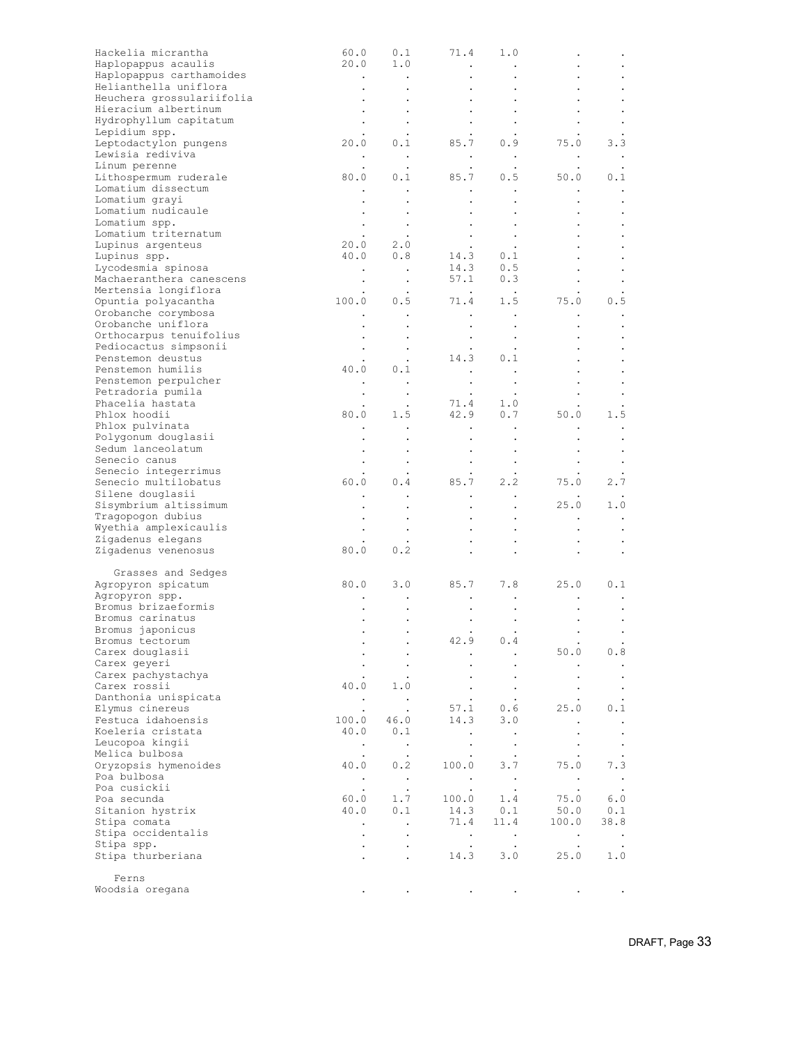| | | | | | | |
|---|---|---|---|---|---|---|
| Hackelia micrantha | 60.0 | 0.1 | 71.4 | 1.0 | . | . |
| Haplopappus acaulis | 20.0 | 1.0 | . | . | . | . |
| Haplopappus carthamoides | . | . | . | . | . | . |
| Helianthella uniflora | . | . | . | . | . | . |
| Heuchera grossulariifolia | . | . | . | . | . | . |
| Hieracium albertinum | . | . | . | . | . | . |
| Hydrophyllum capitatum | . | . | . | . | . | . |
| Lepidium spp. | . | . | . | . | . | . |
| Leptodactylon pungens | 20.0 | 0.1 | 85.7 | 0.9 | 75.0 | 3.3 |
| Lewisia rediviva | . | . | . | . | . | . |
| Linum perenne | . | . | . | . | . | . |
| Lithospermum ruderale | 80.0 | 0.1 | 85.7 | 0.5 | 50.0 | 0.1 |
| Lomatium dissectum | . | . | . | . | . | . |
| Lomatium grayi | . | . | . | . | . | . |
| Lomatium nudicaule | . | . | . | . | . | . |
| Lomatium spp. | . | . | . | . | . | . |
| Lomatium triternatum | . | . | . | . | . | . |
| Lupinus argenteus | 20.0 | 2.0 | . | . | . | . |
| Lupinus spp. | 40.0 | 0.8 | 14.3 | 0.1 | . | . |
| Lycodesmia spinosa | . | . | 14.3 | 0.5 | . | . |
| Machaeranthera canescens | . | . | 57.1 | 0.3 | . | . |
| Mertensia longiflora | . | . | . | . | . | . |
| Opuntia polyacantha | 100.0 | 0.5 | 71.4 | 1.5 | 75.0 | 0.5 |
| Orobanche corymbosa | . | . | . | . | . | . |
| Orobanche uniflora | . | . | . | . | . | . |
| Orthocarpus tenuifolius | . | . | . | . | . | . |
| Pediocactus simpsonii | . | . | . | . | . | . |
| Penstemon deustus | . | . | 14.3 | 0.1 | . | . |
| Penstemon humilis | 40.0 | 0.1 | . | . | . | . |
| Penstemon perpulcher | . | . | . | . | . | . |
| Petradoria pumila | . | . | . | . | . | . |
| Phacelia hastata | . | . | 71.4 | 1.0 | . | . |
| Phlox hoodii | 80.0 | 1.5 | 42.9 | 0.7 | 50.0 | 1.5 |
| Phlox pulvinata | . | . | . | . | . | . |
| Polygonum douglasii | . | . | . | . | . | . |
| Sedum lanceolatum | . | . | . | . | . | . |
| Senecio canus | . | . | . | . | . | . |
| Senecio integerrimus | . | . | . | . | . | . |
| Senecio multilobatus | 60.0 | 0.4 | 85.7 | 2.2 | 75.0 | 2.7 |
| Silene douglasii | . | . | . | . | . | . |
| Sisymbrium altissimum | . | . | . | . | 25.0 | 1.0 |
| Tragopogon dubius | . | . | . | . | . | . |
| Wyethia amplexicaulis | . | . | . | . | . | . |
| Zigadenus elegans | . | . | . | . | . | . |
| Zigadenus venenosus | 80.0 | 0.2 | . | . | . | . |
| **Grasses and Sedges** | | | | | | |
| Agropyron spicatum | 80.0 | 3.0 | 85.7 | 7.8 | 25.0 | 0.1 |
| Agropyron spp. | . | . | . | . | . | . |
| Bromus brizaeformis | . | . | . | . | . | . |
| Bromus carinatus | . | . | . | . | . | . |
| Bromus japonicus | . | . | . | . | . | . |
| Bromus tectorum | . | . | 42.9 | 0.4 | . | . |
| Carex douglasii | . | . | . | . | 50.0 | 0.8 |
| Carex geyeri | . | . | . | . | . | . |
| Carex pachystachya | . | . | . | . | . | . |
| Carex rossii | 40.0 | 1.0 | . | . | . | . |
| Danthonia unispicata | . | . | . | . | . | . |
| Elymus cinereus | . | . | 57.1 | 0.6 | 25.0 | 0.1 |
| Festuca idahoensis | 100.0 | 46.0 | 14.3 | 3.0 | . | . |
| Koeleria cristata | 40.0 | 0.1 | . | . | . | . |
| Leucopoa kingii | . | . | . | . | . | . |
| Melica bulbosa | . | . | . | . | . | . |
| Oryzopsis hymenoides | 40.0 | 0.2 | 100.0 | 3.7 | 75.0 | 7.3 |
| Poa bulbosa | . | . | . | . | . | . |
| Poa cusickii | . | . | . | . | . | . |
| Poa secunda | 60.0 | 1.7 | 100.0 | 1.4 | 75.0 | 6.0 |
| Sitanion hystrix | 40.0 | 0.1 | 14.3 | 0.1 | 50.0 | 0.1 |
| Stipa comata | . | . | 71.4 | 11.4 | 100.0 | 38.8 |
| Stipa occidentalis | . | . | . | . | . | . |
| Stipa spp. | . | . | . | . | . | . |
| Stipa thurberiana | . | . | 14.3 | 3.0 | 25.0 | 1.0 |
| **Ferns** | | | | | | |
| Woodsia oregana | . | . | . | . | . | . |

DRAFT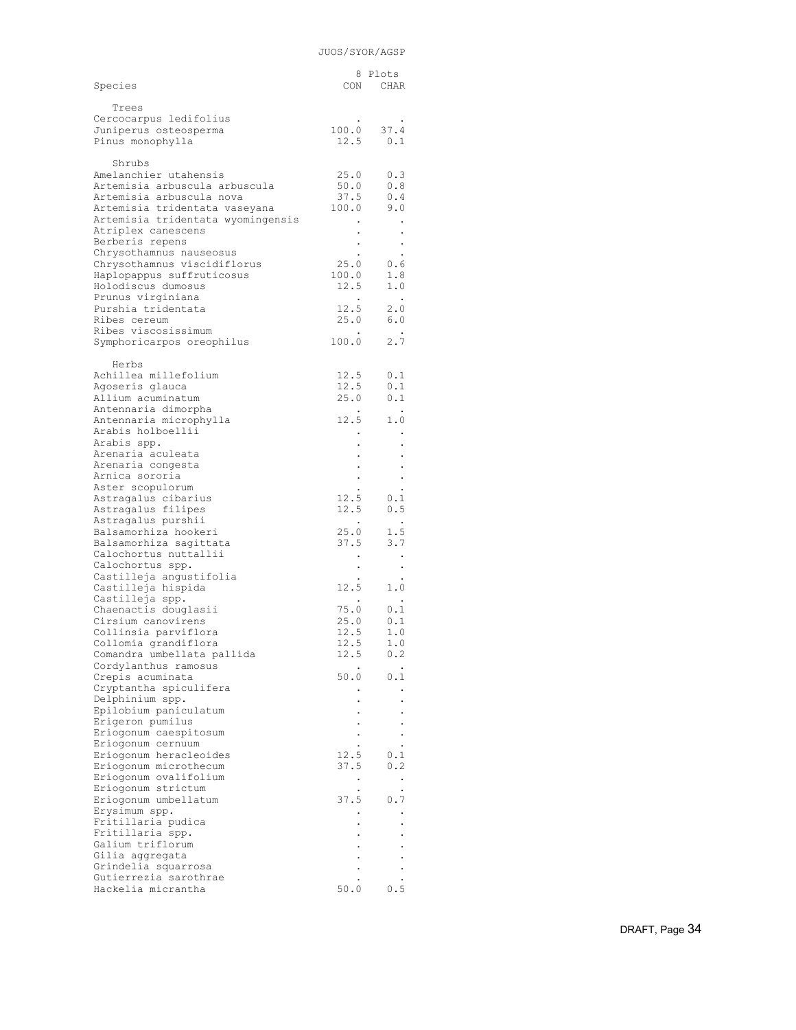JUOS/SYOR/AGSP

| Species | 8 Plots CON | CHAR |
|---|---|---|
| **Trees** | | |
| Cercocarpus ledifolius | . | . |
| Juniperus osteosperma | 100.0 | 37.4 |
| Pinus monophylla | 12.5 | 0.1 |
| **Shrubs** | | |
| Amelanchier utahensis | 25.0 | 0.3 |
| Artemisia arbuscula arbuscula | 50.0 | 0.8 |
| Artemisia arbuscula nova | 37.5 | 0.4 |
| Artemisia tridentata vaseyana | 100.0 | 9.0 |
| Artemisia tridentata wyomingensis | . | . |
| Atriplex canescens | . | . |
| Berberis repens | . | . |
| Chrysothamnus nauseosus | . | . |
| Chrysothamnus viscidiflorus | 25.0 | 0.6 |
| Haplopappus suffruticosus | 100.0 | 1.8 |
| Holodiscus dumosus | 12.5 | 1.0 |
| Prunus virginiana | . | . |
| Purshia tridentata | 12.5 | 2.0 |
| Ribes cereum | 25.0 | 6.0 |
| Ribes viscosissimum | . | . |
| Symphoricarpos oreophilus | 100.0 | 2.7 |
| **Herbs** | | |
| Achillea millefolium | 12.5 | 0.1 |
| Agoseris glauca | 12.5 | 0.1 |
| Allium acuminatum | 25.0 | 0.1 |
| Antennaria dimorpha | . | . |
| Antennaria microphylla | 12.5 | 1.0 |
| Arabis holboellii | . | . |
| Arabis spp. | . | . |
| Arenaria aculeata | . | . |
| Arenaria congesta | . | . |
| Arnica sororia | . | . |
| Aster scopulorum | . | . |
| Astragalus cibarius | 12.5 | 0.1 |
| Astragalus filipes | 12.5 | 0.5 |
| Astragalus purshii | . | . |
| Balsamorhiza hookeri | 25.0 | 1.5 |
| Balsamorhiza sagittata | 37.5 | 3.7 |
| Calochortus nuttallii | . | . |
| Calochortus spp. | . | . |
| Castilleja angustifolia | . | . |
| Castilleja hispida | 12.5 | 1.0 |
| Castilleja spp. | . | . |
| Chaenactis douglasii | 75.0 | 0.1 |
| Cirsium canovirens | 25.0 | 0.1 |
| Collinsia parviflora | 12.5 | 1.0 |
| Collomia grandiflora | 12.5 | 1.0 |
| Comandra umbellata pallida | 12.5 | 0.2 |
| Cordylanthus ramosus | . | . |
| Crepis acuminata | 50.0 | 0.1 |
| Cryptantha spiculifera | . | . |
| Delphinium spp. | . | . |
| Epilobium paniculatum | . | . |
| Erigeron pumilus | . | . |
| Eriogonum caespitosum | . | . |
| Eriogonum cernuum | . | . |
| Eriogonum heracleoides | 12.5 | 0.1 |
| Eriogonum microthecum | 37.5 | 0.2 |
| Eriogonum ovalifolium | . | . |
| Eriogonum strictum | . | . |
| Eriogonum umbellatum | 37.5 | 0.7 |
| Erysimum spp. | . | . |
| Fritillaria pudica | . | . |
| Fritillaria spp. | . | . |
| Galium triflorum | . | . |
| Gilia aggregata | . | . |
| Grindelia squarrosa | . | . |
| Gutierrezia sarothrae | . | . |
| Hackelia micrantha | 50.0 | 0.5 |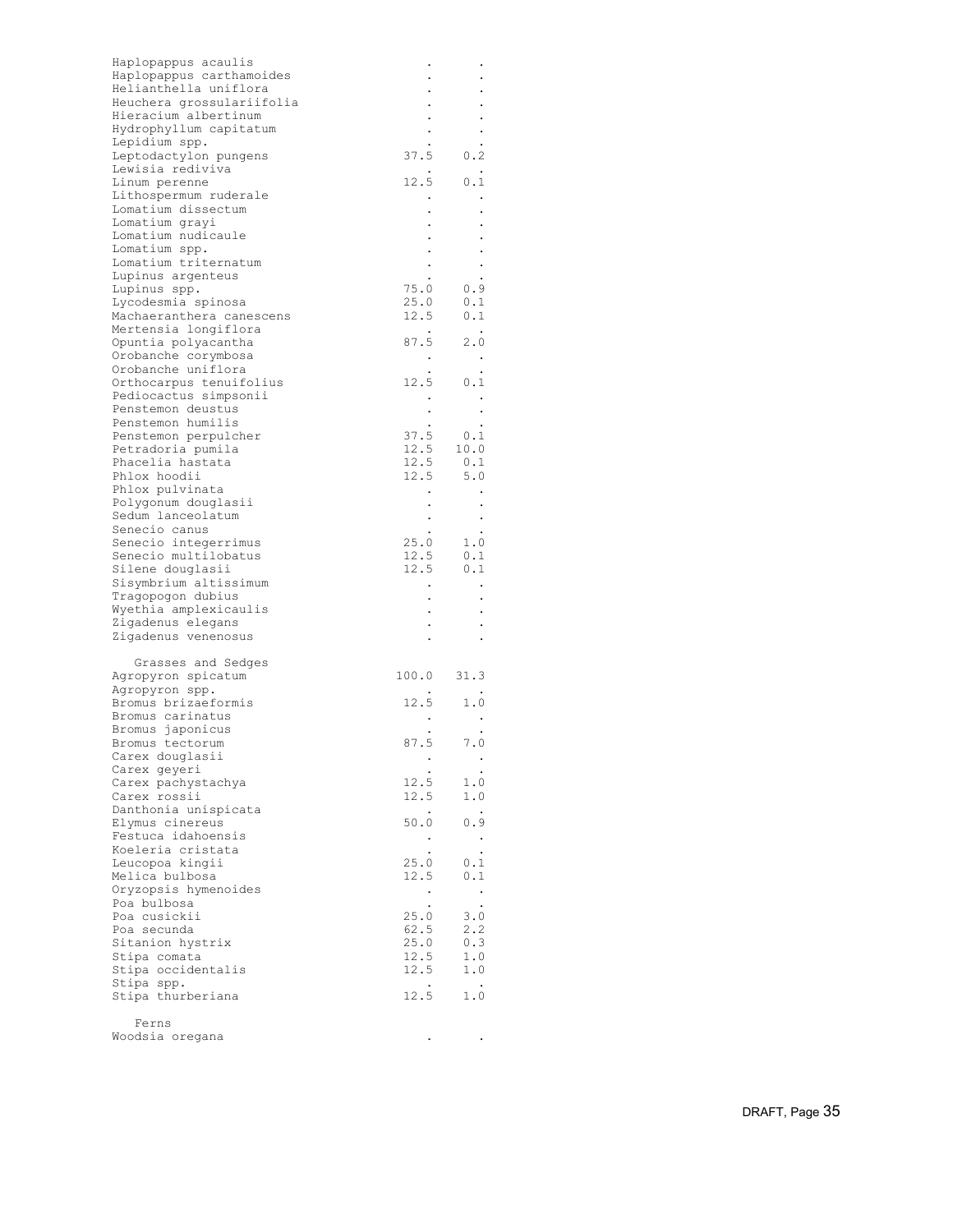| | | |
|---|---|---|
| Haplopappus acaulis | . | . |
| Haplopappus carthamoides | . | . |
| Helianthella uniflora | . | . |
| Heuchera grossulariifolia | . | . |
| Hieracium albertinum | . | . |
| Hydrophyllum capitatum | . | . |
| Lepidium spp. | . | . |
| Leptodactylon pungens | 37.5 | 0.2 |
| Lewisia rediviva | . | . |
| Linum perenne | 12.5 | 0.1 |
| Lithospermum ruderale | . | . |
| Lomatium dissectum | . | . |
| Lomatium grayi | . | . |
| Lomatium nudicaule | . | . |
| Lomatium spp. | . | . |
| Lomatium triternatum | . | . |
| Lupinus argenteus | . | . |
| Lupinus spp. | 75.0 | 0.9 |
| Lycodesmia spinosa | 25.0 | 0.1 |
| Machaeranthera canescens | 12.5 | 0.1 |
| Mertensia longiflora | . | . |
| Opuntia polyacantha | 87.5 | 2.0 |
| Orobanche corymbosa | . | . |
| Orobanche uniflora | . | . |
| Orthocarpus tenuifolius | 12.5 | 0.1 |
| Pediocactus simpsonii | . | . |
| Penstemon deustus | . | . |
| Penstemon humilis | . | . |
| Penstemon perpulcher | 37.5 | 0.1 |
| Petradoria pumila | 12.5 | 10.0 |
| Phacelia hastata | 12.5 | 0.1 |
| Phlox hoodii | 12.5 | 5.0 |
| Phlox pulvinata | . | . |
| Polygonum douglasii | . | . |
| Sedum lanceolatum | . | . |
| Senecio canus | . | . |
| Senecio integerrimus | 25.0 | 1.0 |
| Senecio multilobatus | 12.5 | 0.1 |
| Silene douglasii | 12.5 | 0.1 |
| Sisymbrium altissimum | . | . |
| Tragopogon dubius | . | . |
| Wyethia amplexicaulis | . | . |
| Zigadenus elegans | . | . |
| Zigadenus venenosus | . | . |
| **Grasses and Sedges** | | |
| Agropyron spicatum | 100.0 | 31.3 |
| Agropyron spp. | . | . |
| Bromus brizaeformis | 12.5 | 1.0 |
| Bromus carinatus | . | . |
| Bromus japonicus | . | . |
| Bromus tectorum | 87.5 | 7.0 |
| Carex douglasii | . | . |
| Carex geyeri | . | . |
| Carex pachystachya | 12.5 | 1.0 |
| Carex rossii | 12.5 | 1.0 |
| Danthonia unispicata | . | . |
| Elymus cinereus | 50.0 | 0.9 |
| Festuca idahoensis | . | . |
| Koeleria cristata | . | . |
| Leucopoa kingii | 25.0 | 0.1 |
| Melica bulbosa | 12.5 | 0.1 |
| Oryzopsis hymenoides | . | . |
| Poa bulbosa | . | . |
| Poa cusickii | 25.0 | 3.0 |
| Poa secunda | 62.5 | 2.2 |
| Sitanion hystrix | 25.0 | 0.3 |
| Stipa comata | 12.5 | 1.0 |
| Stipa occidentalis | 12.5 | 1.0 |
| Stipa spp. | . | . |
| Stipa thurberiana | 12.5 | 1.0 |
| **Ferns** | | |
| Woodsia oregana | . | . |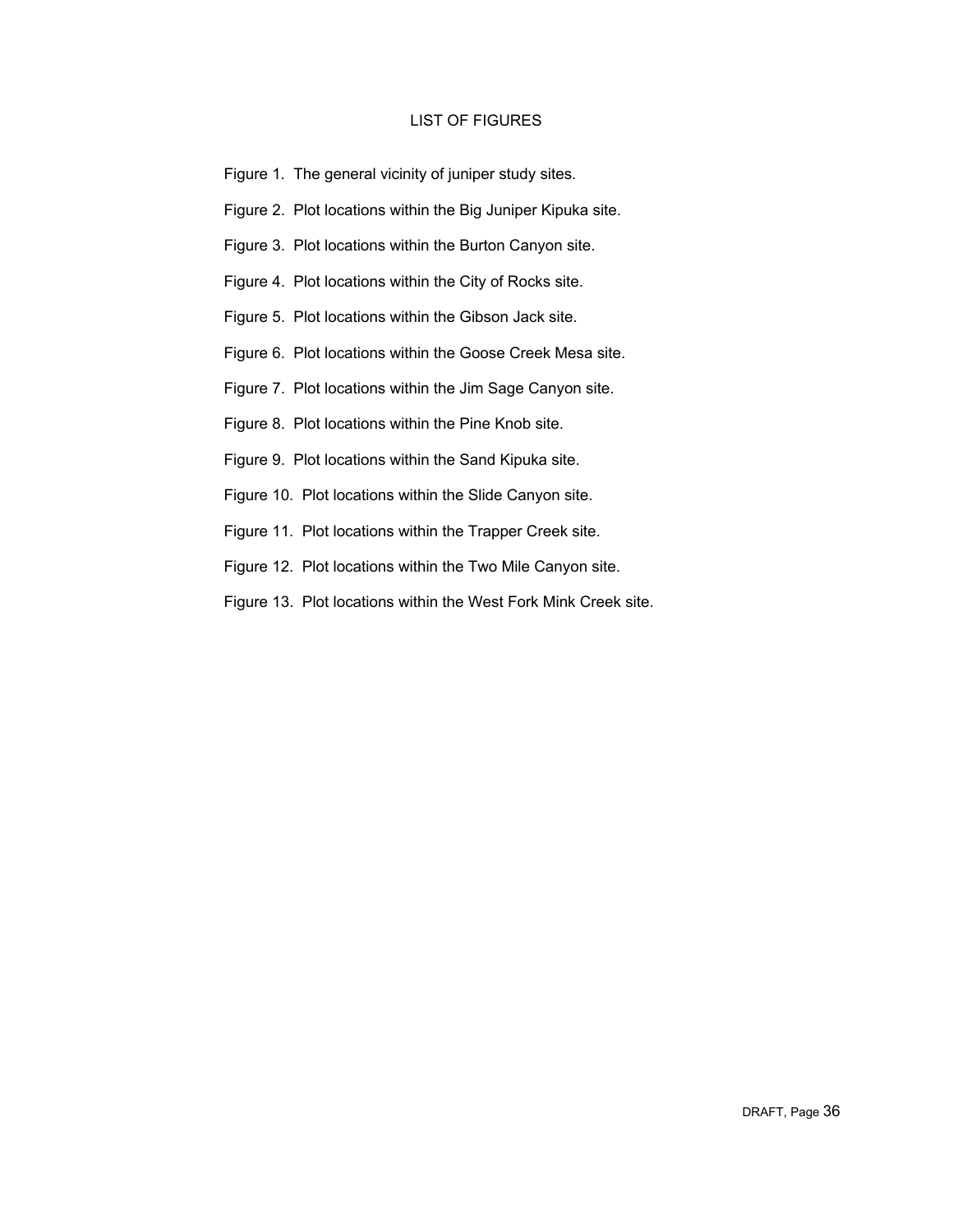## LIST OF FIGURES

Figure 1. The general vicinity of juniper study sites.

Figure 2. Plot locations within the Big Juniper Kipuka site.

Figure 3. Plot locations within the Burton Canyon site.

Figure 4. Plot locations within the City of Rocks site.

Figure 5. Plot locations within the Gibson Jack site.

Figure 6. Plot locations within the Goose Creek Mesa site.

Figure 7. Plot locations within the Jim Sage Canyon site.

Figure 8. Plot locations within the Pine Knob site.

Figure 9. Plot locations within the Sand Kipuka site.

Figure 10. Plot locations within the Slide Canyon site.

Figure 11. Plot locations within the Trapper Creek site.

Figure 12. Plot locations within the Two Mile Canyon site.

Figure 13. Plot locations within the West Fork Mink Creek site.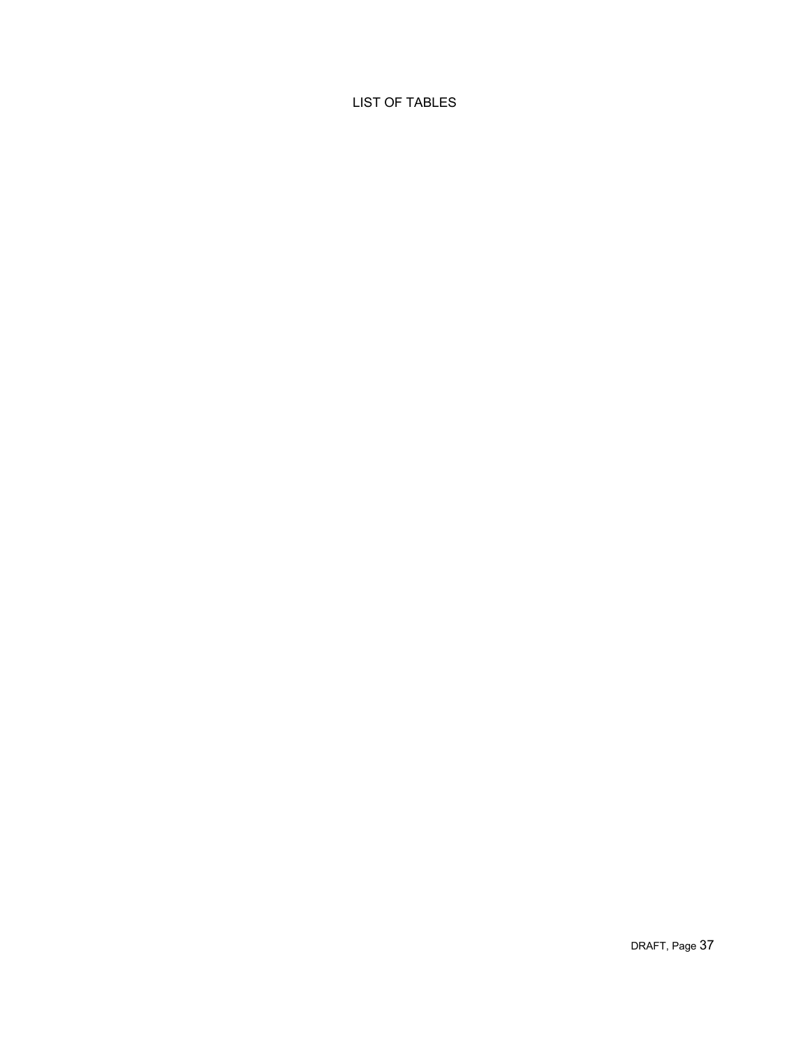# LIST OF TABLES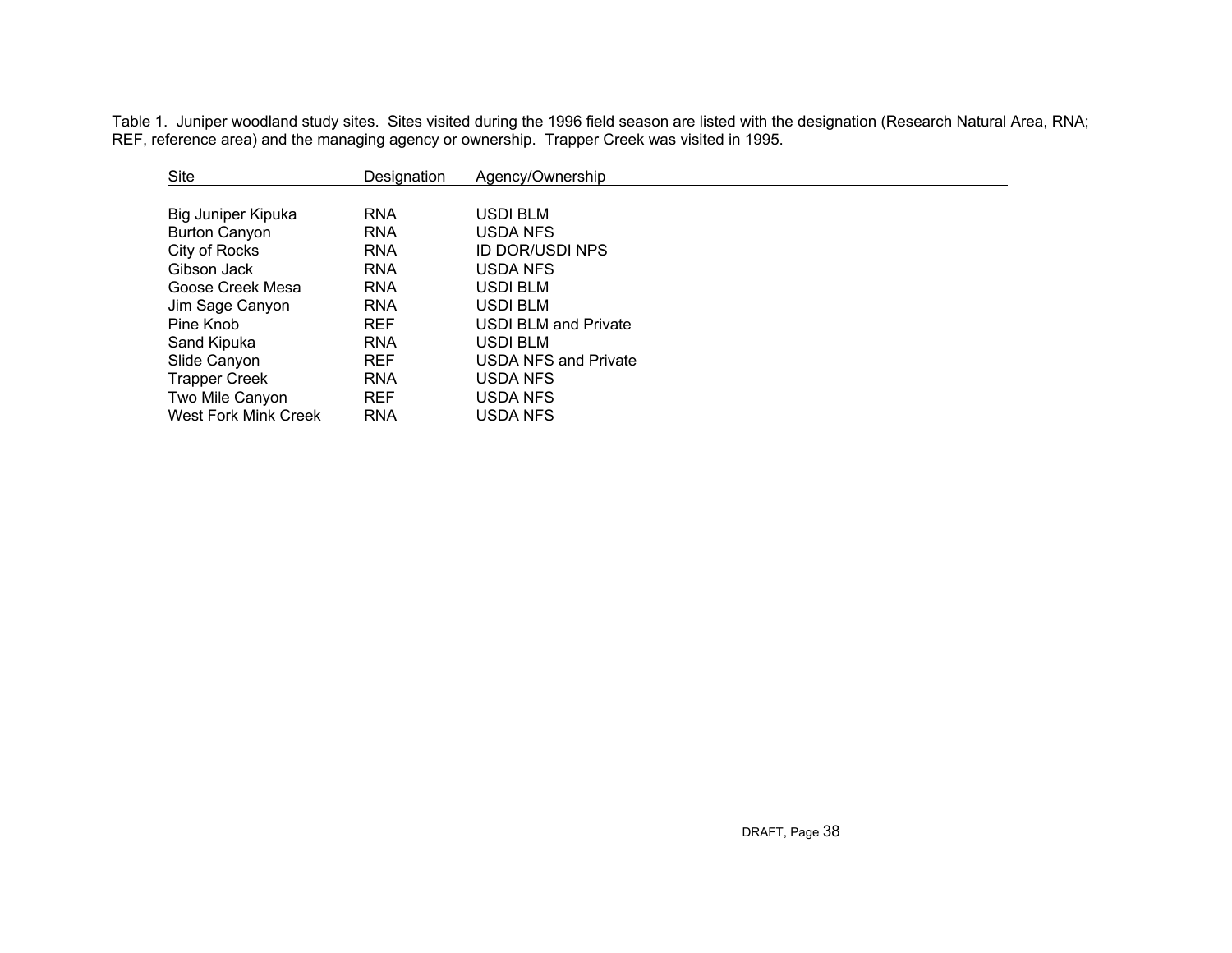Table 1. Juniper woodland study sites. Sites visited during the 1996 field season are listed with the designation (Research Natural Area, RNA; REF, reference area) and the managing agency or ownership. Trapper Creek was visited in 1995.

| Site | Designation | Agency/Ownership |
|---|---|---|
| Big Juniper Kipuka | RNA | USDI BLM |
| Burton Canyon | RNA | USDA NFS |
| City of Rocks | RNA | ID DOR/USDI NPS |
| Gibson Jack | RNA | USDA NFS |
| Goose Creek Mesa | RNA | USDI BLM |
| Jim Sage Canyon | RNA | USDI BLM |
| Pine Knob | REF | USDI BLM and Private |
| Sand Kipuka | RNA | USDI BLM |
| Slide Canyon | REF | USDA NFS and Private |
| Trapper Creek | RNA | USDA NFS |
| Two Mile Canyon | REF | USDA NFS |
| West Fork Mink Creek | RNA | USDA NFS |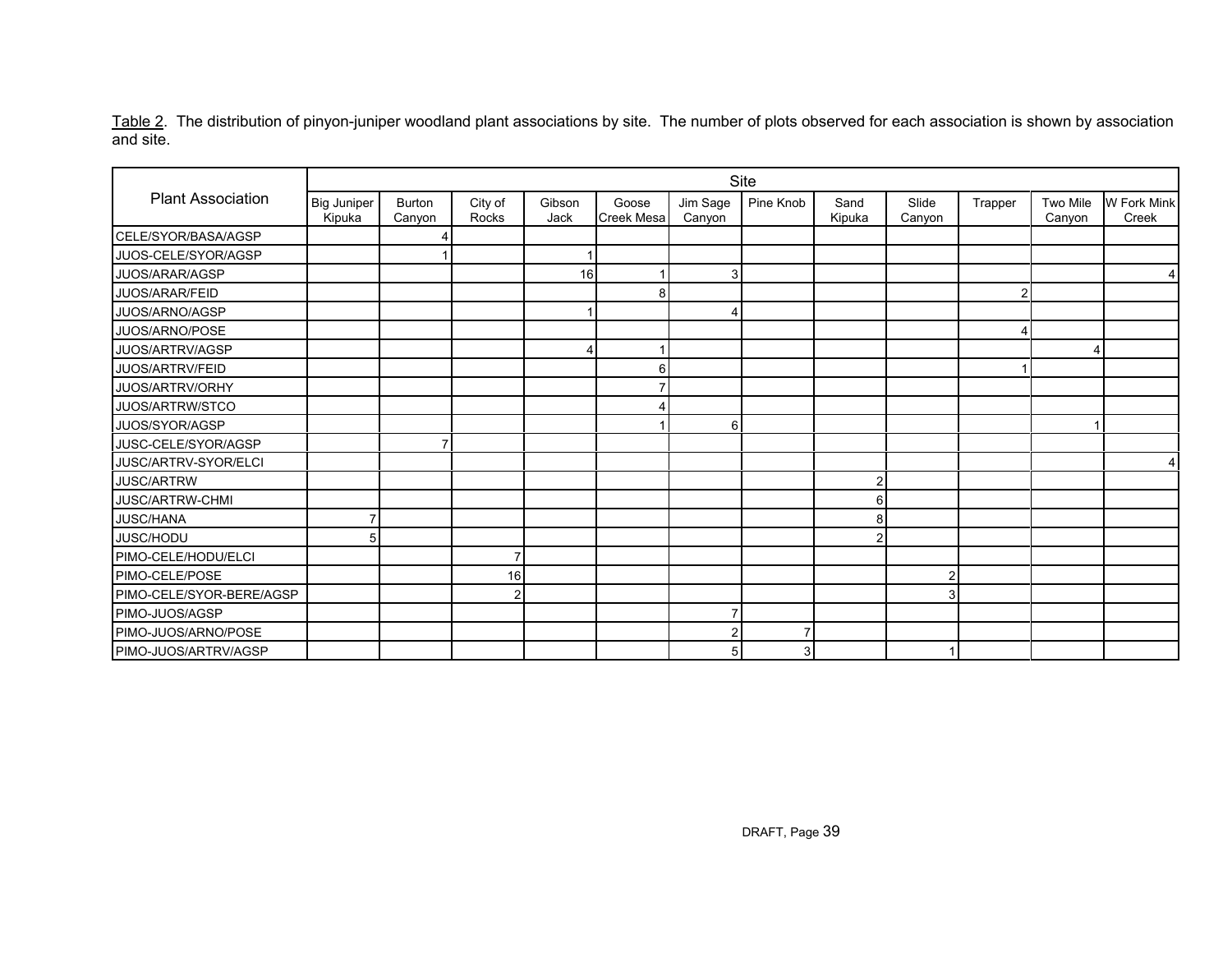Table 2. The distribution of pinyon-juniper woodland plant associations by site. The number of plots observed for each association is shown by association and site.

| Plant Association | Site | | | | | | | | | | | |
|---|---|---|---|---|---|---|---|---|---|---|---|---|
| | Big Juniper Kipuka | Burton Canyon | City of Rocks | Gibson Jack | Goose Creek Mesa | Jim Sage Canyon | Pine Knob | Sand Kipuka | Slide Canyon | Trapper | Two Mile Canyon | W Fork Mink Creek |
| CELE/SYOR/BASA/AGSP | | 4 | | | | | | | | | | |
| JUOS-CELE/SYOR/AGSP | | 1 | | 1 | | | | | | | | |
| JUOS/ARAR/AGSP | | | | 16 | 1 | 3 | | | | | | 4 |
| JUOS/ARAR/FEID | | | | | 8 | | | | | 2 | | |
| JUOS/ARNO/AGSP | | | | 1 | | 4 | | | | | | |
| JUOS/ARNO/POSE | | | | | | | | | | 4 | | |
| JUOS/ARTRV/AGSP | | | | 4 | 1 | | | | | | 4 | |
| JUOS/ARTRV/FEID | | | | | 6 | | | | | 1 | | |
| JUOS/ARTRV/ORHY | | | | | 7 | | | | | | | |
| JUOS/ARTRW/STCO | | | | | 4 | | | | | | | |
| JUOS/SYOR/AGSP | | | | | 1 | 6 | | | | | 1 | |
| JUSC-CELE/SYOR/AGSP | | 7 | | | | | | | | | | |
| JUSC/ARTRV-SYOR/ELCI | | | | | | | | | | | | 4 |
| JUSC/ARTRW | | | | | | | | 2 | | | | |
| JUSC/ARTRW-CHMI | | | | | | | | 6 | | | | |
| JUSC/HANA | 7 | | | | | | | 8 | | | | |
| JUSC/HODU | 5 | | | | | | | 2 | | | | |
| PIMO-CELE/HODU/ELCI | | | 7 | | | | | | | | | |
| PIMO-CELE/POSE | | | 16 | | | | | | 2 | | | |
| PIMO-CELE/SYOR-BERE/AGSP | | | 2 | | | | | | 3 | | | |
| PIMO-JUOS/AGSP | | | | | | 7 | | | | | | |
| PIMO-JUOS/ARNO/POSE | | | | | | 2 | 7 | | | | | |
| PIMO-JUOS/ARTRV/AGSP | | | | | | 5 | 3 | | 1 | | | |

DRAFT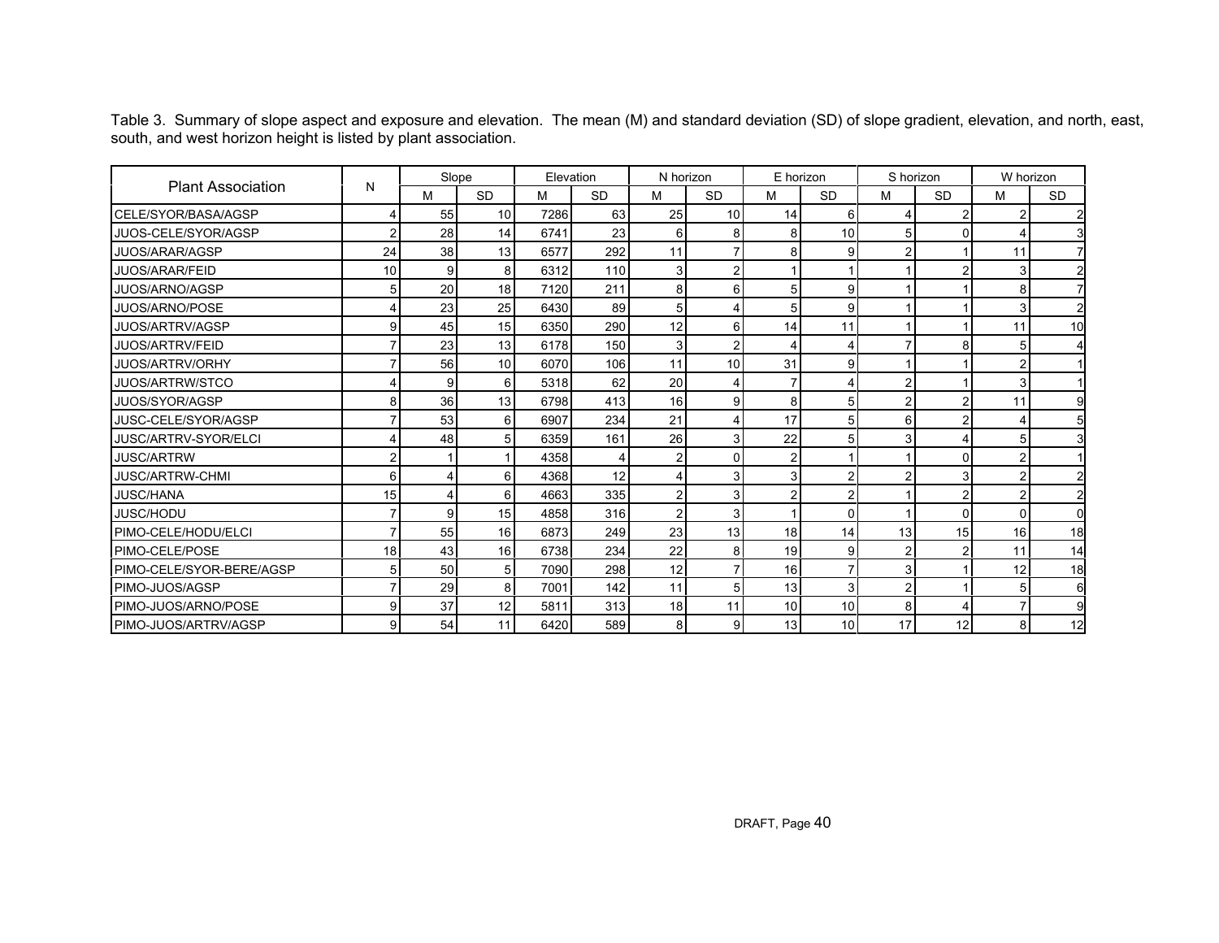Table 3. Summary of slope aspect and exposure and elevation. The mean (M) and standard deviation (SD) of slope gradient, elevation, and north, east, south, and west horizon height is listed by plant association.

| Plant Association | N | Slope | | Elevation | | N horizon | | E horizon | | S horizon | | W horizon | |
|---|---|---|---|---|---|---|---|---|---|---|---|---|---|
| | | M | SD | M | SD | M | SD | M | SD | M | SD | M | SD |
| CELE/SYOR/BASA/AGSP | 4 | 55 | 10 | 7286 | 63 | 25 | 10 | 14 | 6 | 4 | 2 | 2 | 2 |
| JUOS-CELE/SYOR/AGSP | 2 | 28 | 14 | 6741 | 23 | 6 | 8 | 8 | 10 | 5 | 0 | 4 | 3 |
| JUOS/ARAR/AGSP | 24 | 38 | 13 | 6577 | 292 | 11 | 7 | 8 | 9 | 2 | 1 | 11 | 7 |
| JUOS/ARAR/FEID | 10 | 9 | 8 | 6312 | 110 | 3 | 2 | 1 | 1 | 1 | 2 | 3 | 2 |
| JUOS/ARNO/AGSP | 5 | 20 | 18 | 7120 | 211 | 8 | 6 | 5 | 9 | 1 | 1 | 8 | 7 |
| JUOS/ARNO/POSE | 4 | 23 | 25 | 6430 | 89 | 5 | 4 | 5 | 9 | 1 | 1 | 3 | 2 |
| JUOS/ARTRV/AGSP | 9 | 45 | 15 | 6350 | 290 | 12 | 6 | 14 | 11 | 1 | 1 | 11 | 10 |
| JUOS/ARTRV/FEID | 7 | 23 | 13 | 6178 | 150 | 3 | 2 | 4 | 4 | 7 | 8 | 5 | 4 |
| JUOS/ARTRV/ORHY | 7 | 56 | 10 | 6070 | 106 | 11 | 10 | 31 | 9 | 1 | 1 | 2 | 1 |
| JUOS/ARTRW/STCO | 4 | 9 | 6 | 5318 | 62 | 20 | 4 | 7 | 4 | 2 | 1 | 3 | 1 |
| JUOS/SYOR/AGSP | 8 | 36 | 13 | 6798 | 413 | 16 | 9 | 8 | 5 | 2 | 2 | 11 | 9 |
| JUSC-CELE/SYOR/AGSP | 7 | 53 | 6 | 6907 | 234 | 21 | 4 | 17 | 5 | 6 | 2 | 4 | 5 |
| JUSC/ARTRV-SYOR/ELCI | 4 | 48 | 5 | 6359 | 161 | 26 | 3 | 22 | 5 | 3 | 4 | 5 | 3 |
| JUSC/ARTRW | 2 | 1 | 1 | 4358 | 4 | 2 | 0 | 2 | 1 | 1 | 0 | 2 | 1 |
| JUSC/ARTRW-CHMI | 6 | 4 | 6 | 4368 | 12 | 4 | 3 | 3 | 2 | 2 | 3 | 2 | 2 |
| JUSC/HANA | 15 | 4 | 6 | 4663 | 335 | 2 | 3 | 2 | 2 | 1 | 2 | 2 | 2 |
| JUSC/HODU | 7 | 9 | 15 | 4858 | 316 | 2 | 3 | 1 | 0 | 1 | 0 | 0 | 0 |
| PIMO-CELE/HODU/ELCI | 7 | 55 | 16 | 6873 | 249 | 23 | 13 | 18 | 14 | 13 | 15 | 16 | 18 |
| PIMO-CELE/POSE | 18 | 43 | 16 | 6738 | 234 | 22 | 8 | 19 | 9 | 2 | 2 | 11 | 14 |
| PIMO-CELE/SYOR-BERE/AGSP | 5 | 50 | 5 | 7090 | 298 | 12 | 7 | 16 | 7 | 3 | 1 | 12 | 18 |
| PIMO-JUOS/AGSP | 7 | 29 | 8 | 7001 | 142 | 11 | 5 | 13 | 3 | 2 | 1 | 5 | 6 |
| PIMO-JUOS/ARNO/POSE | 9 | 37 | 12 | 5811 | 313 | 18 | 11 | 10 | 10 | 8 | 4 | 7 | 9 |
| PIMO-JUOS/ARTRV/AGSP | 9 | 54 | 11 | 6420 | 589 | 8 | 9 | 13 | 10 | 17 | 12 | 8 | 12 |

DRAFT, Page 40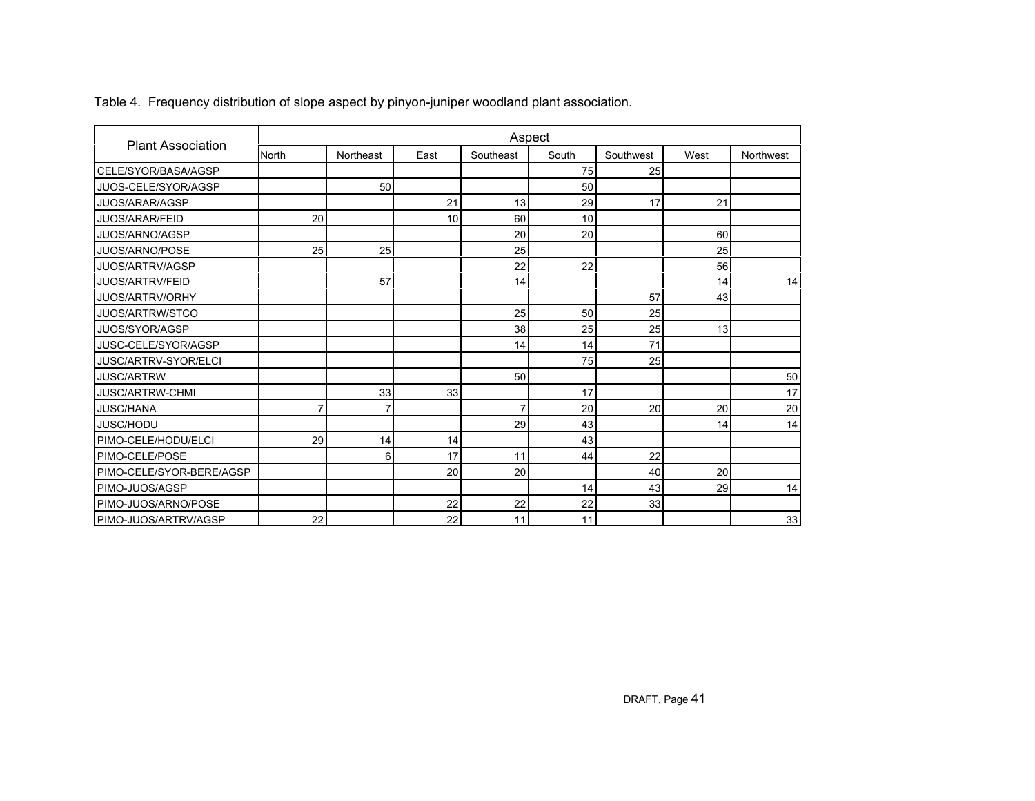Table 4. Frequency distribution of slope aspect by pinyon-juniper woodland plant association.

| Plant Association | Aspect | | | | | | | |
|---|---|---|---|---|---|---|---|---|
| | North | Northeast | East | Southeast | South | Southwest | West | Northwest |
| CELE/SYOR/BASA/AGSP | | | | | 75 | 25 | | |
| JUOS-CELE/SYOR/AGSP | | 50 | | | 50 | | | |
| JUOS/ARAR/AGSP | | | 21 | 13 | 29 | 17 | 21 | |
| JUOS/ARAR/FEID | 20 | | 10 | 60 | 10 | | | |
| JUOS/ARNO/AGSP | | | | 20 | 20 | | 60 | |
| JUOS/ARNO/POSE | 25 | 25 | | 25 | | | 25 | |
| JUOS/ARTRV/AGSP | | | | 22 | 22 | | 56 | |
| JUOS/ARTRV/FEID | | 57 | | 14 | | | 14 | 14 |
| JUOS/ARTRV/ORHY | | | | | | 57 | 43 | |
| JUOS/ARTRW/STCO | | | | 25 | 50 | 25 | | |
| JUOS/SYOR/AGSP | | | | 38 | 25 | 25 | 13 | |
| JUSC-CELE/SYOR/AGSP | | | | 14 | 14 | 71 | | |
| JUSC/ARTRV-SYOR/ELCI | | | | | 75 | 25 | | |
| JUSC/ARTRW | | | | 50 | | | | 50 |
| JUSC/ARTRW-CHMI | | 33 | 33 | | 17 | | | 17 |
| JUSC/HANA | 7 | 7 | | 7 | 20 | 20 | 20 | 20 |
| JUSC/HODU | | | | 29 | 43 | | 14 | 14 |
| PIMO-CELE/HODU/ELCI | 29 | 14 | 14 | | 43 | | | |
| PIMO-CELE/POSE | | 6 | 17 | 11 | 44 | 22 | | |
| PIMO-CELE/SYOR-BERE/AGSP | | | 20 | 20 | | 40 | 20 | |
| PIMO-JUOS/AGSP | | | | | 14 | 43 | 29 | 14 |
| PIMO-JUOS/ARNO/POSE | | | 22 | 22 | 22 | 33 | | |
| PIMO-JUOS/ARTRV/AGSP | 22 | | 22 | 11 | 11 | | | 33 |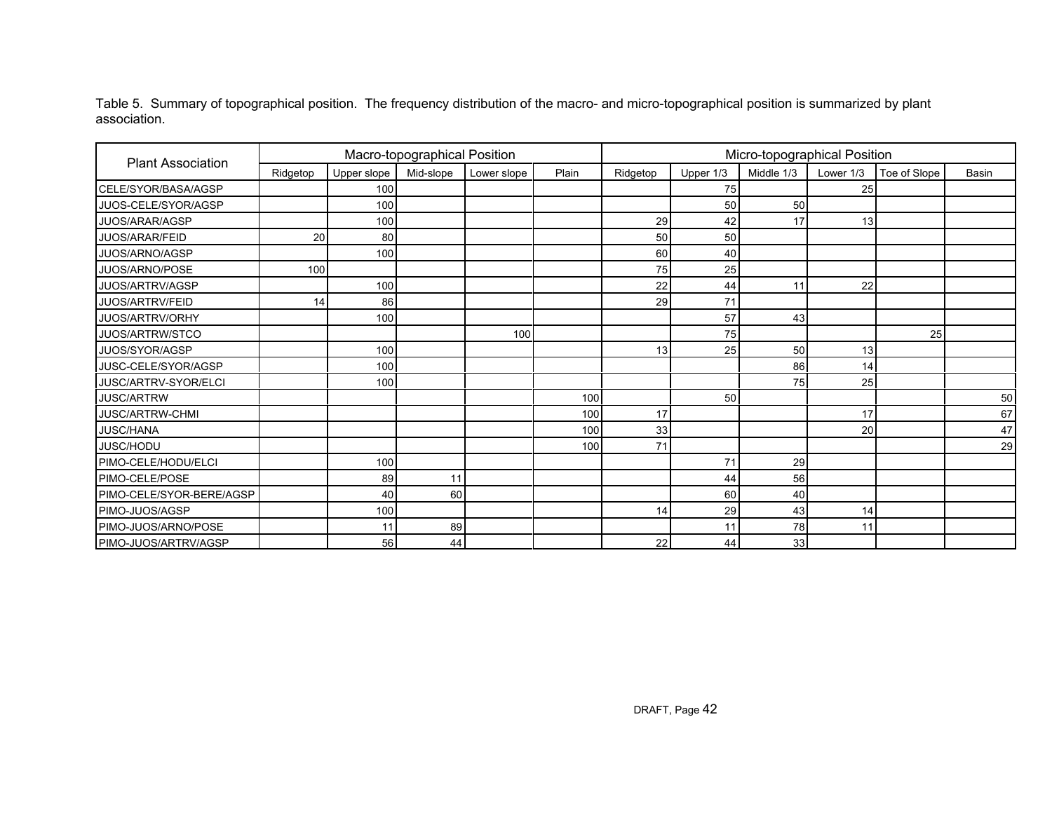Table 5. Summary of topographical position. The frequency distribution of the macro- and micro-topographical position is summarized by plant association.

| Plant Association | Macro-topographical Position | | | | | Micro-topographical Position | | | | | |
|---|---|---|---|---|---|---|---|---|---|---|---|
| | Ridgetop | Upper slope | Mid-slope | Lower slope | Plain | Ridgetop | Upper 1/3 | Middle 1/3 | Lower 1/3 | Toe of Slope | Basin |
| CELE/SYOR/BASA/AGSP | | 100 | | | | | 75 | | 25 | | |
| JUOS-CELE/SYOR/AGSP | | 100 | | | | | 50 | 50 | | | |
| JUOS/ARAR/AGSP | | 100 | | | | 29 | 42 | 17 | 13 | | |
| JUOS/ARAR/FEID | 20 | 80 | | | | 50 | 50 | | | | |
| JUOS/ARNO/AGSP | | 100 | | | | 60 | 40 | | | | |
| JUOS/ARNO/POSE | 100 | | | | | 75 | 25 | | | | |
| JUOS/ARTRV/AGSP | | 100 | | | | 22 | 44 | 11 | 22 | | |
| JUOS/ARTRV/FEID | 14 | 86 | | | | 29 | 71 | | | | |
| JUOS/ARTRV/ORHY | | 100 | | | | | 57 | 43 | | | |
| JUOS/ARTRW/STCO | | | | 100 | | | 75 | | | 25 | |
| JUOS/SYOR/AGSP | | 100 | | | | 13 | 25 | 50 | 13 | | |
| JUSC-CELE/SYOR/AGSP | | 100 | | | | | | 86 | 14 | | |
| JUSC/ARTRV-SYOR/ELCI | | 100 | | | | | | 75 | 25 | | |
| JUSC/ARTRW | | | | | 100 | | 50 | | | | 50 |
| JUSC/ARTRW-CHMI | | | | | 100 | 17 | | | 17 | | 67 |
| JUSC/HANA | | | | | 100 | 33 | | | 20 | | 47 |
| JUSC/HODU | | | | | 100 | 71 | | | | | 29 |
| PIMO-CELE/HODU/ELCI | | 100 | | | | | 71 | 29 | | | |
| PIMO-CELE/POSE | | 89 | 11 | | | | 44 | 56 | | | |
| PIMO-CELE/SYOR-BERE/AGSP | | 40 | 60 | | | | 60 | 40 | | | |
| PIMO-JUOS/AGSP | | 100 | | | | 14 | 29 | 43 | 14 | | |
| PIMO-JUOS/ARNO/POSE | | 11 | 89 | | | | 11 | 78 | 11 | | |
| PIMO-JUOS/ARTRV/AGSP | | 56 | 44 | | | 22 | 44 | 33 | | | |

DRAFT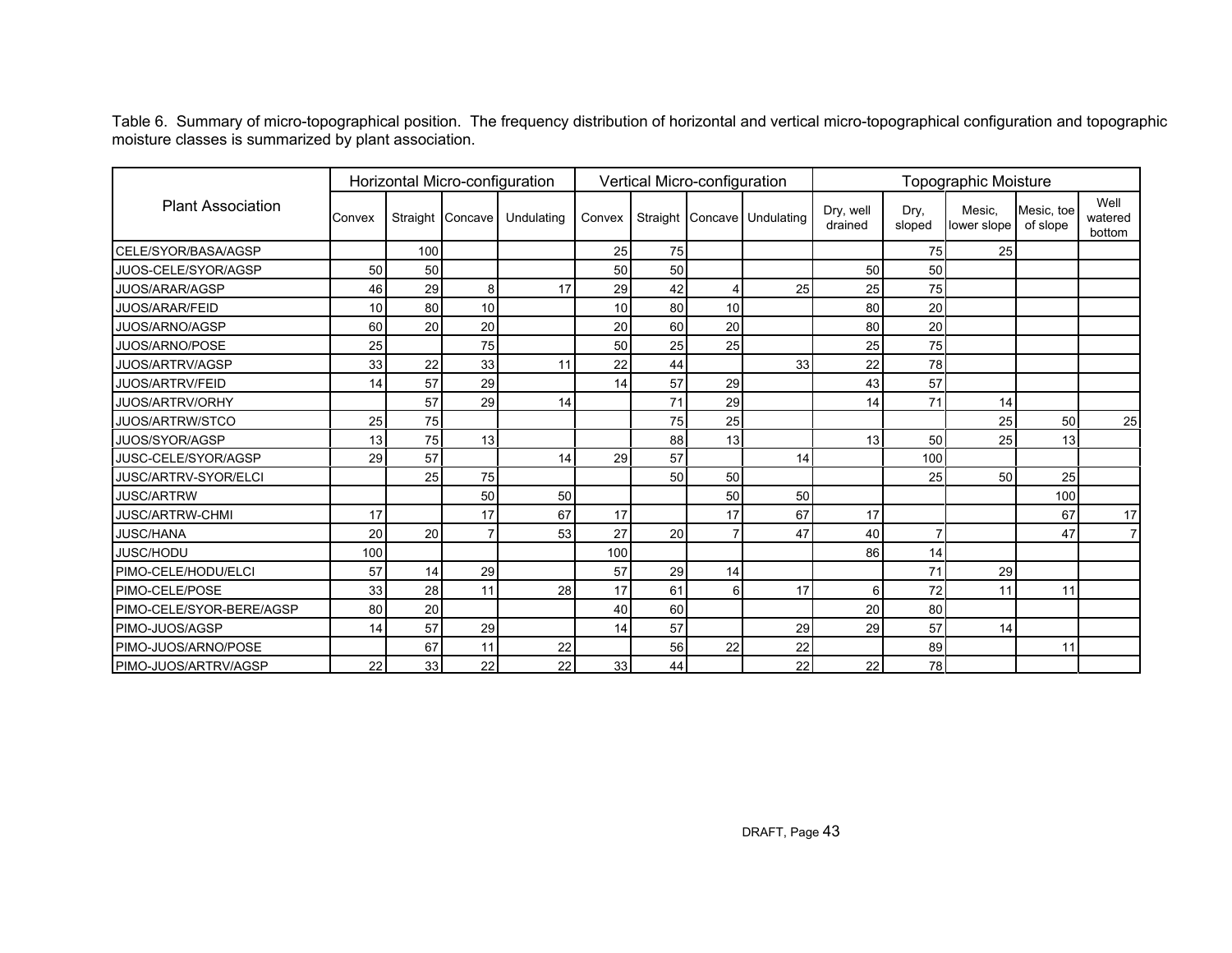Table 6. Summary of micro-topographical position. The frequency distribution of horizontal and vertical micro-topographical configuration and topographic moisture classes is summarized by plant association.

| Plant Association | Horizontal Micro-configuration | | | | Vertical Micro-configuration | | | | Topographic Moisture | | | | |
|---|---|---|---|---|---|---|---|---|---|---|---|---|---|
| | Convex | Straight | Concave | Undulating | Convex | Straight | Concave | Undulating | Dry, well drained | Dry, sloped | Mesic, lower slope | Mesic, toe of slope | Well watered bottom |
| CELE/SYOR/BASA/AGSP | | 100 | | | 25 | 75 | | | | 75 | 25 | | |
| JUOS-CELE/SYOR/AGSP | 50 | 50 | | | 50 | 50 | | | 50 | 50 | | | |
| JUOS/ARAR/AGSP | 46 | 29 | 8 | 17 | 29 | 42 | 4 | 25 | 25 | 75 | | | |
| JUOS/ARAR/FEID | 10 | 80 | 10 | | 10 | 80 | 10 | | 80 | 20 | | | |
| JUOS/ARNO/AGSP | 60 | 20 | 20 | | 20 | 60 | 20 | | 80 | 20 | | | |
| JUOS/ARNO/POSE | 25 | | 75 | | 50 | 25 | 25 | | 25 | 75 | | | |
| JUOS/ARTRV/AGSP | 33 | 22 | 33 | 11 | 22 | 44 | | 33 | 22 | 78 | | | |
| JUOS/ARTRV/FEID | 14 | 57 | 29 | | 14 | 57 | 29 | | 43 | 57 | | | |
| JUOS/ARTRV/ORHY | | 57 | 29 | 14 | | 71 | 29 | | 14 | 71 | 14 | | |
| JUOS/ARTRW/STCO | 25 | 75 | | | | 75 | 25 | | | | 25 | 50 | 25 |
| JUOS/SYOR/AGSP | 13 | 75 | 13 | | | 88 | 13 | | 13 | 50 | 25 | 13 | |
| JUSC-CELE/SYOR/AGSP | 29 | 57 | | 14 | 29 | 57 | | 14 | | 100 | | | |
| JUSC/ARTRV-SYOR/ELCI | | 25 | 75 | | | 50 | 50 | | | 25 | 50 | 25 | |
| JUSC/ARTRW | | | 50 | 50 | | | 50 | 50 | | | | 100 | |
| JUSC/ARTRW-CHMI | 17 | | 17 | 67 | 17 | | 17 | 67 | 17 | | | 67 | 17 |
| JUSC/HANA | 20 | 20 | 7 | 53 | 27 | 20 | 7 | 47 | 40 | 7 | | 47 | 7 |
| JUSC/HODU | 100 | | | | 100 | | | | 86 | 14 | | | |
| PIMO-CELE/HODU/ELCI | 57 | 14 | 29 | | 57 | 29 | 14 | | | 71 | 29 | | |
| PIMO-CELE/POSE | 33 | 28 | 11 | 28 | 17 | 61 | 6 | 17 | 6 | 72 | 11 | 11 | |
| PIMO-CELE/SYOR-BERE/AGSP | 80 | 20 | | | 40 | 60 | | | 20 | 80 | | | |
| PIMO-JUOS/AGSP | 14 | 57 | 29 | | 14 | 57 | | 29 | 29 | 57 | 14 | | |
| PIMO-JUOS/ARNO/POSE | | 67 | 11 | 22 | | 56 | 22 | 22 | | 89 | | 11 | |
| PIMO-JUOS/ARTRV/AGSP | 22 | 33 | 22 | 22 | 33 | 44 | | 22 | 22 | 78 | | | |

DRAFT, Page 43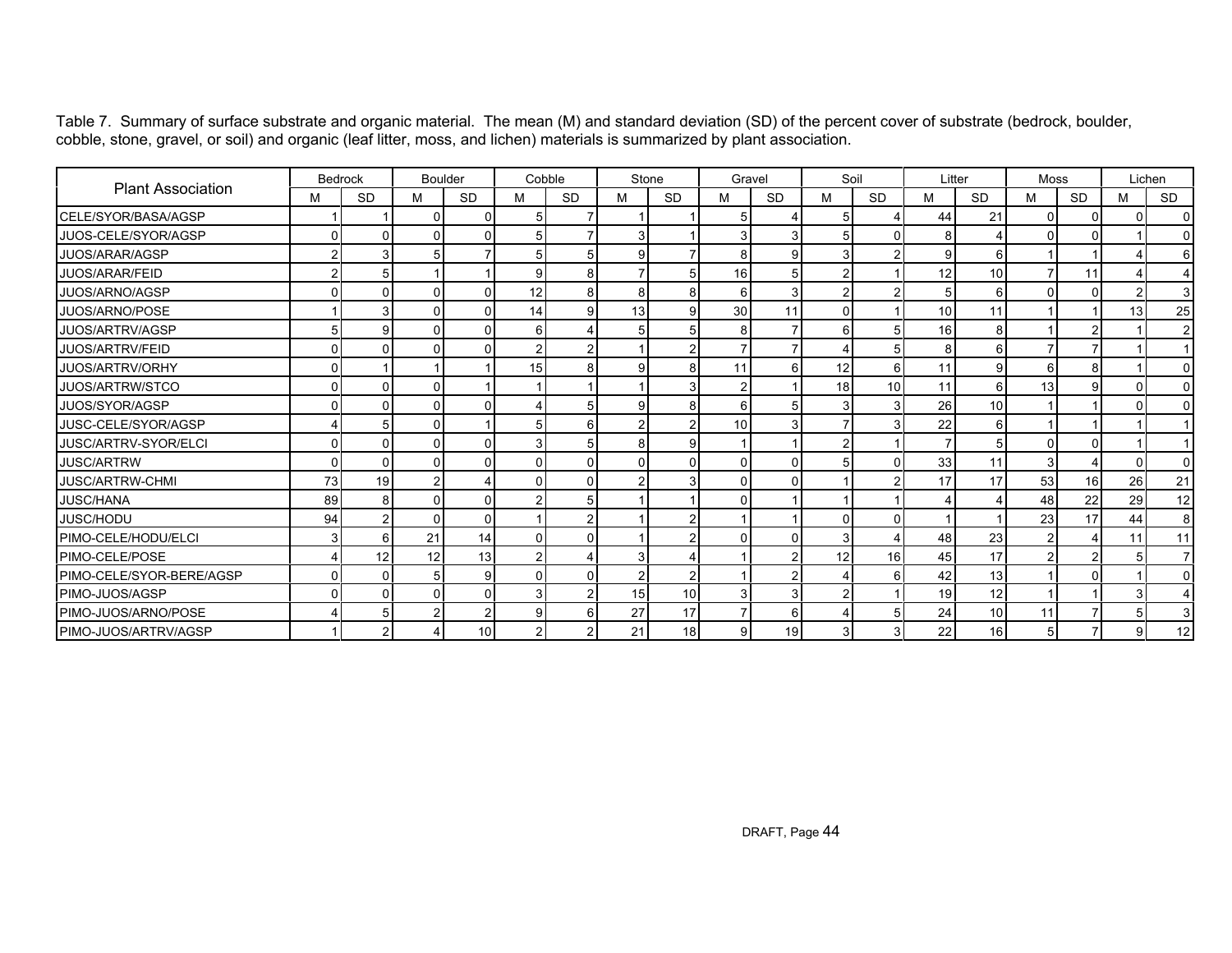Table 7. Summary of surface substrate and organic material. The mean (M) and standard deviation (SD) of the percent cover of substrate (bedrock, boulder, cobble, stone, gravel, or soil) and organic (leaf litter, moss, and lichen) materials is summarized by plant association.

| Plant Association | Bedrock | | Boulder | | Cobble | | Stone | | Gravel | | Soil | | Litter | | Moss | | Lichen | |
|---|---|---|---|---|---|---|---|---|---|---|---|---|---|---|---|---|---|---|
| | M | SD | M | SD | M | SD | M | SD | M | SD | M | SD | M | SD | M | SD | M | SD |
| CELE/SYOR/BASA/AGSP | 1 | 1 | 0 | 0 | 5 | 7 | 1 | 1 | 5 | 4 | 5 | 4 | 44 | 21 | 0 | 0 | 0 | 0 |
| JUOS-CELE/SYOR/AGSP | 0 | 0 | 0 | 0 | 5 | 7 | 3 | 1 | 3 | 3 | 5 | 0 | 8 | 4 | 0 | 0 | 1 | 0 |
| JUOS/ARAR/AGSP | 2 | 3 | 5 | 7 | 5 | 5 | 9 | 7 | 8 | 9 | 3 | 2 | 9 | 6 | 1 | 1 | 4 | 6 |
| JUOS/ARAR/FEID | 2 | 5 | 1 | 1 | 9 | 8 | 7 | 5 | 16 | 5 | 2 | 1 | 12 | 10 | 7 | 11 | 4 | 4 |
| JUOS/ARNO/AGSP | 0 | 0 | 0 | 0 | 12 | 8 | 8 | 8 | 6 | 3 | 2 | 2 | 5 | 6 | 0 | 0 | 2 | 3 |
| JUOS/ARNO/POSE | 1 | 3 | 0 | 0 | 14 | 9 | 13 | 9 | 30 | 11 | 0 | 1 | 10 | 11 | 1 | 1 | 13 | 25 |
| JUOS/ARTRV/AGSP | 5 | 9 | 0 | 0 | 6 | 4 | 5 | 5 | 8 | 7 | 6 | 5 | 16 | 8 | 1 | 2 | 1 | 2 |
| JUOS/ARTRV/FEID | 0 | 0 | 0 | 0 | 2 | 2 | 1 | 2 | 7 | 7 | 4 | 5 | 8 | 6 | 7 | 7 | 1 | 1 |
| JUOS/ARTRV/ORHY | 0 | 1 | 1 | 1 | 15 | 8 | 9 | 8 | 11 | 6 | 12 | 6 | 11 | 9 | 6 | 8 | 1 | 0 |
| JUOS/ARTRW/STCO | 0 | 0 | 0 | 1 | 1 | 1 | 1 | 3 | 2 | 1 | 18 | 10 | 11 | 6 | 13 | 9 | 0 | 0 |
| JUOS/SYOR/AGSP | 0 | 0 | 0 | 0 | 4 | 5 | 9 | 8 | 6 | 5 | 3 | 3 | 26 | 10 | 1 | 1 | 0 | 0 |
| JUSC-CELE/SYOR/AGSP | 4 | 5 | 0 | 1 | 5 | 6 | 2 | 2 | 10 | 3 | 7 | 3 | 22 | 6 | 1 | 1 | 1 | 1 |
| JUSC/ARTRV-SYOR/ELCI | 0 | 0 | 0 | 0 | 3 | 5 | 8 | 9 | 1 | 1 | 2 | 1 | 7 | 5 | 0 | 0 | 1 | 1 |
| JUSC/ARTRW | 0 | 0 | 0 | 0 | 0 | 0 | 0 | 0 | 0 | 0 | 5 | 0 | 33 | 11 | 3 | 4 | 0 | 0 |
| JUSC/ARTRW-CHMI | 73 | 19 | 2 | 4 | 0 | 0 | 2 | 3 | 0 | 0 | 1 | 2 | 17 | 17 | 53 | 16 | 26 | 21 |
| JUSC/HANA | 89 | 8 | 0 | 0 | 2 | 5 | 1 | 1 | 0 | 1 | 1 | 1 | 4 | 4 | 48 | 22 | 29 | 12 |
| JUSC/HODU | 94 | 2 | 0 | 0 | 1 | 2 | 1 | 2 | 1 | 1 | 0 | 0 | 1 | 1 | 23 | 17 | 44 | 8 |
| PIMO-CELE/HODU/ELCI | 3 | 6 | 21 | 14 | 0 | 0 | 1 | 2 | 0 | 0 | 3 | 4 | 48 | 23 | 2 | 4 | 11 | 11 |
| PIMO-CELE/POSE | 4 | 12 | 12 | 13 | 2 | 4 | 3 | 4 | 1 | 2 | 12 | 16 | 45 | 17 | 2 | 2 | 5 | 7 |
| PIMO-CELE/SYOR-BERE/AGSP | 0 | 0 | 5 | 9 | 0 | 0 | 2 | 2 | 1 | 2 | 4 | 6 | 42 | 13 | 1 | 0 | 1 | 0 |
| PIMO-JUOS/AGSP | 0 | 0 | 0 | 0 | 3 | 2 | 15 | 10 | 3 | 3 | 2 | 1 | 19 | 12 | 1 | 1 | 3 | 4 |
| PIMO-JUOS/ARNO/POSE | 4 | 5 | 2 | 2 | 9 | 6 | 27 | 17 | 7 | 6 | 4 | 5 | 24 | 10 | 11 | 7 | 5 | 3 |
| PIMO-JUOS/ARTRV/AGSP | 1 | 2 | 4 | 10 | 2 | 2 | 21 | 18 | 9 | 19 | 3 | 3 | 22 | 16 | 5 | 7 | 9 | 12 |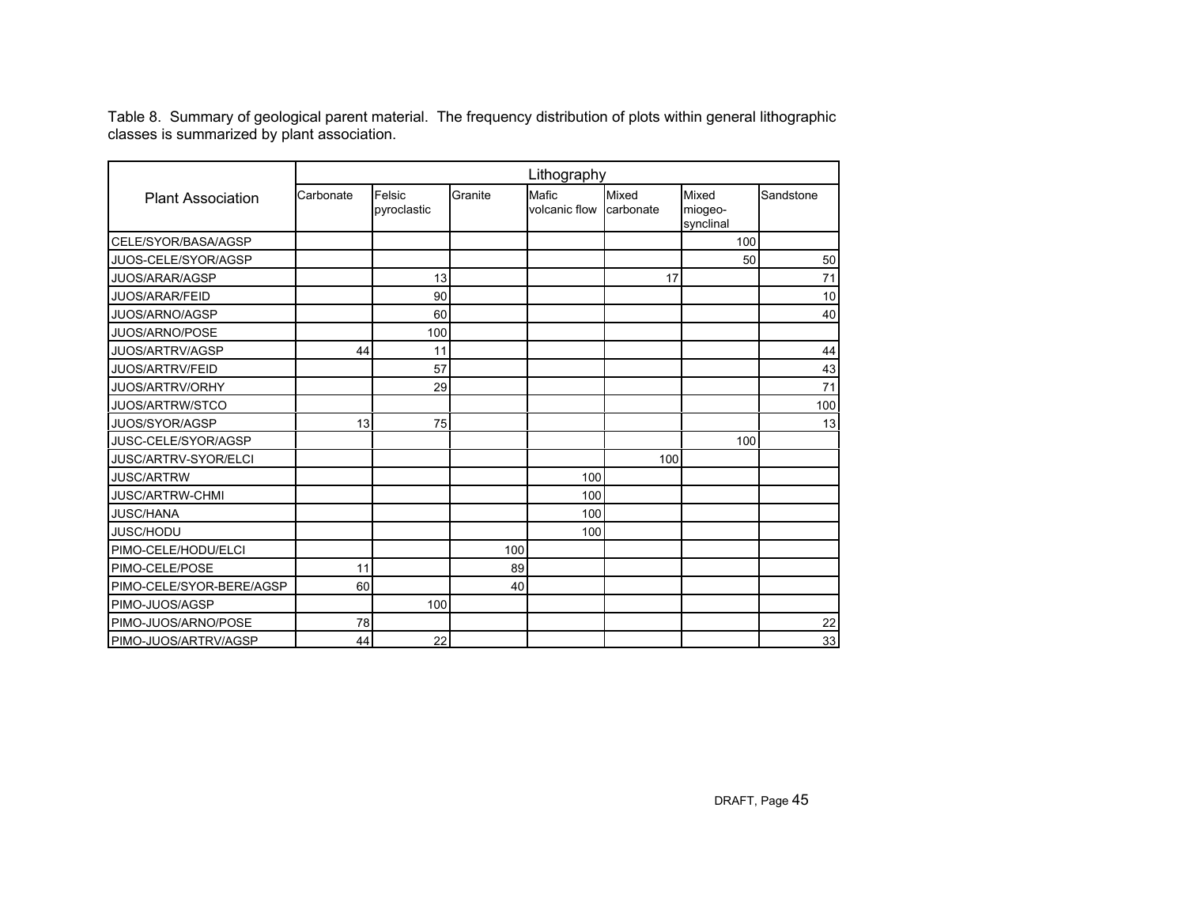Table 8. Summary of geological parent material. The frequency distribution of plots within general lithographic classes is summarized by plant association.

| Plant Association | Lithography | | | | | | |
|---|---|---|---|---|---|---|---|
| | Carbonate | Felsic pyroclastic | Granite | Mafic volcanic flow | Mixed carbonate | Mixed miogeo-synclinal | Sandstone |
| CELE/SYOR/BASA/AGSP | | | | | | 100 | |
| JUOS-CELE/SYOR/AGSP | | | | | | 50 | 50 |
| JUOS/ARAR/AGSP | | 13 | | | 17 | | 71 |
| JUOS/ARAR/FEID | | 90 | | | | | 10 |
| JUOS/ARNO/AGSP | | 60 | | | | | 40 |
| JUOS/ARNO/POSE | | 100 | | | | | |
| JUOS/ARTRV/AGSP | 44 | 11 | | | | | 44 |
| JUOS/ARTRV/FEID | | 57 | | | | | 43 |
| JUOS/ARTRV/ORHY | | 29 | | | | | 71 |
| JUOS/ARTRW/STCO | | | | | | | 100 |
| JUOS/SYOR/AGSP | 13 | 75 | | | | | 13 |
| JUSC-CELE/SYOR/AGSP | | | | | | 100 | |
| JUSC/ARTRV-SYOR/ELCI | | | | | 100 | | |
| JUSC/ARTRW | | | | 100 | | | |
| JUSC/ARTRW-CHMI | | | | 100 | | | |
| JUSC/HANA | | | | 100 | | | |
| JUSC/HODU | | | | 100 | | | |
| PIMO-CELE/HODU/ELCI | | | 100 | | | | |
| PIMO-CELE/POSE | 11 | | 89 | | | | |
| PIMO-CELE/SYOR-BERE/AGSP | 60 | | 40 | | | | |
| PIMO-JUOS/AGSP | | 100 | | | | | |
| PIMO-JUOS/ARNO/POSE | 78 | | | | | | 22 |
| PIMO-JUOS/ARTRV/AGSP | 44 | 22 | | | | | 33 |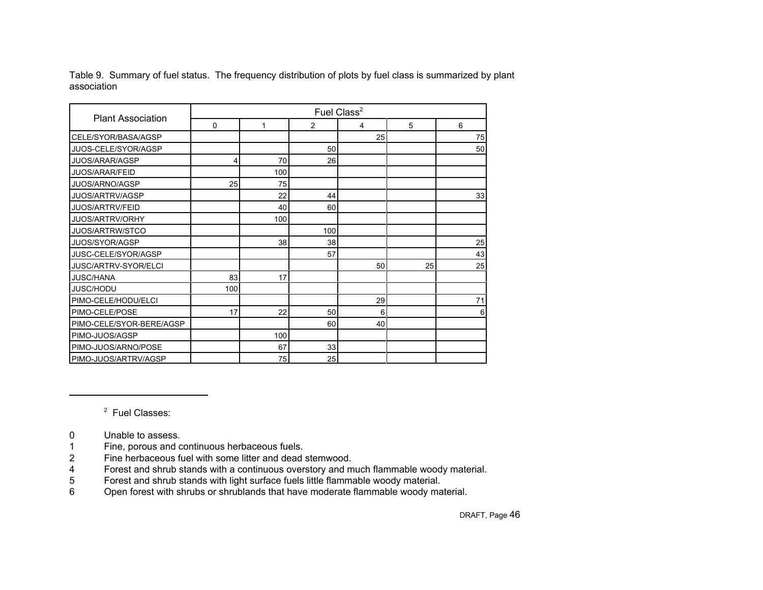Table 9. Summary of fuel status. The frequency distribution of plots by fuel class is summarized by plant association

| Plant Association | Fuel Class[2] | | | | | |
|---|---|---|---|---|---|---|
| | 0 | 1 | 2 | 4 | 5 | 6 |
| CELE/SYOR/BASA/AGSP | | | | 25 | | 75 |
| JUOS-CELE/SYOR/AGSP | | | 50 | | | 50 |
| JUOS/ARAR/AGSP | 4 | 70 | 26 | | | |
| JUOS/ARAR/FEID | | 100 | | | | |
| JUOS/ARNO/AGSP | 25 | 75 | | | | |
| JUOS/ARTRV/AGSP | | 22 | 44 | | | 33 |
| JUOS/ARTRV/FEID | | 40 | 60 | | | |
| JUOS/ARTRV/ORHY | | 100 | | | | |
| JUOS/ARTRW/STCO | | | 100 | | | |
| JUOS/SYOR/AGSP | | 38 | 38 | | | 25 |
| JUSC-CELE/SYOR/AGSP | | | 57 | | | 43 |
| JUSC/ARTRV-SYOR/ELCI | | | | 50 | 25 | 25 |
| JUSC/HANA | 83 | 17 | | | | |
| JUSC/HODU | 100 | | | | | |
| PIMO-CELE/HODU/ELCI | | | | 29 | | 71 |
| PIMO-CELE/POSE | 17 | 22 | 50 | 6 | | 6 |
| PIMO-CELE/SYOR-BERE/AGSP | | | 60 | 40 | | |
| PIMO-JUOS/AGSP | | 100 | | | | |
| PIMO-JUOS/ARNO/POSE | | 67 | 33 | | | |
| PIMO-JUOS/ARTRV/AGSP | | 75 | 25 | | | |

---

[2] Fuel Classes:

0 Unable to assess.
1 Fine, porous and continuous herbaceous fuels.
2 Fine herbaceous fuel with some litter and dead stemwood.
4 Forest and shrub stands with a continuous overstory and much flammable woody material.
5 Forest and shrub stands with light surface fuels little flammable woody material.
6 Open forest with shrubs or shrublands that have moderate flammable woody material.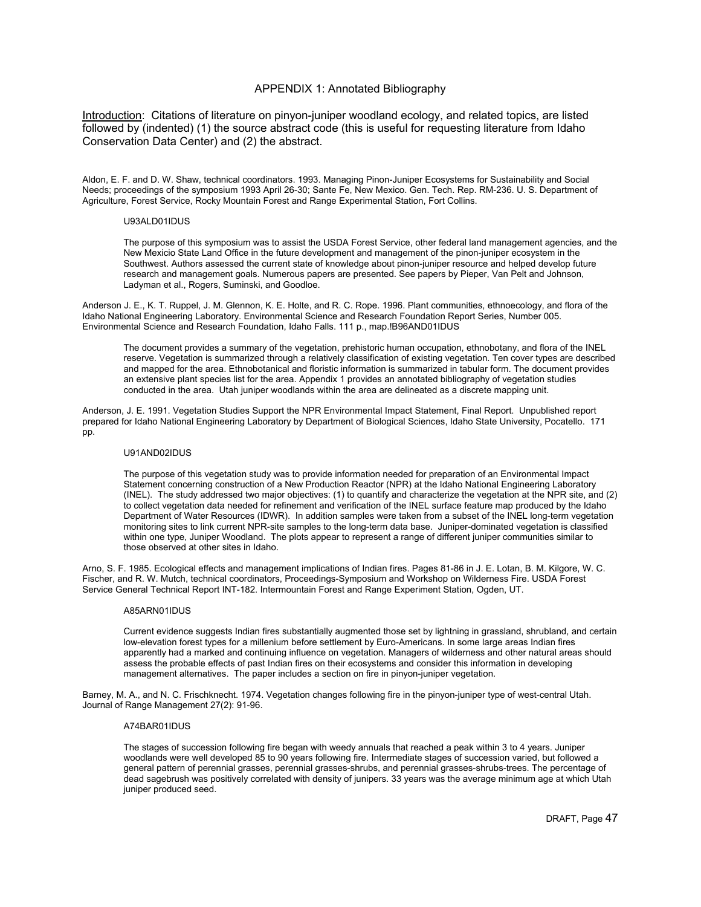## APPENDIX 1: Annotated Bibliography

Introduction: Citations of literature on pinyon-juniper woodland ecology, and related topics, are listed followed by (indented) (1) the source abstract code (this is useful for requesting literature from Idaho Conservation Data Center) and (2) the abstract.

Aldon, E. F. and D. W. Shaw, technical coordinators. 1993. Managing Pinon-Juniper Ecosystems for Sustainability and Social Needs; proceedings of the symposium 1993 April 26-30; Sante Fe, New Mexico. Gen. Tech. Rep. RM-236. U. S. Department of Agriculture, Forest Service, Rocky Mountain Forest and Range Experimental Station, Fort Collins.

> U93ALD01IDUS
>
> The purpose of this symposium was to assist the USDA Forest Service, other federal land management agencies, and the New Mexicio State Land Office in the future development and management of the pinon-juniper ecosystem in the Southwest. Authors assessed the current state of knowledge about pinon-juniper resource and helped develop future research and management goals. Numerous papers are presented. See papers by Pieper, Van Pelt and Johnson, Ladyman et al., Rogers, Suminski, and Goodloe.

Anderson J. E., K. T. Ruppel, J. M. Glennon, K. E. Holte, and R. C. Rope. 1996. Plant communities, ethnoecology, and flora of the Idaho National Engineering Laboratory. Environmental Science and Research Foundation Report Series, Number 005. Environmental Science and Research Foundation, Idaho Falls. 111 p., map.!B96AND01IDUS

> The document provides a summary of the vegetation, prehistoric human occupation, ethnobotany, and flora of the INEL reserve. Vegetation is summarized through a relatively classification of existing vegetation. Ten cover types are described and mapped for the area. Ethnobotanical and floristic information is summarized in tabular form. The document provides an extensive plant species list for the area. Appendix 1 provides an annotated bibliography of vegetation studies conducted in the area. Utah juniper woodlands within the area are delineated as a discrete mapping unit.

Anderson, J. E. 1991. Vegetation Studies Support the NPR Environmental Impact Statement, Final Report. Unpublished report prepared for Idaho National Engineering Laboratory by Department of Biological Sciences, Idaho State University, Pocatello. 171 pp.

> U91AND02IDUS
>
> The purpose of this vegetation study was to provide information needed for preparation of an Environmental Impact Statement concerning construction of a New Production Reactor (NPR) at the Idaho National Engineering Laboratory (INEL). The study addressed two major objectives: (1) to quantify and characterize the vegetation at the NPR site, and (2) to collect vegetation data needed for refinement and verification of the INEL surface feature map produced by the Idaho Department of Water Resources (IDWR). In addition samples were taken from a subset of the INEL long-term vegetation monitoring sites to link current NPR-site samples to the long-term data base. Juniper-dominated vegetation is classified within one type, Juniper Woodland. The plots appear to represent a range of different juniper communities similar to those observed at other sites in Idaho.

Arno, S. F. 1985. Ecological effects and management implications of Indian fires. Pages 81-86 in J. E. Lotan, B. M. Kilgore, W. C. Fischer, and R. W. Mutch, technical coordinators, Proceedings-Symposium and Workshop on Wilderness Fire. USDA Forest Service General Technical Report INT-182. Intermountain Forest and Range Experiment Station, Ogden, UT.

> A85ARN01IDUS
>
> Current evidence suggests Indian fires substantially augmented those set by lightning in grassland, shrubland, and certain low-elevation forest types for a millenium before settlement by Euro-Americans. In some large areas Indian fires apparently had a marked and continuing influence on vegetation. Managers of wilderness and other natural areas should assess the probable effects of past Indian fires on their ecosystems and consider this information in developing management alternatives. The paper includes a section on fire in pinyon-juniper vegetation.

Barney, M. A., and N. C. Frischknecht. 1974. Vegetation changes following fire in the pinyon-juniper type of west-central Utah. Journal of Range Management 27(2): 91-96.

> A74BAR01IDUS
>
> The stages of succession following fire began with weedy annuals that reached a peak within 3 to 4 years. Juniper woodlands were well developed 85 to 90 years following fire. Intermediate stages of succession varied, but followed a general pattern of perennial grasses, perennial grasses-shrubs, and perennial grasses-shrubs-trees. The percentage of dead sagebrush was positively correlated with density of junipers. 33 years was the average minimum age at which Utah juniper produced seed.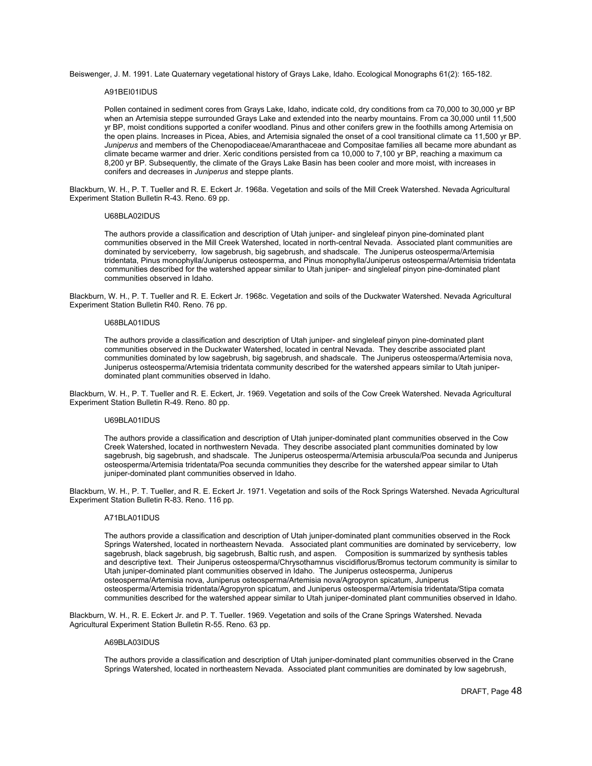Beiswenger, J. M. 1991. Late Quaternary vegetational history of Grays Lake, Idaho. Ecological Monographs 61(2): 165-182.

A91BEI01IDUS

Pollen contained in sediment cores from Grays Lake, Idaho, indicate cold, dry conditions from ca 70,000 to 30,000 yr BP when an Artemisia steppe surrounded Grays Lake and extended into the nearby mountains. From ca 30,000 until 11,500 yr BP, moist conditions supported a conifer woodland. Pinus and other conifers grew in the foothills among Artemisia on the open plains. Increases in Picea, Abies, and Artemisia signaled the onset of a cool transitional climate ca 11,500 yr BP. *Juniperus* and members of the Chenopodiaceae/Amaranthaceae and Compositae families all became more abundant as climate became warmer and drier. Xeric conditions persisted from ca 10,000 to 7,100 yr BP, reaching a maximum ca 8,200 yr BP. Subsequently, the climate of the Grays Lake Basin has been cooler and more moist, with increases in conifers and decreases in *Juniperus* and steppe plants.

Blackburn, W. H., P. T. Tueller and R. E. Eckert Jr. 1968a. Vegetation and soils of the Mill Creek Watershed. Nevada Agricultural Experiment Station Bulletin R-43. Reno. 69 pp.

U68BLA02IDUS

The authors provide a classification and description of Utah juniper- and singleleaf pinyon pine-dominated plant communities observed in the Mill Creek Watershed, located in north-central Nevada. Associated plant communities are dominated by serviceberry, low sagebrush, big sagebrush, and shadscale. The Juniperus osteosperma/Artemisia tridentata, Pinus monophylla/Juniperus osteosperma, and Pinus monophylla/Juniperus osteosperma/Artemisia tridentata communities described for the watershed appear similar to Utah juniper- and singleleaf pinyon pine-dominated plant communities observed in Idaho.

Blackburn, W. H., P. T. Tueller and R. E. Eckert Jr. 1968c. Vegetation and soils of the Duckwater Watershed. Nevada Agricultural Experiment Station Bulletin R40. Reno. 76 pp.

U68BLA01IDUS

The authors provide a classification and description of Utah juniper- and singleleaf pinyon pine-dominated plant communities observed in the Duckwater Watershed, located in central Nevada. They describe associated plant communities dominated by low sagebrush, big sagebrush, and shadscale. The Juniperus osteosperma/Artemisia nova, Juniperus osteosperma/Artemisia tridentata community described for the watershed appears similar to Utah juniper-dominated plant communities observed in Idaho.

Blackburn, W. H., P. T. Tueller and R. E. Eckert, Jr. 1969. Vegetation and soils of the Cow Creek Watershed. Nevada Agricultural Experiment Station Bulletin R-49. Reno. 80 pp.

U69BLA01IDUS

The authors provide a classification and description of Utah juniper-dominated plant communities observed in the Cow Creek Watershed, located in northwestern Nevada. They describe associated plant communities dominated by low sagebrush, big sagebrush, and shadscale. The Juniperus osteosperma/Artemisia arbuscula/Poa secunda and Juniperus osteosperma/Artemisia tridentata/Poa secunda communities they describe for the watershed appear similar to Utah juniper-dominated plant communities observed in Idaho.

Blackburn, W. H., P. T. Tueller, and R. E. Eckert Jr. 1971. Vegetation and soils of the Rock Springs Watershed. Nevada Agricultural Experiment Station Bulletin R-83. Reno. 116 pp.

A71BLA01IDUS

The authors provide a classification and description of Utah juniper-dominated plant communities observed in the Rock Springs Watershed, located in northeastern Nevada. Associated plant communities are dominated by serviceberry, low sagebrush, black sagebrush, big sagebrush, Baltic rush, and aspen. Composition is summarized by synthesis tables and descriptive text. Their Juniperus osteosperma/Chrysothamnus viscidiflorus/Bromus tectorum community is similar to Utah juniper-dominated plant communities observed in Idaho. The Juniperus osteosperma, Juniperus osteosperma/Artemisia nova, Juniperus osteosperma/Artemisia nova/Agropyron spicatum, Juniperus osteosperma/Artemisia tridentata/Agropyron spicatum, and Juniperus osteosperma/Artemisia tridentata/Stipa comata communities described for the watershed appear similar to Utah juniper-dominated plant communities observed in Idaho.

Blackburn, W. H., R. E. Eckert Jr. and P. T. Tueller. 1969. Vegetation and soils of the Crane Springs Watershed. Nevada Agricultural Experiment Station Bulletin R-55. Reno. 63 pp.

A69BLA03IDUS

The authors provide a classification and description of Utah juniper-dominated plant communities observed in the Crane Springs Watershed, located in northeastern Nevada. Associated plant communities are dominated by low sagebrush,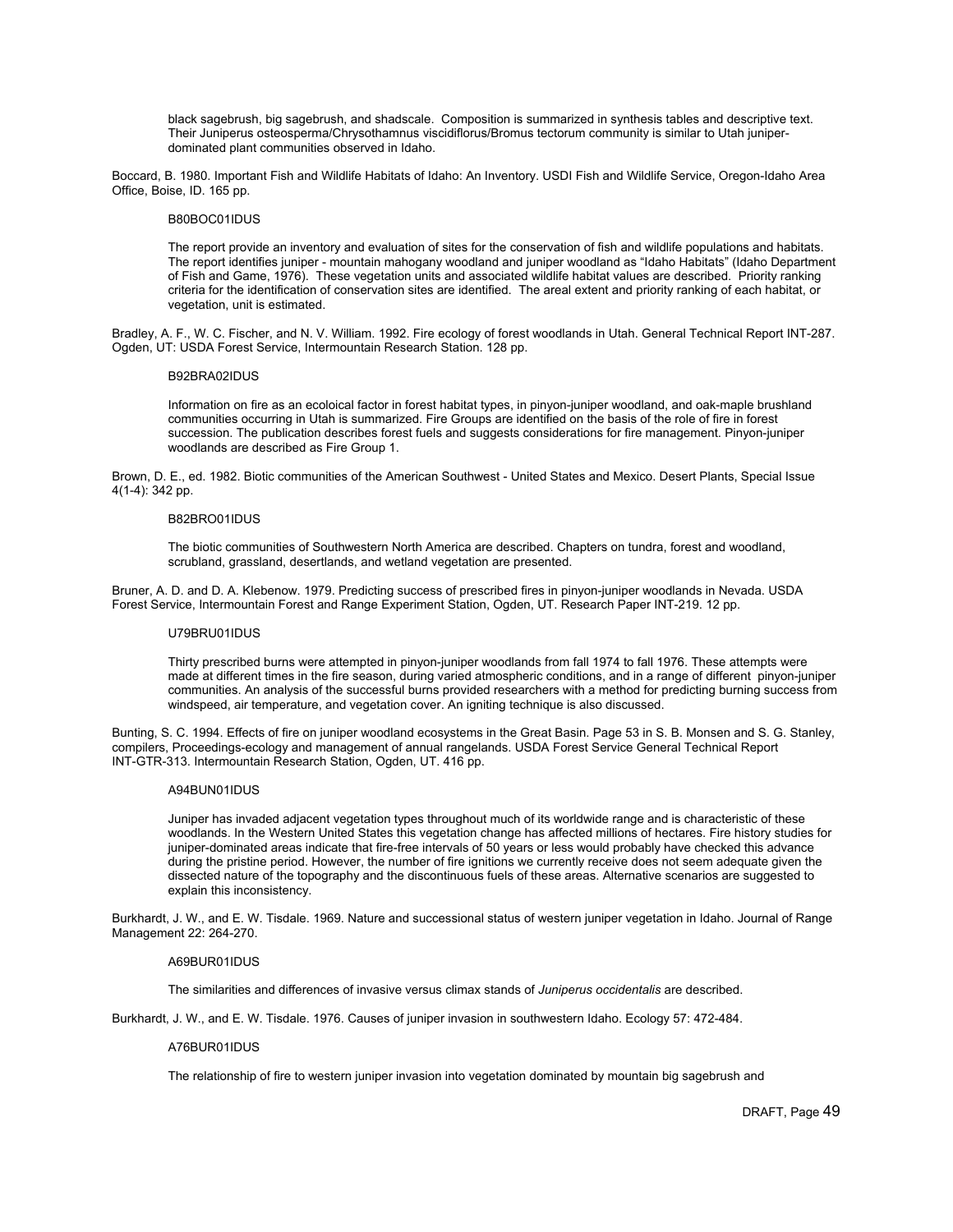black sagebrush, big sagebrush, and shadscale. Composition is summarized in synthesis tables and descriptive text. Their Juniperus osteosperma/Chrysothamnus viscidiflorus/Bromus tectorum community is similar to Utah juniper-dominated plant communities observed in Idaho.

Boccard, B. 1980. Important Fish and Wildlife Habitats of Idaho: An Inventory. USDI Fish and Wildlife Service, Oregon-Idaho Area Office, Boise, ID. 165 pp.

B80BOC01IDUS

The report provide an inventory and evaluation of sites for the conservation of fish and wildlife populations and habitats. The report identifies juniper - mountain mahogany woodland and juniper woodland as "Idaho Habitats" (Idaho Department of Fish and Game, 1976). These vegetation units and associated wildlife habitat values are described. Priority ranking criteria for the identification of conservation sites are identified. The areal extent and priority ranking of each habitat, or vegetation, unit is estimated.

Bradley, A. F., W. C. Fischer, and N. V. William. 1992. Fire ecology of forest woodlands in Utah. General Technical Report INT-287. Ogden, UT: USDA Forest Service, Intermountain Research Station. 128 pp.

B92BRA02IDUS

Information on fire as an ecoloical factor in forest habitat types, in pinyon-juniper woodland, and oak-maple brushland communities occurring in Utah is summarized. Fire Groups are identified on the basis of the role of fire in forest succession. The publication describes forest fuels and suggests considerations for fire management. Pinyon-juniper woodlands are described as Fire Group 1.

Brown, D. E., ed. 1982. Biotic communities of the American Southwest - United States and Mexico. Desert Plants, Special Issue 4(1-4): 342 pp.

B82BRO01IDUS

The biotic communities of Southwestern North America are described. Chapters on tundra, forest and woodland, scrubland, grassland, desertlands, and wetland vegetation are presented.

Bruner, A. D. and D. A. Klebenow. 1979. Predicting success of prescribed fires in pinyon-juniper woodlands in Nevada. USDA Forest Service, Intermountain Forest and Range Experiment Station, Ogden, UT. Research Paper INT-219. 12 pp.

U79BRU01IDUS

Thirty prescribed burns were attempted in pinyon-juniper woodlands from fall 1974 to fall 1976. These attempts were made at different times in the fire season, during varied atmospheric conditions, and in a range of different pinyon-juniper communities. An analysis of the successful burns provided researchers with a method for predicting burning success from windspeed, air temperature, and vegetation cover. An igniting technique is also discussed.

Bunting, S. C. 1994. Effects of fire on juniper woodland ecosystems in the Great Basin. Page 53 in S. B. Monsen and S. G. Stanley, compilers, Proceedings-ecology and management of annual rangelands. USDA Forest Service General Technical Report INT-GTR-313. Intermountain Research Station, Ogden, UT. 416 pp.

A94BUN01IDUS

Juniper has invaded adjacent vegetation types throughout much of its worldwide range and is characteristic of these woodlands. In the Western United States this vegetation change has affected millions of hectares. Fire history studies for juniper-dominated areas indicate that fire-free intervals of 50 years or less would probably have checked this advance during the pristine period. However, the number of fire ignitions we currently receive does not seem adequate given the dissected nature of the topography and the discontinuous fuels of these areas. Alternative scenarios are suggested to explain this inconsistency.

Burkhardt, J. W., and E. W. Tisdale. 1969. Nature and successional status of western juniper vegetation in Idaho. Journal of Range Management 22: 264-270.

A69BUR01IDUS

The similarities and differences of invasive versus climax stands of *Juniperus occidentalis* are described.

Burkhardt, J. W., and E. W. Tisdale. 1976. Causes of juniper invasion in southwestern Idaho. Ecology 57: 472-484.

A76BUR01IDUS

The relationship of fire to western juniper invasion into vegetation dominated by mountain big sagebrush and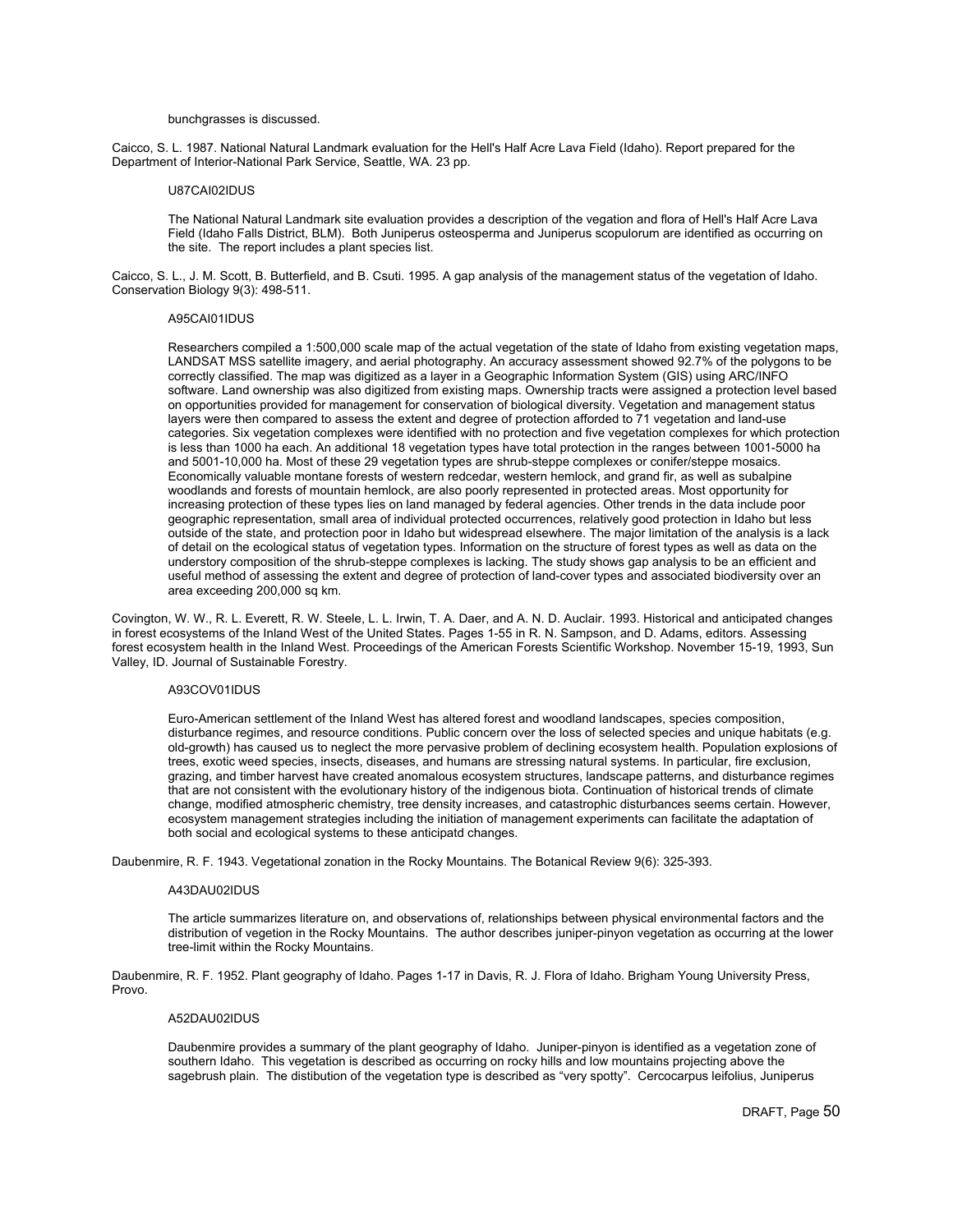bunchgrasses is discussed.

Caicco, S. L. 1987. National Natural Landmark evaluation for the Hell's Half Acre Lava Field (Idaho). Report prepared for the Department of Interior-National Park Service, Seattle, WA. 23 pp.

U87CAI02IDUS

The National Natural Landmark site evaluation provides a description of the vegation and flora of Hell's Half Acre Lava Field (Idaho Falls District, BLM). Both Juniperus osteosperma and Juniperus scopulorum are identified as occurring on the site. The report includes a plant species list.

Caicco, S. L., J. M. Scott, B. Butterfield, and B. Csuti. 1995. A gap analysis of the management status of the vegetation of Idaho. Conservation Biology 9(3): 498-511.

A95CAI01IDUS

Researchers compiled a 1:500,000 scale map of the actual vegetation of the state of Idaho from existing vegetation maps, LANDSAT MSS satellite imagery, and aerial photography. An accuracy assessment showed 92.7% of the polygons to be correctly classified. The map was digitized as a layer in a Geographic Information System (GIS) using ARC/INFO software. Land ownership was also digitized from existing maps. Ownership tracts were assigned a protection level based on opportunities provided for management for conservation of biological diversity. Vegetation and management status layers were then compared to assess the extent and degree of protection afforded to 71 vegetation and land-use categories. Six vegetation complexes were identified with no protection and five vegetation complexes for which protection is less than 1000 ha each. An additional 18 vegetation types have total protection in the ranges between 1001-5000 ha and 5001-10,000 ha. Most of these 29 vegetation types are shrub-steppe complexes or conifer/steppe mosaics. Economically valuable montane forests of western redcedar, western hemlock, and grand fir, as well as subalpine woodlands and forests of mountain hemlock, are also poorly represented in protected areas. Most opportunity for increasing protection of these types lies on land managed by federal agencies. Other trends in the data include poor geographic representation, small area of individual protected occurrences, relatively good protection in Idaho but less outside of the state, and protection poor in Idaho but widespread elsewhere. The major limitation of the analysis is a lack of detail on the ecological status of vegetation types. Information on the structure of forest types as well as data on the understory composition of the shrub-steppe complexes is lacking. The study shows gap analysis to be an efficient and useful method of assessing the extent and degree of protection of land-cover types and associated biodiversity over an area exceeding 200,000 sq km.

Covington, W. W., R. L. Everett, R. W. Steele, L. L. Irwin, T. A. Daer, and A. N. D. Auclair. 1993. Historical and anticipated changes in forest ecosystems of the Inland West of the United States. Pages 1-55 in R. N. Sampson, and D. Adams, editors. Assessing forest ecosystem health in the Inland West. Proceedings of the American Forests Scientific Workshop. November 15-19, 1993, Sun Valley, ID. Journal of Sustainable Forestry.

A93COV01IDUS

Euro-American settlement of the Inland West has altered forest and woodland landscapes, species composition, disturbance regimes, and resource conditions. Public concern over the loss of selected species and unique habitats (e.g. old-growth) has caused us to neglect the more pervasive problem of declining ecosystem health. Population explosions of trees, exotic weed species, insects, diseases, and humans are stressing natural systems. In particular, fire exclusion, grazing, and timber harvest have created anomalous ecosystem structures, landscape patterns, and disturbance regimes that are not consistent with the evolutionary history of the indigenous biota. Continuation of historical trends of climate change, modified atmospheric chemistry, tree density increases, and catastrophic disturbances seems certain. However, ecosystem management strategies including the initiation of management experiments can facilitate the adaptation of both social and ecological systems to these anticipatd changes.

Daubenmire, R. F. 1943. Vegetational zonation in the Rocky Mountains. The Botanical Review 9(6): 325-393.

A43DAU02IDUS

The article summarizes literature on, and observations of, relationships between physical environmental factors and the distribution of vegetion in the Rocky Mountains. The author describes juniper-pinyon vegetation as occurring at the lower tree-limit within the Rocky Mountains.

Daubenmire, R. F. 1952. Plant geography of Idaho. Pages 1-17 in Davis, R. J. Flora of Idaho. Brigham Young University Press, Provo.

A52DAU02IDUS

Daubenmire provides a summary of the plant geography of Idaho. Juniper-pinyon is identified as a vegetation zone of southern Idaho. This vegetation is described as occurring on rocky hills and low mountains projecting above the sagebrush plain. The distibution of the vegetation type is described as "very spotty". Cercocarpus leifolius, Juniperus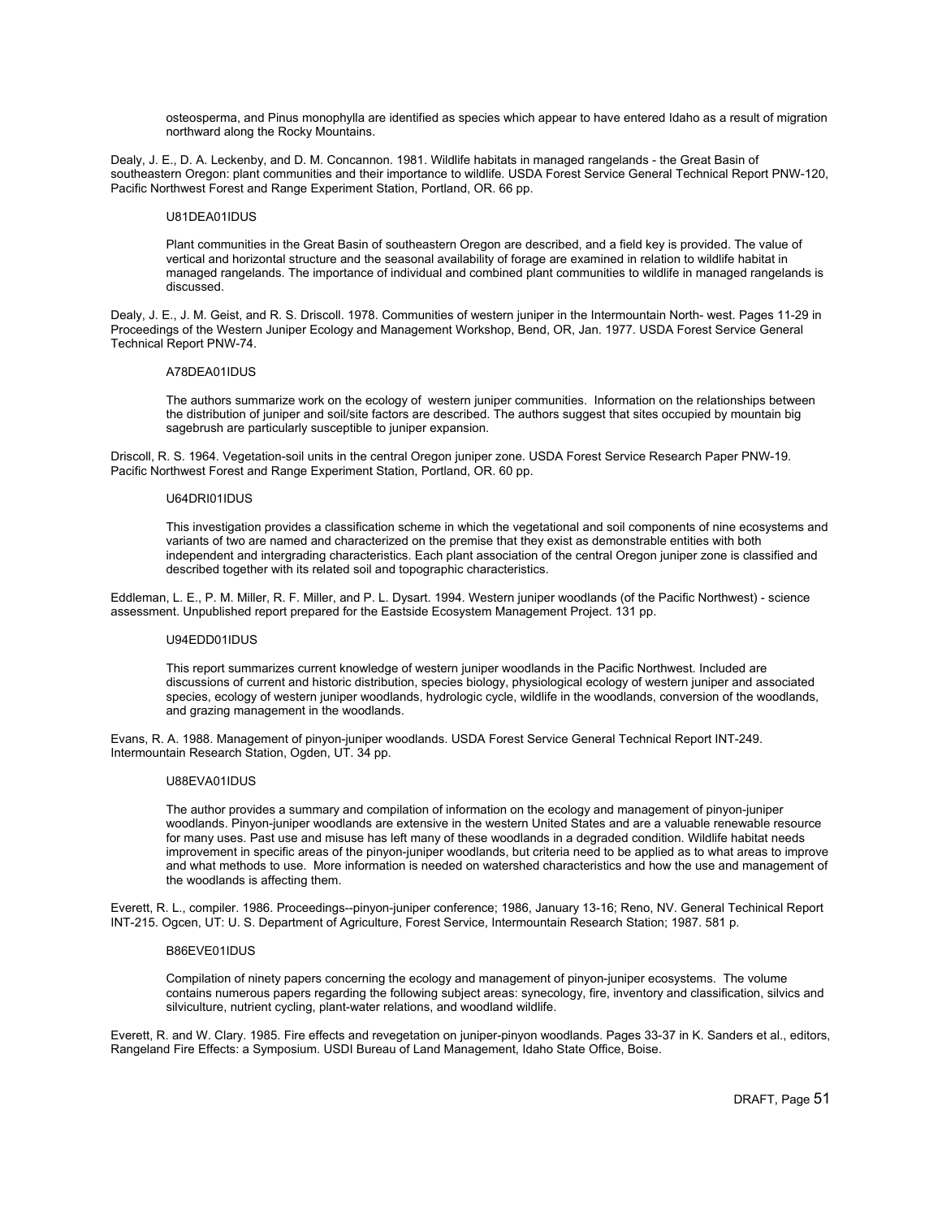osteosperma, and Pinus monophylla are identified as species which appear to have entered Idaho as a result of migration northward along the Rocky Mountains.

Dealy, J. E., D. A. Leckenby, and D. M. Concannon. 1981. Wildlife habitats in managed rangelands - the Great Basin of southeastern Oregon: plant communities and their importance to wildlife. USDA Forest Service General Technical Report PNW-120, Pacific Northwest Forest and Range Experiment Station, Portland, OR. 66 pp.

U81DEA01IDUS

Plant communities in the Great Basin of southeastern Oregon are described, and a field key is provided. The value of vertical and horizontal structure and the seasonal availability of forage are examined in relation to wildlife habitat in managed rangelands. The importance of individual and combined plant communities to wildlife in managed rangelands is discussed.

Dealy, J. E., J. M. Geist, and R. S. Driscoll. 1978. Communities of western juniper in the Intermountain North- west. Pages 11-29 in Proceedings of the Western Juniper Ecology and Management Workshop, Bend, OR, Jan. 1977. USDA Forest Service General Technical Report PNW-74.

A78DEA01IDUS

The authors summarize work on the ecology of western juniper communities. Information on the relationships between the distribution of juniper and soil/site factors are described. The authors suggest that sites occupied by mountain big sagebrush are particularly susceptible to juniper expansion.

Driscoll, R. S. 1964. Vegetation-soil units in the central Oregon juniper zone. USDA Forest Service Research Paper PNW-19. Pacific Northwest Forest and Range Experiment Station, Portland, OR. 60 pp.

U64DRI01IDUS

This investigation provides a classification scheme in which the vegetational and soil components of nine ecosystems and variants of two are named and characterized on the premise that they exist as demonstrable entities with both independent and intergrading characteristics. Each plant association of the central Oregon juniper zone is classified and described together with its related soil and topographic characteristics.

Eddleman, L. E., P. M. Miller, R. F. Miller, and P. L. Dysart. 1994. Western juniper woodlands (of the Pacific Northwest) - science assessment. Unpublished report prepared for the Eastside Ecosystem Management Project. 131 pp.

U94EDD01IDUS

This report summarizes current knowledge of western juniper woodlands in the Pacific Northwest. Included are discussions of current and historic distribution, species biology, physiological ecology of western juniper and associated species, ecology of western juniper woodlands, hydrologic cycle, wildlife in the woodlands, conversion of the woodlands, and grazing management in the woodlands.

Evans, R. A. 1988. Management of pinyon-juniper woodlands. USDA Forest Service General Technical Report INT-249. Intermountain Research Station, Ogden, UT. 34 pp.

U88EVA01IDUS

The author provides a summary and compilation of information on the ecology and management of pinyon-juniper woodlands. Pinyon-juniper woodlands are extensive in the western United States and are a valuable renewable resource for many uses. Past use and misuse has left many of these woodlands in a degraded condition. Wildlife habitat needs improvement in specific areas of the pinyon-juniper woodlands, but criteria need to be applied as to what areas to improve and what methods to use. More information is needed on watershed characteristics and how the use and management of the woodlands is affecting them.

Everett, R. L., compiler. 1986. Proceedings--pinyon-juniper conference; 1986, January 13-16; Reno, NV. General Techinical Report INT-215. Ogcen, UT: U. S. Department of Agriculture, Forest Service, Intermountain Research Station; 1987. 581 p.

B86EVE01IDUS

Compilation of ninety papers concerning the ecology and management of pinyon-juniper ecosystems. The volume contains numerous papers regarding the following subject areas: synecology, fire, inventory and classification, silvics and silviculture, nutrient cycling, plant-water relations, and woodland wildlife.

Everett, R. and W. Clary. 1985. Fire effects and revegetation on juniper-pinyon woodlands. Pages 33-37 in K. Sanders et al., editors, Rangeland Fire Effects: a Symposium. USDI Bureau of Land Management, Idaho State Office, Boise.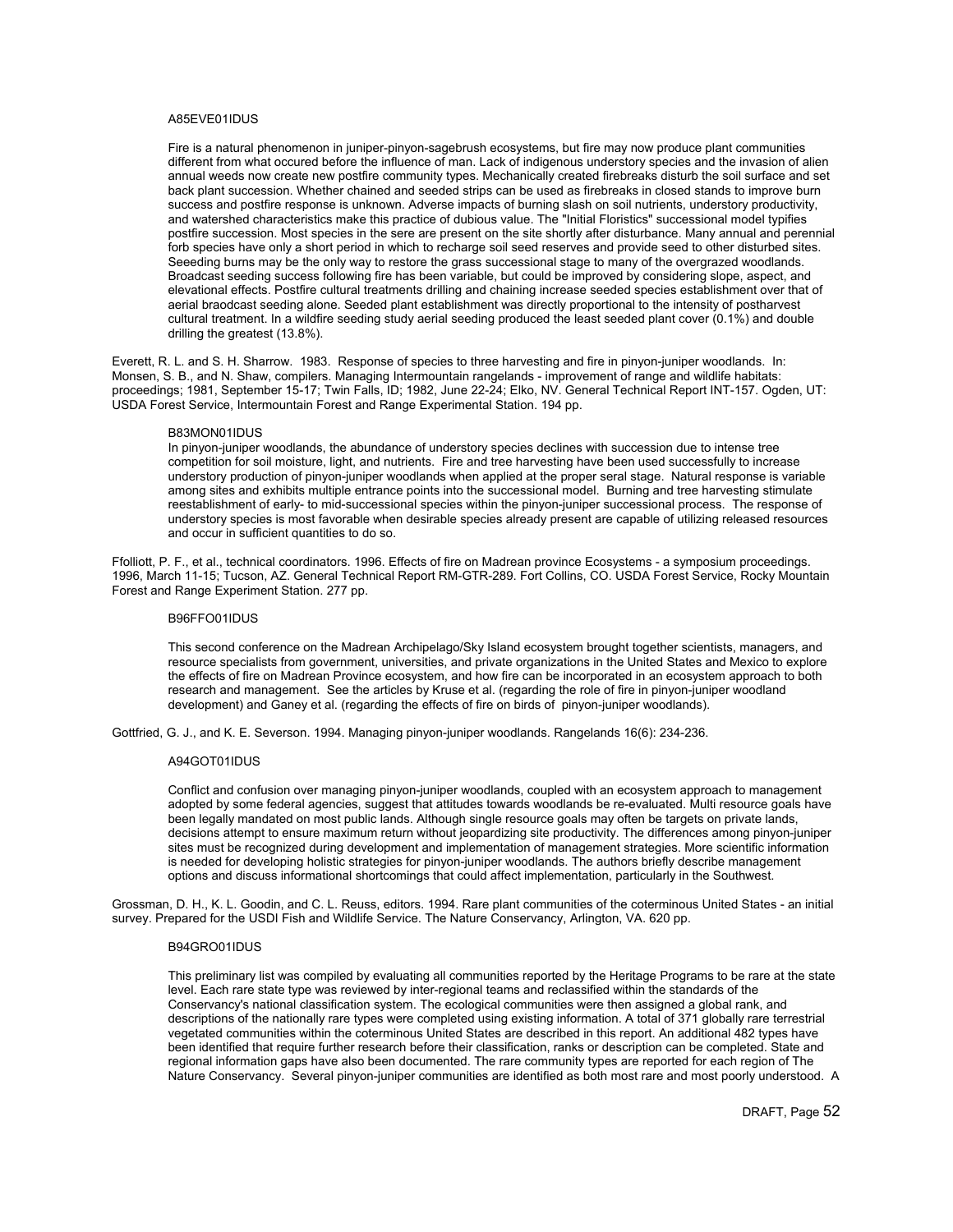A85EVE01IDUS

Fire is a natural phenomenon in juniper-pinyon-sagebrush ecosystems, but fire may now produce plant communities different from what occured before the influence of man. Lack of indigenous understory species and the invasion of alien annual weeds now create new postfire community types. Mechanically created firebreaks disturb the soil surface and set back plant succession. Whether chained and seeded strips can be used as firebreaks in closed stands to improve burn success and postfire response is unknown. Adverse impacts of burning slash on soil nutrients, understory productivity, and watershed characteristics make this practice of dubious value. The "Initial Floristics" successional model typifies postfire succession. Most species in the sere are present on the site shortly after disturbance. Many annual and perennial forb species have only a short period in which to recharge soil seed reserves and provide seed to other disturbed sites. Seeeding burns may be the only way to restore the grass successional stage to many of the overgrazed woodlands. Broadcast seeding success following fire has been variable, but could be improved by considering slope, aspect, and elevational effects. Postfire cultural treatments drilling and chaining increase seeded species establishment over that of aerial braodcast seeding alone. Seeded plant establishment was directly proportional to the intensity of postharvest cultural treatment. In a wildfire seeding study aerial seeding produced the least seeded plant cover (0.1%) and double drilling the greatest (13.8%).

Everett, R. L. and S. H. Sharrow. 1983. Response of species to three harvesting and fire in pinyon-juniper woodlands. In: Monsen, S. B., and N. Shaw, compilers. Managing Intermountain rangelands - improvement of range and wildlife habitats: proceedings; 1981, September 15-17; Twin Falls, ID; 1982, June 22-24; Elko, NV. General Technical Report INT-157. Ogden, UT: USDA Forest Service, Intermountain Forest and Range Experimental Station. 194 pp.

B83MON01IDUS
In pinyon-juniper woodlands, the abundance of understory species declines with succession due to intense tree competition for soil moisture, light, and nutrients. Fire and tree harvesting have been used successfully to increase understory production of pinyon-juniper woodlands when applied at the proper seral stage. Natural response is variable among sites and exhibits multiple entrance points into the successional model. Burning and tree harvesting stimulate reestablishment of early- to mid-successional species within the pinyon-juniper successional process. The response of understory species is most favorable when desirable species already present are capable of utilizing released resources and occur in sufficient quantities to do so.

Ffolliott, P. F., et al., technical coordinators. 1996. Effects of fire on Madrean province Ecosystems - a symposium proceedings. 1996, March 11-15; Tucson, AZ. General Technical Report RM-GTR-289. Fort Collins, CO. USDA Forest Service, Rocky Mountain Forest and Range Experiment Station. 277 pp.

B96FFO01IDUS

This second conference on the Madrean Archipelago/Sky Island ecosystem brought together scientists, managers, and resource specialists from government, universities, and private organizations in the United States and Mexico to explore the effects of fire on Madrean Province ecosystem, and how fire can be incorporated in an ecosystem approach to both research and management. See the articles by Kruse et al. (regarding the role of fire in pinyon-juniper woodland development) and Ganey et al. (regarding the effects of fire on birds of pinyon-juniper woodlands).

Gottfried, G. J., and K. E. Severson. 1994. Managing pinyon-juniper woodlands. Rangelands 16(6): 234-236.

A94GOT01IDUS

Conflict and confusion over managing pinyon-juniper woodlands, coupled with an ecosystem approach to management adopted by some federal agencies, suggest that attitudes towards woodlands be re-evaluated. Multi resource goals have been legally mandated on most public lands. Although single resource goals may often be targets on private lands, decisions attempt to ensure maximum return without jeopardizing site productivity. The differences among pinyon-juniper sites must be recognized during development and implementation of management strategies. More scientific information is needed for developing holistic strategies for pinyon-juniper woodlands. The authors briefly describe management options and discuss informational shortcomings that could affect implementation, particularly in the Southwest.

Grossman, D. H., K. L. Goodin, and C. L. Reuss, editors. 1994. Rare plant communities of the coterminous United States - an initial survey. Prepared for the USDI Fish and Wildlife Service. The Nature Conservancy, Arlington, VA. 620 pp.

B94GRO01IDUS

This preliminary list was compiled by evaluating all communities reported by the Heritage Programs to be rare at the state level. Each rare state type was reviewed by inter-regional teams and reclassified within the standards of the Conservancy's national classification system. The ecological communities were then assigned a global rank, and descriptions of the nationally rare types were completed using existing information. A total of 371 globally rare terrestrial vegetated communities within the coterminous United States are described in this report. An additional 482 types have been identified that require further research before their classification, ranks or description can be completed. State and regional information gaps have also been documented. The rare community types are reported for each region of The Nature Conservancy. Several pinyon-juniper communities are identified as both most rare and most poorly understood. A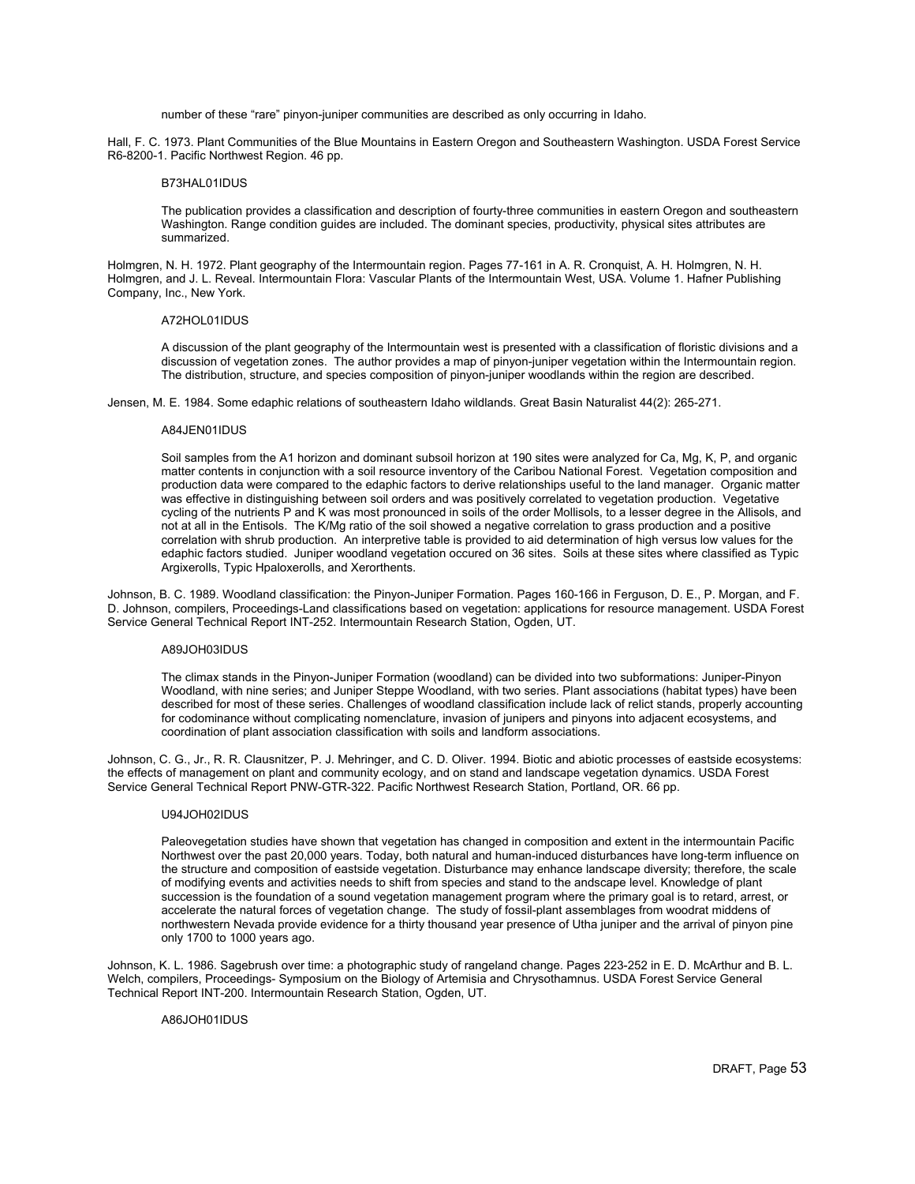number of these “rare” pinyon-juniper communities are described as only occurring in Idaho.

Hall, F. C. 1973. Plant Communities of the Blue Mountains in Eastern Oregon and Southeastern Washington. USDA Forest Service R6-8200-1. Pacific Northwest Region. 46 pp.

B73HAL01IDUS

The publication provides a classification and description of fourty-three communities in eastern Oregon and southeastern Washington. Range condition guides are included. The dominant species, productivity, physical sites attributes are summarized.

Holmgren, N. H. 1972. Plant geography of the Intermountain region. Pages 77-161 in A. R. Cronquist, A. H. Holmgren, N. H. Holmgren, and J. L. Reveal. Intermountain Flora: Vascular Plants of the Intermountain West, USA. Volume 1. Hafner Publishing Company, Inc., New York.

A72HOL01IDUS

A discussion of the plant geography of the Intermountain west is presented with a classification of floristic divisions and a discussion of vegetation zones. The author provides a map of pinyon-juniper vegetation within the Intermountain region. The distribution, structure, and species composition of pinyon-juniper woodlands within the region are described.

Jensen, M. E. 1984. Some edaphic relations of southeastern Idaho wildlands. Great Basin Naturalist 44(2): 265-271.

A84JEN01IDUS

Soil samples from the A1 horizon and dominant subsoil horizon at 190 sites were analyzed for Ca, Mg, K, P, and organic matter contents in conjunction with a soil resource inventory of the Caribou National Forest. Vegetation composition and production data were compared to the edaphic factors to derive relationships useful to the land manager. Organic matter was effective in distinguishing between soil orders and was positively correlated to vegetation production. Vegetative cycling of the nutrients P and K was most pronounced in soils of the order Mollisols, to a lesser degree in the Allisols, and not at all in the Entisols. The K/Mg ratio of the soil showed a negative correlation to grass production and a positive correlation with shrub production. An interpretive table is provided to aid determination of high versus low values for the edaphic factors studied. Juniper woodland vegetation occured on 36 sites. Soils at these sites where classified as Typic Argixerolls, Typic Hpaloxerolls, and Xerorthents.

Johnson, B. C. 1989. Woodland classification: the Pinyon-Juniper Formation. Pages 160-166 in Ferguson, D. E., P. Morgan, and F. D. Johnson, compilers, Proceedings-Land classifications based on vegetation: applications for resource management. USDA Forest Service General Technical Report INT-252. Intermountain Research Station, Ogden, UT.

A89JOH03IDUS

The climax stands in the Pinyon-Juniper Formation (woodland) can be divided into two subformations: Juniper-Pinyon Woodland, with nine series; and Juniper Steppe Woodland, with two series. Plant associations (habitat types) have been described for most of these series. Challenges of woodland classification include lack of relict stands, properly accounting for codominance without complicating nomenclature, invasion of junipers and pinyons into adjacent ecosystems, and coordination of plant association classification with soils and landform associations.

Johnson, C. G., Jr., R. R. Clausnitzer, P. J. Mehringer, and C. D. Oliver. 1994. Biotic and abiotic processes of eastside ecosystems: the effects of management on plant and community ecology, and on stand and landscape vegetation dynamics. USDA Forest Service General Technical Report PNW-GTR-322. Pacific Northwest Research Station, Portland, OR. 66 pp.

U94JOH02IDUS

Paleovegetation studies have shown that vegetation has changed in composition and extent in the intermountain Pacific Northwest over the past 20,000 years. Today, both natural and human-induced disturbances have long-term influence on the structure and composition of eastside vegetation. Disturbance may enhance landscape diversity; therefore, the scale of modifying events and activities needs to shift from species and stand to the andscape level. Knowledge of plant succession is the foundation of a sound vegetation management program where the primary goal is to retard, arrest, or accelerate the natural forces of vegetation change. The study of fossil-plant assemblages from woodrat middens of northwestern Nevada provide evidence for a thirty thousand year presence of Utha juniper and the arrival of pinyon pine only 1700 to 1000 years ago.

Johnson, K. L. 1986. Sagebrush over time: a photographic study of rangeland change. Pages 223-252 in E. D. McArthur and B. L. Welch, compilers, Proceedings- Symposium on the Biology of Artemisia and Chrysothamnus. USDA Forest Service General Technical Report INT-200. Intermountain Research Station, Ogden, UT.

A86JOH01IDUS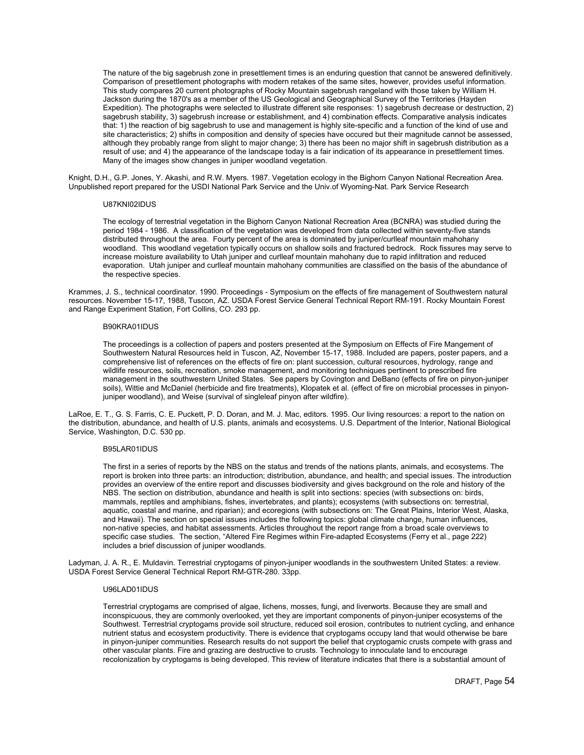The nature of the big sagebrush zone in presettlement times is an enduring question that cannot be answered definitively. Comparison of presettlement photographs with modern retakes of the same sites, however, provides useful information. This study compares 20 current photographs of Rocky Mountain sagebrush rangeland with those taken by William H. Jackson during the 1870's as a member of the US Geological and Geographical Survey of the Territories (Hayden Expedition). The photographs were selected to illustrate different site responses: 1) sagebrush decrease or destruction, 2) sagebrush stability, 3) sagebrush increase or establishment, and 4) combination effects. Comparative analysis indicates that: 1) the reaction of big sagebrush to use and management is highly site-specific and a function of the kind of use and site characteristics; 2) shifts in composition and density of species have occured but their magnitude cannot be assessed, although they probably range from slight to major change; 3) there has been no major shift in sagebrush distribution as a result of use; and 4) the appearance of the landscape today is a fair indication of its appearance in presettlement times. Many of the images show changes in juniper woodland vegetation.

Knight, D.H., G.P. Jones, Y. Akashi, and R.W. Myers. 1987. Vegetation ecology in the Bighorn Canyon National Recreation Area. Unpublished report prepared for the USDI National Park Service and the Univ.of Wyoming-Nat. Park Service Research

U87KNI02IDUS

The ecology of terrestrial vegetation in the Bighorn Canyon National Recreation Area (BCNRA) was studied during the period 1984 - 1986. A classification of the vegetation was developed from data collected within seventy-five stands distributed throughout the area. Fourty percent of the area is dominated by juniper/curlleaf mountain mahohany woodland. This woodland vegetation typically occurs on shallow soils and fractured bedrock. Rock fissures may serve to increase moisture availability to Utah juniper and curlleaf mountain mahohany due to rapid infiltration and reduced evaporation. Utah juniper and curlleaf mountain mahohany communities are classified on the basis of the abundance of the respective species.

Krammes, J. S., technical coordinator. 1990. Proceedings - Symposium on the effects of fire management of Southwestern natural resources. November 15-17, 1988, Tuscon, AZ. USDA Forest Service General Technical Report RM-191. Rocky Mountain Forest and Range Experiment Station, Fort Collins, CO. 293 pp.

B90KRA01IDUS

The proceedings is a collection of papers and posters presented at the Symposium on Effects of Fire Mangement of Southwestern Natural Resources held in Tuscon, AZ, November 15-17, 1988. Included are papers, poster papers, and a comprehensive list of references on the effects of fire on: plant succession, cultural resources, hydrology, range and wildlife resources, soils, recreation, smoke management, and monitoring techniques pertinent to prescribed fire management in the southwestern United States. See papers by Covington and DeBano (effects of fire on pinyon-juniper soils), Wittie and McDaniel (herbicide and fire treatments), Klopatek et al. (effect of fire on microbial processes in pinyon-juniper woodland), and Weise (survival of singleleaf pinyon after wildfire).

LaRoe, E. T., G. S. Farris, C. E. Puckett, P. D. Doran, and M. J. Mac, editors. 1995. Our living resources: a report to the nation on the distribution, abundance, and health of U.S. plants, animals and ecosystems. U.S. Department of the Interior, National Biological Service, Washington, D.C. 530 pp.

B95LAR01IDUS

The first in a series of reports by the NBS on the status and trends of the nations plants, animals, and ecosystems. The report is broken into three parts: an introduction; distribution, abundance, and health; and special issues. The introduction provides an overview of the entire report and discusses biodiversity and gives background on the role and history of the NBS. The section on distribution, abundance and health is split into sections: species (with subsections on: birds, mammals, reptiles and amphibians, fishes, invertebrates, and plants); ecosystems (with subsections on: terrestrial, aquatic, coastal and marine, and riparian); and ecoregions (with subsections on: The Great Plains, Interior West, Alaska, and Hawaii). The section on special issues includes the following topics: global climate change, human influences, non-native species, and habitat assessments. Articles throughout the report range from a broad scale overviews to specific case studies. The section, "Altered Fire Regimes within Fire-adapted Ecosystems (Ferry et al., page 222) includes a brief discussion of juniper woodlands.

Ladyman, J. A. R., E. Muldavin. Terrestrial cryptogams of pinyon-juniper woodlands in the southwestern United States: a review. USDA Forest Service General Technical Report RM-GTR-280. 33pp.

U96LAD01IDUS

Terrestrial cryptogams are comprised of algae, lichens, mosses, fungi, and liverworts. Because they are small and inconspicuous, they are commonly overlooked, yet they are important components of pinyon-juniper ecosystems of the Southwest. Terrestrial cryptogams provide soil structure, reduced soil erosion, contributes to nutrient cycling, and enhance nutrient status and ecosystem productivity. There is evidence that cryptogams occupy land that would otherwise be bare in pinyon-juniper communities. Research results do not support the belief that cryptogamic crusts compete with grass and other vascular plants. Fire and grazing are destructive to crusts. Technology to innoculate land to encourage recolonization by cryptogams is being developed. This review of literature indicates that there is a substantial amount of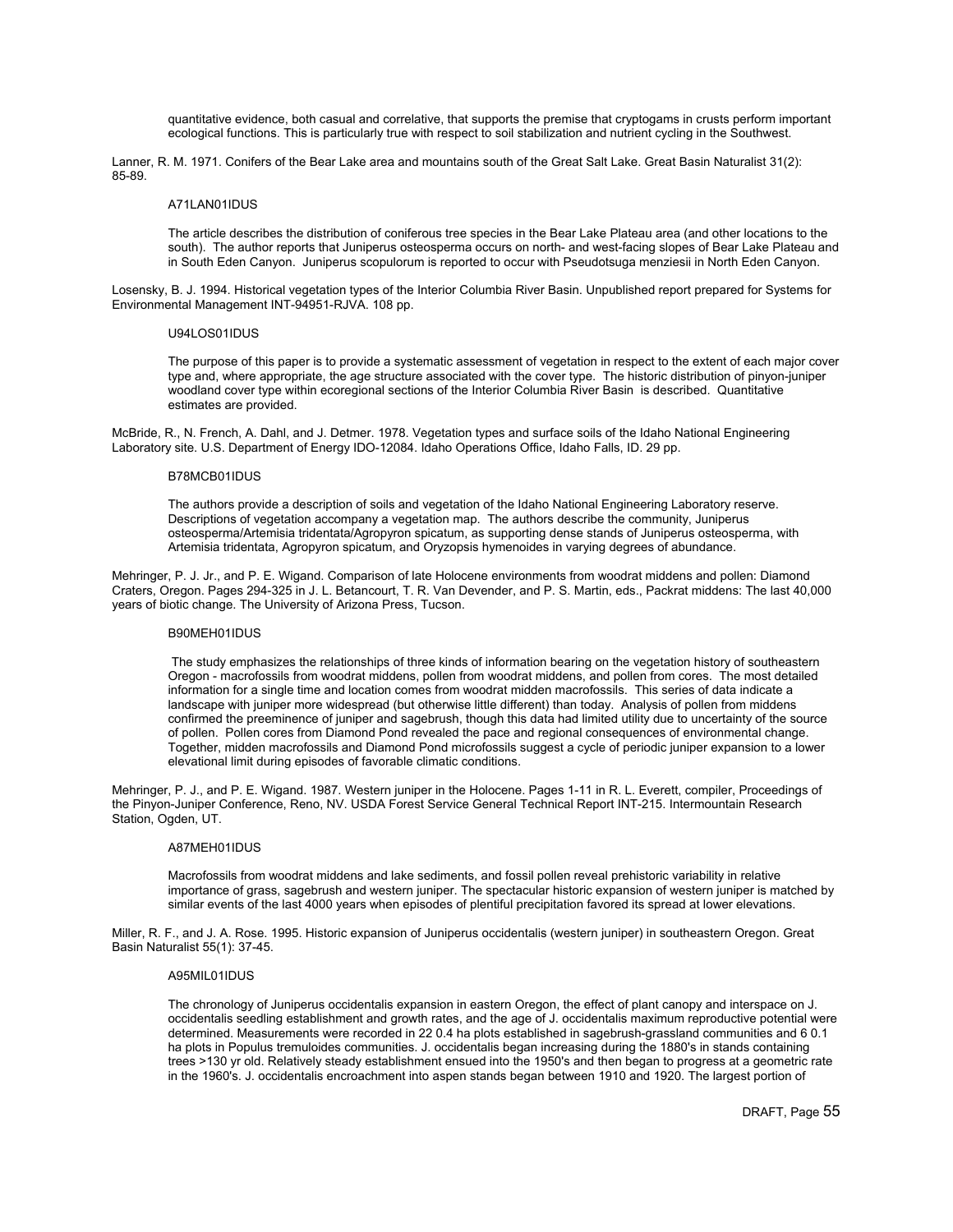quantitative evidence, both casual and correlative, that supports the premise that cryptogams in crusts perform important ecological functions. This is particularly true with respect to soil stabilization and nutrient cycling in the Southwest.

Lanner, R. M. 1971. Conifers of the Bear Lake area and mountains south of the Great Salt Lake. Great Basin Naturalist 31(2): 85-89.

A71LAN01IDUS

The article describes the distribution of coniferous tree species in the Bear Lake Plateau area (and other locations to the south). The author reports that Juniperus osteosperma occurs on north- and west-facing slopes of Bear Lake Plateau and in South Eden Canyon. Juniperus scopulorum is reported to occur with Pseudotsuga menziesii in North Eden Canyon.

Losensky, B. J. 1994. Historical vegetation types of the Interior Columbia River Basin. Unpublished report prepared for Systems for Environmental Management INT-94951-RJVA. 108 pp.

U94LOS01IDUS

The purpose of this paper is to provide a systematic assessment of vegetation in respect to the extent of each major cover type and, where appropriate, the age structure associated with the cover type. The historic distribution of pinyon-juniper woodland cover type within ecoregional sections of the Interior Columbia River Basin is described. Quantitative estimates are provided.

McBride, R., N. French, A. Dahl, and J. Detmer. 1978. Vegetation types and surface soils of the Idaho National Engineering Laboratory site. U.S. Department of Energy IDO-12084. Idaho Operations Office, Idaho Falls, ID. 29 pp.

B78MCB01IDUS

The authors provide a description of soils and vegetation of the Idaho National Engineering Laboratory reserve. Descriptions of vegetation accompany a vegetation map. The authors describe the community, Juniperus osteosperma/Artemisia tridentata/Agropyron spicatum, as supporting dense stands of Juniperus osteosperma, with Artemisia tridentata, Agropyron spicatum, and Oryzopsis hymenoides in varying degrees of abundance.

Mehringer, P. J. Jr., and P. E. Wigand. Comparison of late Holocene environments from woodrat middens and pollen: Diamond Craters, Oregon. Pages 294-325 in J. L. Betancourt, T. R. Van Devender, and P. S. Martin, eds., Packrat middens: The last 40,000 years of biotic change. The University of Arizona Press, Tucson.

B90MEH01IDUS

The study emphasizes the relationships of three kinds of information bearing on the vegetation history of southeastern Oregon - macrofossils from woodrat middens, pollen from woodrat middens, and pollen from cores. The most detailed information for a single time and location comes from woodrat midden macrofossils. This series of data indicate a landscape with juniper more widespread (but otherwise little different) than today. Analysis of pollen from middens confirmed the preeminence of juniper and sagebrush, though this data had limited utility due to uncertainty of the source of pollen. Pollen cores from Diamond Pond revealed the pace and regional consequences of environmental change. Together, midden macrofossils and Diamond Pond microfossils suggest a cycle of periodic juniper expansion to a lower elevational limit during episodes of favorable climatic conditions.

Mehringer, P. J., and P. E. Wigand. 1987. Western juniper in the Holocene. Pages 1-11 in R. L. Everett, compiler, Proceedings of the Pinyon-Juniper Conference, Reno, NV. USDA Forest Service General Technical Report INT-215. Intermountain Research Station, Ogden, UT.

A87MEH01IDUS

Macrofossils from woodrat middens and lake sediments, and fossil pollen reveal prehistoric variability in relative importance of grass, sagebrush and western juniper. The spectacular historic expansion of western juniper is matched by similar events of the last 4000 years when episodes of plentiful precipitation favored its spread at lower elevations.

Miller, R. F., and J. A. Rose. 1995. Historic expansion of Juniperus occidentalis (western juniper) in southeastern Oregon. Great Basin Naturalist 55(1): 37-45.

A95MIL01IDUS

The chronology of Juniperus occidentalis expansion in eastern Oregon, the effect of plant canopy and interspace on J. occidentalis seedling establishment and growth rates, and the age of J. occidentalis maximum reproductive potential were determined. Measurements were recorded in 22 0.4 ha plots established in sagebrush-grassland communities and 6 0.1 ha plots in Populus tremuloides communities. J. occidentalis began increasing during the 1880's in stands containing trees >130 yr old. Relatively steady establishment ensued into the 1950's and then began to progress at a geometric rate in the 1960's. J. occidentalis encroachment into aspen stands began between 1910 and 1920. The largest portion of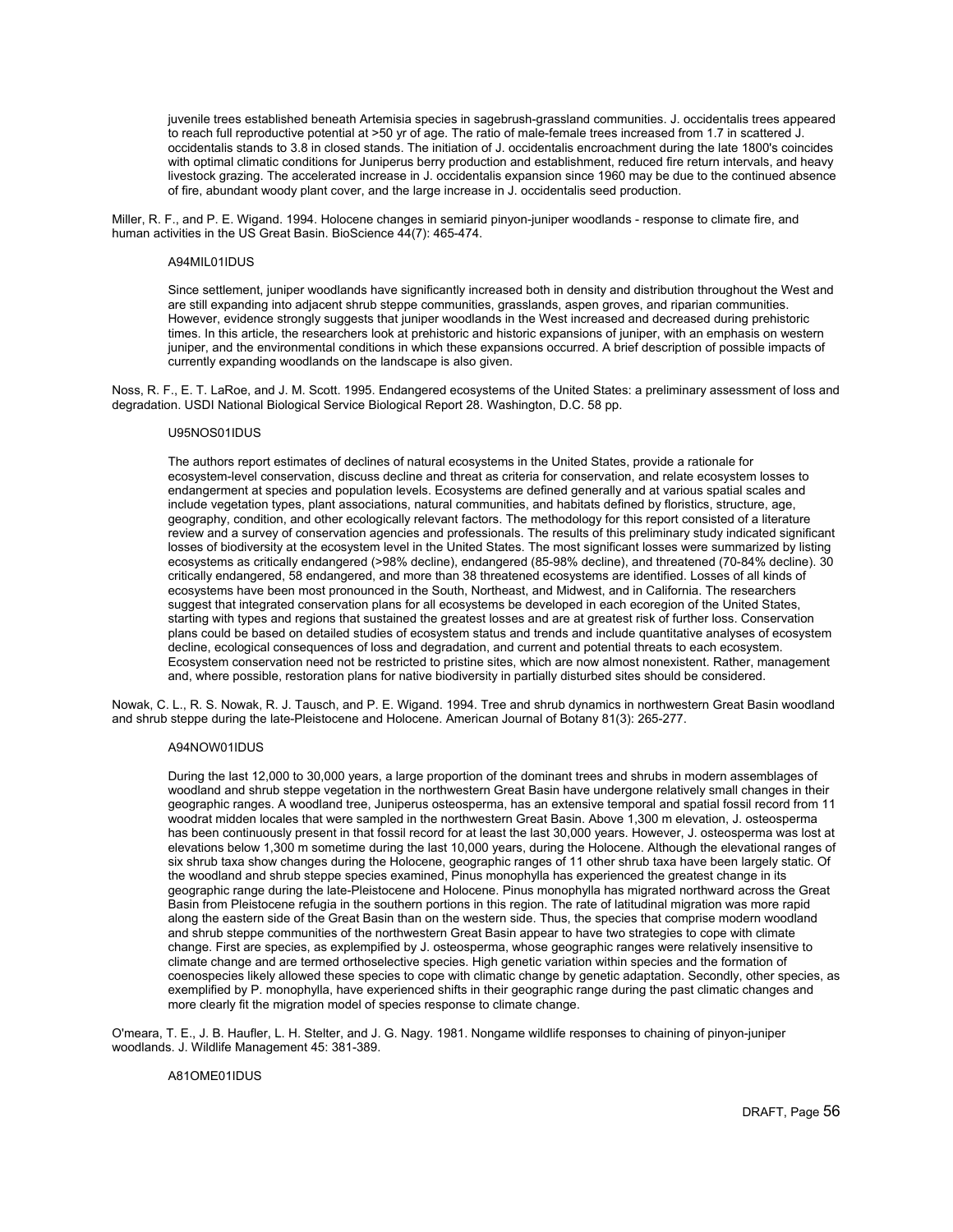juvenile trees established beneath Artemisia species in sagebrush-grassland communities. J. occidentalis trees appeared to reach full reproductive potential at >50 yr of age. The ratio of male-female trees increased from 1.7 in scattered J. occidentalis stands to 3.8 in closed stands. The initiation of J. occidentalis encroachment during the late 1800's coincides with optimal climatic conditions for Juniperus berry production and establishment, reduced fire return intervals, and heavy livestock grazing. The accelerated increase in J. occidentalis expansion since 1960 may be due to the continued absence of fire, abundant woody plant cover, and the large increase in J. occidentalis seed production.

Miller, R. F., and P. E. Wigand. 1994. Holocene changes in semiarid pinyon-juniper woodlands - response to climate fire, and human activities in the US Great Basin. BioScience 44(7): 465-474.

A94MIL01IDUS

Since settlement, juniper woodlands have significantly increased both in density and distribution throughout the West and are still expanding into adjacent shrub steppe communities, grasslands, aspen groves, and riparian communities. However, evidence strongly suggests that juniper woodlands in the West increased and decreased during prehistoric times. In this article, the researchers look at prehistoric and historic expansions of juniper, with an emphasis on western juniper, and the environmental conditions in which these expansions occurred. A brief description of possible impacts of currently expanding woodlands on the landscape is also given.

Noss, R. F., E. T. LaRoe, and J. M. Scott. 1995. Endangered ecosystems of the United States: a preliminary assessment of loss and degradation. USDI National Biological Service Biological Report 28. Washington, D.C. 58 pp.

U95NOS01IDUS

The authors report estimates of declines of natural ecosystems in the United States, provide a rationale for ecosystem-level conservation, discuss decline and threat as criteria for conservation, and relate ecosystem losses to endangerment at species and population levels. Ecosystems are defined generally and at various spatial scales and include vegetation types, plant associations, natural communities, and habitats defined by floristics, structure, age, geography, condition, and other ecologically relevant factors. The methodology for this report consisted of a literature review and a survey of conservation agencies and professionals. The results of this preliminary study indicated significant losses of biodiversity at the ecosystem level in the United States. The most significant losses were summarized by listing ecosystems as critically endangered (>98% decline), endangered (85-98% decline), and threatened (70-84% decline). 30 critically endangered, 58 endangered, and more than 38 threatened ecosystems are identified. Losses of all kinds of ecosystems have been most pronounced in the South, Northeast, and Midwest, and in California. The researchers suggest that integrated conservation plans for all ecosystems be developed in each ecoregion of the United States, starting with types and regions that sustained the greatest losses and are at greatest risk of further loss. Conservation plans could be based on detailed studies of ecosystem status and trends and include quantitative analyses of ecosystem decline, ecological consequences of loss and degradation, and current and potential threats to each ecosystem. Ecosystem conservation need not be restricted to pristine sites, which are now almost nonexistent. Rather, management and, where possible, restoration plans for native biodiversity in partially disturbed sites should be considered.

Nowak, C. L., R. S. Nowak, R. J. Tausch, and P. E. Wigand. 1994. Tree and shrub dynamics in northwestern Great Basin woodland and shrub steppe during the late-Pleistocene and Holocene. American Journal of Botany 81(3): 265-277.

A94NOW01IDUS

During the last 12,000 to 30,000 years, a large proportion of the dominant trees and shrubs in modern assemblages of woodland and shrub steppe vegetation in the northwestern Great Basin have undergone relatively small changes in their geographic ranges. A woodland tree, Juniperus osteosperma, has an extensive temporal and spatial fossil record from 11 woodrat midden locales that were sampled in the northwestern Great Basin. Above 1,300 m elevation, J. osteosperma has been continuously present in that fossil record for at least the last 30,000 years. However, J. osteosperma was lost at elevations below 1,300 m sometime during the last 10,000 years, during the Holocene. Although the elevational ranges of six shrub taxa show changes during the Holocene, geographic ranges of 11 other shrub taxa have been largely static. Of the woodland and shrub steppe species examined, Pinus monophylla has experienced the greatest change in its geographic range during the late-Pleistocene and Holocene. Pinus monophylla has migrated northward across the Great Basin from Pleistocene refugia in the southern portions in this region. The rate of latitudinal migration was more rapid along the eastern side of the Great Basin than on the western side. Thus, the species that comprise modern woodland and shrub steppe communities of the northwestern Great Basin appear to have two strategies to cope with climate change. First are species, as explempified by J. osteosperma, whose geographic ranges were relatively insensitive to climate change and are termed orthoselective species. High genetic variation within species and the formation of coenospecies likely allowed these species to cope with climatic change by genetic adaptation. Secondly, other species, as exemplified by P. monophylla, have experienced shifts in their geographic range during the past climatic changes and more clearly fit the migration model of species response to climate change.

O'meara, T. E., J. B. Haufler, L. H. Stelter, and J. G. Nagy. 1981. Nongame wildlife responses to chaining of pinyon-juniper woodlands. J. Wildlife Management 45: 381-389.

A81OME01IDUS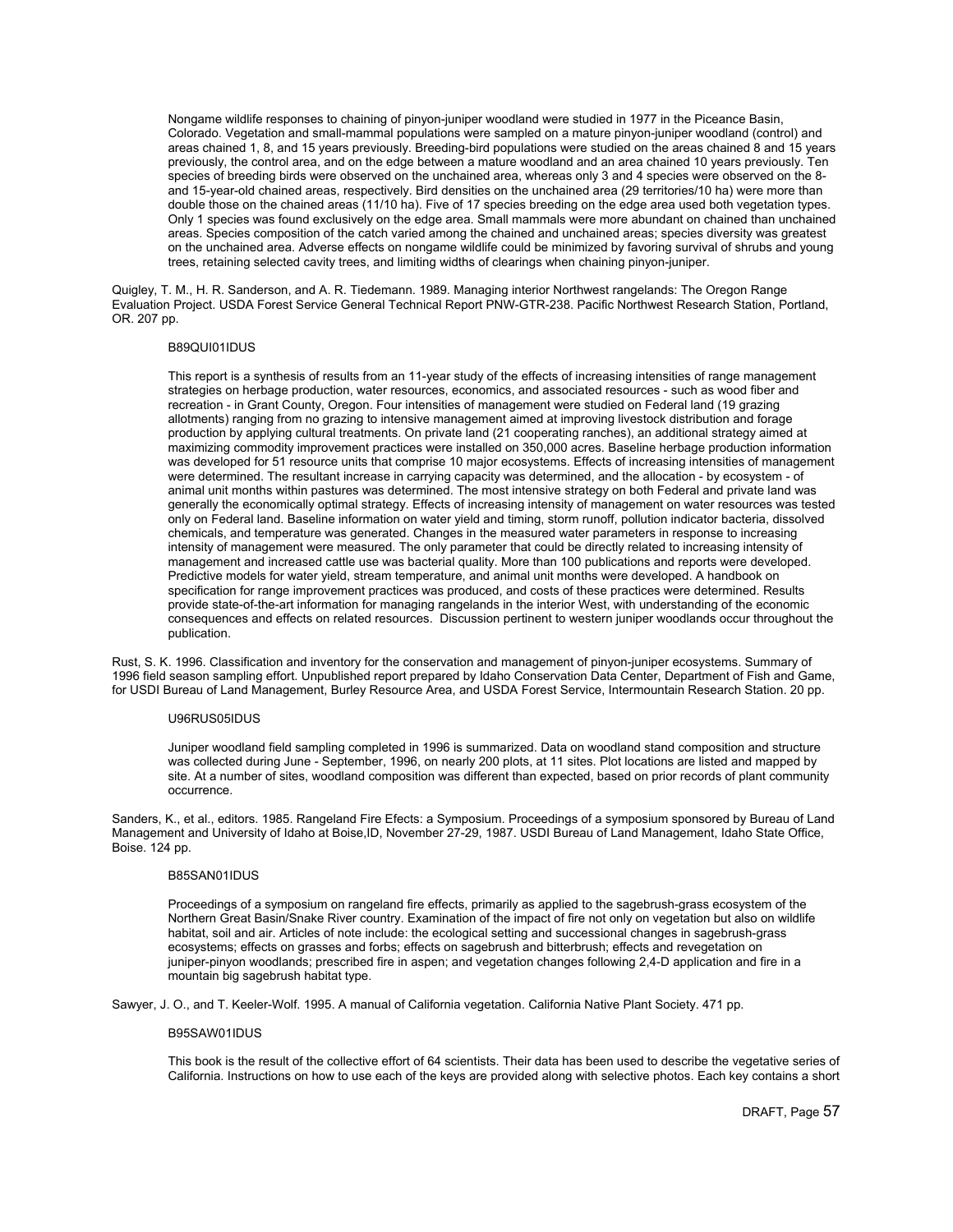Nongame wildlife responses to chaining of pinyon-juniper woodland were studied in 1977 in the Piceance Basin, Colorado. Vegetation and small-mammal populations were sampled on a mature pinyon-juniper woodland (control) and areas chained 1, 8, and 15 years previously. Breeding-bird populations were studied on the areas chained 8 and 15 years previously, the control area, and on the edge between a mature woodland and an area chained 10 years previously. Ten species of breeding birds were observed on the unchained area, whereas only 3 and 4 species were observed on the 8- and 15-year-old chained areas, respectively. Bird densities on the unchained area (29 territories/10 ha) were more than double those on the chained areas (11/10 ha). Five of 17 species breeding on the edge area used both vegetation types. Only 1 species was found exclusively on the edge area. Small mammals were more abundant on chained than unchained areas. Species composition of the catch varied among the chained and unchained areas; species diversity was greatest on the unchained area. Adverse effects on nongame wildlife could be minimized by favoring survival of shrubs and young trees, retaining selected cavity trees, and limiting widths of clearings when chaining pinyon-juniper.

Quigley, T. M., H. R. Sanderson, and A. R. Tiedemann. 1989. Managing interior Northwest rangelands: The Oregon Range Evaluation Project. USDA Forest Service General Technical Report PNW-GTR-238. Pacific Northwest Research Station, Portland, OR. 207 pp.

B89QUI01IDUS

This report is a synthesis of results from an 11-year study of the effects of increasing intensities of range management strategies on herbage production, water resources, economics, and associated resources - such as wood fiber and recreation - in Grant County, Oregon. Four intensities of management were studied on Federal land (19 grazing allotments) ranging from no grazing to intensive management aimed at improving livestock distribution and forage production by applying cultural treatments. On private land (21 cooperating ranches), an additional strategy aimed at maximizing commodity improvement practices were installed on 350,000 acres. Baseline herbage production information was developed for 51 resource units that comprise 10 major ecosystems. Effects of increasing intensities of management were determined. The resultant increase in carrying capacity was determined, and the allocation - by ecosystem - of animal unit months within pastures was determined. The most intensive strategy on both Federal and private land was generally the economically optimal strategy. Effects of increasing intensity of management on water resources was tested only on Federal land. Baseline information on water yield and timing, storm runoff, pollution indicator bacteria, dissolved chemicals, and temperature was generated. Changes in the measured water parameters in response to increasing intensity of management were measured. The only parameter that could be directly related to increasing intensity of management and increased cattle use was bacterial quality. More than 100 publications and reports were developed. Predictive models for water yield, stream temperature, and animal unit months were developed. A handbook on specification for range improvement practices was produced, and costs of these practices were determined. Results provide state-of-the-art information for managing rangelands in the interior West, with understanding of the economic consequences and effects on related resources. Discussion pertinent to western juniper woodlands occur throughout the publication.

Rust, S. K. 1996. Classification and inventory for the conservation and management of pinyon-juniper ecosystems. Summary of 1996 field season sampling effort. Unpublished report prepared by Idaho Conservation Data Center, Department of Fish and Game, for USDI Bureau of Land Management, Burley Resource Area, and USDA Forest Service, Intermountain Research Station. 20 pp.

U96RUS05IDUS

Juniper woodland field sampling completed in 1996 is summarized. Data on woodland stand composition and structure was collected during June - September, 1996, on nearly 200 plots, at 11 sites. Plot locations are listed and mapped by site. At a number of sites, woodland composition was different than expected, based on prior records of plant community occurrence.

Sanders, K., et al., editors. 1985. Rangeland Fire Efects: a Symposium. Proceedings of a symposium sponsored by Bureau of Land Management and University of Idaho at Boise,ID, November 27-29, 1987. USDI Bureau of Land Management, Idaho State Office, Boise. 124 pp.

B85SAN01IDUS

Proceedings of a symposium on rangeland fire effects, primarily as applied to the sagebrush-grass ecosystem of the Northern Great Basin/Snake River country. Examination of the impact of fire not only on vegetation but also on wildlife habitat, soil and air. Articles of note include: the ecological setting and successional changes in sagebrush-grass ecosystems; effects on grasses and forbs; effects on sagebrush and bitterbrush; effects and revegetation on juniper-pinyon woodlands; prescribed fire in aspen; and vegetation changes following 2,4-D application and fire in a mountain big sagebrush habitat type.

Sawyer, J. O., and T. Keeler-Wolf. 1995. A manual of California vegetation. California Native Plant Society. 471 pp.

B95SAW01IDUS

This book is the result of the collective effort of 64 scientists. Their data has been used to describe the vegetative series of California. Instructions on how to use each of the keys are provided along with selective photos. Each key contains a short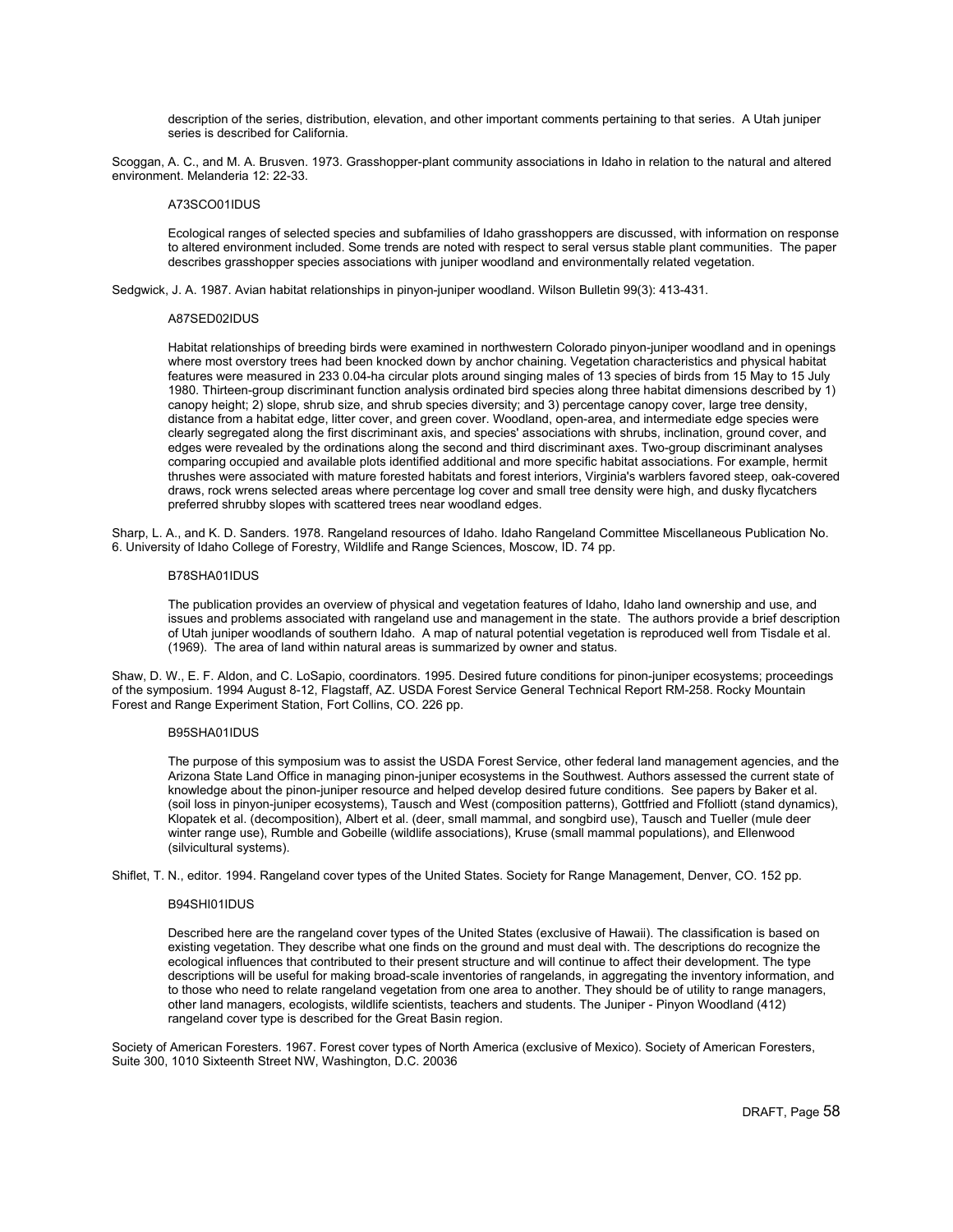description of the series, distribution, elevation, and other important comments pertaining to that series. A Utah juniper series is described for California.

Scoggan, A. C., and M. A. Brusven. 1973. Grasshopper-plant community associations in Idaho in relation to the natural and altered environment. Melanderia 12: 22-33.

A73SCO01IDUS

Ecological ranges of selected species and subfamilies of Idaho grasshoppers are discussed, with information on response to altered environment included. Some trends are noted with respect to seral versus stable plant communities. The paper describes grasshopper species associations with juniper woodland and environmentally related vegetation.

Sedgwick, J. A. 1987. Avian habitat relationships in pinyon-juniper woodland. Wilson Bulletin 99(3): 413-431.

A87SED02IDUS

Habitat relationships of breeding birds were examined in northwestern Colorado pinyon-juniper woodland and in openings where most overstory trees had been knocked down by anchor chaining. Vegetation characteristics and physical habitat features were measured in 233 0.04-ha circular plots around singing males of 13 species of birds from 15 May to 15 July 1980. Thirteen-group discriminant function analysis ordinated bird species along three habitat dimensions described by 1) canopy height; 2) slope, shrub size, and shrub species diversity; and 3) percentage canopy cover, large tree density, distance from a habitat edge, litter cover, and green cover. Woodland, open-area, and intermediate edge species were clearly segregated along the first discriminant axis, and species' associations with shrubs, inclination, ground cover, and edges were revealed by the ordinations along the second and third discriminant axes. Two-group discriminant analyses comparing occupied and available plots identified additional and more specific habitat associations. For example, hermit thrushes were associated with mature forested habitats and forest interiors, Virginia's warblers favored steep, oak-covered draws, rock wrens selected areas where percentage log cover and small tree density were high, and dusky flycatchers preferred shrubby slopes with scattered trees near woodland edges.

Sharp, L. A., and K. D. Sanders. 1978. Rangeland resources of Idaho. Idaho Rangeland Committee Miscellaneous Publication No. 6. University of Idaho College of Forestry, Wildlife and Range Sciences, Moscow, ID. 74 pp.

B78SHA01IDUS

The publication provides an overview of physical and vegetation features of Idaho, Idaho land ownership and use, and issues and problems associated with rangeland use and management in the state. The authors provide a brief description of Utah juniper woodlands of southern Idaho. A map of natural potential vegetation is reproduced well from Tisdale et al. (1969). The area of land within natural areas is summarized by owner and status.

Shaw, D. W., E. F. Aldon, and C. LoSapio, coordinators. 1995. Desired future conditions for pinon-juniper ecosystems; proceedings of the symposium. 1994 August 8-12, Flagstaff, AZ. USDA Forest Service General Technical Report RM-258. Rocky Mountain Forest and Range Experiment Station, Fort Collins, CO. 226 pp.

B95SHA01IDUS

The purpose of this symposium was to assist the USDA Forest Service, other federal land management agencies, and the Arizona State Land Office in managing pinon-juniper ecosystems in the Southwest. Authors assessed the current state of knowledge about the pinon-juniper resource and helped develop desired future conditions. See papers by Baker et al. (soil loss in pinyon-juniper ecosystems), Tausch and West (composition patterns), Gottfried and Ffolliott (stand dynamics), Klopatek et al. (decomposition), Albert et al. (deer, small mammal, and songbird use), Tausch and Tueller (mule deer winter range use), Rumble and Gobeille (wildlife associations), Kruse (small mammal populations), and Ellenwood (silvicultural systems).

Shiflet, T. N., editor. 1994. Rangeland cover types of the United States. Society for Range Management, Denver, CO. 152 pp.

B94SHI01IDUS

Described here are the rangeland cover types of the United States (exclusive of Hawaii). The classification is based on existing vegetation. They describe what one finds on the ground and must deal with. The descriptions do recognize the ecological influences that contributed to their present structure and will continue to affect their development. The type descriptions will be useful for making broad-scale inventories of rangelands, in aggregating the inventory information, and to those who need to relate rangeland vegetation from one area to another. They should be of utility to range managers, other land managers, ecologists, wildlife scientists, teachers and students. The Juniper - Pinyon Woodland (412) rangeland cover type is described for the Great Basin region.

Society of American Foresters. 1967. Forest cover types of North America (exclusive of Mexico). Society of American Foresters, Suite 300, 1010 Sixteenth Street NW, Washington, D.C. 20036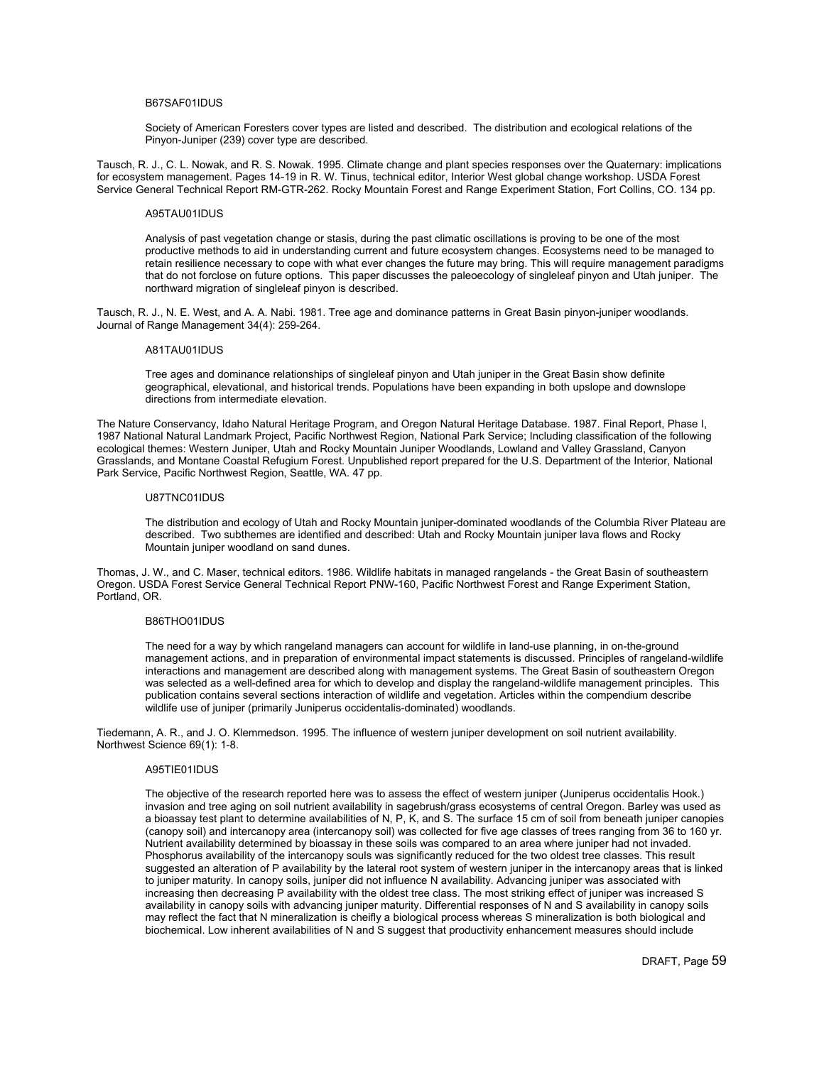B67SAF01IDUS

Society of American Foresters cover types are listed and described. The distribution and ecological relations of the Pinyon-Juniper (239) cover type are described.

Tausch, R. J., C. L. Nowak, and R. S. Nowak. 1995. Climate change and plant species responses over the Quaternary: implications for ecosystem management. Pages 14-19 in R. W. Tinus, technical editor, Interior West global change workshop. USDA Forest Service General Technical Report RM-GTR-262. Rocky Mountain Forest and Range Experiment Station, Fort Collins, CO. 134 pp.

A95TAU01IDUS

Analysis of past vegetation change or stasis, during the past climatic oscillations is proving to be one of the most productive methods to aid in understanding current and future ecosystem changes. Ecosystems need to be managed to retain resilience necessary to cope with what ever changes the future may bring. This will require management paradigms that do not forclose on future options. This paper discusses the paleoecology of singleleaf pinyon and Utah juniper. The northward migration of singleleaf pinyon is described.

Tausch, R. J., N. E. West, and A. A. Nabi. 1981. Tree age and dominance patterns in Great Basin pinyon-juniper woodlands. Journal of Range Management 34(4): 259-264.

A81TAU01IDUS

Tree ages and dominance relationships of singleleaf pinyon and Utah juniper in the Great Basin show definite geographical, elevational, and historical trends. Populations have been expanding in both upslope and downslope directions from intermediate elevation.

The Nature Conservancy, Idaho Natural Heritage Program, and Oregon Natural Heritage Database. 1987. Final Report, Phase I, 1987 National Natural Landmark Project, Pacific Northwest Region, National Park Service; Including classification of the following ecological themes: Western Juniper, Utah and Rocky Mountain Juniper Woodlands, Lowland and Valley Grassland, Canyon Grasslands, and Montane Coastal Refugium Forest. Unpublished report prepared for the U.S. Department of the Interior, National Park Service, Pacific Northwest Region, Seattle, WA. 47 pp.

U87TNC01IDUS

The distribution and ecology of Utah and Rocky Mountain juniper-dominated woodlands of the Columbia River Plateau are described. Two subthemes are identified and described: Utah and Rocky Mountain juniper lava flows and Rocky Mountain juniper woodland on sand dunes.

Thomas, J. W., and C. Maser, technical editors. 1986. Wildlife habitats in managed rangelands - the Great Basin of southeastern Oregon. USDA Forest Service General Technical Report PNW-160, Pacific Northwest Forest and Range Experiment Station, Portland, OR.

B86THO01IDUS

The need for a way by which rangeland managers can account for wildlife in land-use planning, in on-the-ground management actions, and in preparation of environmental impact statements is discussed. Principles of rangeland-wildlife interactions and management are described along with management systems. The Great Basin of southeastern Oregon was selected as a well-defined area for which to develop and display the rangeland-wildlife management principles. This publication contains several sections interaction of wildlife and vegetation. Articles within the compendium describe wildlife use of juniper (primarily Juniperus occidentalis-dominated) woodlands.

Tiedemann, A. R., and J. O. Klemmedson. 1995. The influence of western juniper development on soil nutrient availability. Northwest Science 69(1): 1-8.

A95TIE01IDUS

The objective of the research reported here was to assess the effect of western juniper (Juniperus occidentalis Hook.) invasion and tree aging on soil nutrient availability in sagebrush/grass ecosystems of central Oregon. Barley was used as a bioassay test plant to determine availabilities of N, P, K, and S. The surface 15 cm of soil from beneath juniper canopies (canopy soil) and intercanopy area (intercanopy soil) was collected for five age classes of trees ranging from 36 to 160 yr. Nutrient availability determined by bioassay in these soils was compared to an area where juniper had not invaded. Phosphorus availability of the intercanopy souls was significantly reduced for the two oldest tree classes. This result suggested an alteration of P availability by the lateral root system of western juniper in the intercanopy areas that is linked to juniper maturity. In canopy soils, juniper did not influence N availability. Advancing juniper was associated with increasing then decreasing P availability with the oldest tree class. The most striking effect of juniper was increased S availability in canopy soils with advancing juniper maturity. Differential responses of N and S availability in canopy soils may reflect the fact that N mineralization is cheifly a biological process whereas S mineralization is both biological and biochemical. Low inherent availabilities of N and S suggest that productivity enhancement measures should include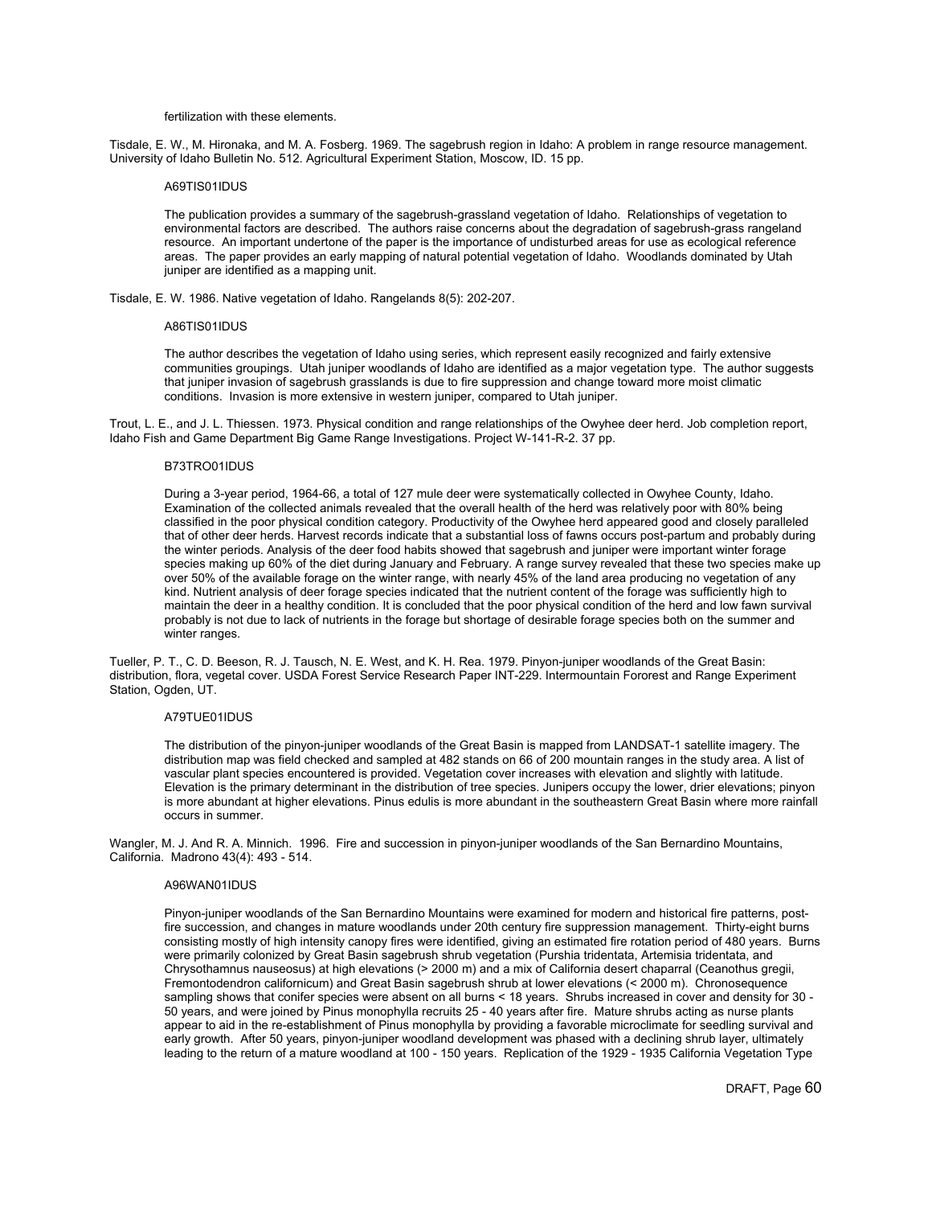fertilization with these elements.

Tisdale, E. W., M. Hironaka, and M. A. Fosberg. 1969. The sagebrush region in Idaho: A problem in range resource management. University of Idaho Bulletin No. 512. Agricultural Experiment Station, Moscow, ID. 15 pp.

A69TIS01IDUS

The publication provides a summary of the sagebrush-grassland vegetation of Idaho. Relationships of vegetation to environmental factors are described. The authors raise concerns about the degradation of sagebrush-grass rangeland resource. An important undertone of the paper is the importance of undisturbed areas for use as ecological reference areas. The paper provides an early mapping of natural potential vegetation of Idaho. Woodlands dominated by Utah juniper are identified as a mapping unit.

Tisdale, E. W. 1986. Native vegetation of Idaho. Rangelands 8(5): 202-207.

A86TIS01IDUS

The author describes the vegetation of Idaho using series, which represent easily recognized and fairly extensive communities groupings. Utah juniper woodlands of Idaho are identified as a major vegetation type. The author suggests that juniper invasion of sagebrush grasslands is due to fire suppression and change toward more moist climatic conditions. Invasion is more extensive in western juniper, compared to Utah juniper.

Trout, L. E., and J. L. Thiessen. 1973. Physical condition and range relationships of the Owyhee deer herd. Job completion report, Idaho Fish and Game Department Big Game Range Investigations. Project W-141-R-2. 37 pp.

B73TRO01IDUS

During a 3-year period, 1964-66, a total of 127 mule deer were systematically collected in Owyhee County, Idaho. Examination of the collected animals revealed that the overall health of the herd was relatively poor with 80% being classified in the poor physical condition category. Productivity of the Owyhee herd appeared good and closely paralleled that of other deer herds. Harvest records indicate that a substantial loss of fawns occurs post-partum and probably during the winter periods. Analysis of the deer food habits showed that sagebrush and juniper were important winter forage species making up 60% of the diet during January and February. A range survey revealed that these two species make up over 50% of the available forage on the winter range, with nearly 45% of the land area producing no vegetation of any kind. Nutrient analysis of deer forage species indicated that the nutrient content of the forage was sufficiently high to maintain the deer in a healthy condition. It is concluded that the poor physical condition of the herd and low fawn survival probably is not due to lack of nutrients in the forage but shortage of desirable forage species both on the summer and winter ranges.

Tueller, P. T., C. D. Beeson, R. J. Tausch, N. E. West, and K. H. Rea. 1979. Pinyon-juniper woodlands of the Great Basin: distribution, flora, vegetal cover. USDA Forest Service Research Paper INT-229. Intermountain Fororest and Range Experiment Station, Ogden, UT.

A79TUE01IDUS

The distribution of the pinyon-juniper woodlands of the Great Basin is mapped from LANDSAT-1 satellite imagery. The distribution map was field checked and sampled at 482 stands on 66 of 200 mountain ranges in the study area. A list of vascular plant species encountered is provided. Vegetation cover increases with elevation and slightly with latitude. Elevation is the primary determinant in the distribution of tree species. Junipers occupy the lower, drier elevations; pinyon is more abundant at higher elevations. Pinus edulis is more abundant in the southeastern Great Basin where more rainfall occurs in summer.

Wangler, M. J. And R. A. Minnich. 1996. Fire and succession in pinyon-juniper woodlands of the San Bernardino Mountains, California. Madrono 43(4): 493 - 514.

A96WAN01IDUS

Pinyon-juniper woodlands of the San Bernardino Mountains were examined for modern and historical fire patterns, post-fire succession, and changes in mature woodlands under 20th century fire suppression management. Thirty-eight burns consisting mostly of high intensity canopy fires were identified, giving an estimated fire rotation period of 480 years. Burns were primarily colonized by Great Basin sagebrush shrub vegetation (Purshia tridentata, Artemisia tridentata, and Chrysothamnus nauseosus) at high elevations (> 2000 m) and a mix of California desert chaparral (Ceanothus gregii, Fremontodendron californicum) and Great Basin sagebrush shrub at lower elevations (< 2000 m). Chronosequence sampling shows that conifer species were absent on all burns < 18 years. Shrubs increased in cover and density for 30 - 50 years, and were joined by Pinus monophylla recruits 25 - 40 years after fire. Mature shrubs acting as nurse plants appear to aid in the re-establishment of Pinus monophylla by providing a favorable microclimate for seedling survival and early growth. After 50 years, pinyon-juniper woodland development was phased with a declining shrub layer, ultimately leading to the return of a mature woodland at 100 - 150 years. Replication of the 1929 - 1935 California Vegetation Type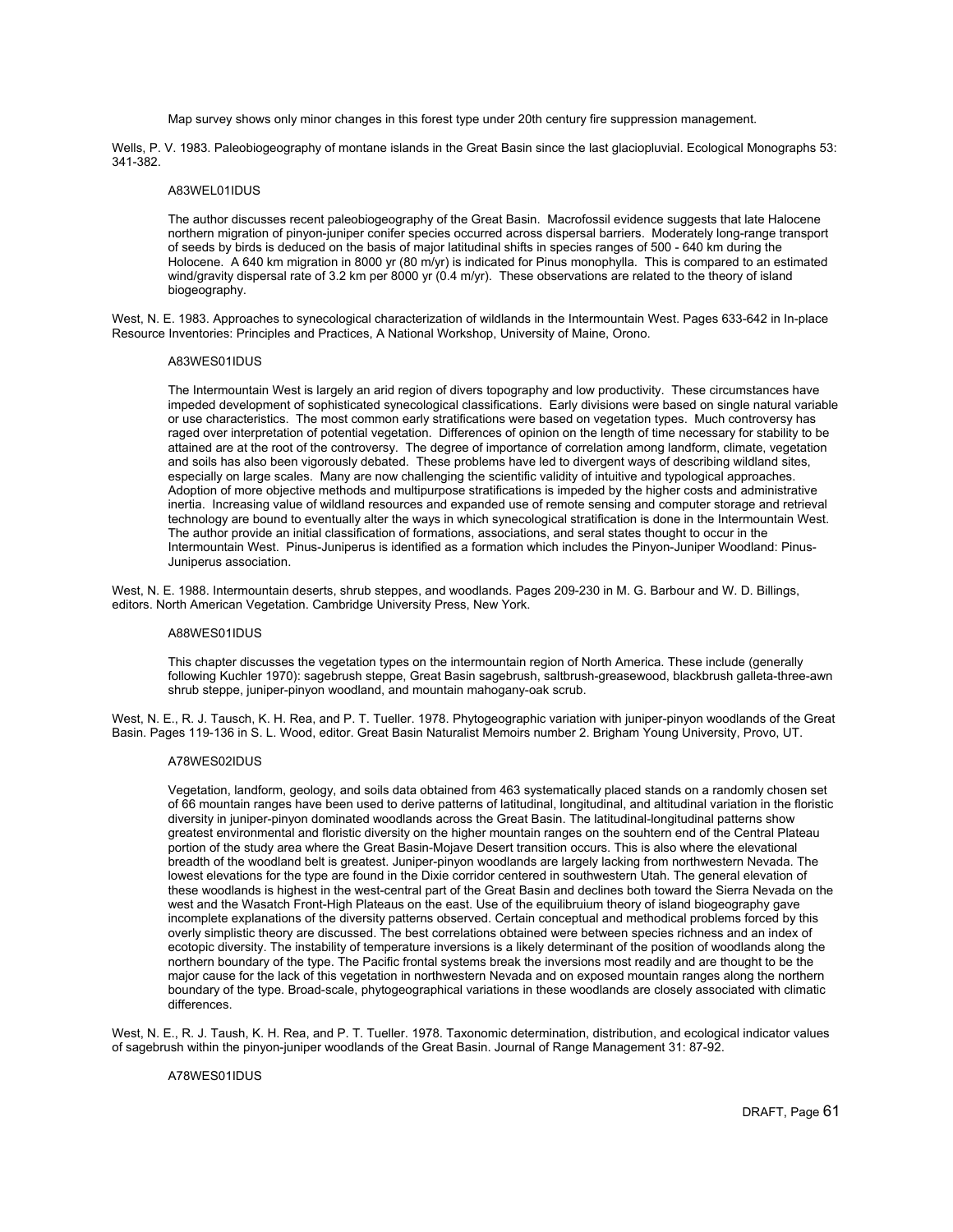Map survey shows only minor changes in this forest type under 20th century fire suppression management.

Wells, P. V. 1983. Paleobiogeography of montane islands in the Great Basin since the last glaciopluvial. Ecological Monographs 53: 341-382.

A83WEL01IDUS

The author discusses recent paleobiogeography of the Great Basin. Macrofossil evidence suggests that late Halocene northern migration of pinyon-juniper conifer species occurred across dispersal barriers. Moderately long-range transport of seeds by birds is deduced on the basis of major latitudinal shifts in species ranges of 500 - 640 km during the Holocene. A 640 km migration in 8000 yr (80 m/yr) is indicated for Pinus monophylla. This is compared to an estimated wind/gravity dispersal rate of 3.2 km per 8000 yr (0.4 m/yr). These observations are related to the theory of island biogeography.

West, N. E. 1983. Approaches to synecological characterization of wildlands in the Intermountain West. Pages 633-642 in In-place Resource Inventories: Principles and Practices, A National Workshop, University of Maine, Orono.

A83WES01IDUS

The Intermountain West is largely an arid region of divers topography and low productivity. These circumstances have impeded development of sophisticated synecological classifications. Early divisions were based on single natural variable or use characteristics. The most common early stratifications were based on vegetation types. Much controversy has raged over interpretation of potential vegetation. Differences of opinion on the length of time necessary for stability to be attained are at the root of the controversy. The degree of importance of correlation among landform, climate, vegetation and soils has also been vigorously debated. These problems have led to divergent ways of describing wildland sites, especially on large scales. Many are now challenging the scientific validity of intuitive and typological approaches. Adoption of more objective methods and multipurpose stratifications is impeded by the higher costs and administrative inertia. Increasing value of wildland resources and expanded use of remote sensing and computer storage and retrieval technology are bound to eventually alter the ways in which synecological stratification is done in the Intermountain West. The author provide an initial classification of formations, associations, and seral states thought to occur in the Intermountain West. Pinus-Juniperus is identified as a formation which includes the Pinyon-Juniper Woodland: Pinus-Juniperus association.

West, N. E. 1988. Intermountain deserts, shrub steppes, and woodlands. Pages 209-230 in M. G. Barbour and W. D. Billings, editors. North American Vegetation. Cambridge University Press, New York.

A88WES01IDUS

This chapter discusses the vegetation types on the intermountain region of North America. These include (generally following Kuchler 1970): sagebrush steppe, Great Basin sagebrush, saltbrush-greasewood, blackbrush galleta-three-awn shrub steppe, juniper-pinyon woodland, and mountain mahogany-oak scrub.

West, N. E., R. J. Tausch, K. H. Rea, and P. T. Tueller. 1978. Phytogeographic variation with juniper-pinyon woodlands of the Great Basin. Pages 119-136 in S. L. Wood, editor. Great Basin Naturalist Memoirs number 2. Brigham Young University, Provo, UT.

A78WES02IDUS

Vegetation, landform, geology, and soils data obtained from 463 systematically placed stands on a randomly chosen set of 66 mountain ranges have been used to derive patterns of latitudinal, longitudinal, and altitudinal variation in the floristic diversity in juniper-pinyon dominated woodlands across the Great Basin. The latitudinal-longitudinal patterns show greatest environmental and floristic diversity on the higher mountain ranges on the souhtern end of the Central Plateau portion of the study area where the Great Basin-Mojave Desert transition occurs. This is also where the elevational breadth of the woodland belt is greatest. Juniper-pinyon woodlands are largely lacking from northwestern Nevada. The lowest elevations for the type are found in the Dixie corridor centered in southwestern Utah. The general elevation of these woodlands is highest in the west-central part of the Great Basin and declines both toward the Sierra Nevada on the west and the Wasatch Front-High Plateaus on the east. Use of the equilibruium theory of island biogeography gave incomplete explanations of the diversity patterns observed. Certain conceptual and methodical problems forced by this overly simplistic theory are discussed. The best correlations obtained were between species richness and an index of ecotopic diversity. The instability of temperature inversions is a likely determinant of the position of woodlands along the northern boundary of the type. The Pacific frontal systems break the inversions most readily and are thought to be the major cause for the lack of this vegetation in northwestern Nevada and on exposed mountain ranges along the northern boundary of the type. Broad-scale, phytogeographical variations in these woodlands are closely associated with climatic differences.

West, N. E., R. J. Taush, K. H. Rea, and P. T. Tueller. 1978. Taxonomic determination, distribution, and ecological indicator values of sagebrush within the pinyon-juniper woodlands of the Great Basin. Journal of Range Management 31: 87-92.

A78WES01IDUS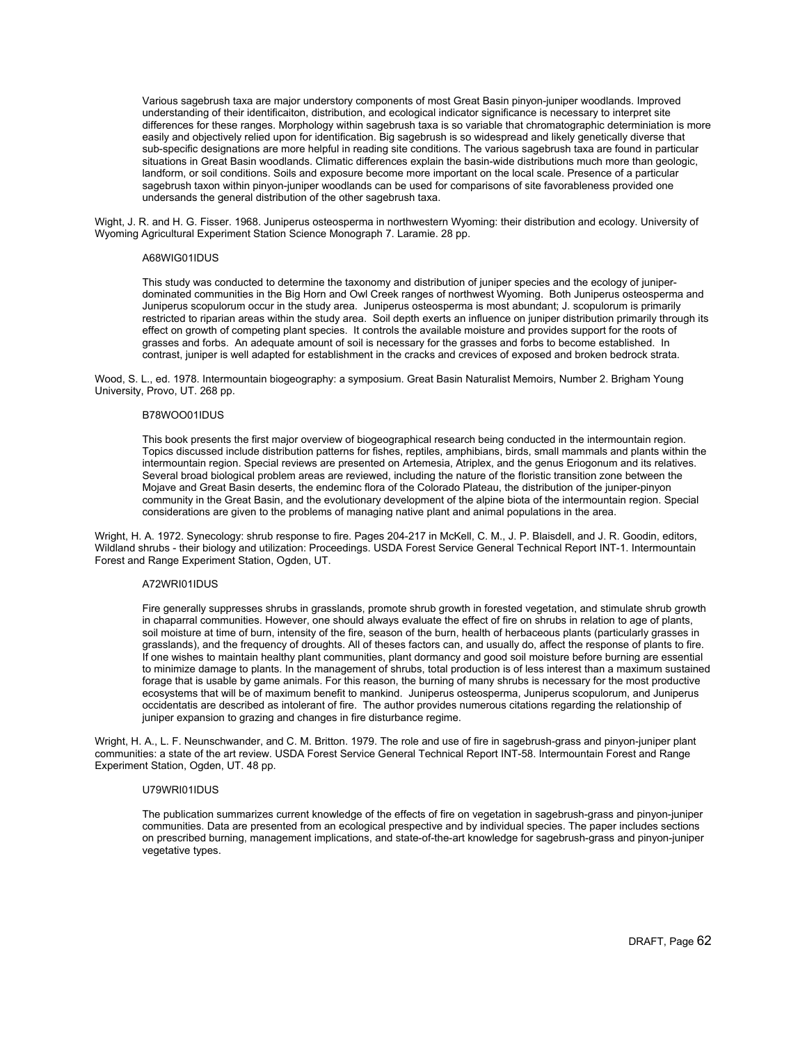Various sagebrush taxa are major understory components of most Great Basin pinyon-juniper woodlands. Improved understanding of their identificaiton, distribution, and ecological indicator significance is necessary to interpret site differences for these ranges. Morphology within sagebrush taxa is so variable that chromatographic determiniation is more easily and objectively relied upon for identification. Big sagebrush is so widespread and likely genetically diverse that sub-specific designations are more helpful in reading site conditions. The various sagebrush taxa are found in particular situations in Great Basin woodlands. Climatic differences explain the basin-wide distributions much more than geologic, landform, or soil conditions. Soils and exposure become more important on the local scale. Presence of a particular sagebrush taxon within pinyon-juniper woodlands can be used for comparisons of site favorableness provided one undersands the general distribution of the other sagebrush taxa.

Wight, J. R. and H. G. Fisser. 1968. Juniperus osteosperma in northwestern Wyoming: their distribution and ecology. University of Wyoming Agricultural Experiment Station Science Monograph 7. Laramie. 28 pp.

A68WIG01IDUS

This study was conducted to determine the taxonomy and distribution of juniper species and the ecology of juniper-dominated communities in the Big Horn and Owl Creek ranges of northwest Wyoming. Both Juniperus osteosperma and Juniperus scopulorum occur in the study area. Juniperus osteosperma is most abundant; J. scopulorum is primarily restricted to riparian areas within the study area. Soil depth exerts an influence on juniper distribution primarily through its effect on growth of competing plant species. It controls the available moisture and provides support for the roots of grasses and forbs. An adequate amount of soil is necessary for the grasses and forbs to become established. In contrast, juniper is well adapted for establishment in the cracks and crevices of exposed and broken bedrock strata.

Wood, S. L., ed. 1978. Intermountain biogeography: a symposium. Great Basin Naturalist Memoirs, Number 2. Brigham Young University, Provo, UT. 268 pp.

B78WOO01IDUS

This book presents the first major overview of biogeographical research being conducted in the intermountain region. Topics discussed include distribution patterns for fishes, reptiles, amphibians, birds, small mammals and plants within the intermountain region. Special reviews are presented on Artemesia, Atriplex, and the genus Eriogonum and its relatives. Several broad biological problem areas are reviewed, including the nature of the floristic transition zone between the Mojave and Great Basin deserts, the endeminc flora of the Colorado Plateau, the distribution of the juniper-pinyon community in the Great Basin, and the evolutionary development of the alpine biota of the intermountain region. Special considerations are given to the problems of managing native plant and animal populations in the area.

Wright, H. A. 1972. Synecology: shrub response to fire. Pages 204-217 in McKell, C. M., J. P. Blaisdell, and J. R. Goodin, editors, Wildland shrubs - their biology and utilization: Proceedings. USDA Forest Service General Technical Report INT-1. Intermountain Forest and Range Experiment Station, Ogden, UT.

A72WRI01IDUS

Fire generally suppresses shrubs in grasslands, promote shrub growth in forested vegetation, and stimulate shrub growth in chaparral communities. However, one should always evaluate the effect of fire on shrubs in relation to age of plants, soil moisture at time of burn, intensity of the fire, season of the burn, health of herbaceous plants (particularly grasses in grasslands), and the frequency of droughts. All of theses factors can, and usually do, affect the response of plants to fire. If one wishes to maintain healthy plant communities, plant dormancy and good soil moisture before burning are essential to minimize damage to plants. In the management of shrubs, total production is of less interest than a maximum sustained forage that is usable by game animals. For this reason, the burning of many shrubs is necessary for the most productive ecosystems that will be of maximum benefit to mankind. Juniperus osteosperma, Juniperus scopulorum, and Juniperus occidentatis are described as intolerant of fire. The author provides numerous citations regarding the relationship of juniper expansion to grazing and changes in fire disturbance regime.

Wright, H. A., L. F. Neunschwander, and C. M. Britton. 1979. The role and use of fire in sagebrush-grass and pinyon-juniper plant communities: a state of the art review. USDA Forest Service General Technical Report INT-58. Intermountain Forest and Range Experiment Station, Ogden, UT. 48 pp.

U79WRI01IDUS

The publication summarizes current knowledge of the effects of fire on vegetation in sagebrush-grass and pinyon-juniper communities. Data are presented from an ecological prespective and by individual species. The paper includes sections on prescribed burning, management implications, and state-of-the-art knowledge for sagebrush-grass and pinyon-juniper vegetative types.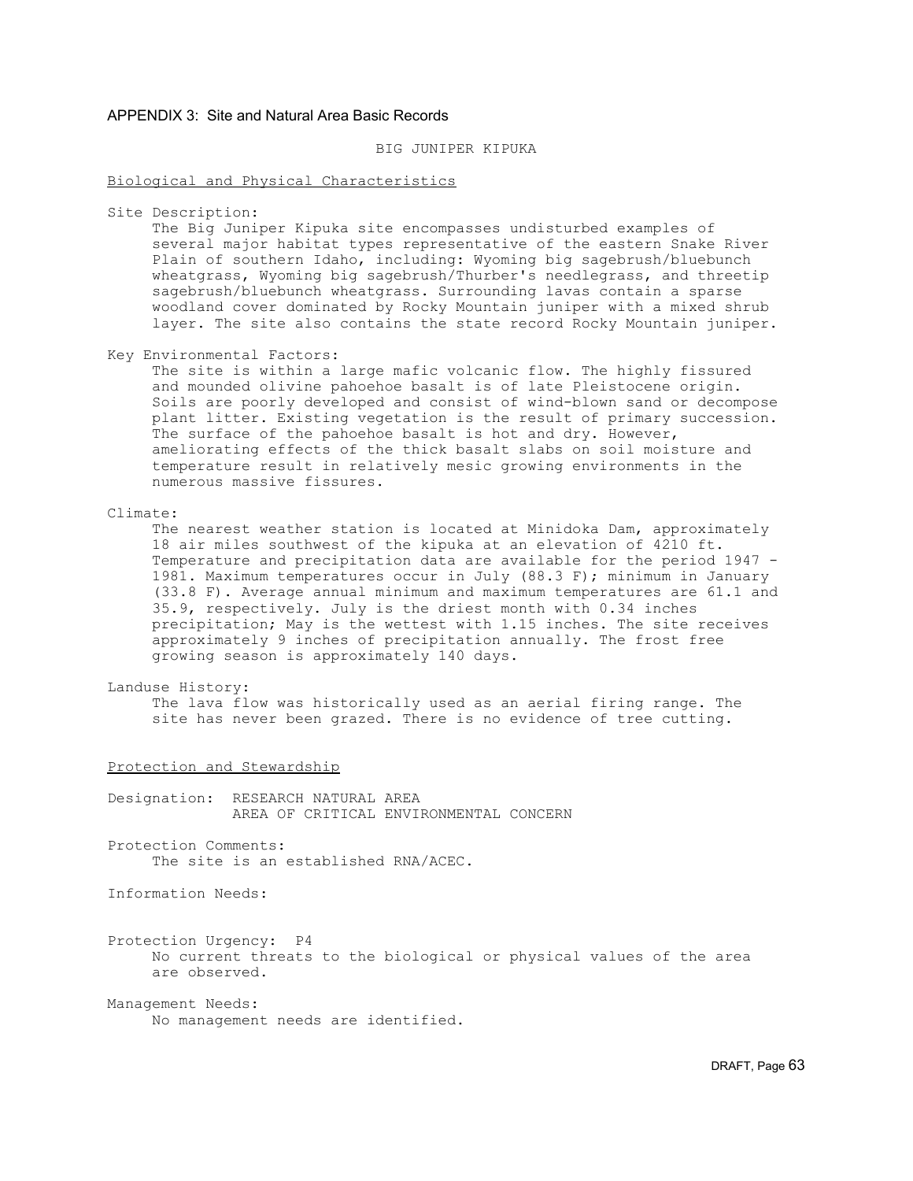## APPENDIX 3: Site and Natural Area Basic Records

### BIG JUNIPER KIPUKA

#### Biological and Physical Characteristics

Site Description:

The Big Juniper Kipuka site encompasses undisturbed examples of several major habitat types representative of the eastern Snake River Plain of southern Idaho, including: Wyoming big sagebrush/bluebunch wheatgrass, Wyoming big sagebrush/Thurber's needlegrass, and threetip sagebrush/bluebunch wheatgrass. Surrounding lavas contain a sparse woodland cover dominated by Rocky Mountain juniper with a mixed shrub layer. The site also contains the state record Rocky Mountain juniper.

Key Environmental Factors:

The site is within a large mafic volcanic flow. The highly fissured and mounded olivine pahoehoe basalt is of late Pleistocene origin. Soils are poorly developed and consist of wind-blown sand or decompose plant litter. Existing vegetation is the result of primary succession. The surface of the pahoehoe basalt is hot and dry. However, ameliorating effects of the thick basalt slabs on soil moisture and temperature result in relatively mesic growing environments in the numerous massive fissures.

Climate:

The nearest weather station is located at Minidoka Dam, approximately 18 air miles southwest of the kipuka at an elevation of 4210 ft. Temperature and precipitation data are available for the period 1947 - 1981. Maximum temperatures occur in July (88.3 F); minimum in January (33.8 F). Average annual minimum and maximum temperatures are 61.1 and 35.9, respectively. July is the driest month with 0.34 inches precipitation; May is the wettest with 1.15 inches. The site receives approximately 9 inches of precipitation annually. The frost free growing season is approximately 140 days.

Landuse History:

The lava flow was historically used as an aerial firing range. The site has never been grazed. There is no evidence of tree cutting.

#### Protection and Stewardship

Designation: RESEARCH NATURAL AREA
AREA OF CRITICAL ENVIRONMENTAL CONCERN

Protection Comments:

The site is an established RNA/ACEC.

Information Needs:

Protection Urgency: P4

No current threats to the biological or physical values of the area are observed.

Management Needs:

No management needs are identified.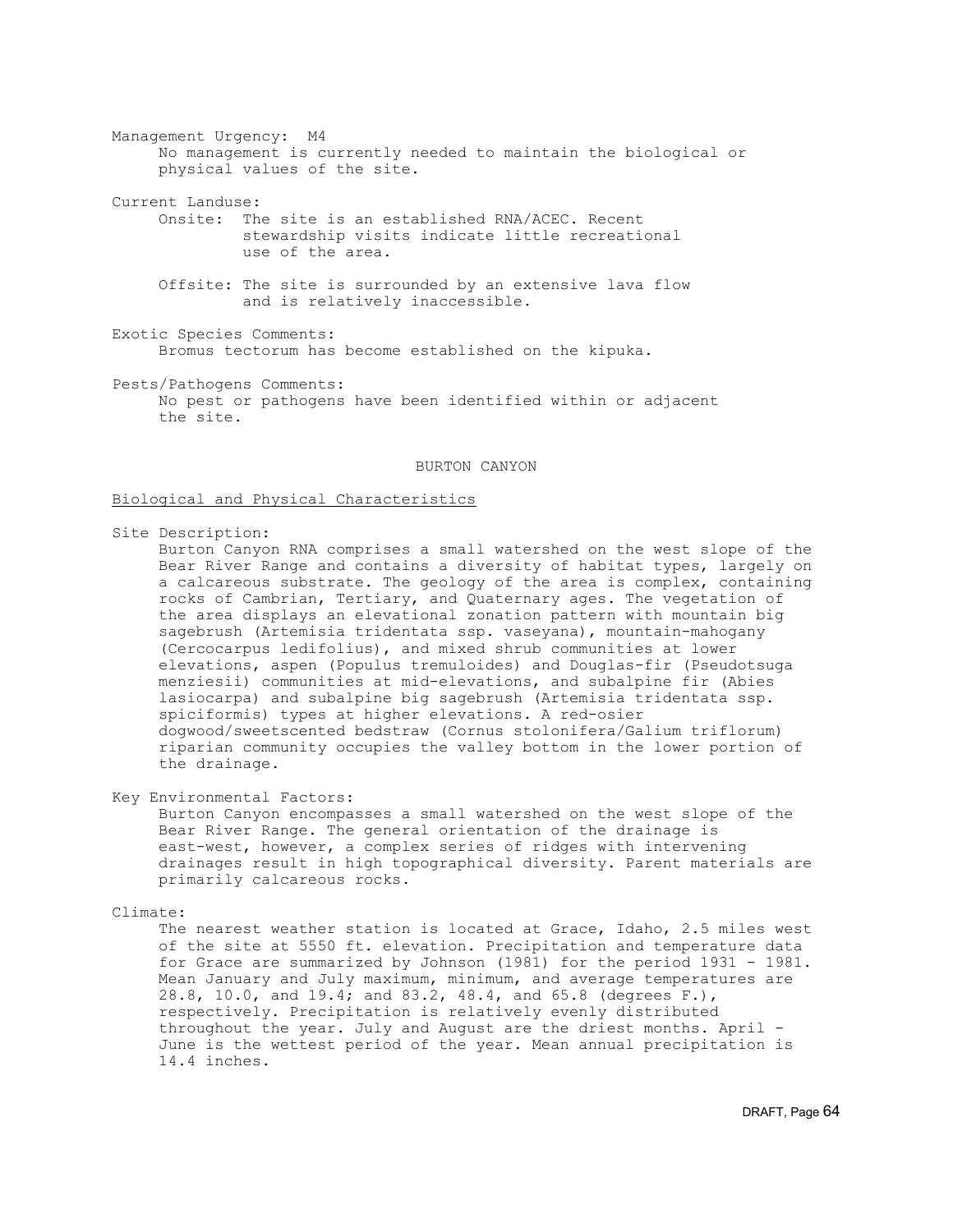Management Urgency: M4

No management is currently needed to maintain the biological or physical values of the site.

Current Landuse:

Onsite: The site is an established RNA/ACEC. Recent stewardship visits indicate little recreational use of the area.

Offsite: The site is surrounded by an extensive lava flow and is relatively inaccessible.

Exotic Species Comments:

Bromus tectorum has become established on the kipuka.

Pests/Pathogens Comments:

No pest or pathogens have been identified within or adjacent the site.

## BURTON CANYON

### Biological and Physical Characteristics

Site Description:

Burton Canyon RNA comprises a small watershed on the west slope of the Bear River Range and contains a diversity of habitat types, largely on a calcareous substrate. The geology of the area is complex, containing rocks of Cambrian, Tertiary, and Quaternary ages. The vegetation of the area displays an elevational zonation pattern with mountain big sagebrush (Artemisia tridentata ssp. vaseyana), mountain-mahogany (Cercocarpus ledifolius), and mixed shrub communities at lower elevations, aspen (Populus tremuloides) and Douglas-fir (Pseudotsuga menziesii) communities at mid-elevations, and subalpine fir (Abies lasiocarpa) and subalpine big sagebrush (Artemisia tridentata ssp. spiciformis) types at higher elevations. A red-osier dogwood/sweetscented bedstraw (Cornus stolonifera/Galium triflorum) riparian community occupies the valley bottom in the lower portion of the drainage.

Key Environmental Factors:

Burton Canyon encompasses a small watershed on the west slope of the Bear River Range. The general orientation of the drainage is east-west, however, a complex series of ridges with intervening drainages result in high topographical diversity. Parent materials are primarily calcareous rocks.

Climate:

The nearest weather station is located at Grace, Idaho, 2.5 miles west of the site at 5550 ft. elevation. Precipitation and temperature data for Grace are summarized by Johnson (1981) for the period 1931 - 1981. Mean January and July maximum, minimum, and average temperatures are 28.8, 10.0, and 19.4; and 83.2, 48.4, and 65.8 (degrees F.), respectively. Precipitation is relatively evenly distributed throughout the year. July and August are the driest months. April - June is the wettest period of the year. Mean annual precipitation is 14.4 inches.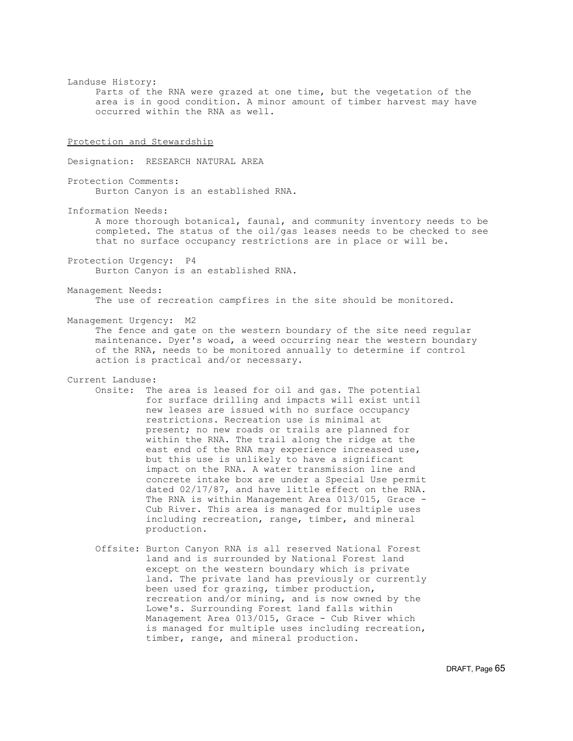Landuse History:

Parts of the RNA were grazed at one time, but the vegetation of the area is in good condition. A minor amount of timber harvest may have occurred within the RNA as well.

<u>Protection and Stewardship</u>

Designation: RESEARCH NATURAL AREA

Protection Comments:

Burton Canyon is an established RNA.

Information Needs:

A more thorough botanical, faunal, and community inventory needs to be completed. The status of the oil/gas leases needs to be checked to see that no surface occupancy restrictions are in place or will be.

Protection Urgency: P4

Burton Canyon is an established RNA.

Management Needs:

The use of recreation campfires in the site should be monitored.

Management Urgency: M2

The fence and gate on the western boundary of the site need regular maintenance. Dyer's woad, a weed occurring near the western boundary of the RNA, needs to be monitored annually to determine if control action is practical and/or necessary.

Current Landuse:

Onsite: The area is leased for oil and gas. The potential for surface drilling and impacts will exist until new leases are issued with no surface occupancy restrictions. Recreation use is minimal at present; no new roads or trails are planned for within the RNA. The trail along the ridge at the east end of the RNA may experience increased use, but this use is unlikely to have a significant impact on the RNA. A water transmission line and concrete intake box are under a Special Use permit dated 02/17/87, and have little effect on the RNA. The RNA is within Management Area 013/015, Grace - Cub River. This area is managed for multiple uses including recreation, range, timber, and mineral production.

Offsite: Burton Canyon RNA is all reserved National Forest land and is surrounded by National Forest land except on the western boundary which is private land. The private land has previously or currently been used for grazing, timber production, recreation and/or mining, and is now owned by the Lowe's. Surrounding Forest land falls within Management Area 013/015, Grace - Cub River which is managed for multiple uses including recreation, timber, range, and mineral production.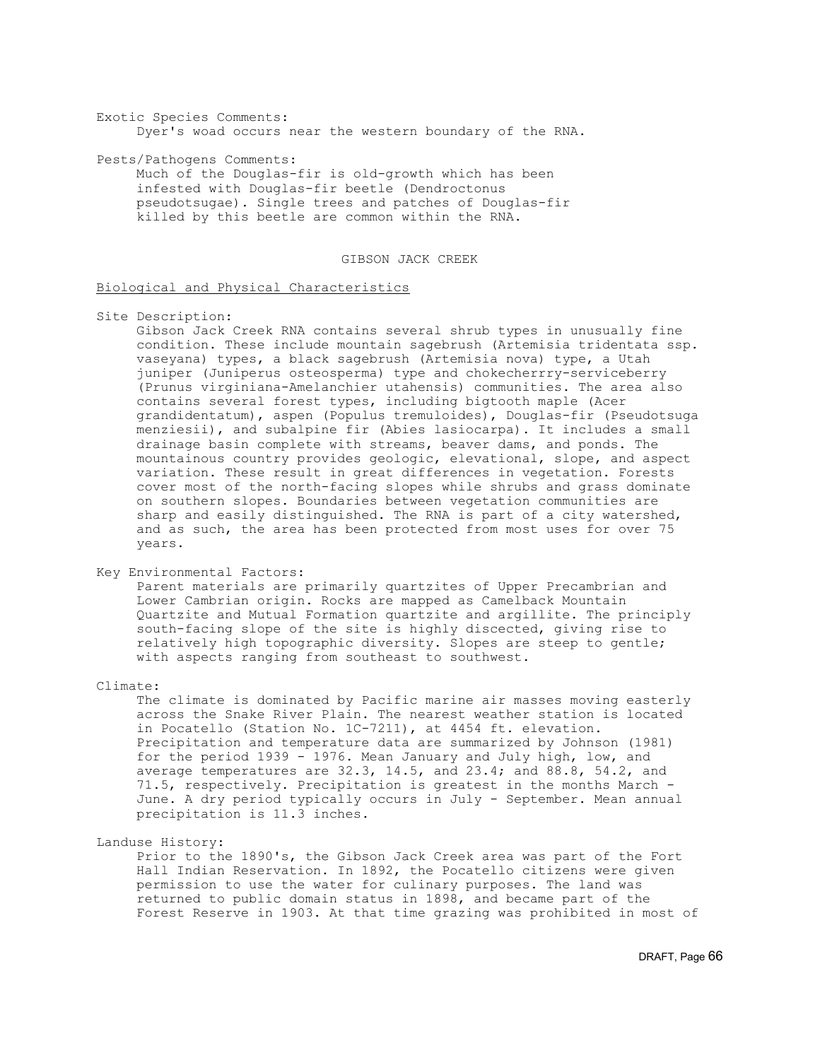Exotic Species Comments:
Dyer's woad occurs near the western boundary of the RNA.

Pests/Pathogens Comments:
Much of the Douglas-fir is old-growth which has been infested with Douglas-fir beetle (Dendroctonus pseudotsugae). Single trees and patches of Douglas-fir killed by this beetle are common within the RNA.

## GIBSON JACK CREEK

### Biological and Physical Characteristics

Site Description:
Gibson Jack Creek RNA contains several shrub types in unusually fine condition. These include mountain sagebrush (Artemisia tridentata ssp. vaseyana) types, a black sagebrush (Artemisia nova) type, a Utah juniper (Juniperus osteosperma) type and chokecherrry-serviceberry (Prunus virginiana-Amelanchier utahensis) communities. The area also contains several forest types, including bigtooth maple (Acer grandidentatum), aspen (Populus tremuloides), Douglas-fir (Pseudotsuga menziesii), and subalpine fir (Abies lasiocarpa). It includes a small drainage basin complete with streams, beaver dams, and ponds. The mountainous country provides geologic, elevational, slope, and aspect variation. These result in great differences in vegetation. Forests cover most of the north-facing slopes while shrubs and grass dominate on southern slopes. Boundaries between vegetation communities are sharp and easily distinguished. The RNA is part of a city watershed, and as such, the area has been protected from most uses for over 75 years.

Key Environmental Factors:
Parent materials are primarily quartzites of Upper Precambrian and Lower Cambrian origin. Rocks are mapped as Camelback Mountain Quartzite and Mutual Formation quartzite and argillite. The principly south-facing slope of the site is highly discected, giving rise to relatively high topographic diversity. Slopes are steep to gentle; with aspects ranging from southeast to southwest.

Climate:
The climate is dominated by Pacific marine air masses moving easterly across the Snake River Plain. The nearest weather station is located in Pocatello (Station No. 1C-7211), at 4454 ft. elevation. Precipitation and temperature data are summarized by Johnson (1981) for the period 1939 - 1976. Mean January and July high, low, and average temperatures are 32.3, 14.5, and 23.4; and 88.8, 54.2, and 71.5, respectively. Precipitation is greatest in the months March - June. A dry period typically occurs in July - September. Mean annual precipitation is 11.3 inches.

Landuse History:
Prior to the 1890's, the Gibson Jack Creek area was part of the Fort Hall Indian Reservation. In 1892, the Pocatello citizens were given permission to use the water for culinary purposes. The land was returned to public domain status in 1898, and became part of the Forest Reserve in 1903. At that time grazing was prohibited in most of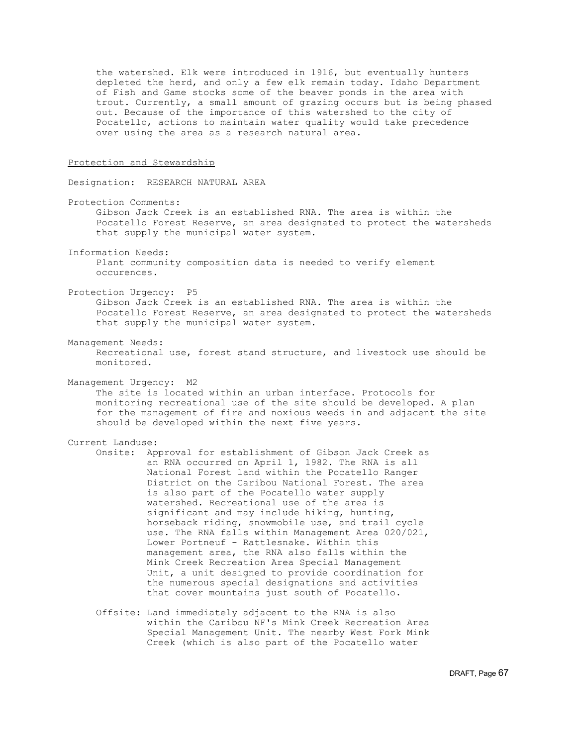the watershed. Elk were introduced in 1916, but eventually hunters depleted the herd, and only a few elk remain today. Idaho Department of Fish and Game stocks some of the beaver ponds in the area with trout. Currently, a small amount of grazing occurs but is being phased out. Because of the importance of this watershed to the city of Pocatello, actions to maintain water quality would take precedence over using the area as a research natural area.

## Protection and Stewardship

Designation: RESEARCH NATURAL AREA

Protection Comments:
Gibson Jack Creek is an established RNA. The area is within the Pocatello Forest Reserve, an area designated to protect the watersheds that supply the municipal water system.

Information Needs:
Plant community composition data is needed to verify element occurences.

Protection Urgency: P5
Gibson Jack Creek is an established RNA. The area is within the Pocatello Forest Reserve, an area designated to protect the watersheds that supply the municipal water system.

Management Needs:
Recreational use, forest stand structure, and livestock use should be monitored.

Management Urgency: M2
The site is located within an urban interface. Protocols for monitoring recreational use of the site should be developed. A plan for the management of fire and noxious weeds in and adjacent the site should be developed within the next five years.

Current Landuse:

Onsite: Approval for establishment of Gibson Jack Creek as an RNA occurred on April 1, 1982. The RNA is all National Forest land within the Pocatello Ranger District on the Caribou National Forest. The area is also part of the Pocatello water supply watershed. Recreational use of the area is significant and may include hiking, hunting, horseback riding, snowmobile use, and trail cycle use. The RNA falls within Management Area 020/021, Lower Portneuf - Rattlesnake. Within this management area, the RNA also falls within the Mink Creek Recreation Area Special Management Unit, a unit designed to provide coordination for the numerous special designations and activities that cover mountains just south of Pocatello.

Offsite: Land immediately adjacent to the RNA is also within the Caribou NF's Mink Creek Recreation Area Special Management Unit. The nearby West Fork Mink Creek (which is also part of the Pocatello water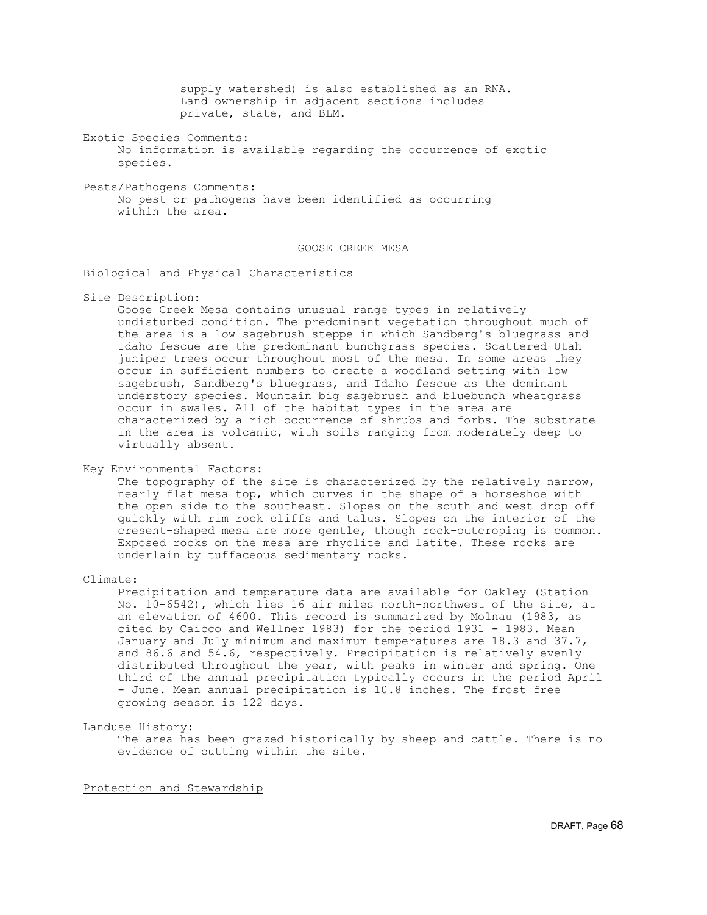supply watershed) is also established as an RNA. Land ownership in adjacent sections includes private, state, and BLM.

Exotic Species Comments:

No information is available regarding the occurrence of exotic species.

Pests/Pathogens Comments:

No pest or pathogens have been identified as occurring within the area.

## GOOSE CREEK MESA

### Biological and Physical Characteristics

Site Description:

Goose Creek Mesa contains unusual range types in relatively undisturbed condition. The predominant vegetation throughout much of the area is a low sagebrush steppe in which Sandberg's bluegrass and Idaho fescue are the predominant bunchgrass species. Scattered Utah juniper trees occur throughout most of the mesa. In some areas they occur in sufficient numbers to create a woodland setting with low sagebrush, Sandberg's bluegrass, and Idaho fescue as the dominant understory species. Mountain big sagebrush and bluebunch wheatgrass occur in swales. All of the habitat types in the area are characterized by a rich occurrence of shrubs and forbs. The substrate in the area is volcanic, with soils ranging from moderately deep to virtually absent.

Key Environmental Factors:

The topography of the site is characterized by the relatively narrow, nearly flat mesa top, which curves in the shape of a horseshoe with the open side to the southeast. Slopes on the south and west drop off quickly with rim rock cliffs and talus. Slopes on the interior of the cresent-shaped mesa are more gentle, though rock-outcroping is common. Exposed rocks on the mesa are rhyolite and latite. These rocks are underlain by tuffaceous sedimentary rocks.

Climate:

Precipitation and temperature data are available for Oakley (Station No. 10-6542), which lies 16 air miles north-northwest of the site, at an elevation of 4600. This record is summarized by Molnau (1983, as cited by Caicco and Wellner 1983) for the period 1931 - 1983. Mean January and July minimum and maximum temperatures are 18.3 and 37.7, and 86.6 and 54.6, respectively. Precipitation is relatively evenly distributed throughout the year, with peaks in winter and spring. One third of the annual precipitation typically occurs in the period April - June. Mean annual precipitation is 10.8 inches. The frost free growing season is 122 days.

Landuse History:

The area has been grazed historically by sheep and cattle. There is no evidence of cutting within the site.

### Protection and Stewardship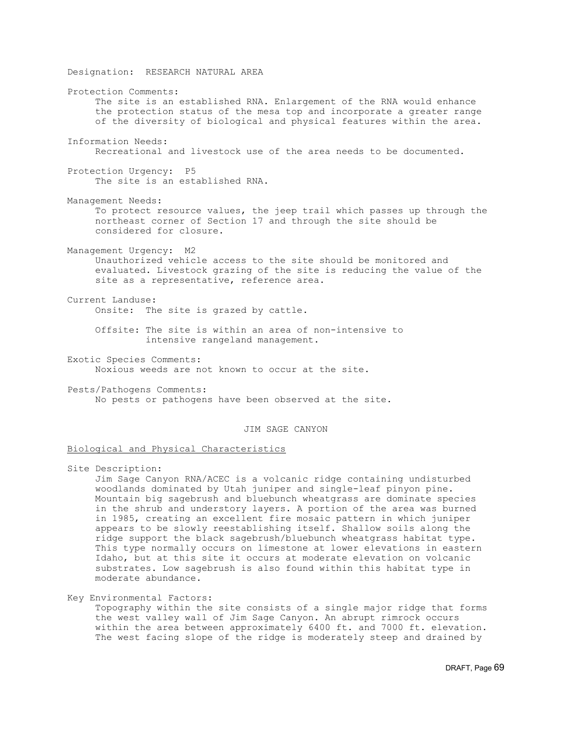Designation: RESEARCH NATURAL AREA

Protection Comments:
The site is an established RNA. Enlargement of the RNA would enhance the protection status of the mesa top and incorporate a greater range of the diversity of biological and physical features within the area.

Information Needs:
Recreational and livestock use of the area needs to be documented.

Protection Urgency: P5
The site is an established RNA.

Management Needs:
To protect resource values, the jeep trail which passes up through the northeast corner of Section 17 and through the site should be considered for closure.

Management Urgency: M2
Unauthorized vehicle access to the site should be monitored and evaluated. Livestock grazing of the site is reducing the value of the site as a representative, reference area.

Current Landuse:
Onsite: The site is grazed by cattle.

Offsite: The site is within an area of non-intensive to intensive rangeland management.

Exotic Species Comments:
Noxious weeds are not known to occur at the site.

Pests/Pathogens Comments:
No pests or pathogens have been observed at the site.

## JIM SAGE CANYON

### Biological and Physical Characteristics

Site Description:
Jim Sage Canyon RNA/ACEC is a volcanic ridge containing undisturbed woodlands dominated by Utah juniper and single-leaf pinyon pine. Mountain big sagebrush and bluebunch wheatgrass are dominate species in the shrub and understory layers. A portion of the area was burned in 1985, creating an excellent fire mosaic pattern in which juniper appears to be slowly reestablishing itself. Shallow soils along the ridge support the black sagebrush/bluebunch wheatgrass habitat type. This type normally occurs on limestone at lower elevations in eastern Idaho, but at this site it occurs at moderate elevation on volcanic substrates. Low sagebrush is also found within this habitat type in moderate abundance.

Key Environmental Factors:
Topography within the site consists of a single major ridge that forms the west valley wall of Jim Sage Canyon. An abrupt rimrock occurs within the area between approximately 6400 ft. and 7000 ft. elevation. The west facing slope of the ridge is moderately steep and drained by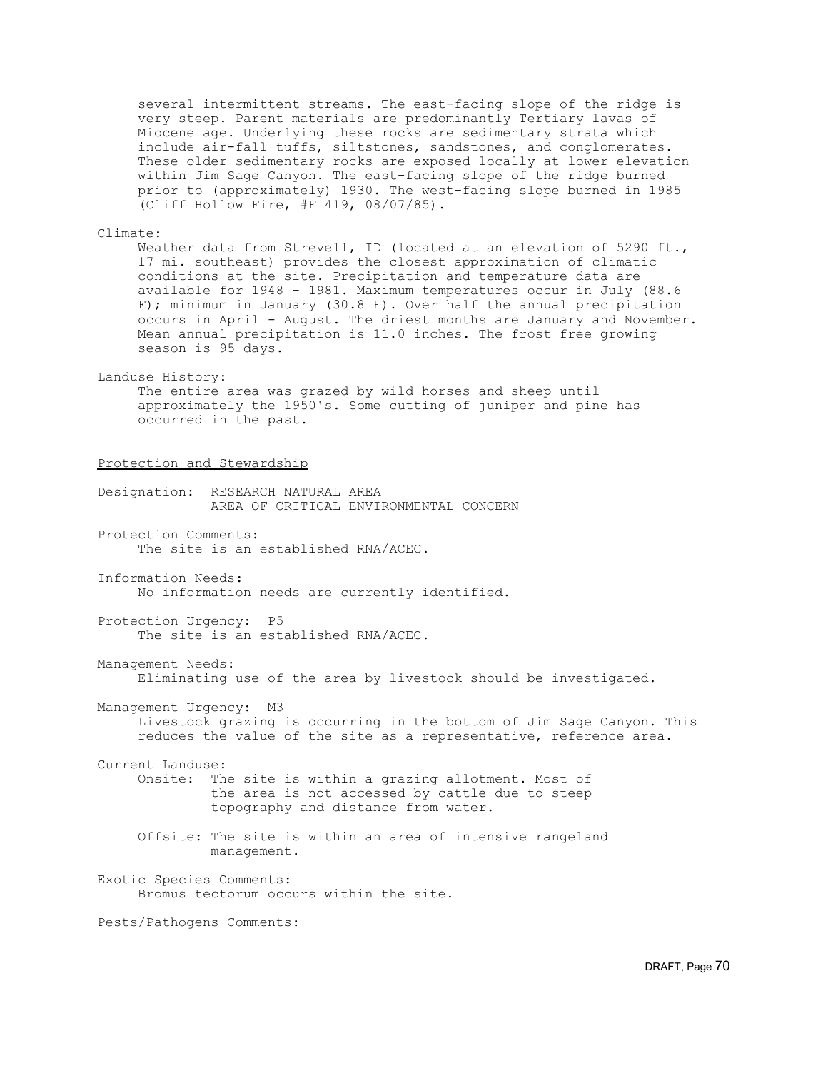several intermittent streams. The east-facing slope of the ridge is very steep. Parent materials are predominantly Tertiary lavas of Miocene age. Underlying these rocks are sedimentary strata which include air-fall tuffs, siltstones, sandstones, and conglomerates. These older sedimentary rocks are exposed locally at lower elevation within Jim Sage Canyon. The east-facing slope of the ridge burned prior to (approximately) 1930. The west-facing slope burned in 1985 (Cliff Hollow Fire, #F 419, 08/07/85).

Climate:

Weather data from Strevell, ID (located at an elevation of 5290 ft., 17 mi. southeast) provides the closest approximation of climatic conditions at the site. Precipitation and temperature data are available for 1948 - 1981. Maximum temperatures occur in July (88.6 F); minimum in January (30.8 F). Over half the annual precipitation occurs in April - August. The driest months are January and November. Mean annual precipitation is 11.0 inches. The frost free growing season is 95 days.

Landuse History:

The entire area was grazed by wild horses and sheep until approximately the 1950's. Some cutting of juniper and pine has occurred in the past.

Protection and Stewardship

Designation: RESEARCH NATURAL AREA
AREA OF CRITICAL ENVIRONMENTAL CONCERN

Protection Comments:

The site is an established RNA/ACEC.

Information Needs:

No information needs are currently identified.

Protection Urgency: P5

The site is an established RNA/ACEC.

Management Needs:

Eliminating use of the area by livestock should be investigated.

Management Urgency: M3

Livestock grazing is occurring in the bottom of Jim Sage Canyon. This reduces the value of the site as a representative, reference area.

Current Landuse:

Onsite: The site is within a grazing allotment. Most of the area is not accessed by cattle due to steep topography and distance from water.

Offsite: The site is within an area of intensive rangeland management.

Exotic Species Comments:

Bromus tectorum occurs within the site.

Pests/Pathogens Comments: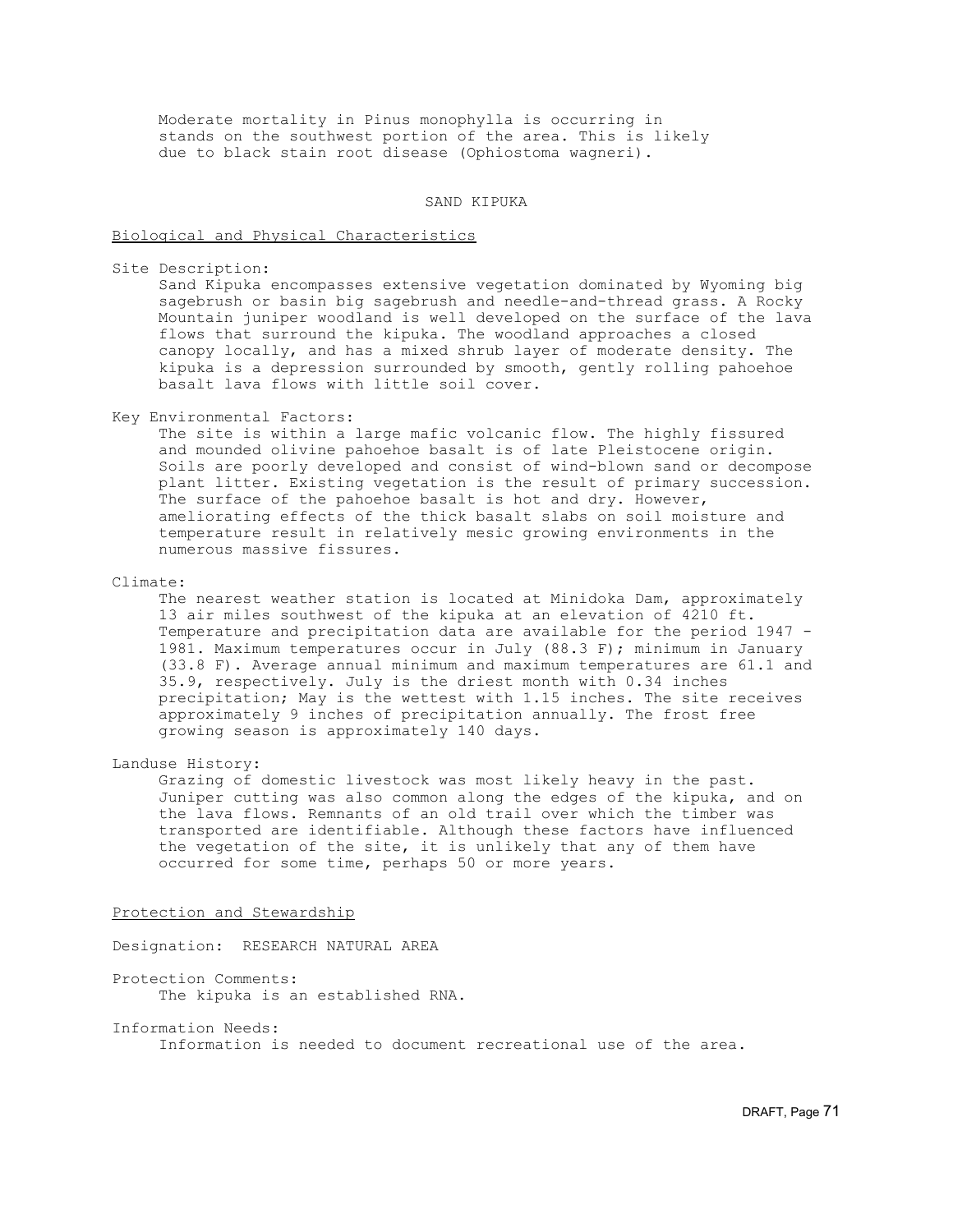Moderate mortality in *Pinus monophylla* is occurring in stands on the southwest portion of the area. This is likely due to black stain root disease (*Ophiostoma wagneri*).

## SAND KIPUKA

### Biological and Physical Characteristics

Site Description:

Sand Kipuka encompasses extensive vegetation dominated by Wyoming big sagebrush or basin big sagebrush and needle-and-thread grass. A Rocky Mountain juniper woodland is well developed on the surface of the lava flows that surround the kipuka. The woodland approaches a closed canopy locally, and has a mixed shrub layer of moderate density. The kipuka is a depression surrounded by smooth, gently rolling pahoehoe basalt lava flows with little soil cover.

Key Environmental Factors:

The site is within a large mafic volcanic flow. The highly fissured and mounded olivine pahoehoe basalt is of late Pleistocene origin. Soils are poorly developed and consist of wind-blown sand or decompose plant litter. Existing vegetation is the result of primary succession. The surface of the pahoehoe basalt is hot and dry. However, ameliorating effects of the thick basalt slabs on soil moisture and temperature result in relatively mesic growing environments in the numerous massive fissures.

Climate:

The nearest weather station is located at Minidoka Dam, approximately 13 air miles southwest of the kipuka at an elevation of 4210 ft. Temperature and precipitation data are available for the period 1947 - 1981. Maximum temperatures occur in July (88.3 F); minimum in January (33.8 F). Average annual minimum and maximum temperatures are 61.1 and 35.9, respectively. July is the driest month with 0.34 inches precipitation; May is the wettest with 1.15 inches. The site receives approximately 9 inches of precipitation annually. The frost free growing season is approximately 140 days.

Landuse History:

Grazing of domestic livestock was most likely heavy in the past. Juniper cutting was also common along the edges of the kipuka, and on the lava flows. Remnants of an old trail over which the timber was transported are identifiable. Although these factors have influenced the vegetation of the site, it is unlikely that any of them have occurred for some time, perhaps 50 or more years.

### Protection and Stewardship

Designation: RESEARCH NATURAL AREA

Protection Comments:

The kipuka is an established RNA.

Information Needs:

Information is needed to document recreational use of the area.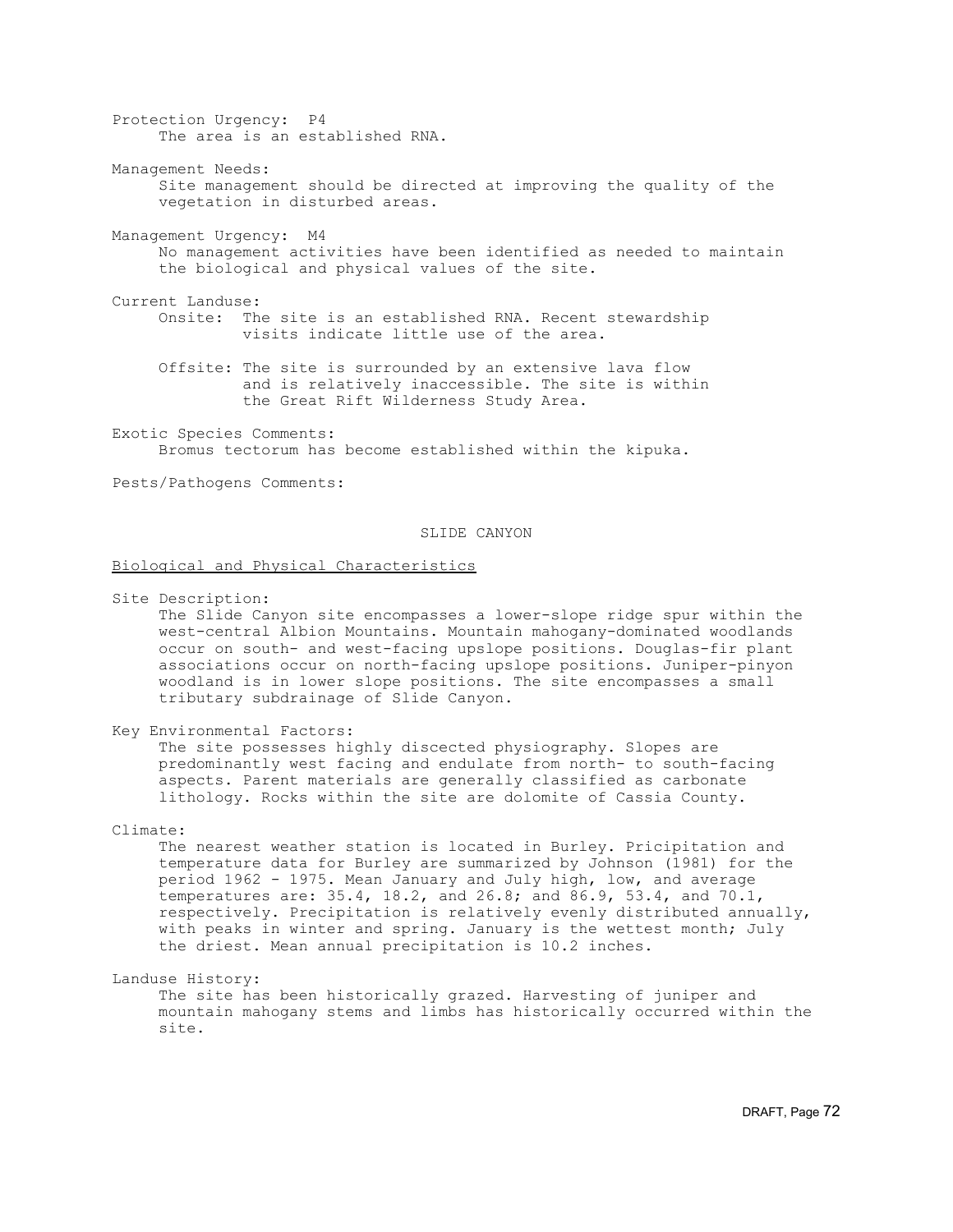Protection Urgency: P4
The area is an established RNA.

Management Needs:
Site management should be directed at improving the quality of the vegetation in disturbed areas.

Management Urgency: M4
No management activities have been identified as needed to maintain the biological and physical values of the site.

Current Landuse:
Onsite: The site is an established RNA. Recent stewardship visits indicate little use of the area.

Offsite: The site is surrounded by an extensive lava flow and is relatively inaccessible. The site is within the Great Rift Wilderness Study Area.

Exotic Species Comments:
Bromus tectorum has become established within the kipuka.

Pests/Pathogens Comments:

## SLIDE CANYON

Biological and Physical Characteristics

Site Description:
The Slide Canyon site encompasses a lower-slope ridge spur within the west-central Albion Mountains. Mountain mahogany-dominated woodlands occur on south- and west-facing upslope positions. Douglas-fir plant associations occur on north-facing upslope positions. Juniper-pinyon woodland is in lower slope positions. The site encompasses a small tributary subdrainage of Slide Canyon.

Key Environmental Factors:
The site possesses highly discected physiography. Slopes are predominantly west facing and endulate from north- to south-facing aspects. Parent materials are generally classified as carbonate lithology. Rocks within the site are dolomite of Cassia County.

Climate:
The nearest weather station is located in Burley. Pricipitation and temperature data for Burley are summarized by Johnson (1981) for the period 1962 - 1975. Mean January and July high, low, and average temperatures are: 35.4, 18.2, and 26.8; and 86.9, 53.4, and 70.1, respectively. Precipitation is relatively evenly distributed annually, with peaks in winter and spring. January is the wettest month; July the driest. Mean annual precipitation is 10.2 inches.

Landuse History:
The site has been historically grazed. Harvesting of juniper and mountain mahogany stems and limbs has historically occurred within the site.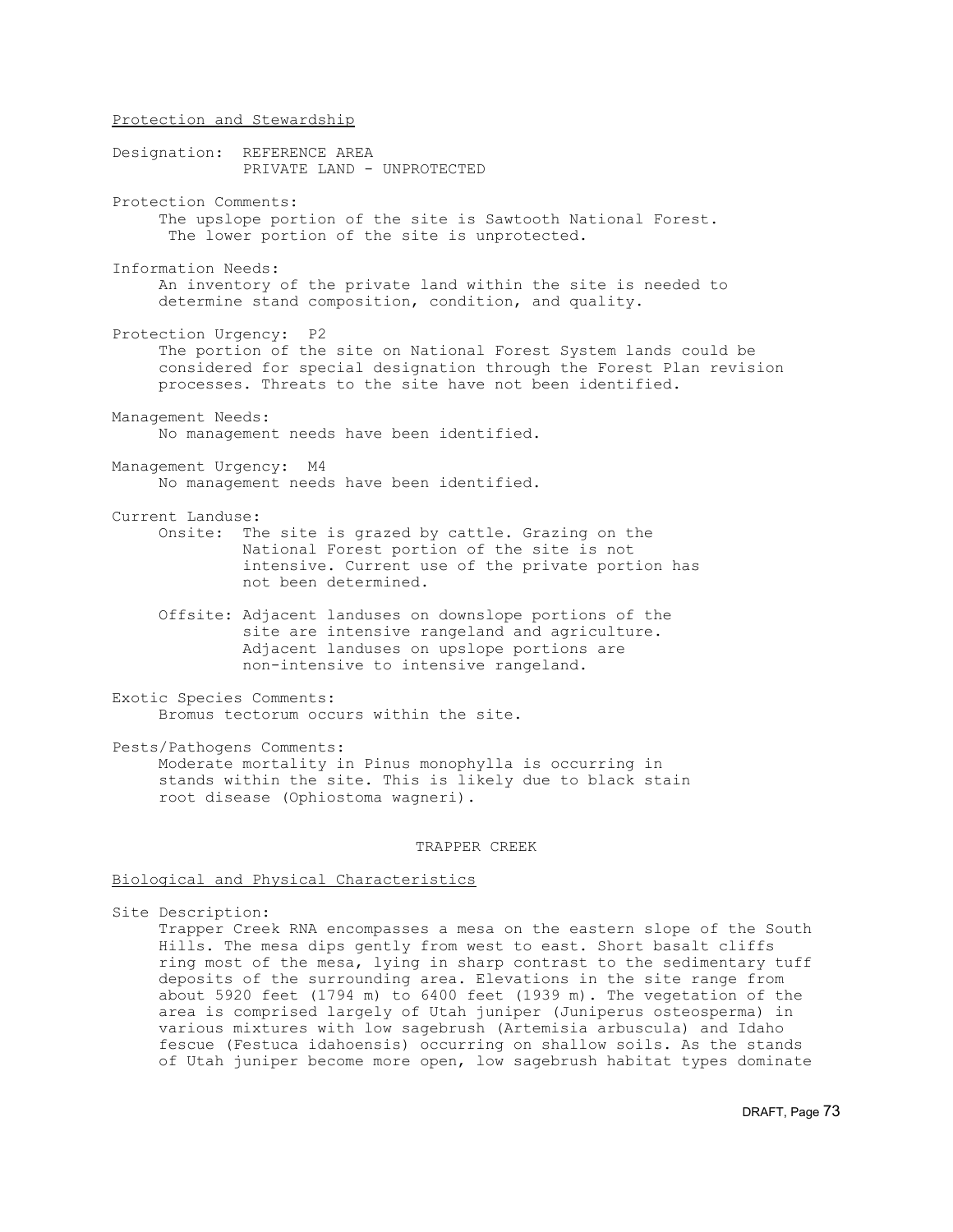Protection and Stewardship

Designation: REFERENCE AREA
PRIVATE LAND - UNPROTECTED

Protection Comments:
The upslope portion of the site is Sawtooth National Forest. The lower portion of the site is unprotected.

Information Needs:
An inventory of the private land within the site is needed to determine stand composition, condition, and quality.

Protection Urgency: P2
The portion of the site on National Forest System lands could be considered for special designation through the Forest Plan revision processes. Threats to the site have not been identified.

Management Needs:
No management needs have been identified.

Management Urgency: M4
No management needs have been identified.

Current Landuse:
Onsite: The site is grazed by cattle. Grazing on the National Forest portion of the site is not intensive. Current use of the private portion has not been determined.

Offsite: Adjacent landuses on downslope portions of the site are intensive rangeland and agriculture. Adjacent landuses on upslope portions are non-intensive to intensive rangeland.

Exotic Species Comments:
Bromus tectorum occurs within the site.

Pests/Pathogens Comments:
Moderate mortality in Pinus monophylla is occurring in stands within the site. This is likely due to black stain root disease (Ophiostoma wagneri).

## TRAPPER CREEK

Biological and Physical Characteristics

Site Description:
Trapper Creek RNA encompasses a mesa on the eastern slope of the South Hills. The mesa dips gently from west to east. Short basalt cliffs ring most of the mesa, lying in sharp contrast to the sedimentary tuff deposits of the surrounding area. Elevations in the site range from about 5920 feet (1794 m) to 6400 feet (1939 m). The vegetation of the area is comprised largely of Utah juniper (Juniperus osteosperma) in various mixtures with low sagebrush (Artemisia arbuscula) and Idaho fescue (Festuca idahoensis) occurring on shallow soils. As the stands of Utah juniper become more open, low sagebrush habitat types dominate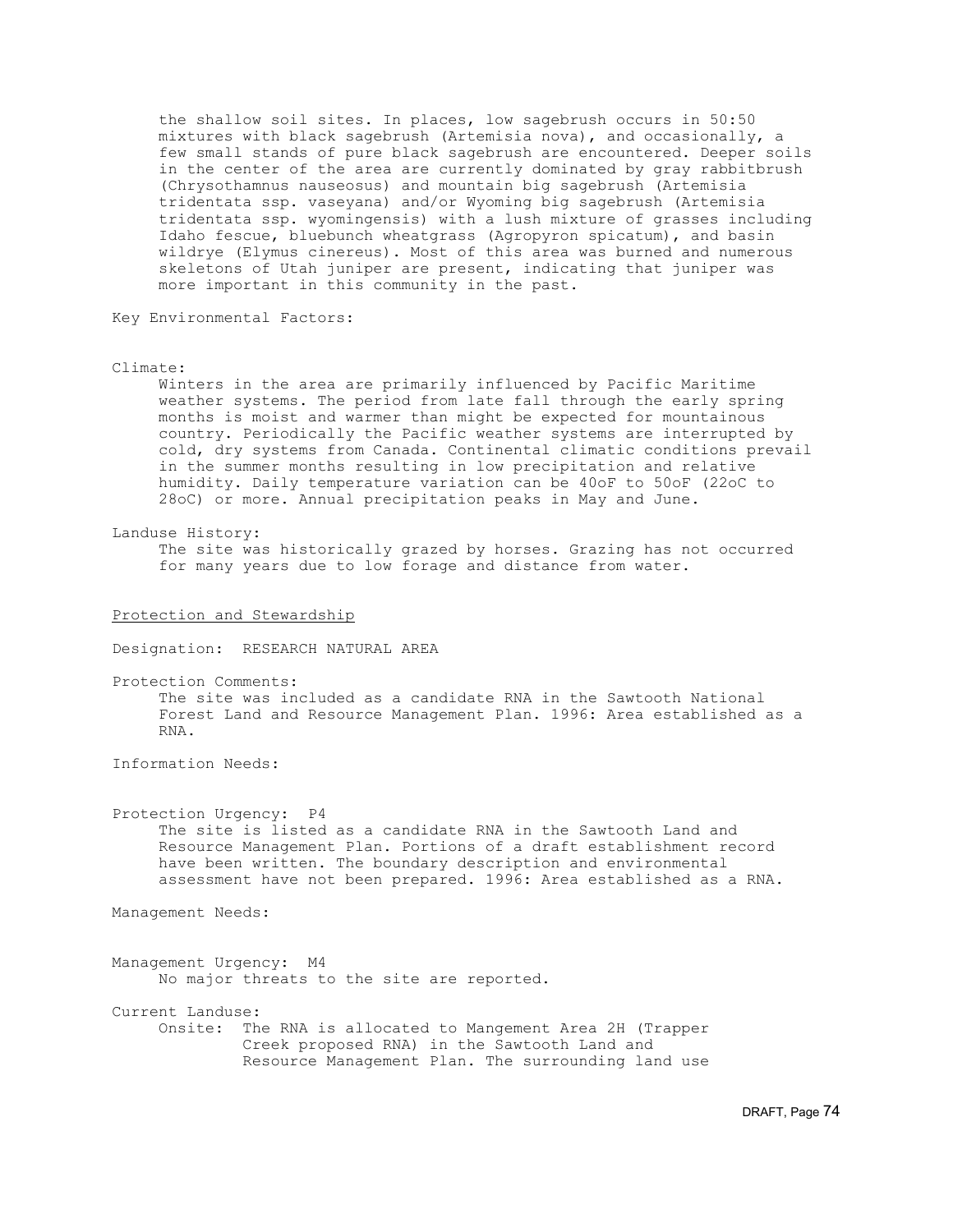the shallow soil sites. In places, low sagebrush occurs in 50:50 mixtures with black sagebrush (Artemisia nova), and occasionally, a few small stands of pure black sagebrush are encountered. Deeper soils in the center of the area are currently dominated by gray rabbitbrush (Chrysothamnus nauseosus) and mountain big sagebrush (Artemisia tridentata ssp. vaseyana) and/or Wyoming big sagebrush (Artemisia tridentata ssp. wyomingensis) with a lush mixture of grasses including Idaho fescue, bluebunch wheatgrass (Agropyron spicatum), and basin wildrye (Elymus cinereus). Most of this area was burned and numerous skeletons of Utah juniper are present, indicating that juniper was more important in this community in the past.

Key Environmental Factors:

Climate:

Winters in the area are primarily influenced by Pacific Maritime weather systems. The period from late fall through the early spring months is moist and warmer than might be expected for mountainous country. Periodically the Pacific weather systems are interrupted by cold, dry systems from Canada. Continental climatic conditions prevail in the summer months resulting in low precipitation and relative humidity. Daily temperature variation can be 40oF to 50oF (22oC to 28oC) or more. Annual precipitation peaks in May and June.

Landuse History:

The site was historically grazed by horses. Grazing has not occurred for many years due to low forage and distance from water.

Protection and Stewardship

Designation: RESEARCH NATURAL AREA

Protection Comments:

The site was included as a candidate RNA in the Sawtooth National Forest Land and Resource Management Plan. 1996: Area established as a RNA.

Information Needs:

Protection Urgency: P4

The site is listed as a candidate RNA in the Sawtooth Land and Resource Management Plan. Portions of a draft establishment record have been written. The boundary description and environmental assessment have not been prepared. 1996: Area established as a RNA.

Management Needs:

Management Urgency: M4

No major threats to the site are reported.

Current Landuse:

Onsite: The RNA is allocated to Mangement Area 2H (Trapper Creek proposed RNA) in the Sawtooth Land and Resource Management Plan. The surrounding land use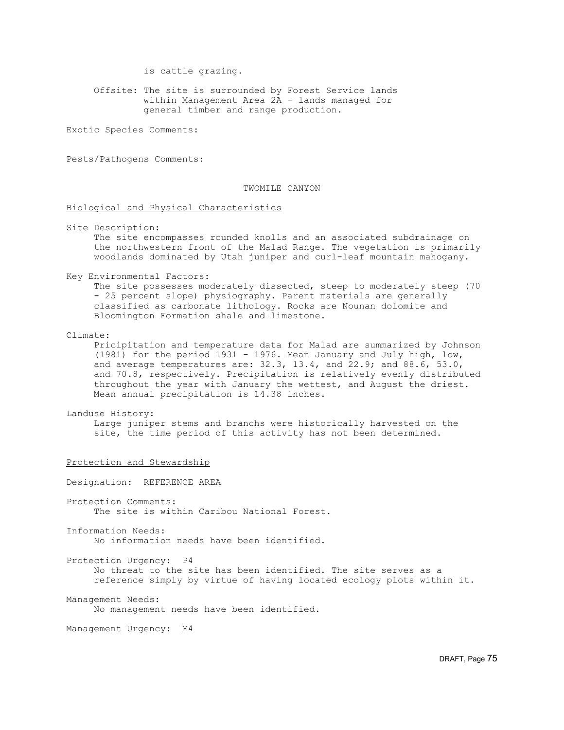is cattle grazing.

Offsite: The site is surrounded by Forest Service lands within Management Area 2A - lands managed for general timber and range production.

Exotic Species Comments:

Pests/Pathogens Comments:

## TWOMILE CANYON

### Biological and Physical Characteristics

Site Description:
The site encompasses rounded knolls and an associated subdrainage on the northwestern front of the Malad Range. The vegetation is primarily woodlands dominated by Utah juniper and curl-leaf mountain mahogany.

Key Environmental Factors:
The site possesses moderately dissected, steep to moderately steep (70 - 25 percent slope) physiography. Parent materials are generally classified as carbonate lithology. Rocks are Nounan dolomite and Bloomington Formation shale and limestone.

Climate:
Pricipitation and temperature data for Malad are summarized by Johnson (1981) for the period 1931 - 1976. Mean January and July high, low, and average temperatures are: 32.3, 13.4, and 22.9; and 88.6, 53.0, and 70.8, respectively. Precipitation is relatively evenly distributed throughout the year with January the wettest, and August the driest. Mean annual precipitation is 14.38 inches.

Landuse History:
Large juniper stems and branchs were historically harvested on the site, the time period of this activity has not been determined.

### Protection and Stewardship

Designation: REFERENCE AREA

Protection Comments:
The site is within Caribou National Forest.

Information Needs:
No information needs have been identified.

Protection Urgency: P4
No threat to the site has been identified. The site serves as a reference simply by virtue of having located ecology plots within it.

Management Needs:
No management needs have been identified.

Management Urgency: M4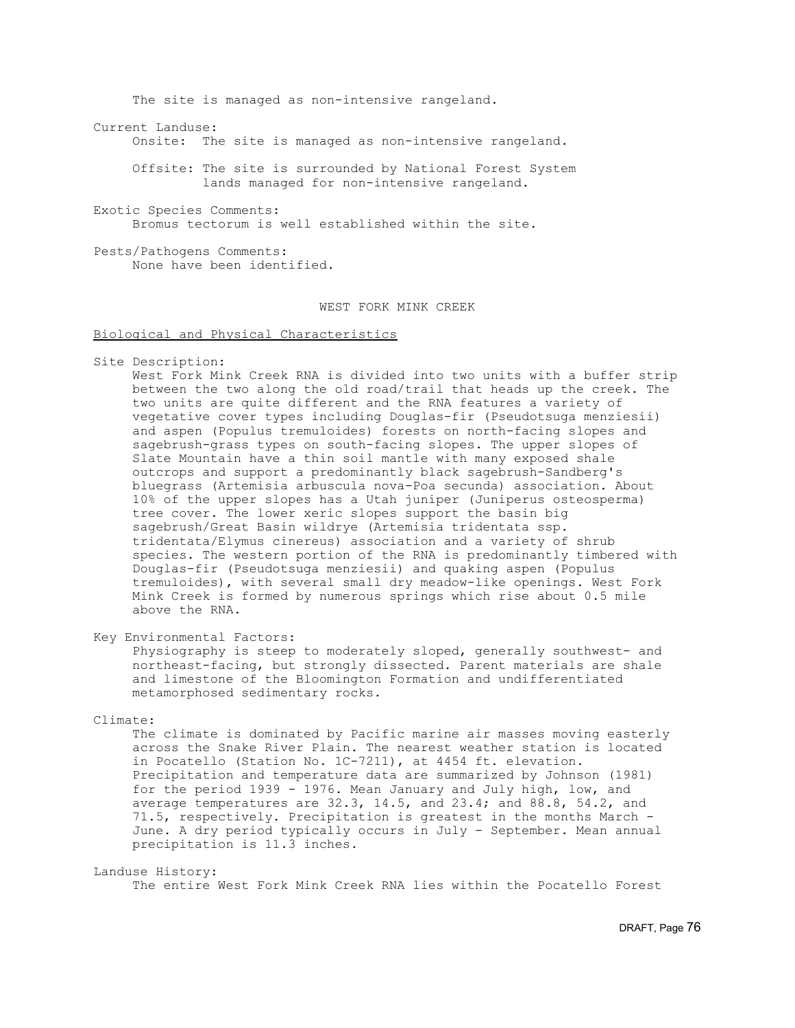The site is managed as non-intensive rangeland.

Current Landuse:

Onsite: The site is managed as non-intensive rangeland.

Offsite: The site is surrounded by National Forest System lands managed for non-intensive rangeland.

Exotic Species Comments:

Bromus tectorum is well established within the site.

Pests/Pathogens Comments:

None have been identified.

## WEST FORK MINK CREEK

### Biological and Physical Characteristics

Site Description:

West Fork Mink Creek RNA is divided into two units with a buffer strip between the two along the old road/trail that heads up the creek. The two units are quite different and the RNA features a variety of vegetative cover types including Douglas-fir (Pseudotsuga menziesii) and aspen (Populus tremuloides) forests on north-facing slopes and sagebrush-grass types on south-facing slopes. The upper slopes of Slate Mountain have a thin soil mantle with many exposed shale outcrops and support a predominantly black sagebrush-Sandberg's bluegrass (Artemisia arbuscula nova-Poa secunda) association. About 10% of the upper slopes has a Utah juniper (Juniperus osteosperma) tree cover. The lower xeric slopes support the basin big sagebrush/Great Basin wildrye (Artemisia tridentata ssp. tridentata/Elymus cinereus) association and a variety of shrub species. The western portion of the RNA is predominantly timbered with Douglas-fir (Pseudotsuga menziesii) and quaking aspen (Populus tremuloides), with several small dry meadow-like openings. West Fork Mink Creek is formed by numerous springs which rise about 0.5 mile above the RNA.

Key Environmental Factors:

Physiography is steep to moderately sloped, generally southwest- and northeast-facing, but strongly dissected. Parent materials are shale and limestone of the Bloomington Formation and undifferentiated metamorphosed sedimentary rocks.

Climate:

The climate is dominated by Pacific marine air masses moving easterly across the Snake River Plain. The nearest weather station is located in Pocatello (Station No. 1C-7211), at 4454 ft. elevation. Precipitation and temperature data are summarized by Johnson (1981) for the period 1939 - 1976. Mean January and July high, low, and average temperatures are 32.3, 14.5, and 23.4; and 88.8, 54.2, and 71.5, respectively. Precipitation is greatest in the months March - June. A dry period typically occurs in July - September. Mean annual precipitation is 11.3 inches.

Landuse History:

The entire West Fork Mink Creek RNA lies within the Pocatello Forest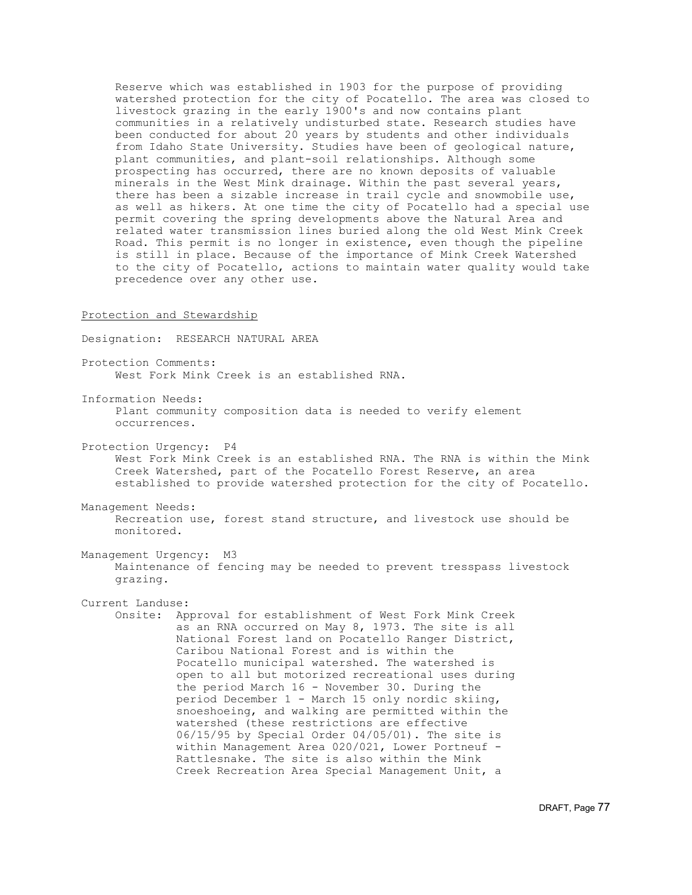Reserve which was established in 1903 for the purpose of providing watershed protection for the city of Pocatello. The area was closed to livestock grazing in the early 1900's and now contains plant communities in a relatively undisturbed state. Research studies have been conducted for about 20 years by students and other individuals from Idaho State University. Studies have been of geological nature, plant communities, and plant-soil relationships. Although some prospecting has occurred, there are no known deposits of valuable minerals in the West Mink drainage. Within the past several years, there has been a sizable increase in trail cycle and snowmobile use, as well as hikers. At one time the city of Pocatello had a special use permit covering the spring developments above the Natural Area and related water transmission lines buried along the old West Mink Creek Road. This permit is no longer in existence, even though the pipeline is still in place. Because of the importance of Mink Creek Watershed to the city of Pocatello, actions to maintain water quality would take precedence over any other use.

<u>Protection and Stewardship</u>

Designation: RESEARCH NATURAL AREA

Protection Comments:
West Fork Mink Creek is an established RNA.

Information Needs:
Plant community composition data is needed to verify element occurrences.

Protection Urgency: P4
West Fork Mink Creek is an established RNA. The RNA is within the Mink Creek Watershed, part of the Pocatello Forest Reserve, an area established to provide watershed protection for the city of Pocatello.

Management Needs:
Recreation use, forest stand structure, and livestock use should be monitored.

Management Urgency: M3
Maintenance of fencing may be needed to prevent tresspass livestock grazing.

Current Landuse:
Onsite: Approval for establishment of West Fork Mink Creek as an RNA occurred on May 8, 1973. The site is all National Forest land on Pocatello Ranger District, Caribou National Forest and is within the Pocatello municipal watershed. The watershed is open to all but motorized recreational uses during the period March 16 - November 30. During the period December 1 - March 15 only nordic skiing, snoeshoeing, and walking are permitted within the watershed (these restrictions are effective 06/15/95 by Special Order 04/05/01). The site is within Management Area 020/021, Lower Portneuf - Rattlesnake. The site is also within the Mink Creek Recreation Area Special Management Unit, a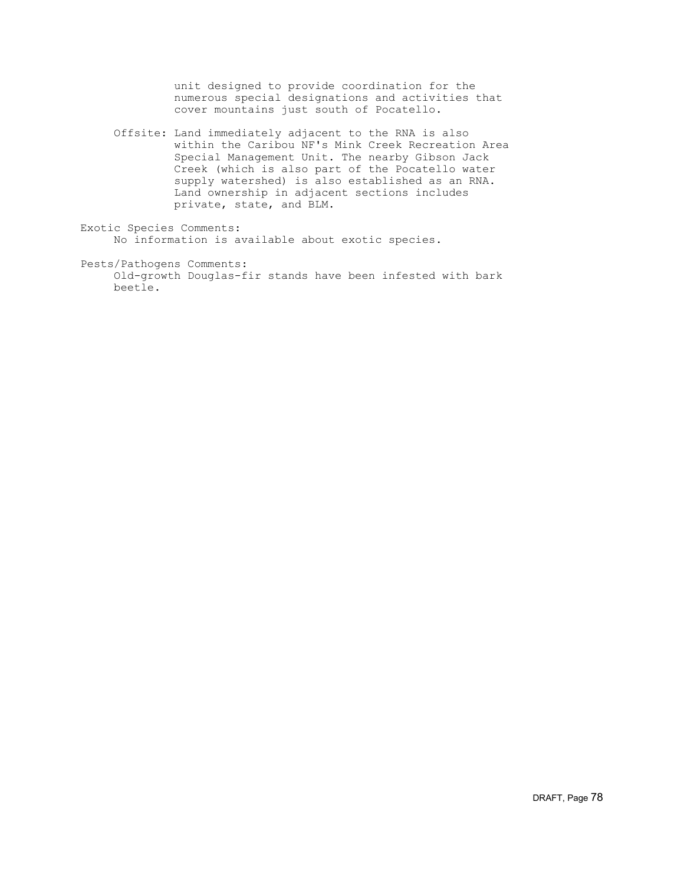unit designed to provide coordination for the numerous special designations and activities that cover mountains just south of Pocatello.

Offsite: Land immediately adjacent to the RNA is also within the Caribou NF's Mink Creek Recreation Area Special Management Unit. The nearby Gibson Jack Creek (which is also part of the Pocatello water supply watershed) is also established as an RNA. Land ownership in adjacent sections includes private, state, and BLM.

Exotic Species Comments:

No information is available about exotic species.

Pests/Pathogens Comments:

Old-growth Douglas-fir stands have been infested with bark beetle.